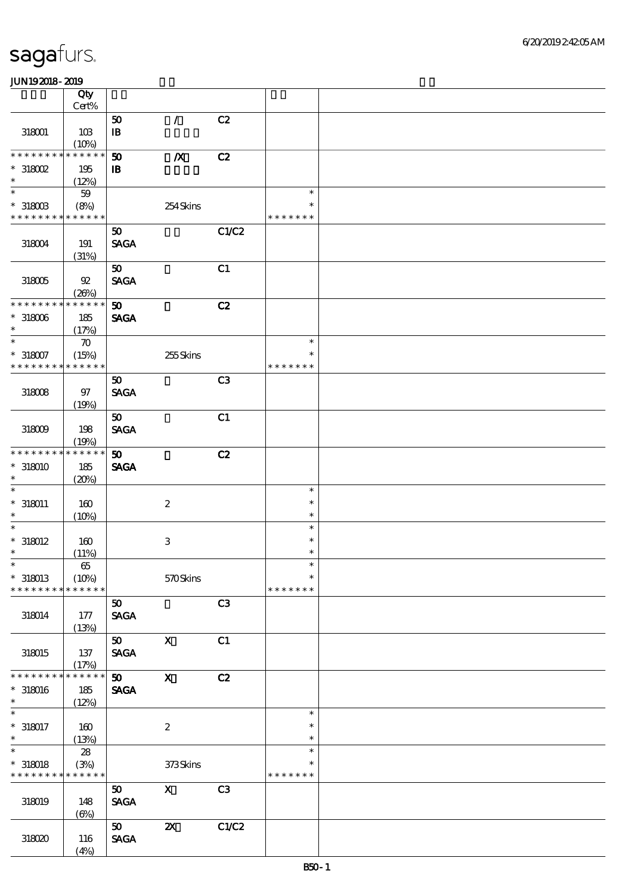# sagafurs.

JUN19 2018 - 2019

| | Qty Cert% | | | | | |
|---|---|---|---|---|---|---|
| 318001 | 103 (10%) | 50 IB | / | C2 | | |
| * * * * * * * * * * * * * * 318002 * | 195 (12%) | 50 IB | /X | C2 | | |
| * * 318003 * * * * * * * * * * * * * | 59 (8%) | | 254 Skins | | * * * * * * * * * | |
| 318004 | 191 (31%) | 50 SAGA | | C1/C2 | | |
| 318005 | 92 (26%) | 50 SAGA | | C1 | | |
| * * * * * * * * * * * * * * 318006 * | 185 (17%) | 50 SAGA | | C2 | | |
| * * 318007 * * * * * * * * * * * * * | 70 (15%) | | 255 Skins | | * * * * * * * * * | |
| 318008 | 97 (19%) | 50 SAGA | | C3 | | |
| 318009 | 198 (19%) | 50 SAGA | | C1 | | |
| * * * * * * * * * * * * * * 318010 * | 185 (20%) | 50 SAGA | | C2 | | |
| * * 318011 * | 160 (10%) | | 2 | | * * * | |
| * * 318012 * | 160 (11%) | | 3 | | * * * | |
| * * 318013 * * * * * * * * * * * * * | 65 (10%) | | 570 Skins | | * * * * * * * * * | |
| 318014 | 177 (13%) | 50 SAGA | | C3 | | |
| 318015 | 137 (17%) | 50 SAGA | X | C1 | | |
| * * * * * * * * * * * * * * 318016 * | 185 (12%) | 50 SAGA | X | C2 | | |
| * * 318017 * | 160 (13%) | | 2 | | * * * | |
| * * 318018 * * * * * * * * * * * * * | 28 (3%) | | 373 Skins | | * * * * * * * * * | |
| 318019 | 148 (6%) | 50 SAGA | X | C3 | | |
| 318020 | 116 (4%) | 50 SAGA | 2X | C1/C2 | | |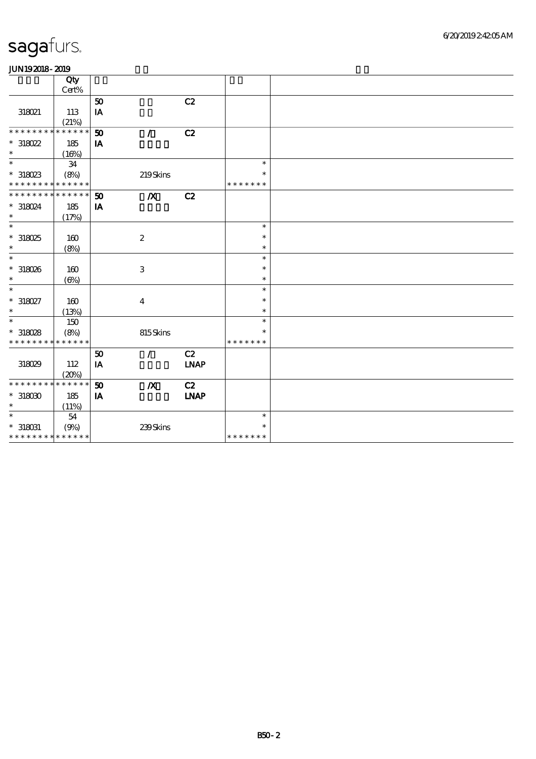sagafurs.

JUN19 2018 - 2019

| | Qty Cert% | | | | | |
|---|---|---|---|---|---|---|
| 318021 | 113 (21%) | 50 IA | | C2 | | |
| * * * * * * * * * * * * * * | | 50 | / | C2 | | |
| * 318022 * | 185 (16%) | IA | | | | |
| * * 318023 * * * * * * * * * * * * * * | 34 (8%) | | 219 Skins | | * * * * * * * * * | |
| * * * * * * * * * * * * * * | | 50 | /X | C2 | | |
| * 318024 * | 185 (17%) | IA | | | | |
| * * 318025 * | 160 (8%) | | 2 | | * * * | |
| * * 318026 * | 160 (6%) | | 3 | | * * * | |
| * * 318027 * | 160 (13%) | | 4 | | * * * | |
| * * 318028 * * * * * * * * * * * * * * | 150 (8%) | | 815 Skins | | * * * * * * * * * | |
| 318029 | 112 (20%) | 50 IA | / | C2 LNAP | | |
| * * * * * * * * * * * * * * | | 50 | /X | C2 | | |
| * 318030 * | 185 (11%) | IA | | LNAP | | |
| * * 318031 * * * * * * * * * * * * * * | 54 (9%) | | 239 Skins | | * * * * * * * * * | |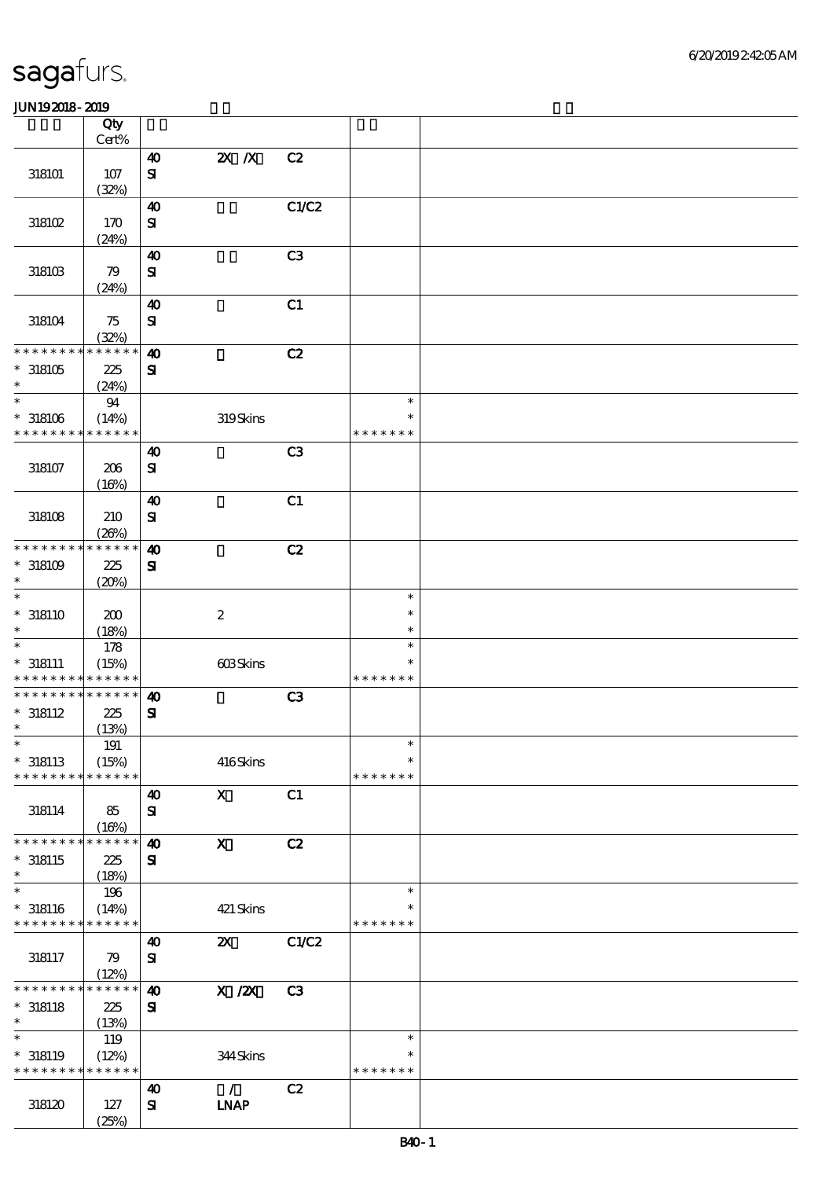sagafurs.

JUN192018-2019

| | Qty Cert% | | | | | |
|---|---|---|---|---|---|---|
| 318101 | 107 (32%) | 40 SI | 2X /X | C2 | | |
| 318102 | 170 (24%) | 40 SI | | C1/C2 | | |
| 318103 | 79 (24%) | 40 SI | | C3 | | |
| 318104 | 75 (32%) | 40 SI | | C1 | | |
| * * * * * * * * * * * * * * 318105 * | 225 (24%) | 40 SI | | C2 | | |
| * * 318106 * * * * * * * * * * * * * | 94 (14%) | | 319 Skins | | * * * * * * * * * | |
| 318107 | 206 (16%) | 40 SI | | C3 | | |
| 318108 | 210 (26%) | 40 SI | | C1 | | |
| * * * * * * * * * * * * * * 318109 * | 225 (20%) | 40 SI | | C2 | | |
| * * 318110 * | 200 (18%) | | 2 | | * * * | |
| * * 318111 * * * * * * * * * * * * * | 178 (15%) | | 603 Skins | | * * * * * * * * * | |
| * * * * * * * * * * * * * * 318112 * | 225 (13%) | 40 SI | | C3 | | |
| * * 318113 * * * * * * * * * * * * * | 191 (15%) | | 416 Skins | | * * * * * * * * * | |
| 318114 | 85 (16%) | 40 SI | X | C1 | | |
| * * * * * * * * * * * * * * 318115 * | 225 (18%) | 40 SI | X | C2 | | |
| * * 318116 * * * * * * * * * * * * * | 196 (14%) | | 421 Skins | | * * * * * * * * * | |
| 318117 | 79 (12%) | 40 SI | 2X | C1/C2 | | |
| * * * * * * * * * * * * * * 318118 * | 225 (13%) | 40 SI | X /2X | C3 | | |
| * * 318119 * * * * * * * * * * * * * | 119 (12%) | | 344 Skins | | * * * * * * * * * | |
| 318120 | 127 (25%) | 40 SI | / LNAP | C2 | | |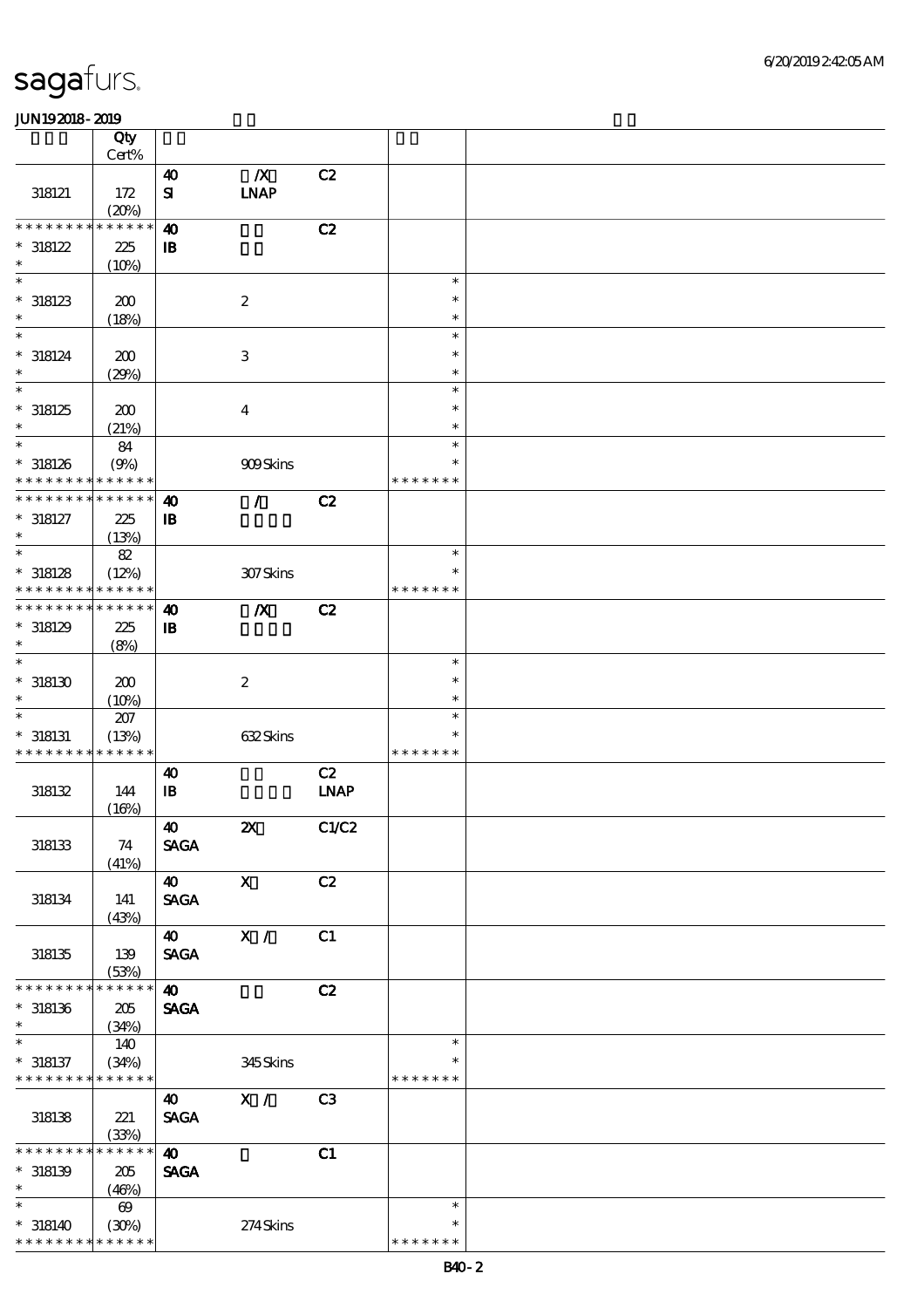# sagafurs.

JUN192018-2019

| | Qty Cert% | | | | | |
|---|---|---|---|---|---|---|
| 318121 | 172 (20%) | 40 SI | /X LNAP | C2 | | |
| * * * * * * * * * * * * * * 318122 * | 225 (10%) | 40 IB | | C2 | | |
| * * 318123 * | 200 (18%) | | 2 | | * * * | |
| * * 318124 * | 200 (29%) | | 3 | | * * * | |
| * * 318125 * | 200 (21%) | | 4 | | * * * | |
| * * 318126 * * * * * * * * * * * * * | 84 (9%) | | 909 Skins | | * * * * * * * * * | |
| * * * * * * * * * * * * * * 318127 * | 225 (13%) | 40 IB | / | C2 | | |
| * * 318128 * * * * * * * * * * * * * | 82 (12%) | | 307 Skins | | * * * * * * * * | |
| * * * * * * * * * * * * * * 318129 * | 225 (8%) | 40 IB | /X | C2 | | |
| * * 318130 * | 200 (10%) | | 2 | | * * * | |
| * * 318131 * * * * * * * * * * * * * | 207 (13%) | | 632 Skins | | * * * * * * * * | |
| 318132 | 144 (16%) | 40 IB | | C2 LNAP | | |
| 318133 | 74 (41%) | 40 SAGA | 2X | C1/C2 | | |
| 318134 | 141 (43%) | 40 SAGA | X | C2 | | |
| 318135 | 139 (53%) | 40 SAGA | X / | C1 | | |
| * * * * * * * * * * * * * * 318136 * | 205 (34%) | 40 SAGA | | C2 | | |
| * * 318137 * * * * * * * * * * * * * | 140 (34%) | | 345 Skins | | * * * * * * * * | |
| 318138 | 221 (33%) | 40 SAGA | X / | C3 | | |
| * * * * * * * * * * * * * * 318139 * | 205 (46%) | 40 SAGA | | C1 | | |
| * * 318140 * * * * * * * * * * * * * | 69 (30%) | | 274 Skins | | * * * * * * * * | |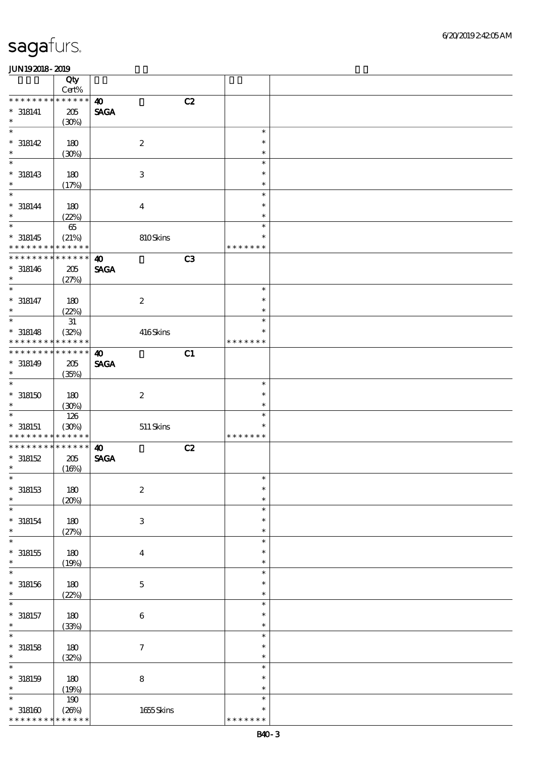sagafurs.

JUN19 2018 - 2019

| | Qty Cert% | | | | |
|---|---|---|---|---|---|
| * * * * * * * * * * * * * * | 40 | | C2 | | |
| * 318141 | 205 | SAGA | | | |
| * | (30%) | | | | |
| * | | | | * | |
| * 318142 | 180 | | 2 | * | |
| * | (30%) | | | * | |
| * | | | | * | |
| * 318143 | 180 | | 3 | * | |
| * | (17%) | | | * | |
| * | | | | * | |
| * 318144 | 180 | | 4 | * | |
| * | (22%) | | | * | |
| * | 65 | | | * | |
| * 318145 | (21%) | | 810 Skins | * | |
| * * * * * * * * * * * * * * | | | | * * * * * * * | |
| * * * * * * * * * * * * * * | 40 | | C3 | | |
| * 318146 | 205 | SAGA | | | |
| * | (27%) | | | | |
| * | | | | * | |
| * 318147 | 180 | | 2 | * | |
| * | (22%) | | | * | |
| * | 31 | | | * | |
| * 318148 | (32%) | | 416 Skins | * | |
| * * * * * * * * * * * * * * | | | | * * * * * * * | |
| * * * * * * * * * * * * * * | 40 | | C1 | | |
| * 318149 | 205 | SAGA | | | |
| * | (35%) | | | | |
| * | | | | * | |
| * 318150 | 180 | | 2 | * | |
| * | (30%) | | | * | |
| * | 126 | | | * | |
| * 318151 | (30%) | | 511 Skins | * | |
| * * * * * * * * * * * * * * | | | | * * * * * * * | |
| * * * * * * * * * * * * * * | 40 | | C2 | | |
| * 318152 | 205 | SAGA | | | |
| * | (16%) | | | | |
| * | | | | * | |
| * 318153 | 180 | | 2 | * | |
| * | (20%) | | | * | |
| * | | | | * | |
| * 318154 | 180 | | 3 | * | |
| * | (27%) | | | * | |
| * | | | | * | |
| * 318155 | 180 | | 4 | * | |
| * | (19%) | | | * | |
| * | | | | * | |
| * 318156 | 180 | | 5 | * | |
| * | (22%) | | | * | |
| * | | | | * | |
| * 318157 | 180 | | 6 | * | |
| * | (33%) | | | * | |
| * | | | | * | |
| * 318158 | 180 | | 7 | * | |
| * | (32%) | | | * | |
| * | | | | * | |
| * 318159 | 180 | | 8 | * | |
| * | (19%) | | | * | |
| * | 190 | | | * | |
| * 318160 | (26%) | | 1655 Skins | * | |
| * * * * * * * * * * * * * * | | | | * * * * * * * | |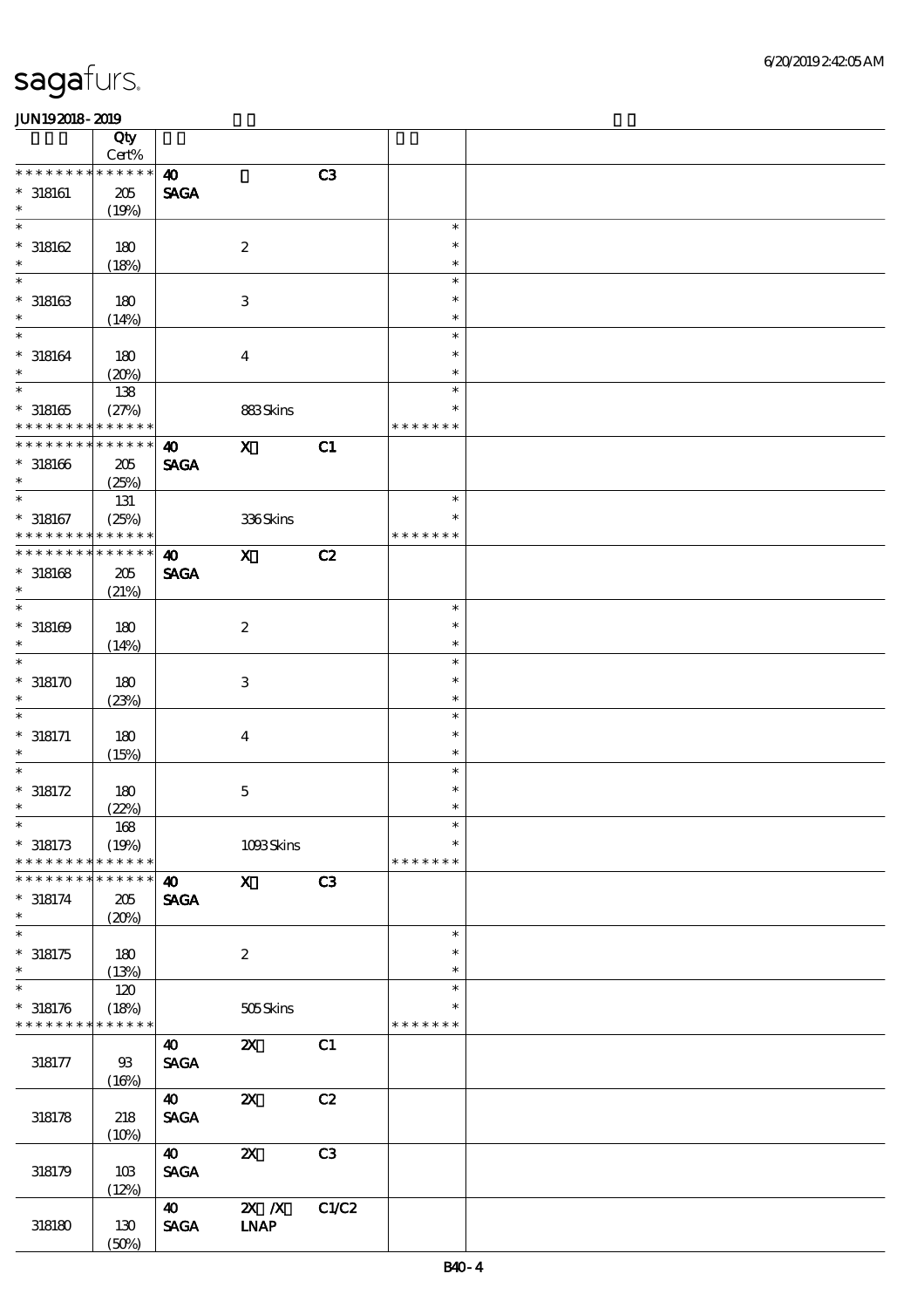| | Qty Cert% | | | | | |
|---|---|---|---|---|---|---|
| * * * * * * * * * * * * * * | 40 | | C3 | | | |
| * 318161 | 205 (19%) | SAGA | | | | |
| * 318162 | 180 (18%) | | 2 | | * | |
| * 318163 | 180 (14%) | | 3 | | * | |
| * 318164 | 180 (20%) | | 4 | | * | |
| * 318165 | 138 (27%) | | 883 Skins | | * * * * * * * | |
| * * * * * * * * * * * * * * | 40 | X | C1 | | | |
| * 318166 | 205 (25%) | SAGA | | | | |
| * 318167 | 131 (25%) | | 336 Skins | | * * * * * * * | |
| * * * * * * * * * * * * * * | 40 | X | C2 | | | |
| * 318168 | 205 (21%) | SAGA | | | | |
| * 318169 | 180 (14%) | | 2 | | * | |
| * 318170 | 180 (23%) | | 3 | | * | |
| * 318171 | 180 (15%) | | 4 | | * | |
| * 318172 | 180 (22%) | | 5 | | * | |
| * 318173 | 168 (19%) | | 1093 Skins | | * * * * * * * | |
| * * * * * * * * * * * * * * | 40 | X | C3 | | | |
| * 318174 | 205 (20%) | SAGA | | | | |
| * 318175 | 180 (13%) | | 2 | | * | |
| * 318176 | 120 (18%) | | 505 Skins | | * * * * * * * | |
| 318177 | 93 (16%) | 40 SAGA | 2X | C1 | | |
| 318178 | 218 (10%) | 40 SAGA | 2X | C2 | | |
| 318179 | 103 (12%) | 40 SAGA | 2X | C3 | | |
| 318180 | 130 (50%) | 40 SAGA | 2X /X LNAP | C1/C2 | | |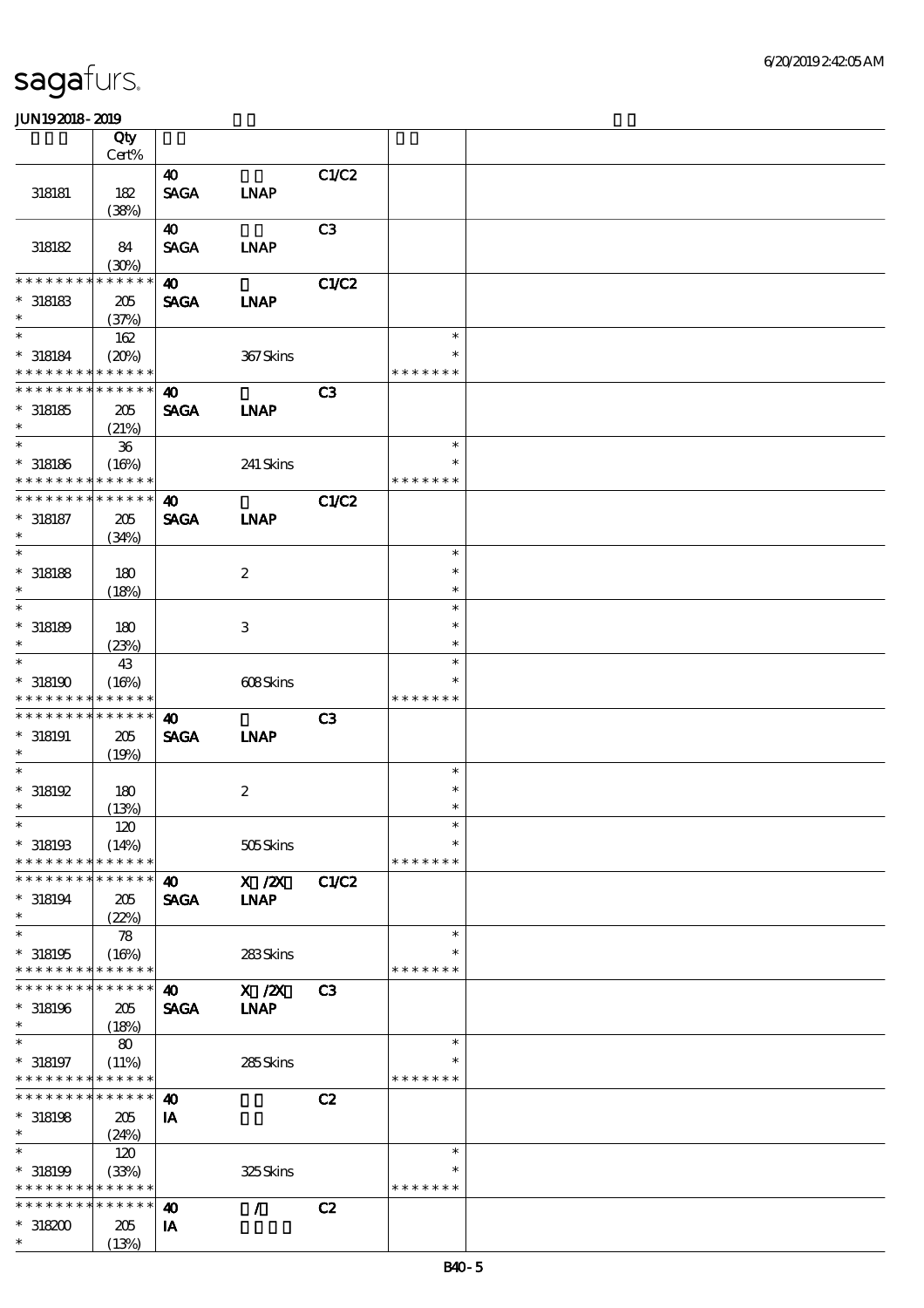| | Qty Cert% | | | | | |
|---|---|---|---|---|---|---|
| 318181 | 182 (38%) | 40 SAGA | LNAP | C1/C2 | | |
| 318182 | 84 (30%) | 40 SAGA | LNAP | C3 | | |
| * * * * * * * * * * * * * * 318183 * | 205 (37%) | 40 SAGA | LNAP | C1/C2 | | |
| * * 318184 * * * * * * * * * * * * * | 162 (20%) | | 367 Skins | | * * * * * * * * * | |
| * * * * * * * * * * * * * * 318185 * | 205 (21%) | 40 SAGA | LNAP | C3 | | |
| * * 318186 * * * * * * * * * * * * * | 36 (16%) | | 241 Skins | | * * * * * * * * * | |
| * * * * * * * * * * * * * * 318187 * | 205 (34%) | 40 SAGA | LNAP | C1/C2 | | |
| * * 318188 * | 180 (18%) | | 2 | | * * * | |
| * * 318189 * | 180 (23%) | | 3 | | * * * | |
| * * 318190 * * * * * * * * * * * * * | 43 (16%) | | 608 Skins | | * * * * * * * * * | |
| * * * * * * * * * * * * * * 318191 * | 205 (19%) | 40 SAGA | LNAP | C3 | | |
| * * 318192 * | 180 (13%) | | 2 | | * * * | |
| * * 318193 * * * * * * * * * * * * * | 120 (14%) | | 505 Skins | | * * * * * * * * * | |
| * * * * * * * * * * * * * * 318194 * | 205 (22%) | 40 SAGA | X /2X LNAP | C1/C2 | | |
| * * 318195 * * * * * * * * * * * * * | 78 (16%) | | 283 Skins | | * * * * * * * * * | |
| * * * * * * * * * * * * * * 318196 * | 205 (18%) | 40 SAGA | X /2X LNAP | C3 | | |
| * * 318197 * * * * * * * * * * * * * | 80 (11%) | | 285 Skins | | * * * * * * * * * | |
| * * * * * * * * * * * * * * 318198 * | 205 (24%) | 40 IA | | C2 | | |
| * * 318199 * * * * * * * * * * * * * | 120 (33%) | | 325 Skins | | * * * * * * * * * | |
| * * * * * * * * * * * * * * 318200 * | 205 (13%) | 40 IA | / | C2 | | |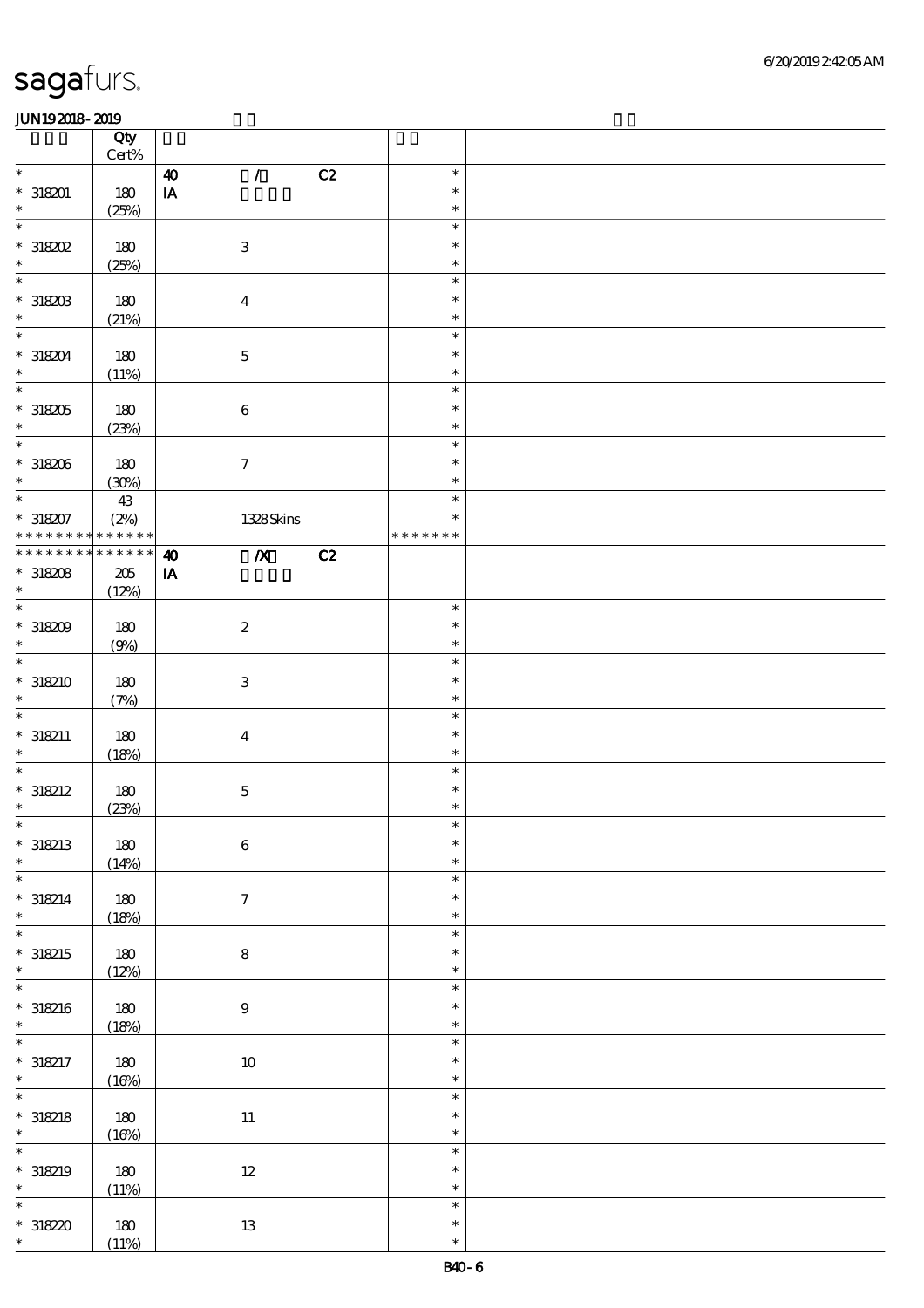sagafurs.

JUN19 2018 - 2019

| | Qty Cert% | | | | | |
|---|---|---|---|---|---|---|
| * | | 40 | / | C2 | * | |
| * 318201 | 180 | IA | | | * | |
| * | (25%) | | | | * | |
| * | | | | | * | |
| * 318202 | 180 | | 3 | | * | |
| * | (25%) | | | | * | |
| * | | | | | * | |
| * 318203 | 180 | | 4 | | * | |
| * | (21%) | | | | * | |
| * | | | | | * | |
| * 318204 | 180 | | 5 | | * | |
| * | (11%) | | | | * | |
| * | | | | | * | |
| * 318205 | 180 | | 6 | | * | |
| * | (23%) | | | | * | |
| * | | | | | * | |
| * 318206 | 180 | | 7 | | * | |
| * | (30%) | | | | * | |
| * | 43 | | | | * | |
| * 318207 | (2%) | | 1328 Skins | | * | |
| * * * * * * * * * * * * * * | | | | | * * * * * * * | |
| * * * * * * * * * * * * * * | | 40 | /X | C2 | | |
| * 318208 | 205 | IA | | | | |
| * | (12%) | | | | | |
| * | | | | | * | |
| * 318209 | 180 | | 2 | | * | |
| * | (9%) | | | | * | |
| * | | | | | * | |
| * 318210 | 180 | | 3 | | * | |
| * | (7%) | | | | * | |
| * | | | | | * | |
| * 318211 | 180 | | 4 | | * | |
| * | (18%) | | | | * | |
| * | | | | | * | |
| * 318212 | 180 | | 5 | | * | |
| * | (23%) | | | | * | |
| * | | | | | * | |
| * 318213 | 180 | | 6 | | * | |
| * | (14%) | | | | * | |
| * | | | | | * | |
| * 318214 | 180 | | 7 | | * | |
| * | (18%) | | | | * | |
| * | | | | | * | |
| * 318215 | 180 | | 8 | | * | |
| * | (12%) | | | | * | |
| * | | | | | * | |
| * 318216 | 180 | | 9 | | * | |
| * | (18%) | | | | * | |
| * | | | | | * | |
| * 318217 | 180 | | 10 | | * | |
| * | (16%) | | | | * | |
| * | | | | | * | |
| * 318218 | 180 | | 11 | | * | |
| * | (16%) | | | | * | |
| * | | | | | * | |
| * 318219 | 180 | | 12 | | * | |
| * | (11%) | | | | * | |
| * | | | | | * | |
| * 318220 | 180 | | 13 | | * | |
| * | (11%) | | | | * | |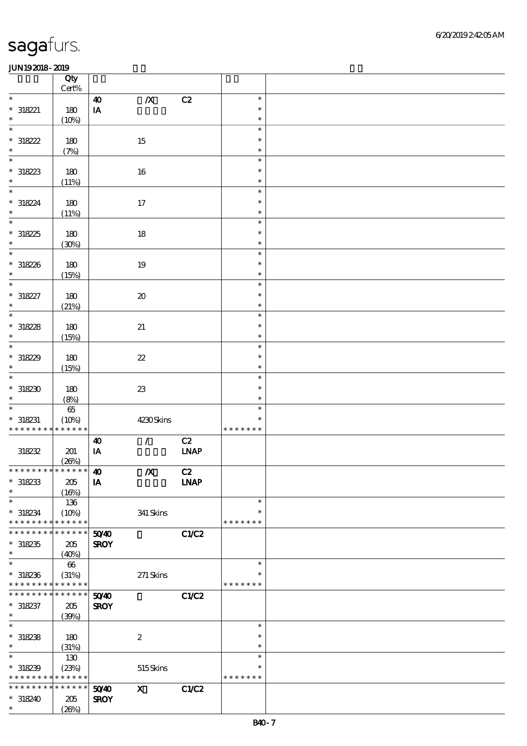# sagafurs.

JUN192018-2019

| | Qty Cert% | | | | | |
|---|---|---|---|---|---|---|
| * | | 40 | /X | C2 | * | |
| * 318221 | 180 | IA | | | * | |
| * | (10%) | | | | * | |
| * | | | | | * | |
| * 318222 | 180 | | 15 | | * | |
| * | (7%) | | | | * | |
| * | | | | | * | |
| * 318223 | 180 | | 16 | | * | |
| * | (11%) | | | | * | |
| * | | | | | * | |
| * 318224 | 180 | | 17 | | * | |
| * | (11%) | | | | * | |
| * | | | | | * | |
| * 318225 | 180 | | 18 | | * | |
| * | (30%) | | | | * | |
| * | | | | | * | |
| * 318226 | 180 | | 19 | | * | |
| * | (15%) | | | | * | |
| * | | | | | * | |
| * 318227 | 180 | | 20 | | * | |
| * | (21%) | | | | * | |
| * | | | | | * | |
| * 318228 | 180 | | 21 | | * | |
| * | (15%) | | | | * | |
| * | | | | | * | |
| * 318229 | 180 | | 22 | | * | |
| * | (15%) | | | | * | |
| * | | | | | * | |
| * 318230 | 180 | | 23 | | * | |
| * | (8%) | | | | * | |
| * | 65 | | | | * | |
| * 318231 | (10%) | | 4230 Skins | | * | |
| * * * * * * * * * * * * * * | | | | | * * * * * * * | |
| | | 40 | / | C2 | | |
| 318232 | 201 | IA | | LNAP | | |
| | (26%) | | | | | |
| * * * * * * * * * * * * * * | | 40 | /X | C2 | | |
| * 318233 | 205 | IA | | LNAP | | |
| * | (16%) | | | | | |
| * | 136 | | | | * | |
| * 318234 | (10%) | | 341 Skins | | * | |
| * * * * * * * * * * * * * * | | | | | * * * * * * * | |
| * * * * * * * * * * * * * * | | 50/40 | | C1/C2 | | |
| * 318235 | 205 | SROY | | | | |
| * | (40%) | | | | | |
| * | 66 | | | | * | |
| * 318236 | (31%) | | 271 Skins | | * | |
| * * * * * * * * * * * * * * | | | | | * * * * * * * | |
| * * * * * * * * * * * * * * | | 50/40 | | C1/C2 | | |
| * 318237 | 205 | SROY | | | | |
| * | (39%) | | | | | |
| * | | | | | * | |
| * 318238 | 180 | | 2 | | * | |
| * | (31%) | | | | * | |
| * | 130 | | | | * | |
| * 318239 | (23%) | | 515 Skins | | * | |
| * * * * * * * * * * * * * * | | | | | * * * * * * * | |
| * * * * * * * * * * * * * * | | 50/40 | X | C1/C2 | | |
| * 318240 | 205 | SROY | | | | |
| * | (26%) | | | | | |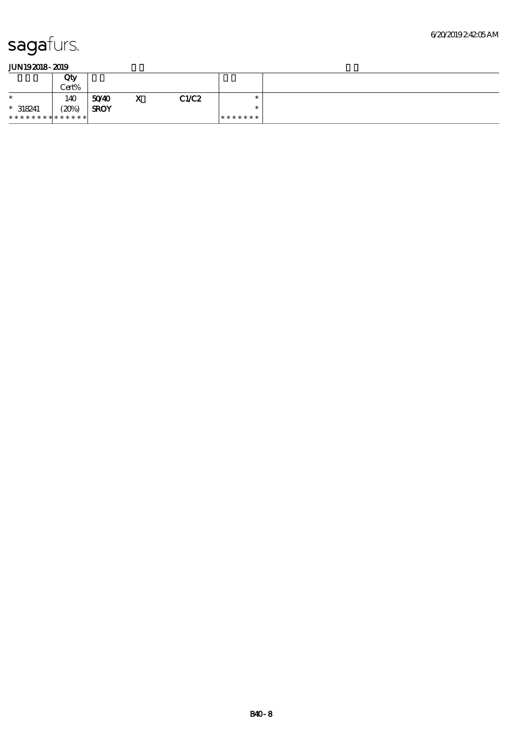sagafurs.

JUN19 2018 - 2019

| | Qty Cert% | | | | | |
|---|---|---|---|---|---|---|
| * | 140 | 50/40 | X | C1/C2 | * | |
| * 318241 | (20%) | SROY | | | * | |
| ************* | | | | | ******* | |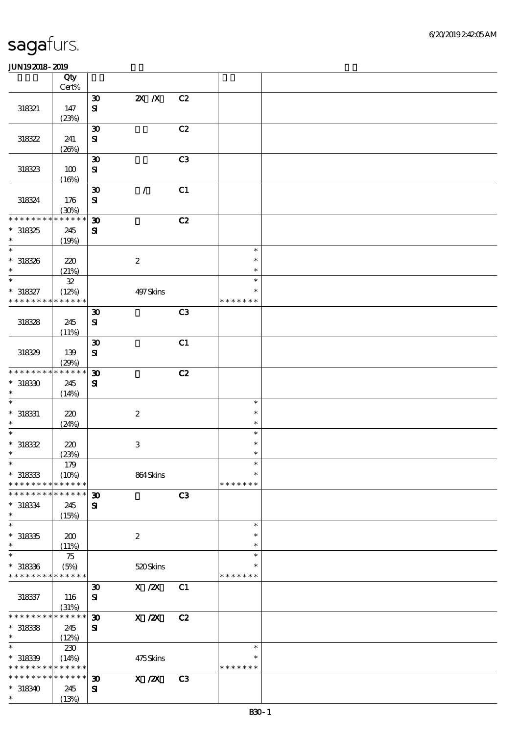# sagafurs.

JUN19 2018 - 2019

| | Qty Cert% | | | | | |
|---|---|---|---|---|---|---|
| 318321 | 147 (23%) | 30 SI | 2X /X | C2 | | |
| 318322 | 241 (26%) | 30 SI | | C2 | | |
| 318323 | 100 (16%) | 30 SI | | C3 | | |
| 318324 | 176 (30%) | 30 SI | / | C1 | | |
| * * * * * * * * * * * * * * | * 318325 | 245 (19%) | 30 SI | | C2 | |
| * 318326 | 220 (21%) | | 2 | | * * * | |
| * 318327 * * * * * * * * * * * * * | 32 (12%) | | 497 Skins | | * * * * * * * * | |
| 318328 | 245 (11%) | 30 SI | | C3 | | |
| 318329 | 139 (29%) | 30 SI | | C1 | | |
| * * * * * * * * * * * * * * 318330 | 245 (14%) | 30 SI | | C2 | | |
| * 318331 | 220 (24%) | | 2 | | * * * | |
| * 318332 | 220 (23%) | | 3 | | * * * | |
| * 318333 * * * * * * * * * * * * * | 179 (10%) | | 864 Skins | | * * * * * * * * | |
| * * * * * * * * * * * * * * 318334 | 245 (15%) | 30 SI | | C3 | | |
| * 318335 | 200 (11%) | | 2 | | * * * | |
| * 318336 * * * * * * * * * * * * * | 75 (5%) | | 520 Skins | | * * * * * * * * | |
| 318337 | 116 (31%) | 30 SI | X /2X | C1 | | |
| * * * * * * * * * * * * * * 318338 | 245 (12%) | 30 SI | X /2X | C2 | | |
| * 318339 * * * * * * * * * * * * * | 230 (14%) | | 475 Skins | | * * * * * * * * | |
| * * * * * * * * * * * * * * 318340 | 245 (13%) | 30 SI | X /2X | C3 | | |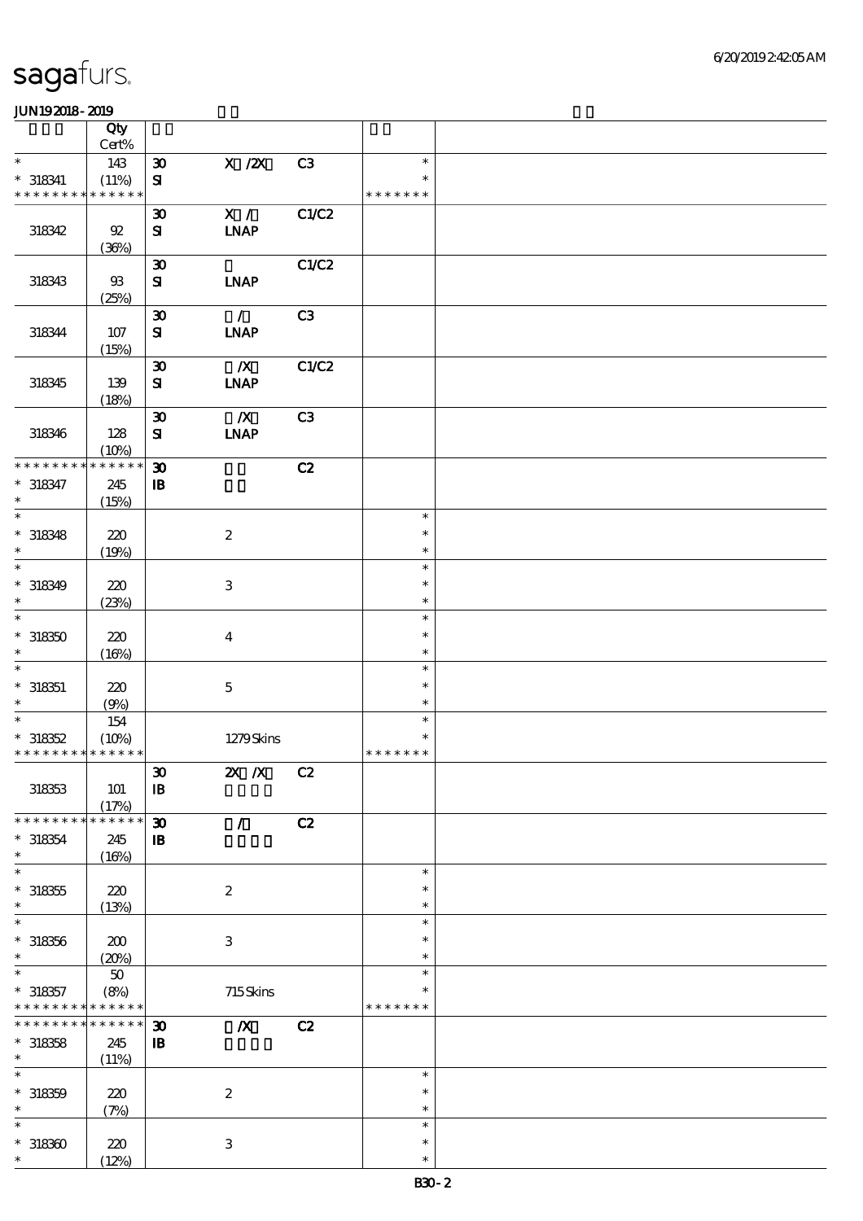sagafurs.

JUN19 2018 - 2019

| | Qty<br>Cert% | | | | | |
|---|---|---|---|---|---|---|
| * | 143 | 30 | X /2X | C3 | * | |
| * 318341 | (11%) | SI | | | * | |
| * * * * * * * * * * * * * | | | | | * * * * * * * | |
| | | 30 | X / | C1/C2 | | |
| 318342 | 92 | SI | LNAP | | | |
| | (36%) | | | | | |
| | | 30 | | C1/C2 | | |
| 318343 | 93 | SI | LNAP | | | |
| | (25%) | | | | | |
| | | 30 | / | C3 | | |
| 318344 | 107 | SI | LNAP | | | |
| | (15%) | | | | | |
| | | 30 | /X | C1/C2 | | |
| 318345 | 139 | SI | LNAP | | | |
| | (18%) | | | | | |
| | | 30 | /X | C3 | | |
| 318346 | 128 | SI | LNAP | | | |
| | (10%) | | | | | |
| * * * * * * * * * * * * * | | 30 | | C2 | | |
| * 318347 | 245 | IB | | | | |
| * | (15%) | | | | | |
| * | | | | | * | |
| * 318348 | 220 | | 2 | | * | |
| * | (19%) | | | | * | |
| * | | | | | * | |
| * 318349 | 220 | | 3 | | * | |
| * | (23%) | | | | * | |
| * | | | | | * | |
| * 318350 | 220 | | 4 | | * | |
| * | (16%) | | | | * | |
| * | | | | | * | |
| * 318351 | 220 | | 5 | | * | |
| * | (9%) | | | | * | |
| * | 154 | | | | * | |
| * 318352 | (10%) | | 1279 Skins | | * | |
| * * * * * * * * * * * * * | | | | | * * * * * * * | |
| | | 30 | 2X /X | C2 | | |
| 318353 | 101 | IB | | | | |
| | (17%) | | | | | |
| * * * * * * * * * * * * * | | 30 | / | C2 | | |
| * 318354 | 245 | IB | | | | |
| * | (16%) | | | | | |
| * | | | | | * | |
| * 318355 | 220 | | 2 | | * | |
| * | (13%) | | | | * | |
| * | | | | | * | |
| * 318356 | 200 | | 3 | | * | |
| * | (20%) | | | | * | |
| * | 50 | | | | * | |
| * 318357 | (8%) | | 715 Skins | | * | |
| * * * * * * * * * * * * * | | | | | * * * * * * * | |
| * * * * * * * * * * * * * | | 30 | /X | C2 | | |
| * 318358 | 245 | IB | | | | |
| * | (11%) | | | | | |
| * | | | | | * | |
| * 318359 | 220 | | 2 | | * | |
| * | (7%) | | | | * | |
| * | | | | | * | |
| * 318360 | 220 | | 3 | | * | |
| * | (12%) | | | | * | |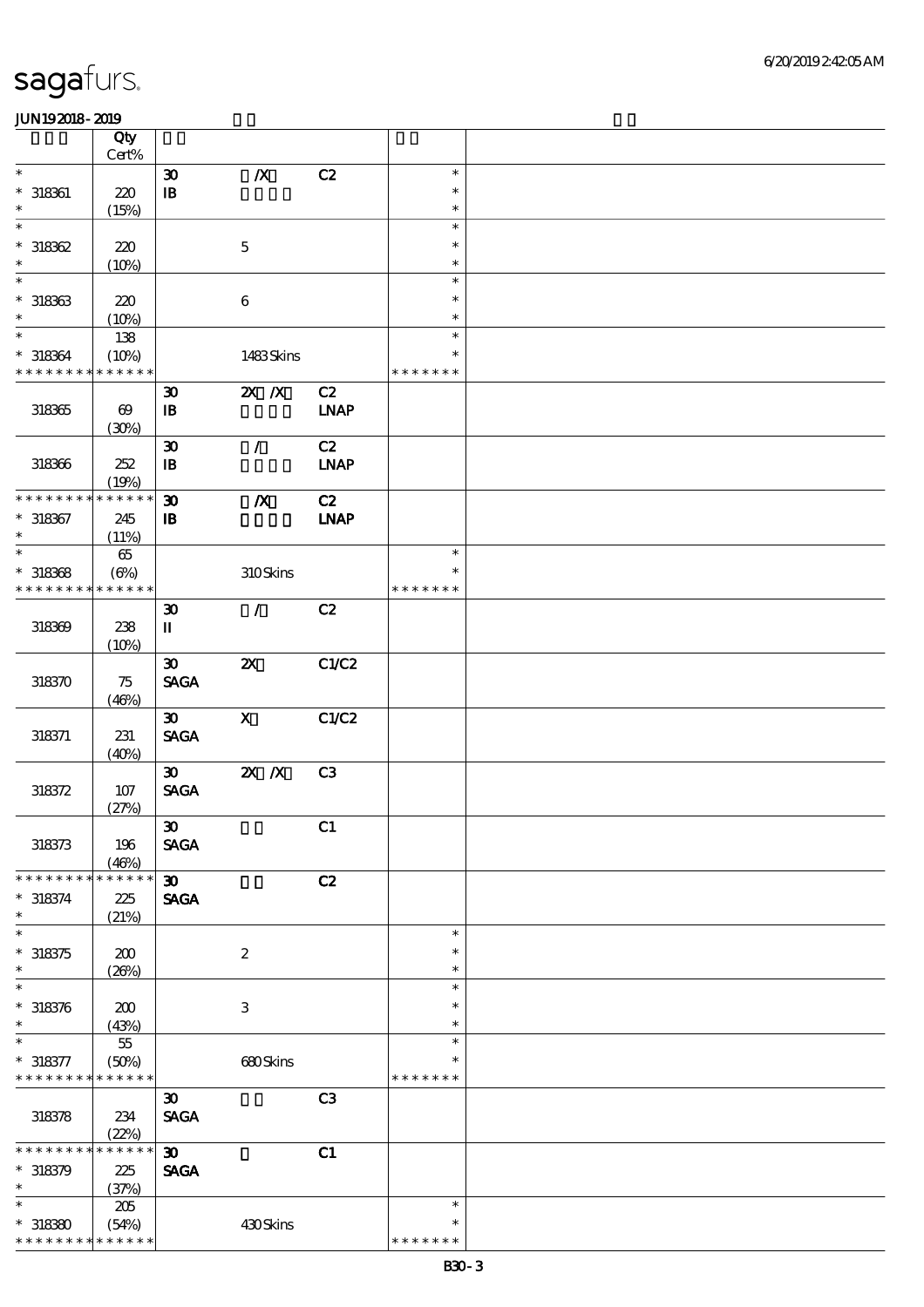| | Qty Cert% | | | | | |
|---|---|---|---|---|---|---|
| * | | 30 | /X | C2 | * | |
| * 318361 | 220 | IB | | | * | |
| * | (15%) | | | | * | |
| * | | | | | * | |
| * 318362 | 220 | | 5 | | * | |
| * | (10%) | | | | * | |
| * | | | | | * | |
| * 318363 | 220 | | 6 | | * | |
| * | (10%) | | | | * | |
| * | 138 | | | | * | |
| * 318364 | (10%) | | 1483 Skins | | * | |
| * * * * * * * * * * * * * * | | | | | * * * * * * * | |
| | | 30 | 2X /X | C2 | | |
| 318365 | 69 | IB | | LNAP | | |
| | (30%) | | | | | |
| | | 30 | / | C2 | | |
| 318366 | 252 | IB | | LNAP | | |
| | (19%) | | | | | |
| * * * * * * * * * * * * * * | | 30 | /X | C2 | | |
| * 318367 | 245 | IB | | LNAP | | |
| * | (11%) | | | | | |
| * | 65 | | | | * | |
| * 318368 | (6%) | | 310 Skins | | * | |
| * * * * * * * * * * * * * * | | | | | * * * * * * * | |
| | | 30 | / | C2 | | |
| 318369 | 238 | II | | | | |
| | (10%) | | | | | |
| | | 30 | 2X | C1/C2 | | |
| 318370 | 75 | SAGA | | | | |
| | (46%) | | | | | |
| | | 30 | X | C1/C2 | | |
| 318371 | 231 | SAGA | | | | |
| | (40%) | | | | | |
| | | 30 | 2X /X | C3 | | |
| 318372 | 107 | SAGA | | | | |
| | (27%) | | | | | |
| | | 30 | | C1 | | |
| 318373 | 196 | SAGA | | | | |
| | (46%) | | | | | |
| * * * * * * * * * * * * * * | | 30 | | C2 | | |
| * 318374 | 225 | SAGA | | | | |
| * | (21%) | | | | | |
| * | | | | | * | |
| * 318375 | 200 | | 2 | | * | |
| * | (26%) | | | | * | |
| * | | | | | * | |
| * 318376 | 200 | | 3 | | * | |
| * | (43%) | | | | * | |
| * | 55 | | | | * | |
| * 318377 | (50%) | | 680 Skins | | * | |
| * * * * * * * * * * * * * * | | | | | * * * * * * * | |
| | | 30 | | C3 | | |
| 318378 | 234 | SAGA | | | | |
| | (22%) | | | | | |
| * * * * * * * * * * * * * * | | 30 | | C1 | | |
| * 318379 | 225 | SAGA | | | | |
| * | (37%) | | | | | |
| * | 205 | | | | * | |
| * 318380 | (54%) | | 430 Skins | | * | |
| * * * * * * * * * * * * * * | | | | | * * * * * * * | |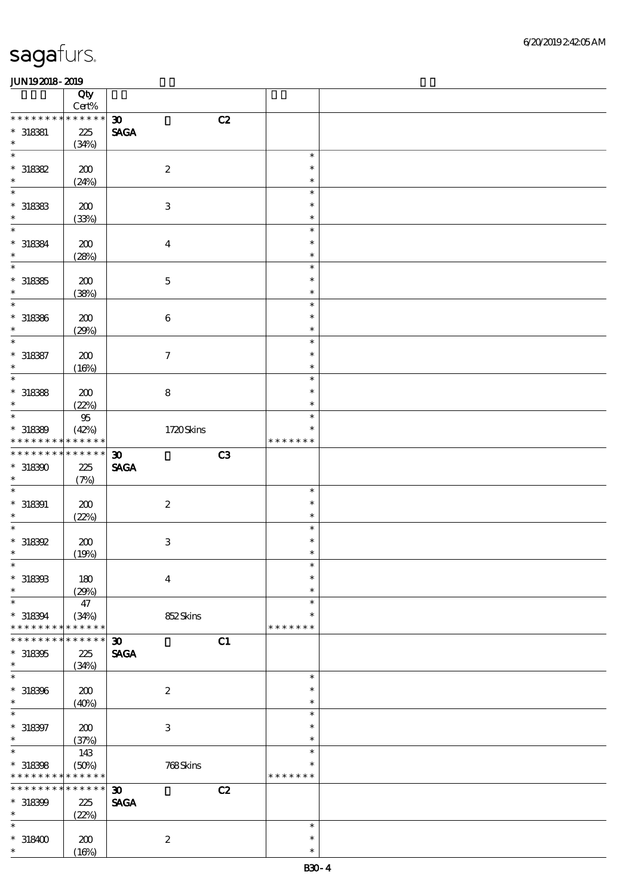| | Qty<br>Cert% | | | | |
|---|---|---|---|---|---|
| * * * * * * * * * * * * * *<br>* 318381<br>* | 225<br>(34%) | 30<br>SAGA | C2 | | |
| *<br>* 318382<br>* | 200<br>(24%) | 2 | | *<br>*<br>* | |
| *<br>* 318383<br>* | 200<br>(33%) | 3 | | *<br>*<br>* | |
| *<br>* 318384<br>* | 200<br>(28%) | 4 | | *<br>*<br>* | |
| *<br>* 318385<br>* | 200<br>(38%) | 5 | | *<br>*<br>* | |
| *<br>* 318386<br>* | 200<br>(29%) | 6 | | *<br>*<br>* | |
| *<br>* 318387<br>* | 200<br>(16%) | 7 | | *<br>*<br>* | |
| *<br>* 318388<br>* | 200<br>(22%) | 8 | | *<br>*<br>* | |
| *<br>* 318389<br>* * * * * * * * * * * * * * | 95<br>(42%) | 1720 Skins | | *<br>*<br>* * * * * * * | |
| * * * * * * * * * * * * * *<br>* 318390<br>* | 225<br>(7%) | 30<br>SAGA | C3 | | |
| *<br>* 318391<br>* | 200<br>(22%) | 2 | | *<br>*<br>* | |
| *<br>* 318392<br>* | 200<br>(19%) | 3 | | *<br>*<br>* | |
| *<br>* 318393<br>* | 180<br>(29%) | 4 | | *<br>*<br>* | |
| *<br>* 318394<br>* * * * * * * * * * * * * * | 47<br>(34%) | 852 Skins | | *<br>*<br>* * * * * * * | |
| * * * * * * * * * * * * * *<br>* 318395<br>* | 225<br>(34%) | 30<br>SAGA | C1 | | |
| *<br>* 318396<br>* | 200<br>(40%) | 2 | | *<br>*<br>* | |
| *<br>* 318397<br>* | 200<br>(37%) | 3 | | *<br>*<br>* | |
| *<br>* 318398<br>* * * * * * * * * * * * * * | 143<br>(50%) | 768 Skins | | *<br>*<br>* * * * * * * | |
| * * * * * * * * * * * * * *<br>* 318399<br>* | 225<br>(22%) | 30<br>SAGA | C2 | | |
| *<br>* 318400<br>* | 200<br>(16%) | 2 | | *<br>*<br>* | |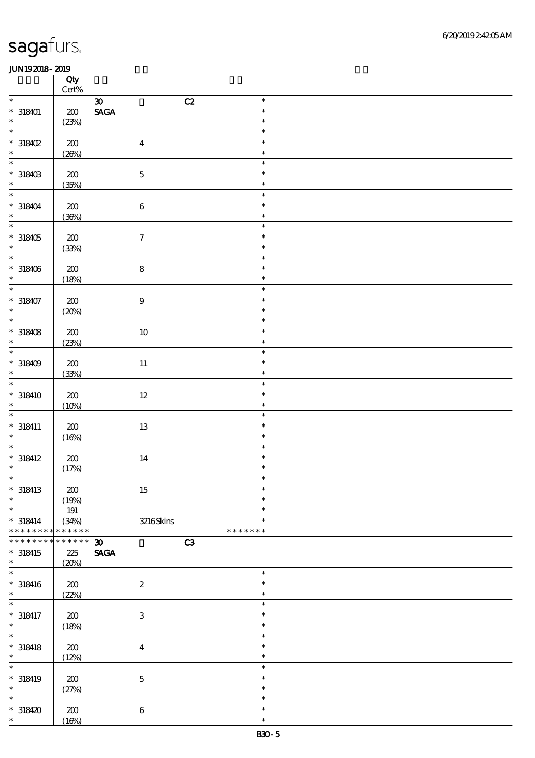# sagafurs.

JUN19 2018 - 2019

| | Qty Cert% | | | |
|---|---|---|---|---|
| * | | 30 C2 | * | |
| * 318401 | 200 | SAGA | * | |
| * | (23%) | | * | |
| * | | | * | |
| * 318402 | 200 | 4 | * | |
| * | (26%) | | * | |
| * | | | * | |
| * 318403 | 200 | 5 | * | |
| * | (35%) | | * | |
| * | | | * | |
| * 318404 | 200 | 6 | * | |
| * | (36%) | | * | |
| * | | | * | |
| * 318405 | 200 | 7 | * | |
| * | (33%) | | * | |
| * | | | * | |
| * 318406 | 200 | 8 | * | |
| * | (18%) | | * | |
| * | | | * | |
| * 318407 | 200 | 9 | * | |
| * | (20%) | | * | |
| * | | | * | |
| * 318408 | 200 | 10 | * | |
| * | (23%) | | * | |
| * | | | * | |
| * 318409 | 200 | 11 | * | |
| * | (33%) | | * | |
| * | | | * | |
| * 318410 | 200 | 12 | * | |
| * | (10%) | | * | |
| * | | | * | |
| * 318411 | 200 | 13 | * | |
| * | (16%) | | * | |
| * | | | * | |
| * 318412 | 200 | 14 | * | |
| * | (17%) | | * | |
| * | | | * | |
| * 318413 | 200 | 15 | * | |
| * | (19%) | | * | |
| * | 191 | | * | |
| * 318414 | (34%) | 3216 Skins | * | |
| * * * * * * * * * * * * * * | | | * * * * * * * | |
| * * * * * * * * * * * * * * | | 30 C3 | | |
| * 318415 | 225 | SAGA | | |
| * | (20%) | | | |
| * | | | * | |
| * 318416 | 200 | 2 | * | |
| * | (22%) | | * | |
| * | | | * | |
| * 318417 | 200 | 3 | * | |
| * | (18%) | | * | |
| * | | | * | |
| * 318418 | 200 | 4 | * | |
| * | (12%) | | * | |
| * | | | * | |
| * 318419 | 200 | 5 | * | |
| * | (27%) | | * | |
| * | | | * | |
| * 318420 | 200 | 6 | * | |
| * | (16%) | | * | |

B30 - 5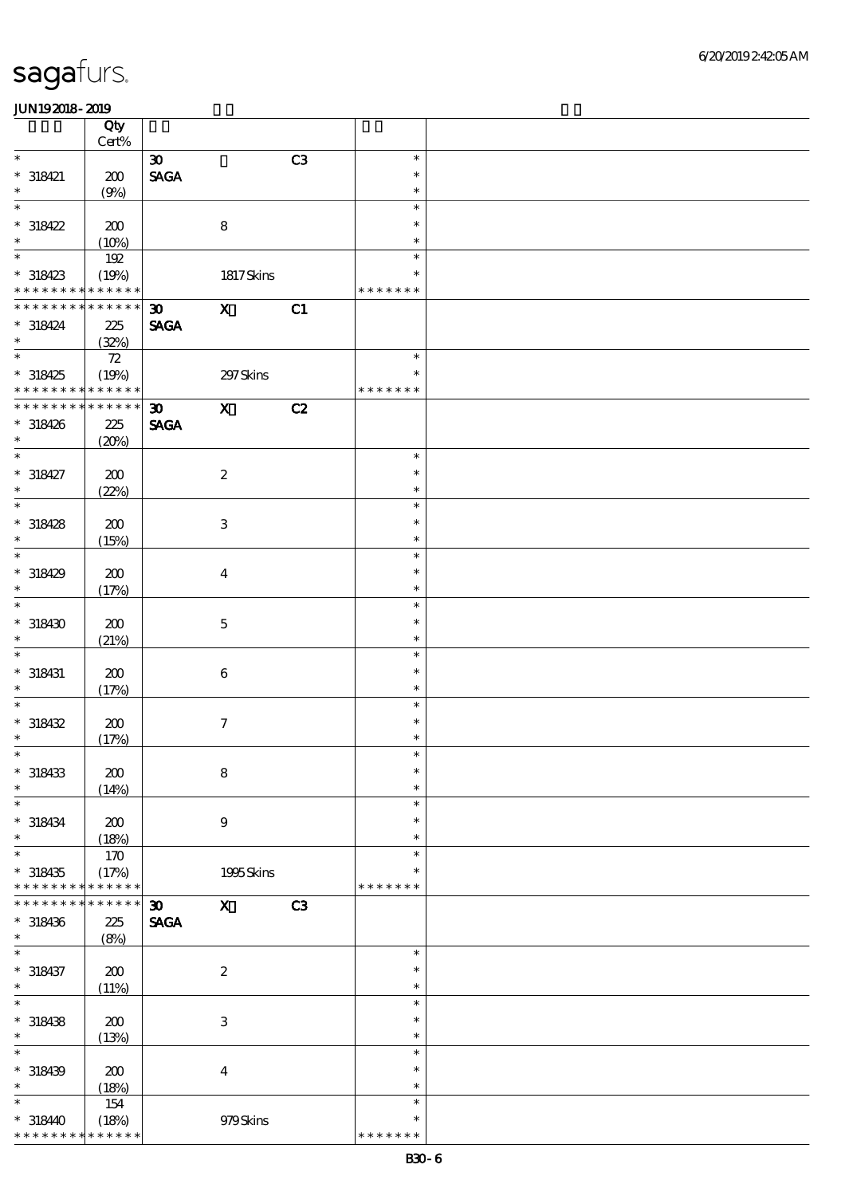# sagafurs.

JUN192018-2019

| | Qty Cert% | | | | | |
|---|---|---|---|---|---|---|
| * | | 30 | | C3 | * | |
| * 318421 | 200 | SAGA | | | * | |
| * | (9%) | | | | * | |
| * | | | | | * | |
| * 318422 | 200 | | 8 | | * | |
| * | (10%) | | | | * | |
| * | 192 | | | | * | |
| * 318423 | (19%) | | 1817 Skins | | * | |
| * * * * * * * * * * * * * * | | | | | * * * * * * * | |
| * * * * * * * * * * * * * * | | 30 | X | C1 | | |
| * 318424 | 225 | SAGA | | | | |
| * | (32%) | | | | | |
| * | 72 | | | | * | |
| * 318425 | (19%) | | 297 Skins | | * | |
| * * * * * * * * * * * * * * | | | | | * * * * * * * | |
| * * * * * * * * * * * * * * | | 30 | X | C2 | | |
| * 318426 | 225 | SAGA | | | | |
| * | (20%) | | | | | |
| * | | | | | * | |
| * 318427 | 200 | | 2 | | * | |
| * | (22%) | | | | * | |
| * | | | | | * | |
| * 318428 | 200 | | 3 | | * | |
| * | (15%) | | | | * | |
| * | | | | | * | |
| * 318429 | 200 | | 4 | | * | |
| * | (17%) | | | | * | |
| * | | | | | * | |
| * 318430 | 200 | | 5 | | * | |
| * | (21%) | | | | * | |
| * | | | | | * | |
| * 318431 | 200 | | 6 | | * | |
| * | (17%) | | | | * | |
| * | | | | | * | |
| * 318432 | 200 | | 7 | | * | |
| * | (17%) | | | | * | |
| * | | | | | * | |
| * 318433 | 200 | | 8 | | * | |
| * | (14%) | | | | * | |
| * | | | | | * | |
| * 318434 | 200 | | 9 | | * | |
| * | (18%) | | | | * | |
| * | 170 | | | | * | |
| * 318435 | (17%) | | 1995 Skins | | * | |
| * * * * * * * * * * * * * * | | | | | * * * * * * * | |
| * * * * * * * * * * * * * * | | 30 | X | C3 | | |
| * 318436 | 225 | SAGA | | | | |
| * | (8%) | | | | | |
| * | | | | | * | |
| * 318437 | 200 | | 2 | | * | |
| * | (11%) | | | | * | |
| * | | | | | * | |
| * 318438 | 200 | | 3 | | * | |
| * | (13%) | | | | * | |
| * | | | | | * | |
| * 318439 | 200 | | 4 | | * | |
| * | (18%) | | | | * | |
| * | 154 | | | | * | |
| * 318440 | (18%) | | 979 Skins | | * | |
| * * * * * * * * * * * * * * | | | | | * * * * * * * | |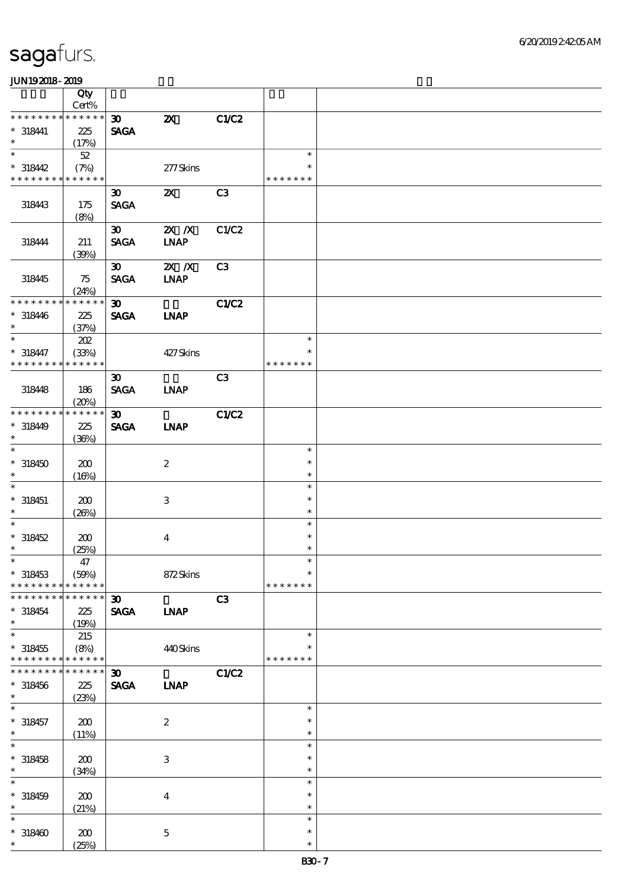| | Qty Cert% | | | | | |
|---|---|---|---|---|---|---|
| * * * * * * * * * * * * * * | | 30 | 2X | C1/C2 | | |
| * 318441 | 225 | SAGA | | | | |
| * | (17%) | | | | | |
| * | 52 | | | | * | |
| * 318442 | (7%) | | 277 Skins | | * | |
| * * * * * * * * * * * * * * | | | | | * * * * * * * | |
| | | 30 | 2X | C3 | | |
| 318443 | 175 | SAGA | | | | |
| | (8%) | | | | | |
| | | 30 | 2X /X | C1/C2 | | |
| 318444 | 211 | SAGA | LNAP | | | |
| | (39%) | | | | | |
| | | 30 | 2X /X | C3 | | |
| 318445 | 75 | SAGA | LNAP | | | |
| | (24%) | | | | | |
| * * * * * * * * * * * * * * | | 30 | | C1/C2 | | |
| * 318446 | 225 | SAGA | LNAP | | | |
| * | (37%) | | | | | |
| * | 202 | | | | * | |
| * 318447 | (33%) | | 427 Skins | | * | |
| * * * * * * * * * * * * * * | | | | | * * * * * * * | |
| | | 30 | | C3 | | |
| 318448 | 186 | SAGA | LNAP | | | |
| | (20%) | | | | | |
| * * * * * * * * * * * * * * | | 30 | | C1/C2 | | |
| * 318449 | 225 | SAGA | LNAP | | | |
| * | (36%) | | | | | |
| * | | | | | * | |
| * 318450 | 200 | | 2 | | * | |
| * | (16%) | | | | * | |
| * | | | | | * | |
| * 318451 | 200 | | 3 | | * | |
| * | (26%) | | | | * | |
| * | | | | | * | |
| * 318452 | 200 | | 4 | | * | |
| * | (25%) | | | | * | |
| * | 47 | | | | * | |
| * 318453 | (59%) | | 872 Skins | | * | |
| * * * * * * * * * * * * * * | | | | | * * * * * * * | |
| * * * * * * * * * * * * * * | | 30 | | C3 | | |
| * 318454 | 225 | SAGA | LNAP | | | |
| * | (19%) | | | | | |
| * | 215 | | | | * | |
| * 318455 | (8%) | | 440 Skins | | * | |
| * * * * * * * * * * * * * * | | | | | * * * * * * * | |
| * * * * * * * * * * * * * * | | 30 | | C1/C2 | | |
| * 318456 | 225 | SAGA | LNAP | | | |
| * | (23%) | | | | | |
| * | | | | | * | |
| * 318457 | 200 | | 2 | | * | |
| * | (11%) | | | | * | |
| * | | | | | * | |
| * 318458 | 200 | | 3 | | * | |
| * | (34%) | | | | * | |
| * | | | | | * | |
| * 318459 | 200 | | 4 | | * | |
| * | (21%) | | | | * | |
| * | | | | | * | |
| * 318460 | 200 | | 5 | | * | |
| * | (25%) | | | | * | |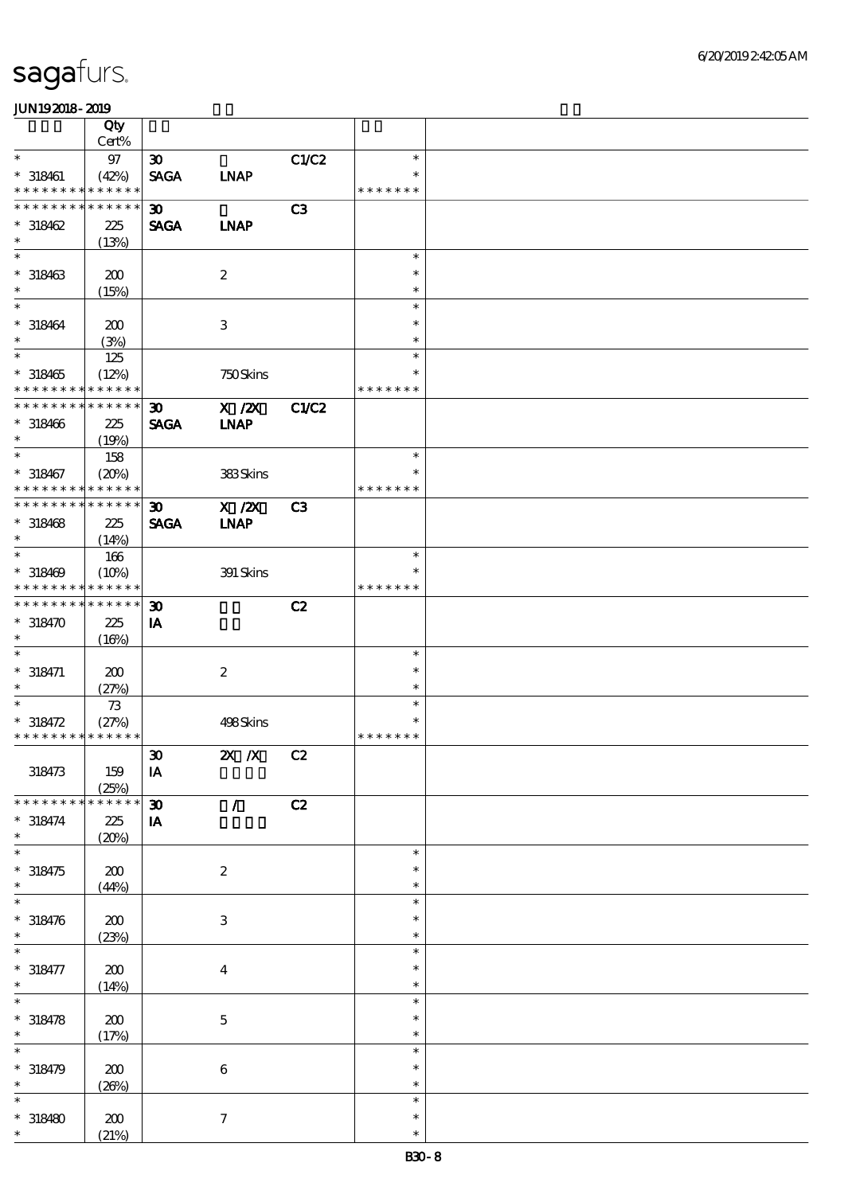| | Qty Cert% | | | | | |
|---|---|---|---|---|---|---|
| * | 97 | 30 | | C1/C2 | * | |
| * 318461 | (42%) | SAGA | LNAP | | * | |
| * * * * * * * * * * * * * * | | | | | * * * * * * * | |
| * * * * * * * * * * * * * * | | 30 | | C3 | | |
| * 318462 | 225 | SAGA | LNAP | | | |
| * | (13%) | | | | | |
| * | | | | | * | |
| * 318463 | 200 | | 2 | | * | |
| * | (15%) | | | | * | |
| * | | | | | * | |
| * 318464 | 200 | | 3 | | * | |
| * | (3%) | | | | * | |
| * | 125 | | | | * | |
| * 318465 | (12%) | | 750 Skins | | * | |
| * * * * * * * * * * * * * * | | | | | * * * * * * * | |
| * * * * * * * * * * * * * * | | 30 | X /2X | C1/C2 | | |
| * 318466 | 225 | SAGA | LNAP | | | |
| * | (19%) | | | | | |
| * | 158 | | | | * | |
| * 318467 | (20%) | | 383 Skins | | * | |
| * * * * * * * * * * * * * * | | | | | * * * * * * * | |
| * * * * * * * * * * * * * * | | 30 | X /2X | C3 | | |
| * 318468 | 225 | SAGA | LNAP | | | |
| * | (14%) | | | | | |
| * | 166 | | | | * | |
| * 318469 | (10%) | | 391 Skins | | * | |
| * * * * * * * * * * * * * * | | | | | * * * * * * * | |
| * * * * * * * * * * * * * * | | 30 | | C2 | | |
| * 318470 | 225 | IA | | | | |
| * | (16%) | | | | | |
| * | | | | | * | |
| * 318471 | 200 | | 2 | | * | |
| * | (27%) | | | | * | |
| * | 73 | | | | * | |
| * 318472 | (27%) | | 498 Skins | | * | |
| * * * * * * * * * * * * * * | | | | | * * * * * * * | |
| | | 30 | 2X /X | C2 | | |
| 318473 | 159 | IA | | | | |
| | (25%) | | | | | |
| * * * * * * * * * * * * * * | | 30 | / | C2 | | |
| * 318474 | 225 | IA | | | | |
| * | (20%) | | | | | |
| * | | | | | * | |
| * 318475 | 200 | | 2 | | * | |
| * | (44%) | | | | * | |
| * | | | | | * | |
| * 318476 | 200 | | 3 | | * | |
| * | (23%) | | | | * | |
| * | | | | | * | |
| * 318477 | 200 | | 4 | | * | |
| * | (14%) | | | | * | |
| * | | | | | * | |
| * 318478 | 200 | | 5 | | * | |
| * | (17%) | | | | * | |
| * | | | | | * | |
| * 318479 | 200 | | 6 | | * | |
| * | (26%) | | | | * | |
| * | | | | | * | |
| * 318480 | 200 | | 7 | | * | |
| * | (21%) | | | | * | |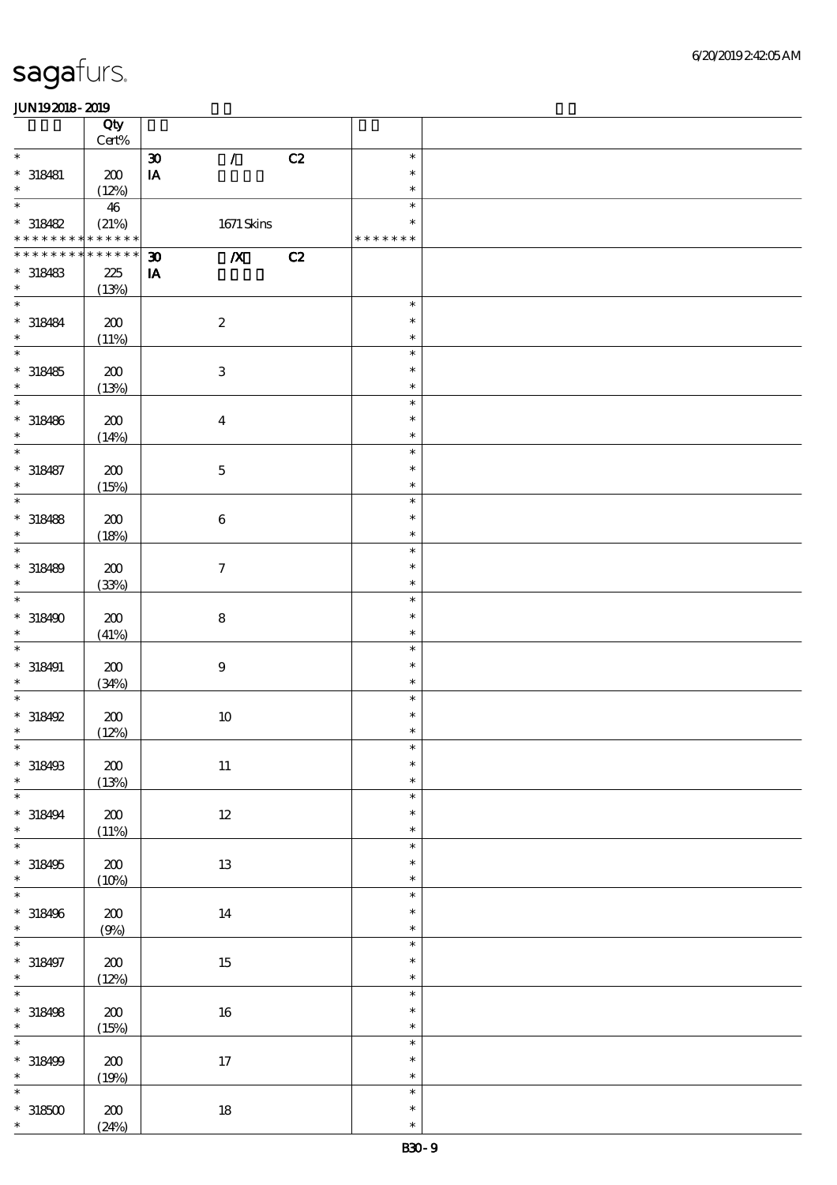# sagafurs.

JUN19 2018 - 2019

| | Qty Cert% | | |
|---|---|---|---|
| * 318481 * | 200 (12%) | 30 / C2 IA | * * * |
| * 318482 ************** | 46 (21%) | 1671 Skins | * * ******* |
| ************** 318483 * | 225 (13%) | 30 /X C2 IA | |
| * 318484 * | 200 (11%) | 2 | * * * |
| * 318485 * | 200 (13%) | 3 | * * * |
| * 318486 * | 200 (14%) | 4 | * * * |
| * 318487 * | 200 (15%) | 5 | * * * |
| * 318488 * | 200 (18%) | 6 | * * * |
| * 318489 * | 200 (33%) | 7 | * * * |
| * 318490 * | 200 (41%) | 8 | * * * |
| * 318491 * | 200 (34%) | 9 | * * * |
| * 318492 * | 200 (12%) | 10 | * * * |
| * 318493 * | 200 (13%) | 11 | * * * |
| * 318494 * | 200 (11%) | 12 | * * * |
| * 318495 * | 200 (10%) | 13 | * * * |
| * 318496 * | 200 (9%) | 14 | * * * |
| * 318497 * | 200 (12%) | 15 | * * * |
| * 318498 * | 200 (15%) | 16 | * * * |
| * 318499 * | 200 (19%) | 17 | * * * |
| * 318500 * | 200 (24%) | 18 | * * * |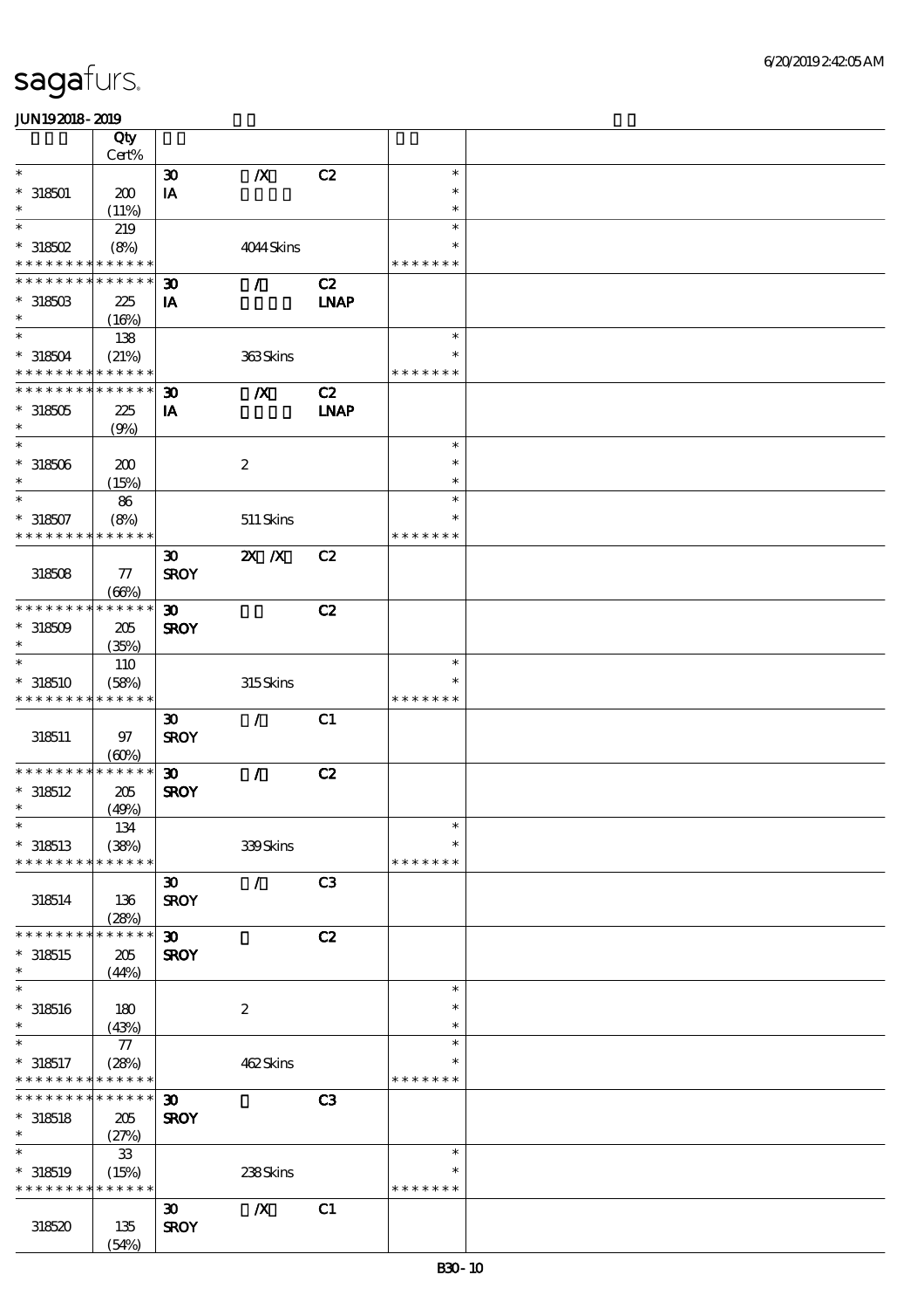| | Qty Cert% | | | | | |
|---|---|---|---|---|---|---|
| * | | 30 | /X | C2 | * | |
| * 318501 | 200 | IA | | | * | |
| * | (11%) | | | | * | |
| * | 219 | | | | * | |
| * 318502 | (8%) | | 4044 Skins | | * | |
| * * * * * * * * * * * * * * | | | | | * * * * * * * | |
| * * * * * * * * * * * * * * | | 30 | / | C2 | | |
| * 318503 | 225 | IA | | LNAP | | |
| * | (16%) | | | | | |
| * | 138 | | | | * | |
| * 318504 | (21%) | | 363 Skins | | * | |
| * * * * * * * * * * * * * * | | | | | * * * * * * * | |
| * * * * * * * * * * * * * * | | 30 | /X | C2 | | |
| * 318505 | 225 | IA | | LNAP | | |
| * | (9%) | | | | | |
| * | | | | | * | |
| * 318506 | 200 | | 2 | | * | |
| * | (15%) | | | | * | |
| * | 86 | | | | * | |
| * 318507 | (8%) | | 511 Skins | | * | |
| * * * * * * * * * * * * * * | | | | | * * * * * * * | |
| | | 30 | 2X /X | C2 | | |
| 318508 | 77 | SROY | | | | |
| | (66%) | | | | | |
| * * * * * * * * * * * * * * | | 30 | | C2 | | |
| * 318509 | 205 | SROY | | | | |
| * | (35%) | | | | | |
| * | 110 | | | | * | |
| * 318510 | (58%) | | 315 Skins | | * | |
| * * * * * * * * * * * * * * | | | | | * * * * * * * | |
| | | 30 | / | C1 | | |
| 318511 | 97 | SROY | | | | |
| | (60%) | | | | | |
| * * * * * * * * * * * * * * | | 30 | / | C2 | | |
| * 318512 | 205 | SROY | | | | |
| * | (49%) | | | | | |
| * | 134 | | | | * | |
| * 318513 | (38%) | | 339 Skins | | * | |
| * * * * * * * * * * * * * * | | | | | * * * * * * * | |
| | | 30 | / | C3 | | |
| 318514 | 136 | SROY | | | | |
| | (28%) | | | | | |
| * * * * * * * * * * * * * * | | 30 | | C2 | | |
| * 318515 | 205 | SROY | | | | |
| * | (44%) | | | | | |
| * | | | | | * | |
| * 318516 | 180 | | 2 | | * | |
| * | (43%) | | | | * | |
| * | 77 | | | | * | |
| * 318517 | (28%) | | 462 Skins | | * | |
| * * * * * * * * * * * * * * | | | | | * * * * * * * | |
| * * * * * * * * * * * * * * | | 30 | | C3 | | |
| * 318518 | 205 | SROY | | | | |
| * | (27%) | | | | | |
| * | 33 | | | | * | |
| * 318519 | (15%) | | 238 Skins | | * | |
| * * * * * * * * * * * * * * | | | | | * * * * * * * | |
| | | 30 | /X | C1 | | |
| 318520 | 135 | SROY | | | | |
| | (54%) | | | | | |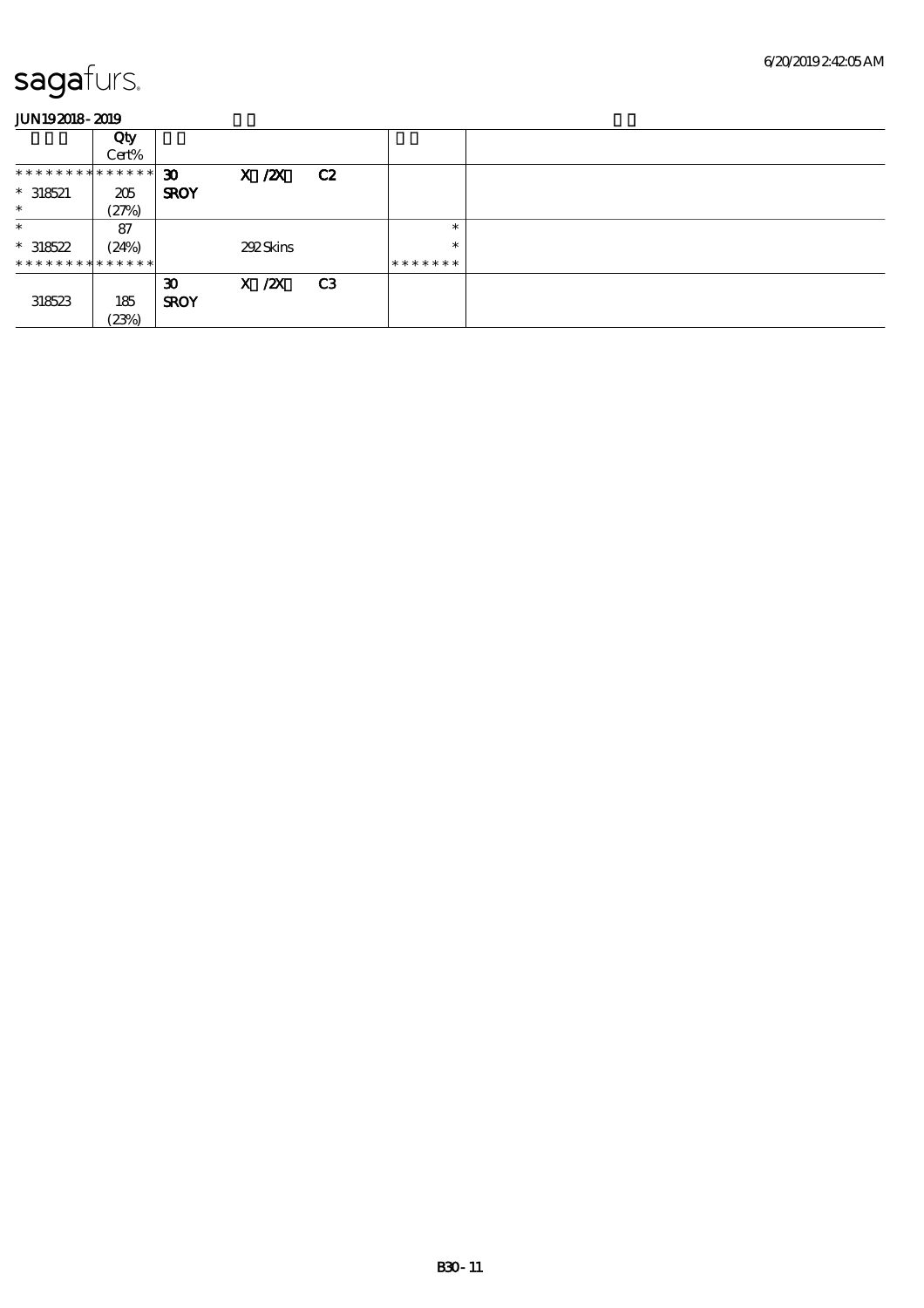# sagafurs.

**JUN19 2018 - 2019**

| | Qty Cert% | | | | | |
|---|---|---|---|---|---|---|
| * * * * * * * * * * * * * * | **30** | **X /2X** | **C2** | | | |
| * 318521 | 205 | **SROY** | | | | |
| * | (27%) | | | | | |
| * | 87 | | | | * | |
| * 318522 | (24%) | | 292 Skins | | * | |
| * * * * * * * * * * * * * * | | | | | * * * * * * * | |
| | | **30** | **X /2X** | **C3** | | |
| 318523 | 185 | **SROY** | | | | |
| | (23%) | | | | | |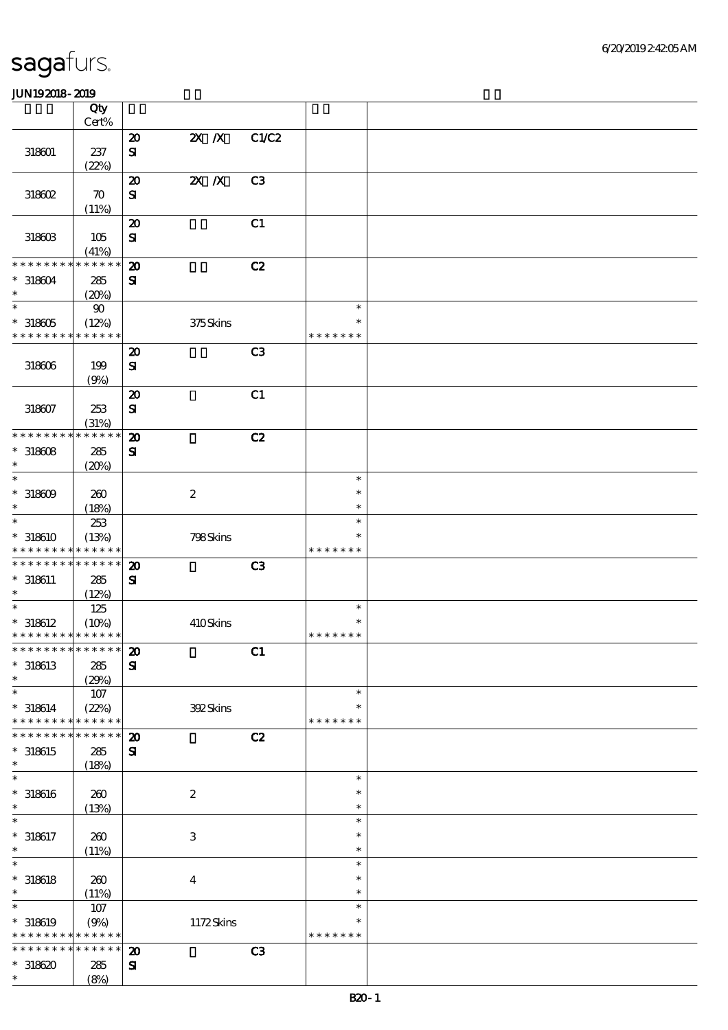sagafurs.

JUN19 2018 - 2019

| | Qty Cert% | | | | | |
|---|---|---|---|---|---|---|
| 318601 | 237 (22%) | 20 SI | 2X /X | C1/C2 | | |
| 318602 | 70 (11%) | 20 SI | 2X /X | C3 | | |
| 318603 | 105 (41%) | 20 SI | | C1 | | |
| * * * * * * * * * * * * * * | | 20 | | C2 | | |
| * 318604 | 285 (20%) | SI | | | | |
| * 318605 | 90 (12%) | | 375 Skins | | * * * * * * * | |
| 318606 | 199 (9%) | 20 SI | | C3 | | |
| 318607 | 253 (31%) | 20 SI | | C1 | | |
| * * * * * * * * * * * * * * | | 20 | | C2 | | |
| * 318608 | 285 (20%) | SI | | | | |
| * 318609 | 260 (18%) | | 2 | | * | |
| * 318610 | 253 (13%) | | 798 Skins | | * * * * * * * | |
| * * * * * * * * * * * * * * | | 20 | | C3 | | |
| * 318611 | 285 (12%) | SI | | | | |
| * 318612 | 125 (10%) | | 410 Skins | | * * * * * * * | |
| * * * * * * * * * * * * * * | | 20 | | C1 | | |
| * 318613 | 285 (29%) | SI | | | | |
| * 318614 | 107 (22%) | | 392 Skins | | * * * * * * * | |
| * * * * * * * * * * * * * * | | 20 | | C2 | | |
| * 318615 | 285 (18%) | SI | | | | |
| * 318616 | 260 (13%) | | 2 | | * | |
| * 318617 | 260 (11%) | | 3 | | * | |
| * 318618 | 260 (11%) | | 4 | | * | |
| * 318619 | 107 (9%) | | 1172 Skins | | * * * * * * * | |
| * * * * * * * * * * * * * * | | 20 | | C3 | | |
| * 318620 | 285 (8%) | SI | | | | |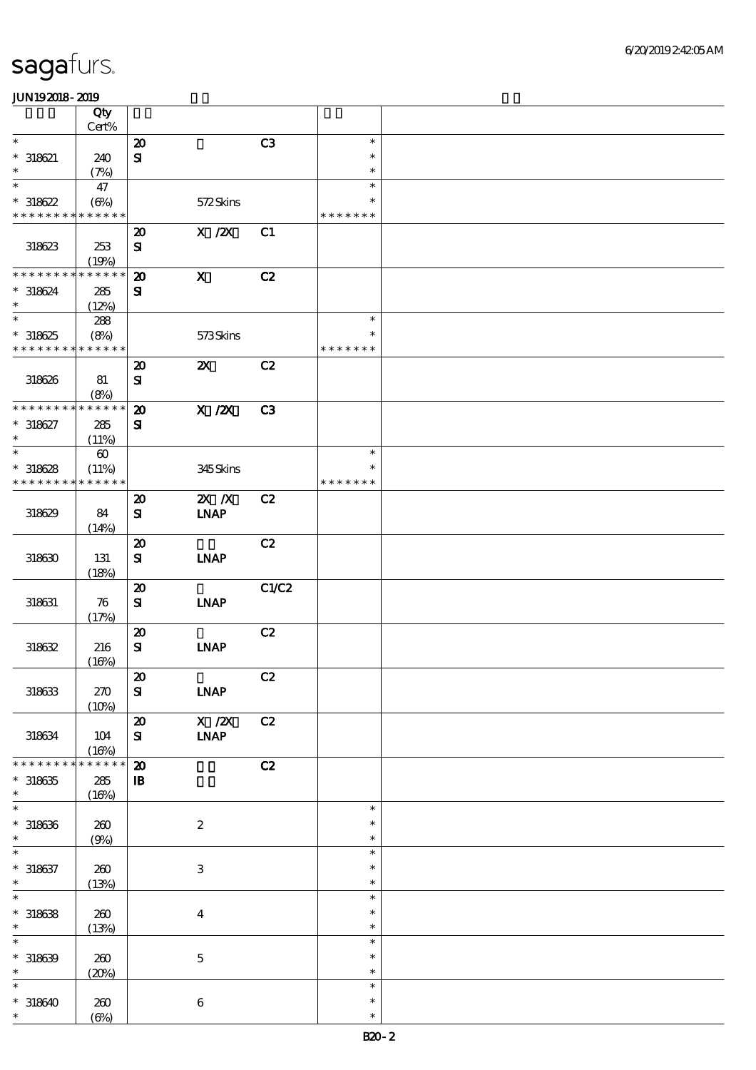# sagafurs.

JUN19 2018 - 2019

| | Qty Cert% | | | | | |
|---|---|---|---|---|---|---|
| * | | 20 | | C3 | * | |
| * 318621 | 240 | SI | | | * | |
| * | (7%) | | | | * | |
| * | 47 | | | | * | |
| * 318622 | (6%) | | 572 Skins | | * | |
| * * * * * * * * * * * * * * | | | | | * * * * * * * | |
| | | 20 | X /2X | C1 | | |
| 318623 | 253 | SI | | | | |
| | (19%) | | | | | |
| * * * * * * * * * * * * * * | | 20 | X | C2 | | |
| * 318624 | 285 | SI | | | | |
| * | (12%) | | | | | |
| * | 288 | | | | * | |
| * 318625 | (8%) | | 573 Skins | | * | |
| * * * * * * * * * * * * * * | | | | | * * * * * * * | |
| | | 20 | 2X | C2 | | |
| 318626 | 81 | SI | | | | |
| | (8%) | | | | | |
| * * * * * * * * * * * * * * | | 20 | X /2X | C3 | | |
| * 318627 | 285 | SI | | | | |
| * | (11%) | | | | | |
| * | 60 | | | | * | |
| * 318628 | (11%) | | 345 Skins | | * | |
| * * * * * * * * * * * * * * | | | | | * * * * * * * | |
| | | 20 | 2X /X | C2 | | |
| 318629 | 84 | SI | LNAP | | | |
| | (14%) | | | | | |
| | | 20 | | C2 | | |
| 318630 | 131 | SI | LNAP | | | |
| | (18%) | | | | | |
| | | 20 | | C1/C2 | | |
| 318631 | 76 | SI | LNAP | | | |
| | (17%) | | | | | |
| | | 20 | | C2 | | |
| 318632 | 216 | SI | LNAP | | | |
| | (16%) | | | | | |
| | | 20 | | C2 | | |
| 318633 | 270 | SI | LNAP | | | |
| | (10%) | | | | | |
| | | 20 | X /2X | C2 | | |
| 318634 | 104 | SI | LNAP | | | |
| | (16%) | | | | | |
| * * * * * * * * * * * * * * | | 20 | | C2 | | |
| * 318635 | 285 | IB | | | | |
| * | (16%) | | | | | |
| * | | | | | * | |
| * 318636 | 260 | | 2 | | * | |
| * | (9%) | | | | * | |
| * | | | | | * | |
| * 318637 | 260 | | 3 | | * | |
| * | (13%) | | | | * | |
| * | | | | | * | |
| * 318638 | 260 | | 4 | | * | |
| * | (13%) | | | | * | |
| * | | | | | * | |
| * 318639 | 260 | | 5 | | * | |
| * | (20%) | | | | * | |
| * | | | | | * | |
| * 318640 | 260 | | 6 | | * | |
| * | (6%) | | | | * | |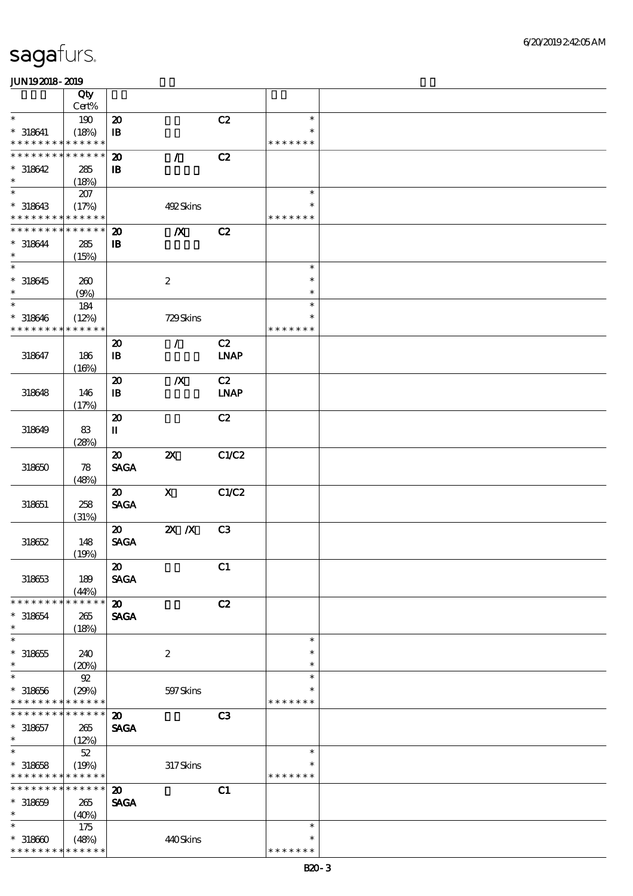| | Qty<br>Cert% | | | | | |
|---|---|---|---|---|---|---|
| * | 190 | 20 | | C2 | * | |
| * 318641 | (18%) | IB | | | * | |
| * * * * * * * * * * * * * * | | | | | * * * * * * * | |
| * * * * * * * * * * * * * * | | 20 | / | C2 | | |
| * 318642 | 285 | IB | | | | |
| * | (18%) | | | | | |
| * | 207 | | | | * | |
| * 318643 | (17%) | | 492 Skins | | * | |
| * * * * * * * * * * * * * * | | | | | * * * * * * * | |
| * * * * * * * * * * * * * * | | 20 | /X | C2 | | |
| * 318644 | 285 | IB | | | | |
| * | (15%) | | | | | |
| * | | | | | * | |
| * 318645 | 260 | | 2 | | * | |
| * | (9%) | | | | * | |
| * | 184 | | | | * | |
| * 318646 | (12%) | | 729 Skins | | * | |
| * * * * * * * * * * * * * * | | | | | * * * * * * * | |
| | | 20 | / | C2 | | |
| 318647 | 186 | IB | | LNAP | | |
| | (16%) | | | | | |
| | | 20 | /X | C2 | | |
| 318648 | 146 | IB | | LNAP | | |
| | (17%) | | | | | |
| | | 20 | | C2 | | |
| 318649 | 83 | II | | | | |
| | (28%) | | | | | |
| | | 20 | 2X | C1/C2 | | |
| 318650 | 78 | SAGA | | | | |
| | (48%) | | | | | |
| | | 20 | X | C1/C2 | | |
| 318651 | 258 | SAGA | | | | |
| | (31%) | | | | | |
| | | 20 | 2X /X | C3 | | |
| 318652 | 148 | SAGA | | | | |
| | (19%) | | | | | |
| | | 20 | | C1 | | |
| 318653 | 189 | SAGA | | | | |
| | (44%) | | | | | |
| * * * * * * * * * * * * * * | | 20 | | C2 | | |
| * 318654 | 265 | SAGA | | | | |
| * | (18%) | | | | | |
| * | | | | | * | |
| * 318655 | 240 | | 2 | | * | |
| * | (20%) | | | | * | |
| * | 92 | | | | * | |
| * 318656 | (29%) | | 597 Skins | | * | |
| * * * * * * * * * * * * * * | | | | | * * * * * * * | |
| * * * * * * * * * * * * * * | | 20 | | C3 | | |
| * 318657 | 265 | SAGA | | | | |
| * | (12%) | | | | | |
| * | 52 | | | | * | |
| * 318658 | (19%) | | 317 Skins | | * | |
| * * * * * * * * * * * * * * | | | | | * * * * * * * | |
| * * * * * * * * * * * * * * | | 20 | | C1 | | |
| * 318659 | 265 | SAGA | | | | |
| * | (40%) | | | | | |
| * | 175 | | | | * | |
| * 318660 | (48%) | | 440 Skins | | * | |
| * * * * * * * * * * * * * * | | | | | * * * * * * * | |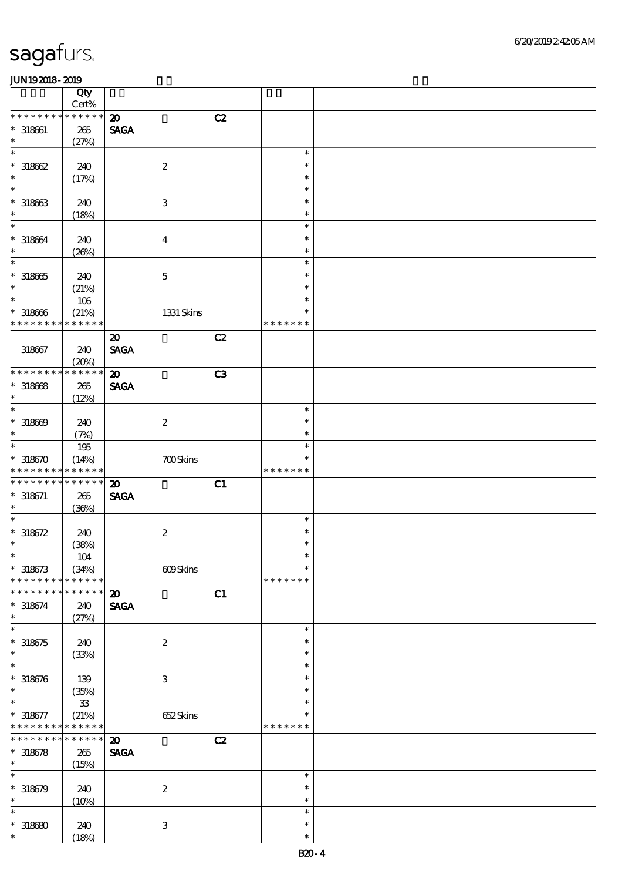# sagafurs.

JUN19 2018 - 2019

| | Qty Cert% | | | | | |
|---|---|---|---|---|---|---|
| * * * * * * * * * * * * * * | | 20 | | C2 | | |
| * 318661 | 265 | SAGA | | | | |
| * | (27%) | | | | | |
| * | | | | | * | |
| * 318662 | 240 | | 2 | | * | |
| * | (17%) | | | | * | |
| * | | | | | * | |
| * 318663 | 240 | | 3 | | * | |
| * | (18%) | | | | * | |
| * | | | | | * | |
| * 318664 | 240 | | 4 | | * | |
| * | (26%) | | | | * | |
| * | | | | | * | |
| * 318665 | 240 | | 5 | | * | |
| * | (21%) | | | | * | |
| * | 106 | | | | * | |
| * 318666 | (21%) | | 1331 Skins | | * | |
| * * * * * * * * * * * * * * | | | | | * * * * * * * | |
| | | 20 | | C2 | | |
| 318667 | 240 | SAGA | | | | |
| | (20%) | | | | | |
| * * * * * * * * * * * * * * | | 20 | | C3 | | |
| * 318668 | 265 | SAGA | | | | |
| * | (12%) | | | | | |
| * | | | | | * | |
| * 318669 | 240 | | 2 | | * | |
| * | (7%) | | | | * | |
| * | 195 | | | | * | |
| * 318670 | (14%) | | 700 Skins | | * | |
| * * * * * * * * * * * * * * | | | | | * * * * * * * | |
| * * * * * * * * * * * * * * | | 20 | | C1 | | |
| * 318671 | 265 | SAGA | | | | |
| * | (36%) | | | | | |
| * | | | | | * | |
| * 318672 | 240 | | 2 | | * | |
| * | (38%) | | | | * | |
| * | 104 | | | | * | |
| * 318673 | (34%) | | 609 Skins | | * | |
| * * * * * * * * * * * * * * | | | | | * * * * * * * | |
| * * * * * * * * * * * * * * | | 20 | | C1 | | |
| * 318674 | 240 | SAGA | | | | |
| * | (27%) | | | | | |
| * | | | | | * | |
| * 318675 | 240 | | 2 | | * | |
| * | (33%) | | | | * | |
| * | | | | | * | |
| * 318676 | 139 | | 3 | | * | |
| * | (35%) | | | | * | |
| * | 33 | | | | * | |
| * 318677 | (21%) | | 652 Skins | | * | |
| * * * * * * * * * * * * * * | | | | | * * * * * * * | |
| * * * * * * * * * * * * * * | | 20 | | C2 | | |
| * 318678 | 265 | SAGA | | | | |
| * | (15%) | | | | | |
| * | | | | | * | |
| * 318679 | 240 | | 2 | | * | |
| * | (10%) | | | | * | |
| * | | | | | * | |
| * 318680 | 240 | | 3 | | * | |
| * | (18%) | | | | * | |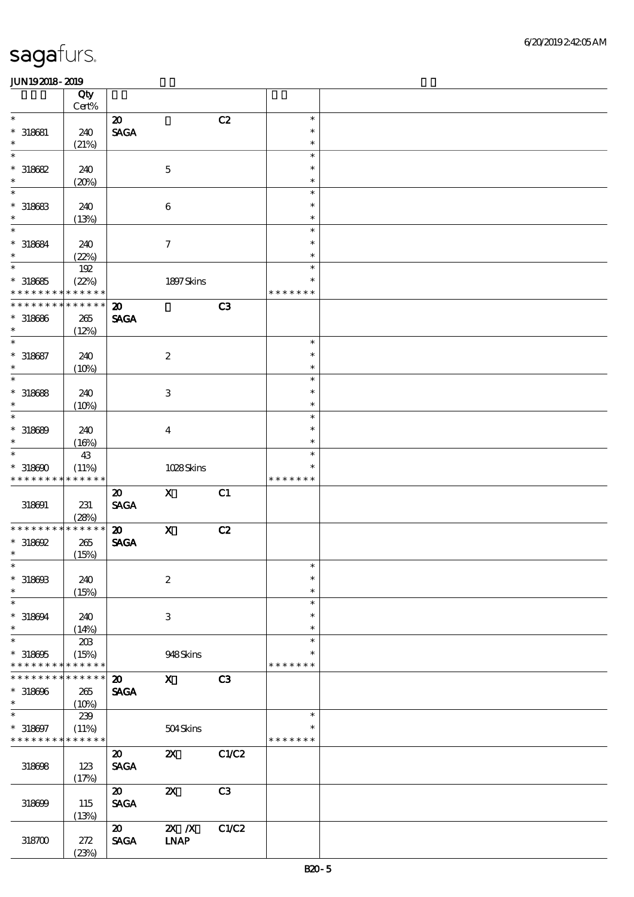| | Qty Cert% | | | | | |
|---|---|---|---|---|---|---|
| * | | 20 | | C2 | * | |
| * 318681 | 240 | SAGA | | | * | |
| * | (21%) | | | | * | |
| * | | | | | * | |
| * 318682 | 240 | | 5 | | * | |
| * | (20%) | | | | * | |
| * | | | | | * | |
| * 318683 | 240 | | 6 | | * | |
| * | (13%) | | | | * | |
| * | | | | | * | |
| * 318684 | 240 | | 7 | | * | |
| * | (22%) | | | | * | |
| * | 192 | | | | * | |
| * 318685 | (22%) | | 1897 Skins | | * | |
| * * * * * * * * * * * * * * | | | | | * * * * * * * | |
| * * * * * * * * * * * * * * | | 20 | | C3 | | |
| * 318686 | 265 | SAGA | | | | |
| * | (12%) | | | | | |
| * | | | | | * | |
| * 318687 | 240 | | 2 | | * | |
| * | (10%) | | | | * | |
| * | | | | | * | |
| * 318688 | 240 | | 3 | | * | |
| * | (10%) | | | | * | |
| * | | | | | * | |
| * 318689 | 240 | | 4 | | * | |
| * | (16%) | | | | * | |
| * | 43 | | | | * | |
| * 318690 | (11%) | | 1028 Skins | | * | |
| * * * * * * * * * * * * * * | | | | | * * * * * * * | |
| | | 20 | X | C1 | | |
| 318691 | 231 | SAGA | | | | |
| | (28%) | | | | | |
| * * * * * * * * * * * * * * | | 20 | X | C2 | | |
| * 318692 | 265 | SAGA | | | | |
| * | (15%) | | | | | |
| * | | | | | * | |
| * 318693 | 240 | | 2 | | * | |
| * | (15%) | | | | * | |
| * | | | | | * | |
| * 318694 | 240 | | 3 | | * | |
| * | (14%) | | | | * | |
| * | 203 | | | | * | |
| * 318695 | (15%) | | 948 Skins | | * | |
| * * * * * * * * * * * * * * | | | | | * * * * * * * | |
| * * * * * * * * * * * * * * | | 20 | X | C3 | | |
| * 318696 | 265 | SAGA | | | | |
| * | (10%) | | | | | |
| * | 239 | | | | * | |
| * 318697 | (11%) | | 504 Skins | | * | |
| * * * * * * * * * * * * * * | | | | | * * * * * * * | |
| | | 20 | 2X | C1/C2 | | |
| 318698 | 123 | SAGA | | | | |
| | (17%) | | | | | |
| | | 20 | 2X | C3 | | |
| 318699 | 115 | SAGA | | | | |
| | (13%) | | | | | |
| | | 20 | 2X /X | C1/C2 | | |
| 318700 | 272 | SAGA | LNAP | | | |
| | (23%) | | | | | |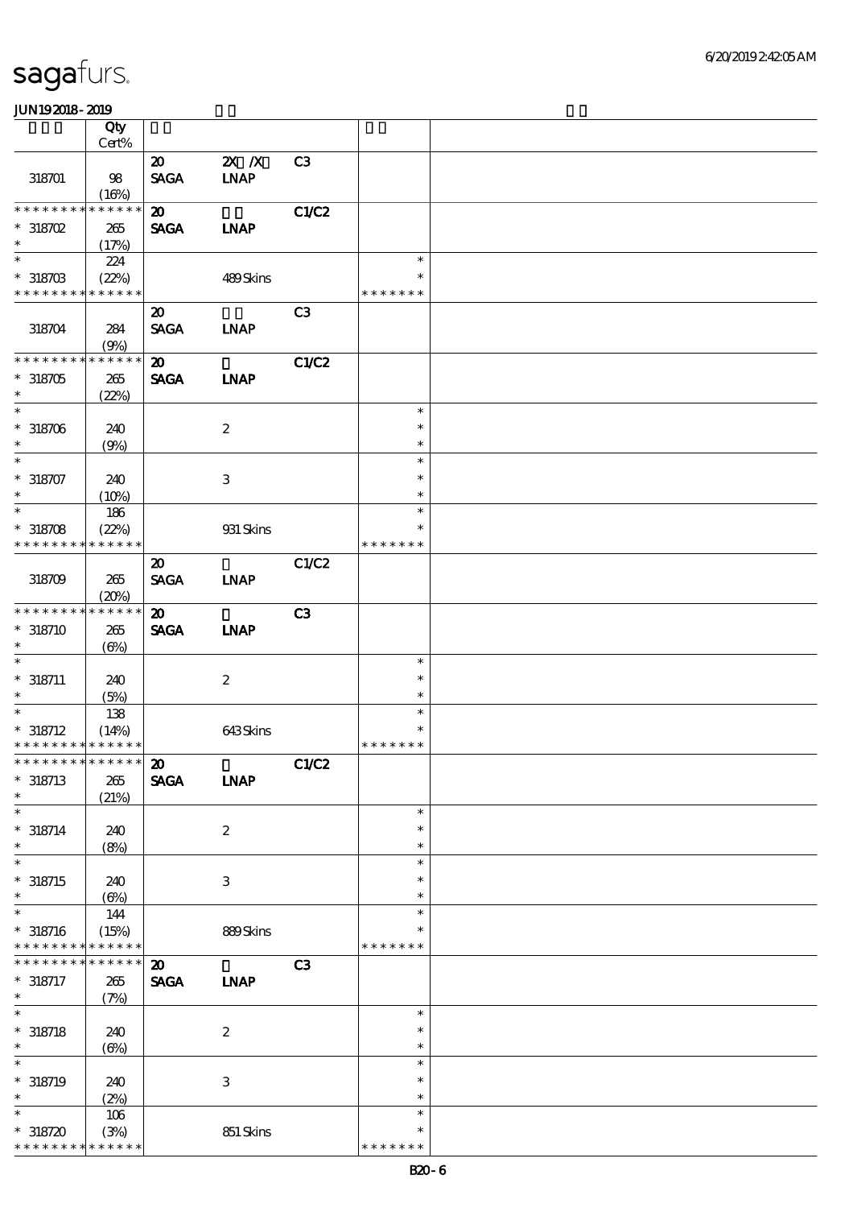sagafurs.

JUN19 2018 - 2019

| | Qty Cert% | | | | | |
|---|---|---|---|---|---|---|
| 318701 | 98 (16%) | 20 SAGA | 2X /X LNAP | C3 | | |
| * * * * * * * * * * * * * * * 318702 * | 265 (17%) | 20 SAGA | LNAP | C1/C2 | | |
| * * 318703 * * * * * * * * * * * * * | 224 (22%) | | 489 Skins | | * * * * * * * * * | |
| 318704 | 284 (9%) | 20 SAGA | LNAP | C3 | | |
| * * * * * * * * * * * * * * * 318705 * | 265 (22%) | 20 SAGA | LNAP | C1/C2 | | |
| * * 318706 * | 240 (9%) | | 2 | | * * * | |
| * * 318707 * | 240 (10%) | | 3 | | * * * | |
| * * 318708 * * * * * * * * * * * * * | 186 (22%) | | 931 Skins | | * * * * * * * * * | |
| 318709 | 265 (20%) | 20 SAGA | LNAP | C1/C2 | | |
| * * * * * * * * * * * * * * * 318710 * | 265 (6%) | 20 SAGA | LNAP | C3 | | |
| * * 318711 * | 240 (5%) | | 2 | | * * * | |
| * * 318712 * * * * * * * * * * * * * | 138 (14%) | | 643 Skins | | * * * * * * * * * | |
| * * * * * * * * * * * * * * * 318713 * | 265 (21%) | 20 SAGA | LNAP | C1/C2 | | |
| * * 318714 * | 240 (8%) | | 2 | | * * * | |
| * * 318715 * | 240 (6%) | | 3 | | * * * | |
| * * 318716 * * * * * * * * * * * * * | 144 (15%) | | 889 Skins | | * * * * * * * * * | |
| * * * * * * * * * * * * * * * 318717 * | 265 (7%) | 20 SAGA | LNAP | C3 | | |
| * * 318718 * | 240 (6%) | | 2 | | * * * | |
| * * 318719 * | 240 (2%) | | 3 | | * * * | |
| * * 318720 * * * * * * * * * * * * * | 106 (3%) | | 851 Skins | | * * * * * * * * * | |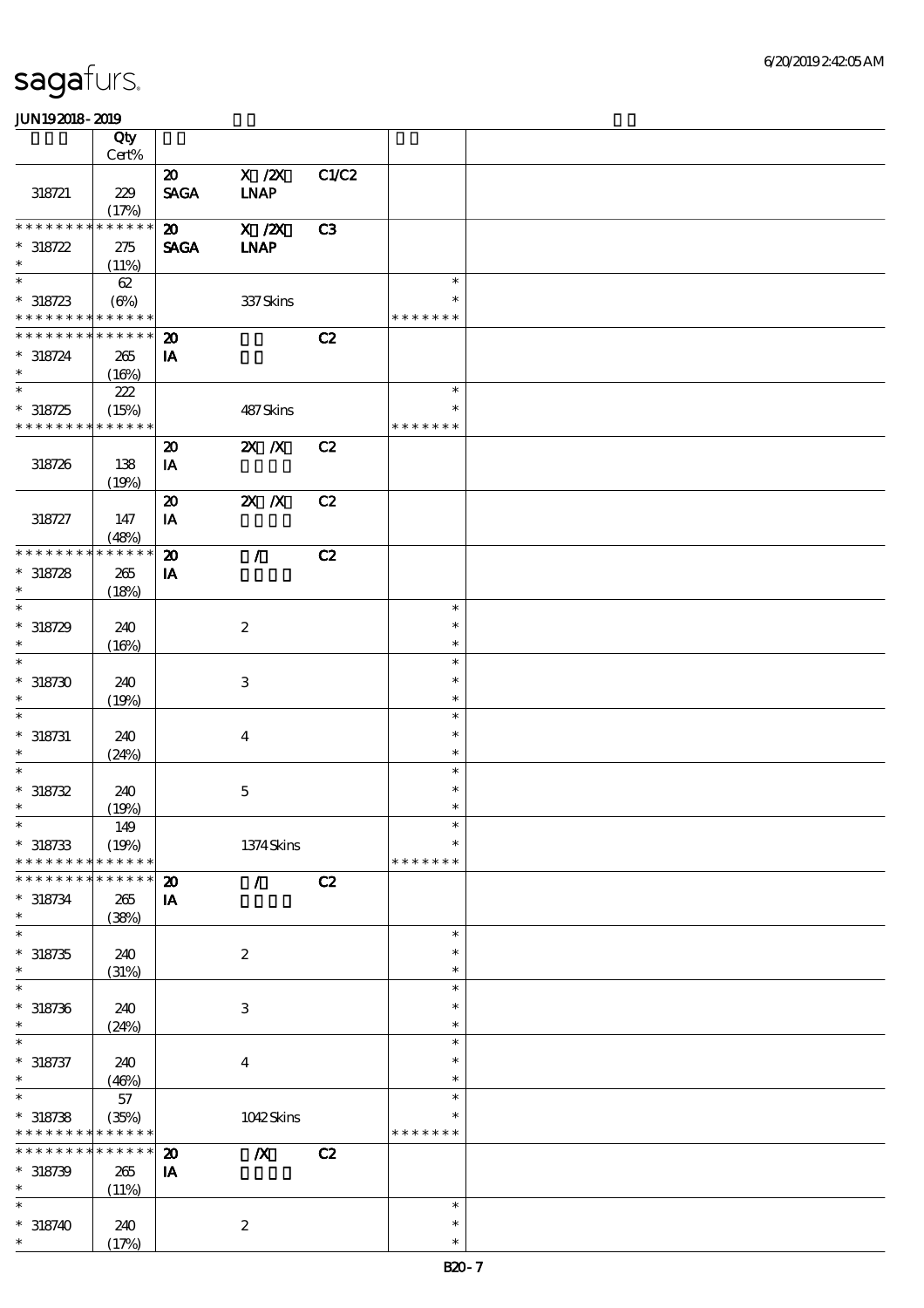# sagafurs.

JUN19 2018 - 2019

| | Qty<br>Cert% | | | | | |
|---|---|---|---|---|---|---|
| 318721 | 229<br>(17%) | 20<br>SAGA | X /2X<br>LNAP | C1/C2 | | |
| * * * * * * * * * * * * * *<br>* 318722<br>* | 275<br>(11%) | 20<br>SAGA | X /2X<br>LNAP | C3 | | |
| *<br>* 318723<br>* * * * * * * * * * * * * * | 62<br>(6%) | | 337 Skins | | *<br>*<br>* * * * * * * | |
| * * * * * * * * * * * * * *<br>* 318724<br>* | 265<br>(16%) | 20<br>IA | | C2 | | |
| *<br>* 318725<br>* * * * * * * * * * * * * * | 222<br>(15%) | | 487 Skins | | *<br>*<br>* * * * * * * | |
| 318726 | 138<br>(19%) | 20<br>IA | 2X /X | C2 | | |
| 318727 | 147<br>(48%) | 20<br>IA | 2X /X | C2 | | |
| * * * * * * * * * * * * * *<br>* 318728<br>* | 265<br>(18%) | 20<br>IA | / | C2 | | |
| *<br>* 318729<br>* | 240<br>(16%) | | 2 | | *<br>*<br>* | |
| *<br>* 318730<br>* | 240<br>(19%) | | 3 | | *<br>*<br>* | |
| *<br>* 318731<br>* | 240<br>(24%) | | 4 | | *<br>*<br>* | |
| *<br>* 318732<br>* | 240<br>(19%) | | 5 | | *<br>*<br>* | |
| *<br>* 318733<br>* * * * * * * * * * * * * * | 149<br>(19%) | | 1374 Skins | | *<br>*<br>* * * * * * * | |
| * * * * * * * * * * * * * *<br>* 318734<br>* | 265<br>(38%) | 20<br>IA | / | C2 | | |
| *<br>* 318735<br>* | 240<br>(31%) | | 2 | | *<br>*<br>* | |
| *<br>* 318736<br>* | 240<br>(24%) | | 3 | | *<br>*<br>* | |
| *<br>* 318737<br>* | 240<br>(46%) | | 4 | | *<br>*<br>* | |
| *<br>* 318738<br>* * * * * * * * * * * * * * | 57<br>(35%) | | 1042 Skins | | *<br>*<br>* * * * * * * | |
| * * * * * * * * * * * * * *<br>* 318739<br>* | 265<br>(11%) | 20<br>IA | /X | C2 | | |
| *<br>* 318740<br>* | 240<br>(17%) | | 2 | | *<br>*<br>* | |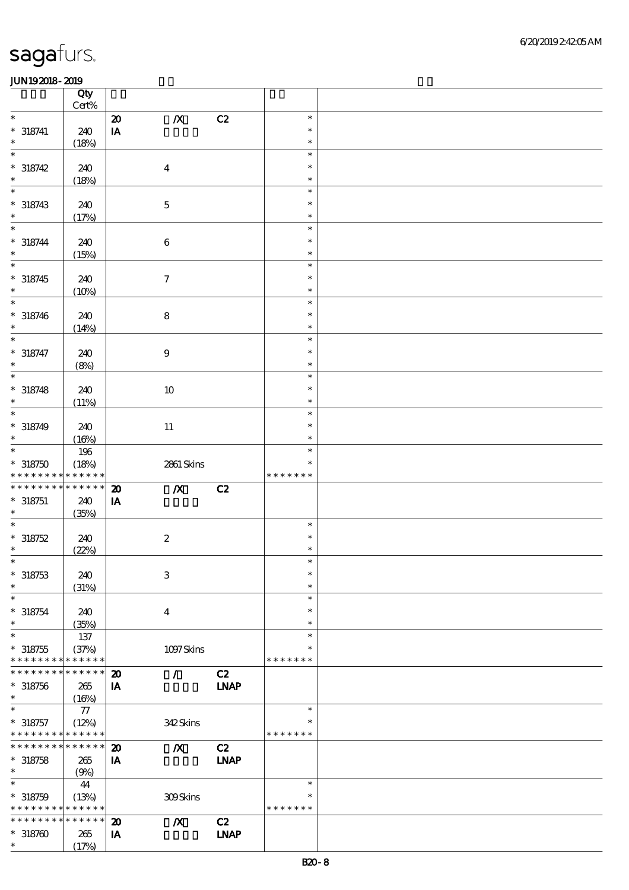| | Qty<br>Cert% | | | | | |
|---|---|---|---|---|---|---|
| * | | 20 | /X | C2 | * | |
| * 318741 | 240 | IA | | | * | |
| * | (18%) | | | | * | |
| * | | | | | * | |
| * 318742 | 240 | | 4 | | * | |
| * | (18%) | | | | * | |
| * | | | | | * | |
| * 318743 | 240 | | 5 | | * | |
| * | (17%) | | | | * | |
| * | | | | | * | |
| * 318744 | 240 | | 6 | | * | |
| * | (15%) | | | | * | |
| * | | | | | * | |
| * 318745 | 240 | | 7 | | * | |
| * | (10%) | | | | * | |
| * | | | | | * | |
| * 318746 | 240 | | 8 | | * | |
| * | (14%) | | | | * | |
| * | | | | | * | |
| * 318747 | 240 | | 9 | | * | |
| * | (8%) | | | | * | |
| * | | | | | * | |
| * 318748 | 240 | | 10 | | * | |
| * | (11%) | | | | * | |
| * | | | | | * | |
| * 318749 | 240 | | 11 | | * | |
| * | (16%) | | | | * | |
| * | 196 | | | | * | |
| * 318750 | (18%) | | 2861 Skins | | * | |
| * * * * * * * * * * * * * | | | | | * * * * * * * | |
| * * * * * * * * * * * * * | | 20 | /X | C2 | | |
| * 318751 | 240 | IA | | | | |
| * | (35%) | | | | | |
| * | | | | | * | |
| * 318752 | 240 | | 2 | | * | |
| * | (22%) | | | | * | |
| * | | | | | * | |
| * 318753 | 240 | | 3 | | * | |
| * | (31%) | | | | * | |
| * | | | | | * | |
| * 318754 | 240 | | 4 | | * | |
| * | (35%) | | | | * | |
| * | 137 | | | | * | |
| * 318755 | (37%) | | 1097 Skins | | * | |
| * * * * * * * * * * * * * | | | | | * * * * * * * | |
| * * * * * * * * * * * * * | | 20 | / | C2 | | |
| * 318756 | 265 | IA | | LNAP | | |
| * | (16%) | | | | | |
| * | 77 | | | | * | |
| * 318757 | (12%) | | 342 Skins | | * | |
| * * * * * * * * * * * * * | | | | | * * * * * * * | |
| * * * * * * * * * * * * * | | 20 | /X | C2 | | |
| * 318758 | 265 | IA | | LNAP | | |
| * | (9%) | | | | | |
| * | 44 | | | | * | |
| * 318759 | (13%) | | 309 Skins | | * | |
| * * * * * * * * * * * * * | | | | | * * * * * * * | |
| * * * * * * * * * * * * * | | 20 | /X | C2 | | |
| * 318760 | 265 | IA | | LNAP | | |
| * | (17%) | | | | | |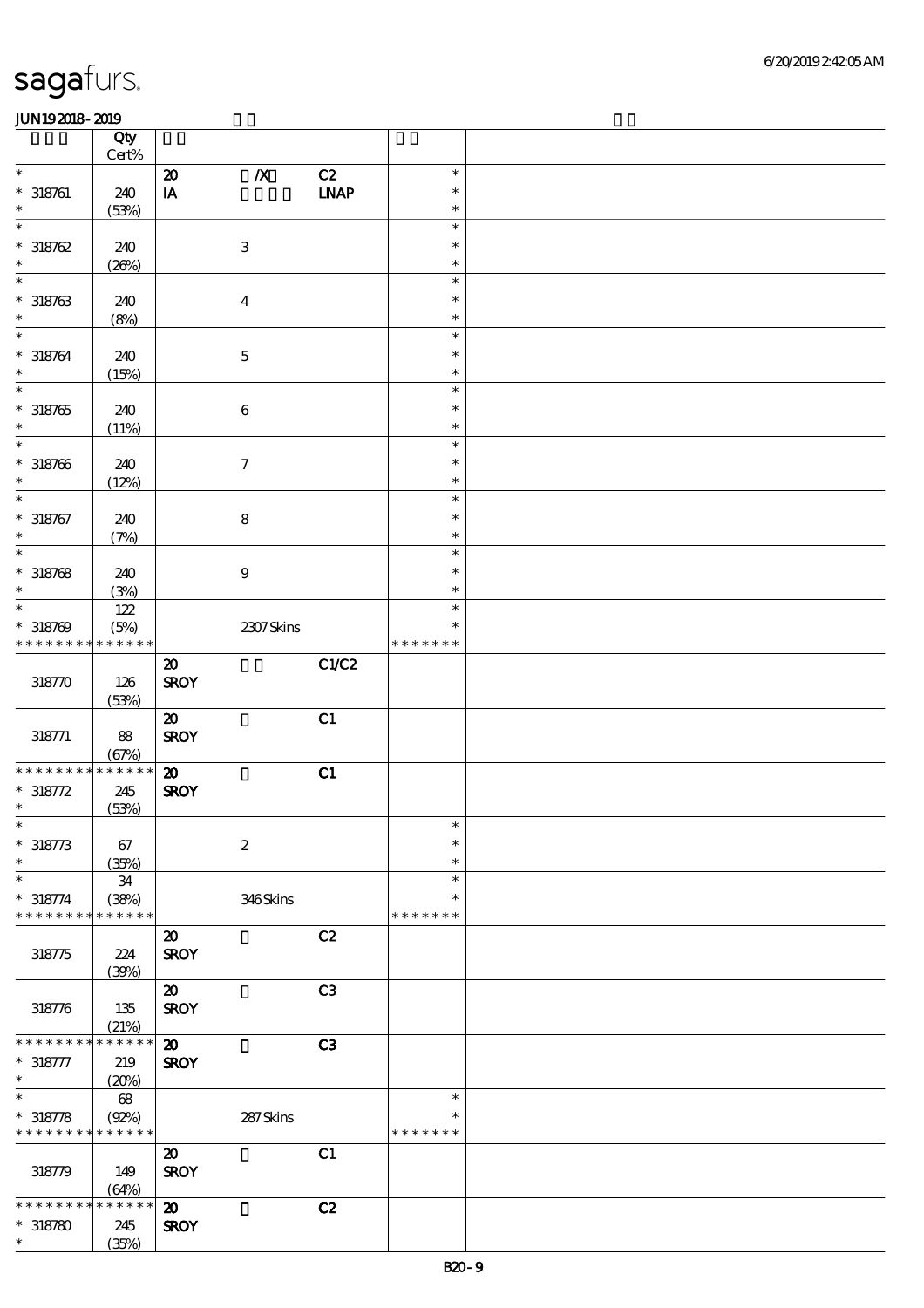| | Qty Cert% | | | | | |
|---|---|---|---|---|---|---|
| * | | 20 | /X | C2 | * | |
| * 318761 | 240 | IA | | LNAP | * | |
| * | (53%) | | | | * | |
| * | | | | | * | |
| * 318762 | 240 | | 3 | | * | |
| * | (26%) | | | | * | |
| * | | | | | * | |
| * 318763 | 240 | | 4 | | * | |
| * | (8%) | | | | * | |
| * | | | | | * | |
| * 318764 | 240 | | 5 | | * | |
| * | (15%) | | | | * | |
| * | | | | | * | |
| * 318765 | 240 | | 6 | | * | |
| * | (11%) | | | | * | |
| * | | | | | * | |
| * 318766 | 240 | | 7 | | * | |
| * | (12%) | | | | * | |
| * | | | | | * | |
| * 318767 | 240 | | 8 | | * | |
| * | (7%) | | | | * | |
| * | | | | | * | |
| * 318768 | 240 | | 9 | | * | |
| * | (3%) | | | | * | |
| * | 122 | | | | * | |
| * 318769 | (5%) | | 2307 Skins | | * | |
| * * * * * * * * * * * * * * | | | | | * * * * * * * | |
| | | 20 | | C1/C2 | | |
| 318770 | 126 | SROY | | | | |
| | (53%) | | | | | |
| | | 20 | | C1 | | |
| 318771 | 88 | SROY | | | | |
| | (67%) | | | | | |
| * * * * * * * * * * * * * * | | 20 | | C1 | | |
| * 318772 | 245 | SROY | | | | |
| * | (53%) | | | | | |
| * | | | | | * | |
| * 318773 | 67 | | 2 | | * | |
| * | (35%) | | | | * | |
| * | 34 | | | | * | |
| * 318774 | (38%) | | 346 Skins | | * | |
| * * * * * * * * * * * * * * | | | | | * * * * * * * | |
| | | 20 | | C2 | | |
| 318775 | 224 | SROY | | | | |
| | (39%) | | | | | |
| | | 20 | | C3 | | |
| 318776 | 135 | SROY | | | | |
| | (21%) | | | | | |
| * * * * * * * * * * * * * * | | 20 | | C3 | | |
| * 318777 | 219 | SROY | | | | |
| * | (20%) | | | | | |
| * | 68 | | | | * | |
| * 318778 | (92%) | | 287 Skins | | * | |
| * * * * * * * * * * * * * * | | | | | * * * * * * * | |
| | | 20 | | C1 | | |
| 318779 | 149 | SROY | | | | |
| | (64%) | | | | | |
| * * * * * * * * * * * * * * | | 20 | | C2 | | |
| * 318780 | 245 | SROY | | | | |
| * | (35%) | | | | | |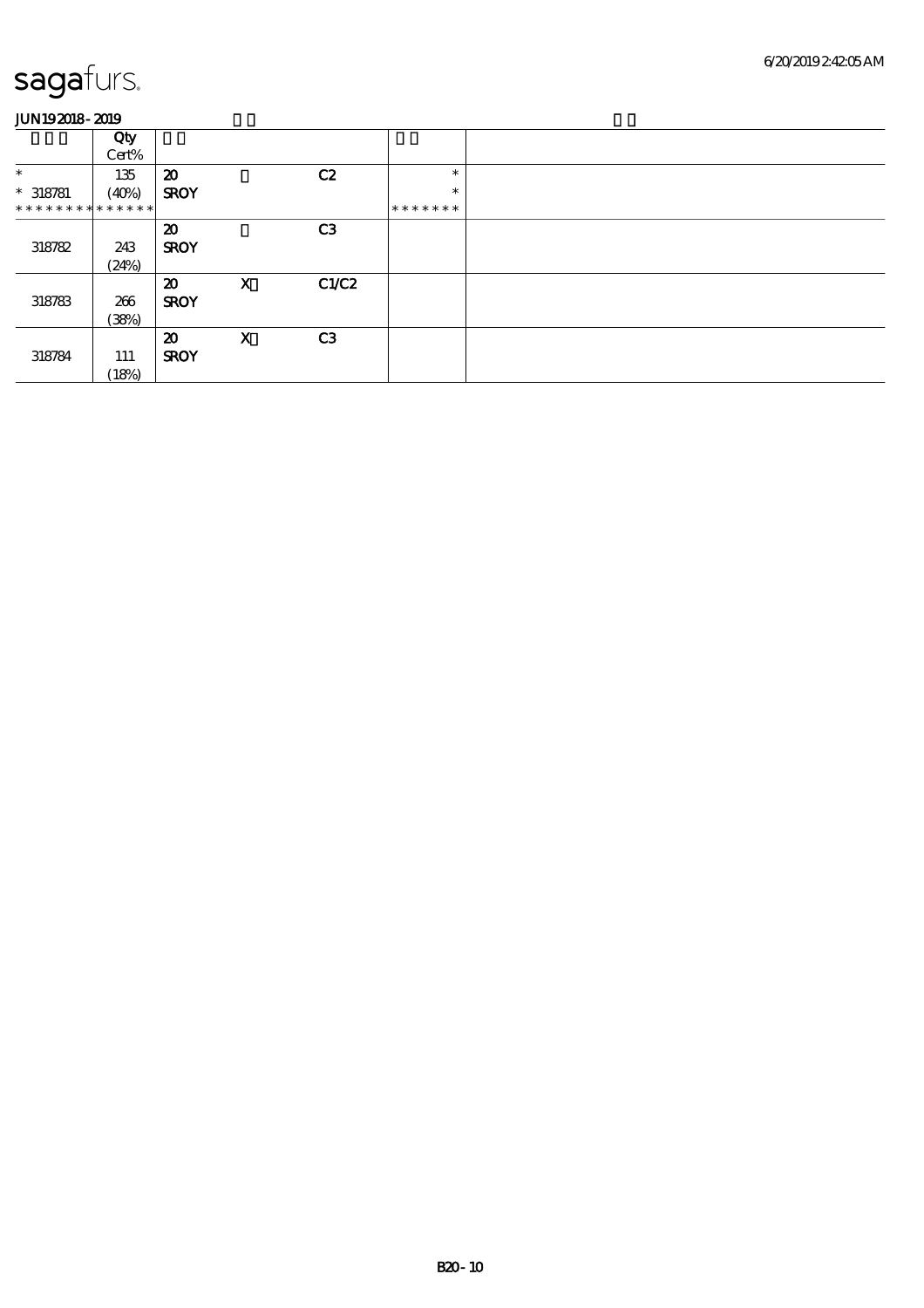sagafurs.

JUN19 2018 - 2019

| Qty Cert% | | | | | |
|---|---|---|---|---|---|
| * * 318781 * * * * * * * * * * * * * | 135 (40%) | 20 SROY | | C2 | * * * * * * * * * |
| 318782 | 243 (24%) | 20 SROY | | C3 | |
| 318783 | 266 (38%) | 20 SROY | X | C1/C2 | |
| 318784 | 111 (18%) | 20 SROY | X | C3 | |

B20 - 10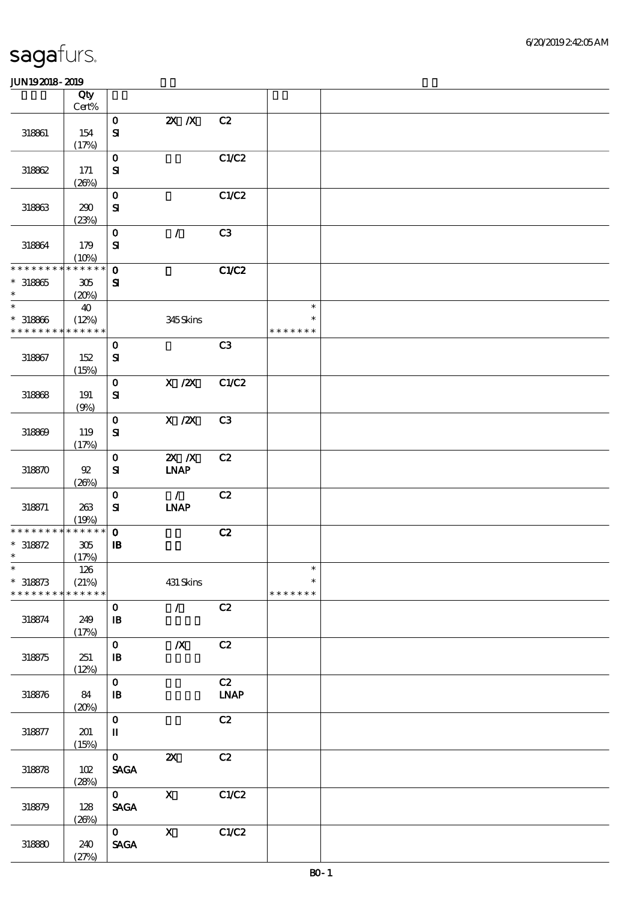sagafurs.

JUN19 2018 - 2019

| | Qty Cert% | | | | | |
|---|---|---|---|---|---|---|
| 318861 | 154 (17%) | 0 SI | 2X /X | C2 | | |
| 318862 | 171 (26%) | 0 SI | | C1/C2 | | |
| 318863 | 290 (23%) | 0 SI | | C1/C2 | | |
| 318864 | 179 (10%) | 0 SI | / | C3 | | |
| * * * * * * * * * * * * * * * 318865 * | 305 (20%) | 0 SI | | C1/C2 | | |
| * * 318866 * * * * * * * * * * * * * * | 40 (12%) | | 345 Skins | | * * * * * * * * * | |
| 318867 | 152 (15%) | 0 SI | | C3 | | |
| 318868 | 191 (9%) | 0 SI | X /2X | C1/C2 | | |
| 318869 | 119 (17%) | 0 SI | X /2X | C3 | | |
| 318870 | 92 (26%) | 0 SI | 2X /X LNAP | C2 | | |
| 318871 | 263 (19%) | 0 SI | / LNAP | C2 | | |
| * * * * * * * * * * * * * * * 318872 * | 305 (17%) | 0 IB | | C2 | | |
| * * 318873 * * * * * * * * * * * * * * | 126 (21%) | | 431 Skins | | * * * * * * * * * | |
| 318874 | 249 (17%) | 0 IB | / | C2 | | |
| 318875 | 251 (12%) | 0 IB | /X | C2 | | |
| 318876 | 84 (20%) | 0 IB | | C2 LNAP | | |
| 318877 | 201 (15%) | 0 II | | C2 | | |
| 318878 | 102 (28%) | 0 SAGA | 2X | C2 | | |
| 318879 | 128 (26%) | 0 SAGA | X | C1/C2 | | |
| 318880 | 240 (27%) | 0 SAGA | X | C1/C2 | | |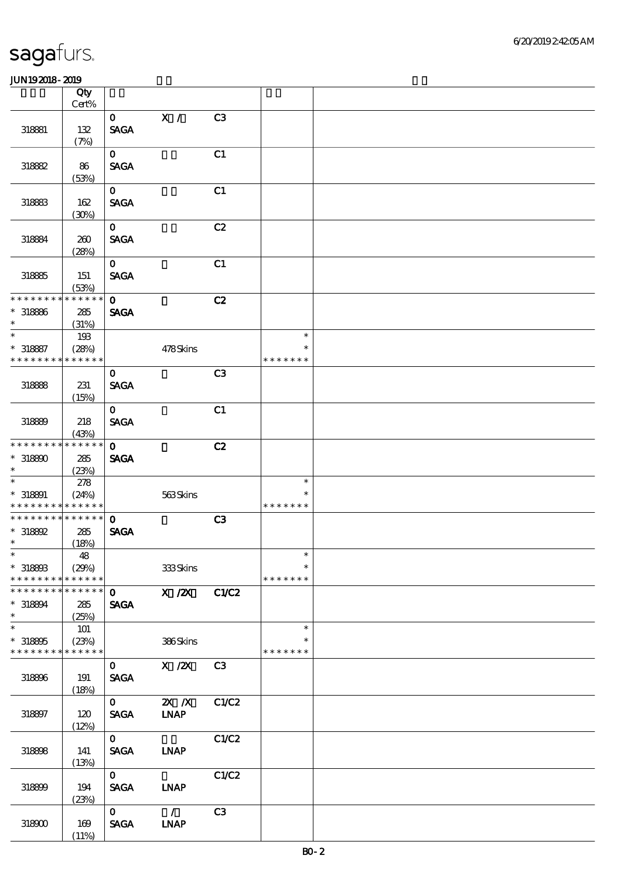| | Qty Cert% | | | | | |
|---|---|---|---|---|---|---|
| 318881 | 132 (7%) | 0 SAGA | X / | C3 | | |
| 318882 | 86 (53%) | 0 SAGA | | C1 | | |
| 318883 | 162 (30%) | 0 SAGA | | C1 | | |
| 318884 | 260 (28%) | 0 SAGA | | C2 | | |
| 318885 | 151 (53%) | 0 SAGA | | C1 | | |
| * * * * * * * * * * * * * * 318886 * | 285 (31%) | 0 SAGA | | C2 | | |
| * * 318887 * * * * * * * * * * * * * * | 193 (28%) | | 478 Skins | | * * * * * * * * * | |
| 318888 | 231 (15%) | 0 SAGA | | C3 | | |
| 318889 | 218 (43%) | 0 SAGA | | C1 | | |
| * * * * * * * * * * * * * * 318890 * | 285 (23%) | 0 SAGA | | C2 | | |
| * * 318891 * * * * * * * * * * * * * * | 278 (24%) | | 563 Skins | | * * * * * * * * * | |
| * * * * * * * * * * * * * * 318892 * | 285 (18%) | 0 SAGA | | C3 | | |
| * * 318893 * * * * * * * * * * * * * * | 48 (29%) | | 333 Skins | | * * * * * * * * * | |
| * * * * * * * * * * * * * * 318894 * | 285 (25%) | 0 SAGA | X /2X | C1/C2 | | |
| * * 318895 * * * * * * * * * * * * * * | 101 (23%) | | 386 Skins | | * * * * * * * * * | |
| 318896 | 191 (18%) | 0 SAGA | X /2X | C3 | | |
| 318897 | 120 (12%) | 0 SAGA | 2X /X LNAP | C1/C2 | | |
| 318898 | 141 (13%) | 0 SAGA | LNAP | C1/C2 | | |
| 318899 | 194 (23%) | 0 SAGA | LNAP | C1/C2 | | |
| 318900 | 169 (11%) | 0 SAGA | / LNAP | C3 | | |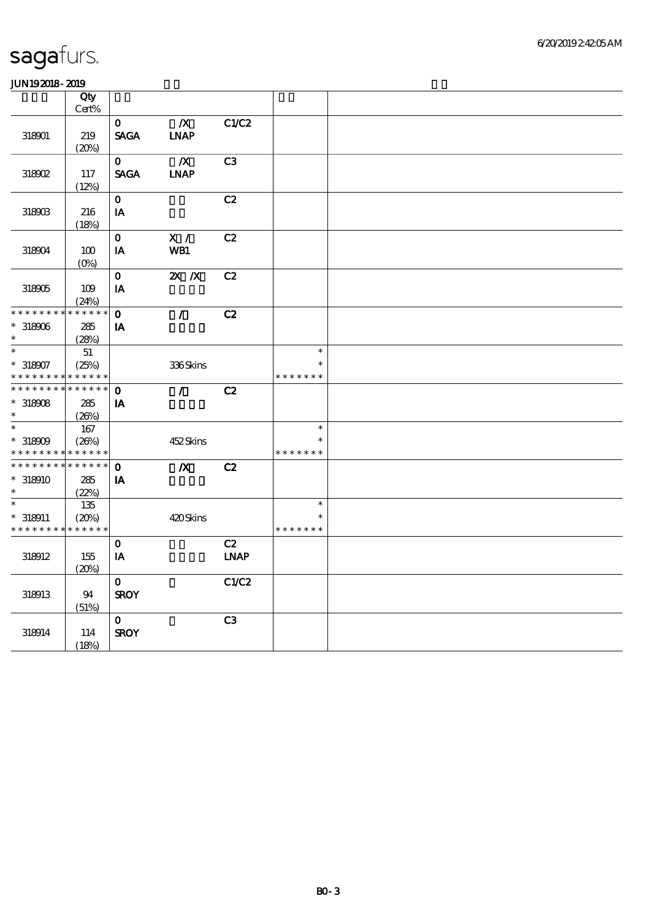# sagafurs.

**JUN19 2018 - 2019**

| | Qty Cert% | | | | | |
|---|---|---|---|---|---|---|
| 318901 | 219 (20%) | 0 SAGA | /X LNAP | C1/C2 | | |
| 318902 | 117 (12%) | 0 SAGA | /X LNAP | C3 | | |
| 318903 | 216 (18%) | 0 IA | | C2 | | |
| 318904 | 100 (0%) | 0 IA | X / WB1 | C2 | | |
| 318905 | 109 (24%) | 0 IA | 2X /X | C2 | | |
| * * * * * * * * * * * * * * * 318906 * | 285 (28%) | 0 IA | / | C2 | | |
| * * 318907 * * * * * * * * * * * * * * | 51 (25%) | | 336 Skins | | * * * * * * * * * | |
| * * * * * * * * * * * * * * * 318908 * | 285 (26%) | 0 IA | / | C2 | | |
| * * 318909 * * * * * * * * * * * * * * | 167 (26%) | | 452 Skins | | * * * * * * * * * | |
| * * * * * * * * * * * * * * * 318910 * | 285 (22%) | 0 IA | /X | C2 | | |
| * * 318911 * * * * * * * * * * * * * * | 135 (20%) | | 420 Skins | | * * * * * * * * * | |
| 318912 | 155 (20%) | 0 IA | | C2 LNAP | | |
| 318913 | 94 (51%) | 0 SROY | | C1/C2 | | |
| 318914 | 114 (18%) | 0 SROY | | C3 | | |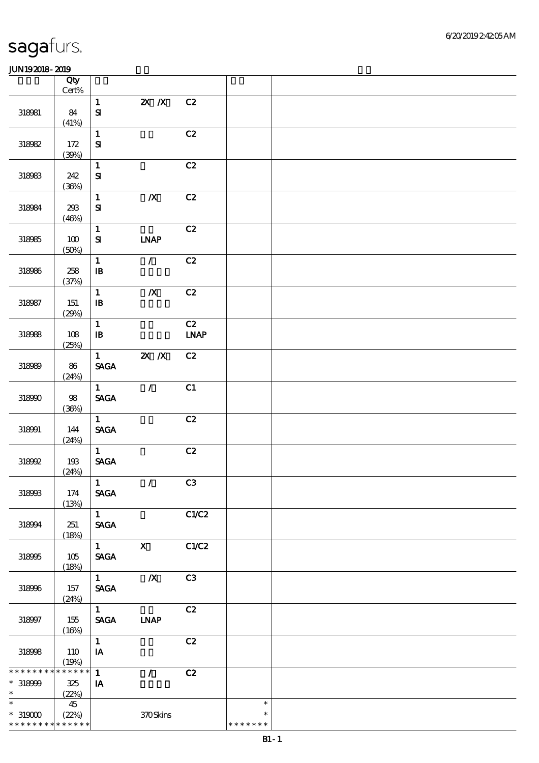# sagafurs.

JUN19 2018 - 2019

| | Qty Cert% | | | | | |
|---|---|---|---|---|---|---|
| 318981 | 84 (41%) | 1 SI | 2X /X | C2 | | |
| 318982 | 172 (39%) | 1 SI | | C2 | | |
| 318983 | 242 (36%) | 1 SI | | C2 | | |
| 318984 | 293 (46%) | 1 SI | /X | C2 | | |
| 318985 | 100 (50%) | 1 SI | LNAP | C2 | | |
| 318986 | 258 (37%) | 1 IB | / | C2 | | |
| 318987 | 151 (29%) | 1 IB | /X | C2 | | |
| 318988 | 108 (25%) | 1 IB | | C2 LNAP | | |
| 318989 | 86 (24%) | 1 SAGA | 2X /X | C2 | | |
| 318990 | 98 (36%) | 1 SAGA | / | C1 | | |
| 318991 | 144 (24%) | 1 SAGA | | C2 | | |
| 318992 | 193 (24%) | 1 SAGA | | C2 | | |
| 318993 | 174 (13%) | 1 SAGA | / | C3 | | |
| 318994 | 251 (18%) | 1 SAGA | | C1/C2 | | |
| 318995 | 105 (18%) | 1 SAGA | X | C1/C2 | | |
| 318996 | 157 (24%) | 1 SAGA | /X | C3 | | |
| 318997 | 155 (16%) | 1 SAGA | LNAP | C2 | | |
| 318998 | 110 (19%) | 1 IA | | C2 | | |
| * * * * * * * * * * * * * * 318999 * | 325 (22%) | 1 IA | / | C2 | | |
| * * 319000 * * * * * * * * * * * * * | 45 (22%) | | 370 Skins | | * * * * * * * * * | |

B1 - 1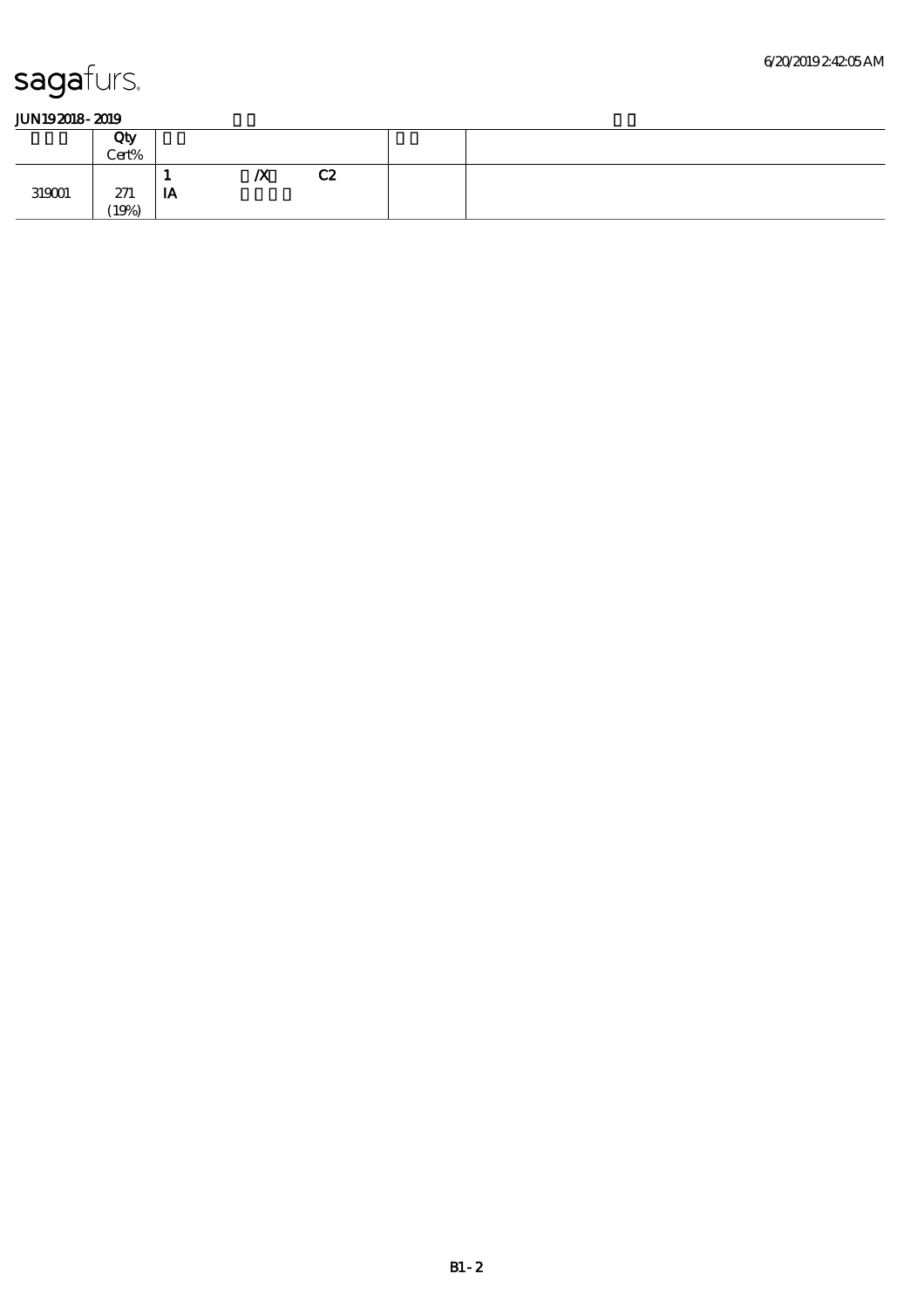sagafurs.

JUN19 2018 - 2019

|  | Qty Cert% |  |  |  |  |
|---|---|---|---|---|---|
| 319001 | 271 (19%) | 1 IA | /X | C2 |  |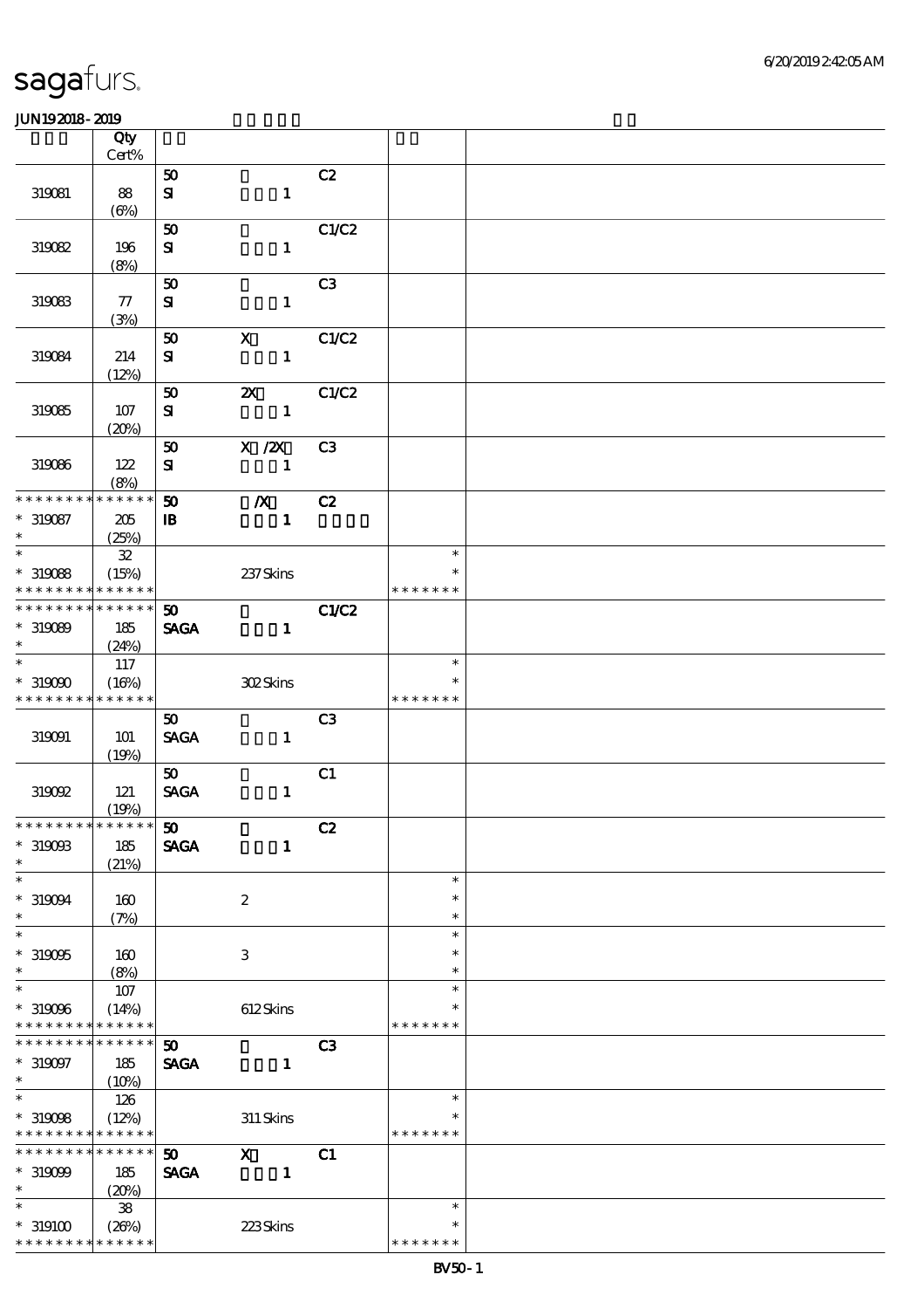# sagafurs.

JUN19 2018 - 2019

| | Qty Cert% | | | | | |
|---|---|---|---|---|---|---|
| 319081 | 88 (6%) | 50 SI | 1 | C2 | | |
| 319082 | 196 (8%) | 50 SI | 1 | C1/C2 | | |
| 319083 | 77 (3%) | 50 SI | 1 | C3 | | |
| 319084 | 214 (12%) | 50 SI | X 1 | C1/C2 | | |
| 319085 | 107 (20%) | 50 SI | 2X 1 | C1/C2 | | |
| 319086 | 122 (8%) | 50 SI | X /2X 1 | C3 | | |
| * * * * * * * * * * * * * * 319087 * | 205 (25%) | 50 IB | /X 1 | C2 | | |
| * * 319088 * * * * * * * * * * * * * * | 32 (15%) | | 237 Skins | | * * * * * * * * * | |
| * * * * * * * * * * * * * * 319089 * | 185 (24%) | 50 SAGA | 1 | C1/C2 | | |
| * * 319090 * * * * * * * * * * * * * * | 117 (16%) | | 302 Skins | | * * * * * * * * * | |
| 319091 | 101 (19%) | 50 SAGA | 1 | C3 | | |
| 319092 | 121 (19%) | 50 SAGA | 1 | C1 | | |
| * * * * * * * * * * * * * * 319093 * | 185 (21%) | 50 SAGA | 1 | C2 | | |
| * * 319094 * | 160 (7%) | | 2 | | * * * | |
| * * 319095 * | 160 (8%) | | 3 | | * * * | |
| * * 319096 * * * * * * * * * * * * * * | 107 (14%) | | 612 Skins | | * * * * * * * * * | |
| * * * * * * * * * * * * * * 319097 * | 185 (10%) | 50 SAGA | 1 | C3 | | |
| * * 319098 * * * * * * * * * * * * * * | 126 (12%) | | 311 Skins | | * * * * * * * * * | |
| * * * * * * * * * * * * * * 319099 * | 185 (20%) | 50 SAGA | X 1 | C1 | | |
| * * 319100 * * * * * * * * * * * * * * | 38 (26%) | | 223 Skins | | * * * * * * * * * | |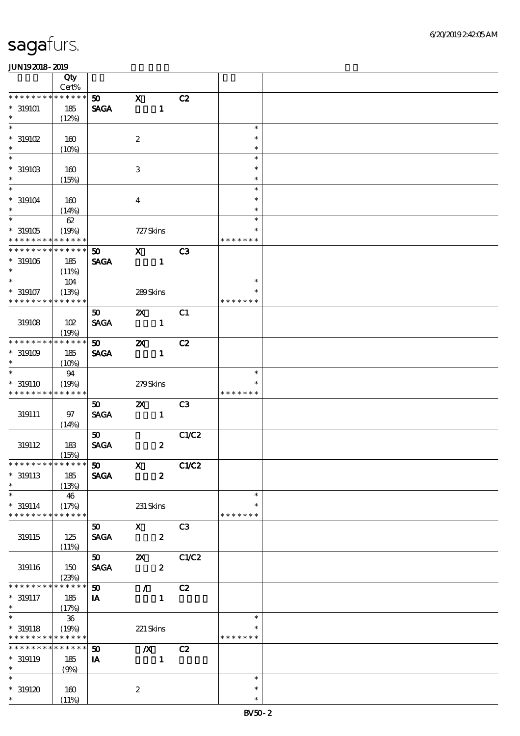| Qty Cert% | | | | |
|---|---|---|---|---|
| * * * * * * * * * * * * * * | 50 | X | C2 | |
| * 319101 | SAGA | 1 | | |
| * (12%) 185 | | | | |
| * | | | | * |
| * 319102 | 160 | 2 | | * |
| * (10%) | | | | * |
| * | | | | * |
| * 319103 | 160 | 3 | | * |
| * (15%) | | | | * |
| * | | | | * |
| * 319104 | 160 | 4 | | * |
| * (14%) | | | | * |
| * 62 | | | | * |
| * 319105 (19%) | | 727 Skins | | * |
| * * * * * * * * * * * * * * | | | | * * * * * * * |
| * * * * * * * * * * * * * * | 50 | X | C3 | |
| * 319106 185 | SAGA | 1 | | |
| * (11%) | | | | |
| * 104 | | | | * |
| * 319107 (13%) | | 289 Skins | | * |
| * * * * * * * * * * * * * * | | | | * * * * * * * |
| | 50 | 2X | C1 | |
| 319108 102 (19%) | SAGA | 1 | | |
| * * * * * * * * * * * * * * | 50 | 2X | C2 | |
| * 319109 185 | SAGA | 1 | | |
| * (10%) | | | | |
| * 94 | | | | * |
| * 319110 (19%) | | 279 Skins | | * |
| * * * * * * * * * * * * * * | | | | * * * * * * * |
| | 50 | 2X | C3 | |
| 319111 97 (14%) | SAGA | 1 | | |
| | 50 | | C1/C2 | |
| 319112 183 (15%) | SAGA | 2 | | |
| * * * * * * * * * * * * * * | 50 | X | C1/C2 | |
| * 319113 185 | SAGA | 2 | | |
| * (13%) | | | | |
| * 46 | | | | * |
| * 319114 (17%) | | 231 Skins | | * |
| * * * * * * * * * * * * * * | | | | * * * * * * * |
| | 50 | X | C3 | |
| 319115 125 (11%) | SAGA | 2 | | |
| | 50 | 2X | C1/C2 | |
| 319116 150 (23%) | SAGA | 2 | | |
| * * * * * * * * * * * * * * | 50 | / | C2 | |
| * 319117 185 | IA | 1 | | |
| * (17%) | | | | |
| * 36 | | | | * |
| * 319118 (19%) | | 221 Skins | | * |
| * * * * * * * * * * * * * * | | | | * * * * * * * |
| * * * * * * * * * * * * * * | 50 | /X | C2 | |
| * 319119 185 | IA | 1 | | |
| * (9%) | | | | |
| * | | | | * |
| * 319120 160 | | 2 | | * |
| * (11%) | | | | * |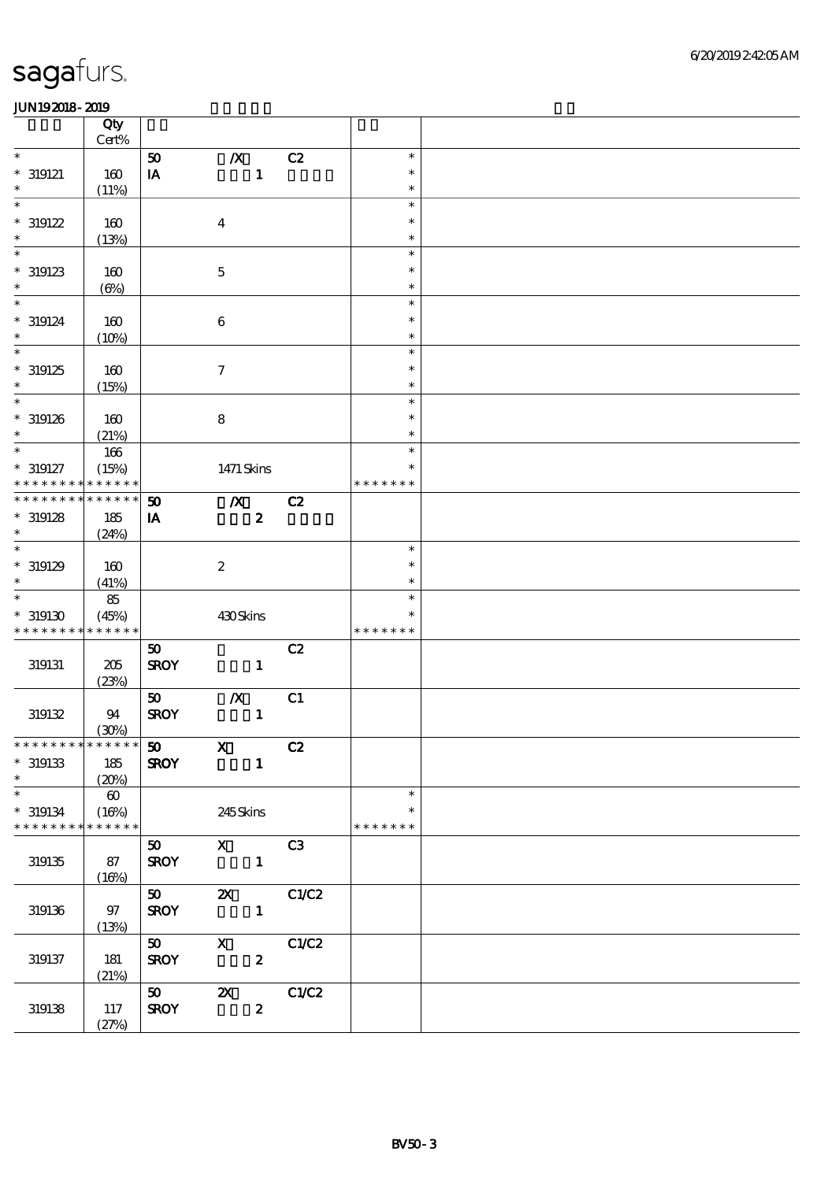# sagafurs.

JUN192018-2019

| | Qty Cert% | | | | | |
|---|---|---|---|---|---|---|
| * | | 50 | /X | C2 | * | |
| * 319121 | 160 | IA | 1 | | * | |
| * | (11%) | | | | * | |
| * | | | | | * | |
| * 319122 | 160 | | 4 | | * | |
| * | (13%) | | | | * | |
| * | | | | | * | |
| * 319123 | 160 | | 5 | | * | |
| * | (6%) | | | | * | |
| * | | | | | * | |
| * 319124 | 160 | | 6 | | * | |
| * | (10%) | | | | * | |
| * | | | | | * | |
| * 319125 | 160 | | 7 | | * | |
| * | (15%) | | | | * | |
| * | | | | | * | |
| * 319126 | 160 | | 8 | | * | |
| * | (21%) | | | | * | |
| * | 166 | | | | * | |
| * 319127 | (15%) | | 1471 Skins | | * | |
| * * * * * * * * * * * * * * | | | | | * * * * * * * | |
| * * * * * * * * * * * * * * | | 50 | /X | C2 | | |
| * 319128 | 185 | IA | 2 | | | |
| * | (24%) | | | | | |
| * | | | | | * | |
| * 319129 | 160 | | 2 | | * | |
| * | (41%) | | | | * | |
| * | 85 | | | | * | |
| * 319130 | (45%) | | 430 Skins | | * | |
| * * * * * * * * * * * * * * | | | | | * * * * * * * | |
| | | 50 | | C2 | | |
| 319131 | 205 | SROY | 1 | | | |
| | (23%) | | | | | |
| | | 50 | /X | C1 | | |
| 319132 | 94 | SROY | 1 | | | |
| | (30%) | | | | | |
| * * * * * * * * * * * * * * | | 50 | X | C2 | | |
| * 319133 | 185 | SROY | 1 | | | |
| * | (20%) | | | | | |
| * | 60 | | | | * | |
| * 319134 | (16%) | | 245 Skins | | * | |
| * * * * * * * * * * * * * * | | | | | * * * * * * * | |
| | | 50 | X | C3 | | |
| 319135 | 87 | SROY | 1 | | | |
| | (16%) | | | | | |
| | | 50 | 2X | C1/C2 | | |
| 319136 | 97 | SROY | 1 | | | |
| | (13%) | | | | | |
| | | 50 | X | C1/C2 | | |
| 319137 | 181 | SROY | 2 | | | |
| | (21%) | | | | | |
| | | 50 | 2X | C1/C2 | | |
| 319138 | 117 | SROY | 2 | | | |
| | (27%) | | | | | |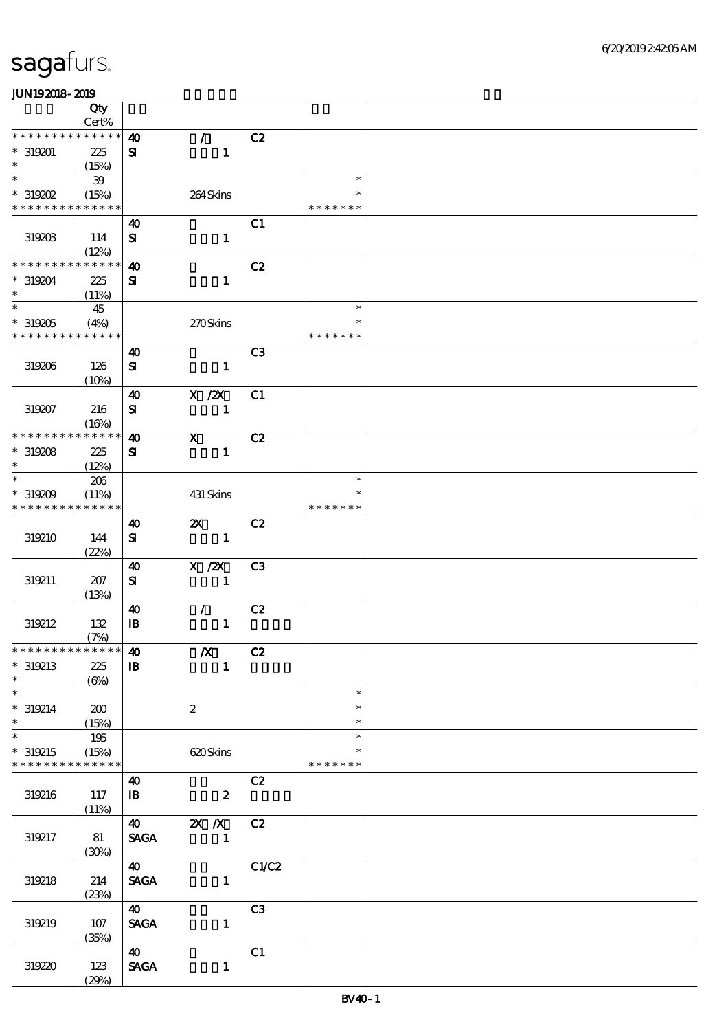# sagafurs.

JUN192018-2019

| | Qty Cert% | | | | | |
|---|---|---|---|---|---|---|
| ************** | 40 | / | C2 | | | |
| * 319201 | 225 | SI | 1 | | | |
| * | (15%) | | | | | |
| * | 39 | | | | * | |
| * 319202 | (15%) | | 264 Skins | | * | |
| ************** | | | | | ******* | |
| | | 40 | | C1 | | |
| 319203 | 114 | SI | 1 | | | |
| | (12%) | | | | | |
| ************** | | 40 | | C2 | | |
| * 319204 | 225 | SI | 1 | | | |
| * | (11%) | | | | | |
| * | 45 | | | | * | |
| * 319205 | (4%) | | 270 Skins | | * | |
| ************** | | | | | ******* | |
| | | 40 | | C3 | | |
| 319206 | 126 | SI | 1 | | | |
| | (10%) | | | | | |
| | | 40 | X /2X | C1 | | |
| 319207 | 216 | SI | 1 | | | |
| | (16%) | | | | | |
| ************** | | 40 | X | C2 | | |
| * 319208 | 225 | SI | 1 | | | |
| * | (12%) | | | | | |
| * | 206 | | | | * | |
| * 319209 | (11%) | | 431 Skins | | * | |
| ************** | | | | | ******* | |
| | | 40 | 2X | C2 | | |
| 319210 | 144 | SI | 1 | | | |
| | (22%) | | | | | |
| | | 40 | X /2X | C3 | | |
| 319211 | 207 | SI | 1 | | | |
| | (13%) | | | | | |
| | | 40 | / | C2 | | |
| 319212 | 132 | IB | 1 | | | |
| | (7%) | | | | | |
| ************** | | 40 | /X | C2 | | |
| * 319213 | 225 | IB | 1 | | | |
| * | (6%) | | | | | |
| * | | | | | * | |
| * 319214 | 200 | | 2 | | * | |
| * | (15%) | | | | * | |
| * | 195 | | | | * | |
| * 319215 | (15%) | | 620 Skins | | * | |
| ************** | | | | | ******* | |
| | | 40 | | C2 | | |
| 319216 | 117 | IB | 2 | | | |
| | (11%) | | | | | |
| | | 40 | 2X /X | C2 | | |
| 319217 | 81 | SAGA | 1 | | | |
| | (30%) | | | | | |
| | | 40 | | C1/C2 | | |
| 319218 | 214 | SAGA | 1 | | | |
| | (23%) | | | | | |
| | | 40 | | C3 | | |
| 319219 | 107 | SAGA | 1 | | | |
| | (35%) | | | | | |
| | | 40 | | C1 | | |
| 319220 | 123 | SAGA | 1 | | | |
| | (29%) | | | | | |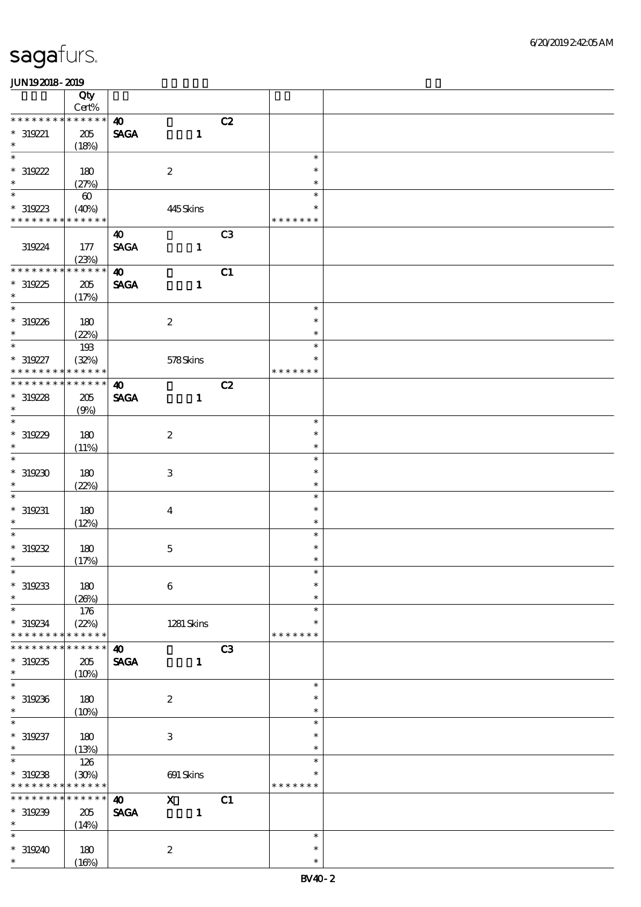# sagafurs.

JUN192018-2019

| | Qty Cert% | | | | |
|---|---|---|---|---|---|
| * * * * * * * * * * * * * * | 40 | | C2 | | |
| * 319221 | 205 (18%) | SAGA | 1 | | |
| * 319222 | 180 (27%) | | 2 | | * * * |
| * 319223 | 60 (40%) | | 445 Skins | | * * * * * * * |
| | | 40 | | C3 | |
| 319224 | 177 (23%) | SAGA | 1 | | |
| * * * * * * * * * * * * * * | | 40 | | C1 | |
| * 319225 | 205 (17%) | SAGA | 1 | | |
| * 319226 | 180 (22%) | | 2 | | * * * |
| * 319227 | 193 (32%) | | 578 Skins | | * * * * * * * |
| * * * * * * * * * * * * * * | | 40 | | C2 | |
| * 319228 | 205 (9%) | SAGA | 1 | | |
| * 319229 | 180 (11%) | | 2 | | * * * |
| * 319230 | 180 (22%) | | 3 | | * * * |
| * 319231 | 180 (12%) | | 4 | | * * * |
| * 319232 | 180 (17%) | | 5 | | * * * |
| * 319233 | 180 (26%) | | 6 | | * * * |
| * 319234 | 176 (22%) | | 1281 Skins | | * * * * * * * |
| * * * * * * * * * * * * * * | | 40 | | C3 | |
| * 319235 | 205 (10%) | SAGA | 1 | | |
| * 319236 | 180 (10%) | | 2 | | * * * |
| * 319237 | 180 (13%) | | 3 | | * * * |
| * 319238 | 126 (30%) | | 691 Skins | | * * * * * * * |
| * * * * * * * * * * * * * * | | 40 | X | C1 | |
| * 319239 | 205 (14%) | SAGA | 1 | | |
| * 319240 | 180 (16%) | | 2 | | * * * |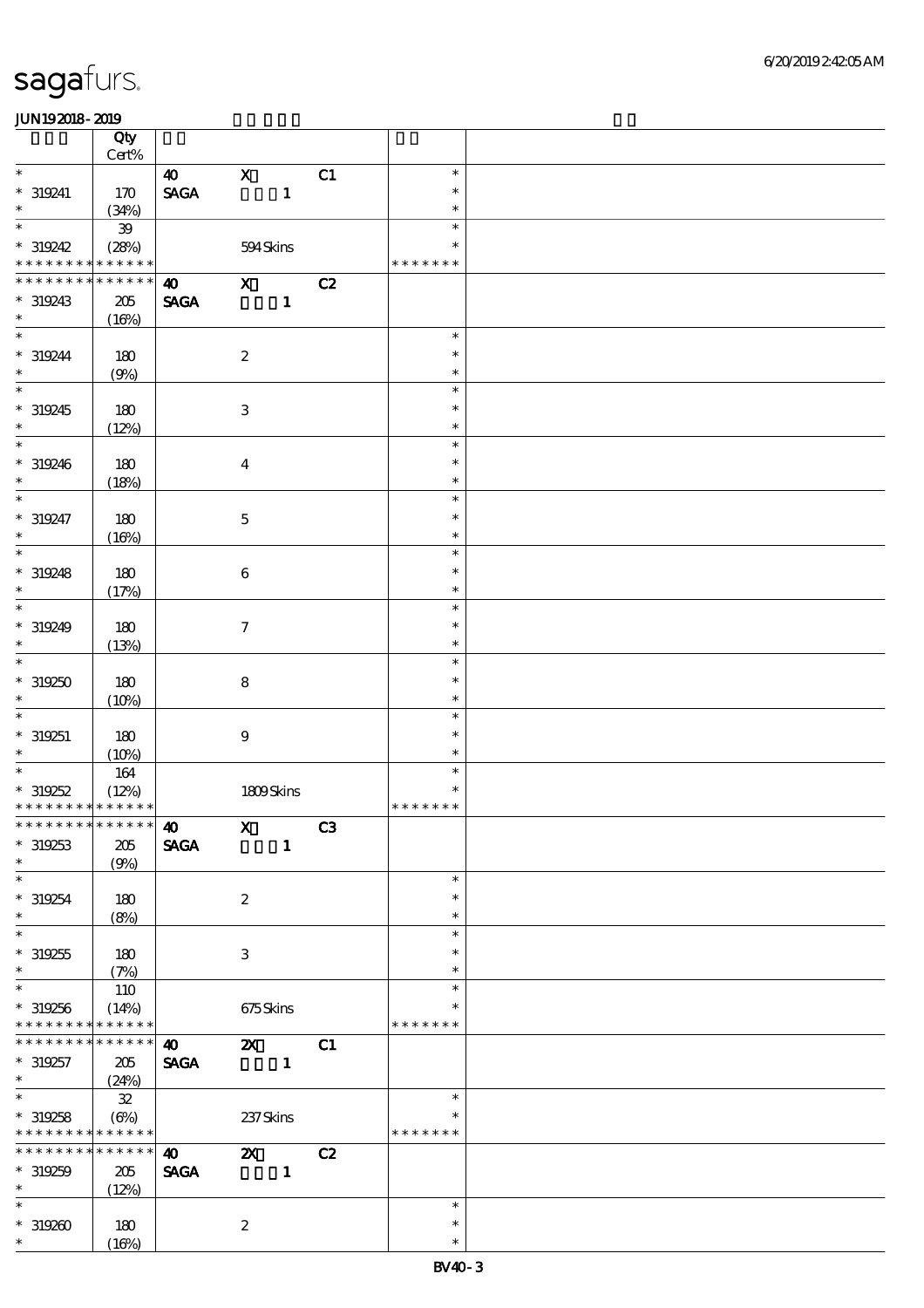| | Qty<br>Cert% | | | | | |
|---|---|---|---|---|---|---|
| * | | 40 | X | C1 | * | |
| * 319241 | 170 | SAGA | 1 | | * | |
| * | (34%) | | | | * | |
| * | 39 | | | | * | |
| * 319242 | (28%) | | 594 Skins | | * | |
| * * * * * * * * * * * * * * | | | | | * * * * * * * | |
| * * * * * * * * * * * * * * | | 40 | X | C2 | | |
| * 319243 | 205 | SAGA | 1 | | | |
| * | (16%) | | | | | |
| * | | | | | * | |
| * 319244 | 180 | | 2 | | * | |
| * | (9%) | | | | * | |
| * | | | | | * | |
| * 319245 | 180 | | 3 | | * | |
| * | (12%) | | | | * | |
| * | | | | | * | |
| * 319246 | 180 | | 4 | | * | |
| * | (18%) | | | | * | |
| * | | | | | * | |
| * 319247 | 180 | | 5 | | * | |
| * | (16%) | | | | * | |
| * | | | | | * | |
| * 319248 | 180 | | 6 | | * | |
| * | (17%) | | | | * | |
| * | | | | | * | |
| * 319249 | 180 | | 7 | | * | |
| * | (13%) | | | | * | |
| * | | | | | * | |
| * 319250 | 180 | | 8 | | * | |
| * | (10%) | | | | * | |
| * | | | | | * | |
| * 319251 | 180 | | 9 | | * | |
| * | (10%) | | | | * | |
| * | 164 | | | | * | |
| * 319252 | (12%) | | 1809 Skins | | * | |
| * * * * * * * * * * * * * * | | | | | * * * * * * * | |
| * * * * * * * * * * * * * * | | 40 | X | C3 | | |
| * 319253 | 205 | SAGA | 1 | | | |
| * | (9%) | | | | | |
| * | | | | | * | |
| * 319254 | 180 | | 2 | | * | |
| * | (8%) | | | | * | |
| * | | | | | * | |
| * 319255 | 180 | | 3 | | * | |
| * | (7%) | | | | * | |
| * | 110 | | | | * | |
| * 319256 | (14%) | | 675 Skins | | * | |
| * * * * * * * * * * * * * * | | | | | * * * * * * * | |
| * * * * * * * * * * * * * * | | 40 | 2X | C1 | | |
| * 319257 | 205 | SAGA | 1 | | | |
| * | (24%) | | | | | |
| * | 32 | | | | * | |
| * 319258 | (6%) | | 237 Skins | | * | |
| * * * * * * * * * * * * * * | | | | | * * * * * * * | |
| * * * * * * * * * * * * * * | | 40 | 2X | C2 | | |
| * 319259 | 205 | SAGA | 1 | | | |
| * | (12%) | | | | | |
| * | | | | | * | |
| * 319260 | 180 | | 2 | | * | |
| * | (16%) | | | | * | |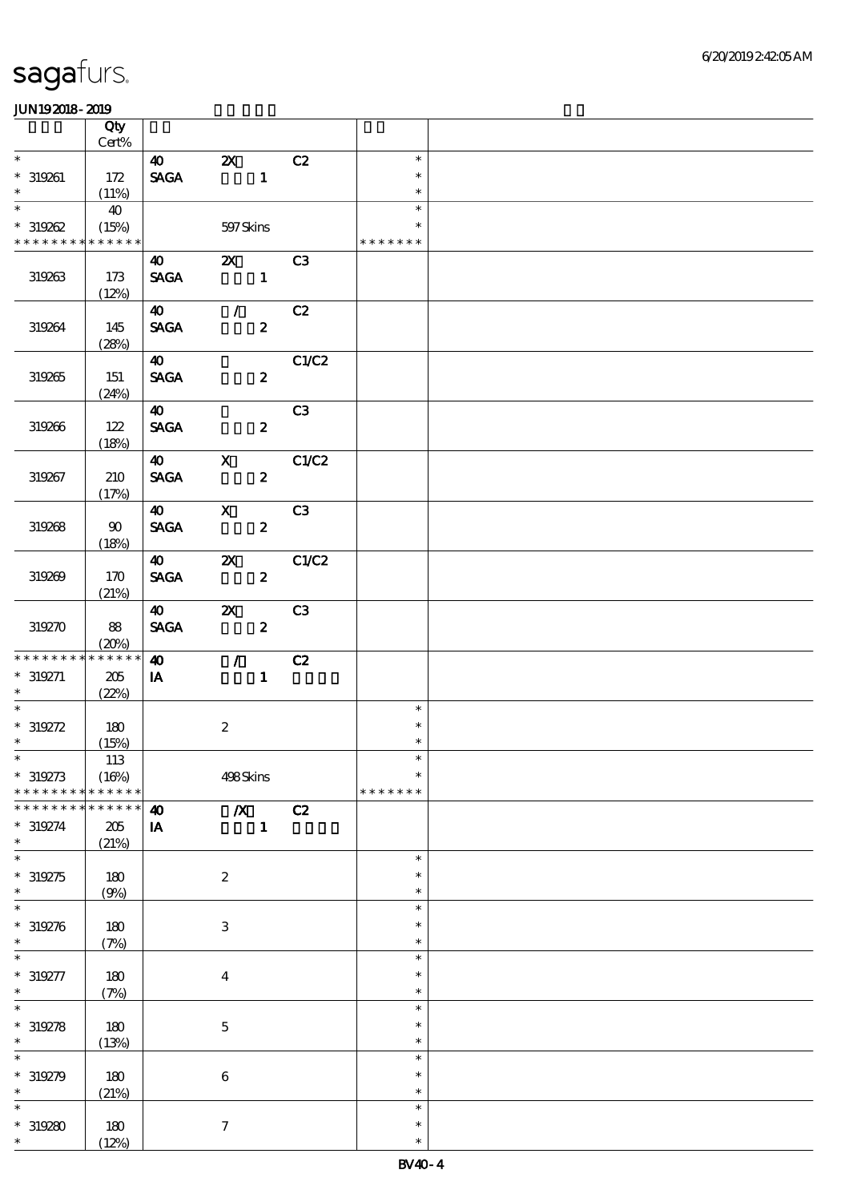| | Qty Cert% | | | | | |
|---|---|---|---|---|---|---|
| * | | 40 | 2X | C2 | * | |
| * 319261 | 172 | SAGA | 1 | | * | |
| * | (11%) | | | | * | |
| * | 40 | | | | * | |
| * 319262 | (15%) | | 597 Skins | | * | |
| * * * * * * * * * * * * * * | | | | | * * * * * * * | |
| | | 40 | 2X | C3 | | |
| 319263 | 173 | SAGA | 1 | | | |
| | (12%) | | | | | |
| | | 40 | / | C2 | | |
| 319264 | 145 | SAGA | 2 | | | |
| | (28%) | | | | | |
| | | 40 | | C1/C2 | | |
| 319265 | 151 | SAGA | 2 | | | |
| | (24%) | | | | | |
| | | 40 | | C3 | | |
| 319266 | 122 | SAGA | 2 | | | |
| | (18%) | | | | | |
| | | 40 | X | C1/C2 | | |
| 319267 | 210 | SAGA | 2 | | | |
| | (17%) | | | | | |
| | | 40 | X | C3 | | |
| 319268 | 90 | SAGA | 2 | | | |
| | (18%) | | | | | |
| | | 40 | 2X | C1/C2 | | |
| 319269 | 170 | SAGA | 2 | | | |
| | (21%) | | | | | |
| | | 40 | 2X | C3 | | |
| 319270 | 88 | SAGA | 2 | | | |
| | (20%) | | | | | |
| * * * * * * * * * * * * * * | | 40 | / | C2 | | |
| * 319271 | 205 | IA | 1 | | | |
| * | (22%) | | | | | |
| * | | | | | * | |
| * 319272 | 180 | | 2 | | * | |
| * | (15%) | | | | * | |
| * | 113 | | | | * | |
| * 319273 | (16%) | | 498 Skins | | * | |
| * * * * * * * * * * * * * * | | | | | * * * * * * * | |
| * * * * * * * * * * * * * * | | 40 | /X | C2 | | |
| * 319274 | 205 | IA | 1 | | | |
| * | (21%) | | | | | |
| * | | | | | * | |
| * 319275 | 180 | | 2 | | * | |
| * | (9%) | | | | * | |
| * | | | | | * | |
| * 319276 | 180 | | 3 | | * | |
| * | (7%) | | | | * | |
| * | | | | | * | |
| * 319277 | 180 | | 4 | | * | |
| * | (7%) | | | | * | |
| * | | | | | * | |
| * 319278 | 180 | | 5 | | * | |
| * | (13%) | | | | * | |
| * | | | | | * | |
| * 319279 | 180 | | 6 | | * | |
| * | (21%) | | | | * | |
| * | | | | | * | |
| * 319280 | 180 | | 7 | | * | |
| * | (12%) | | | | * | |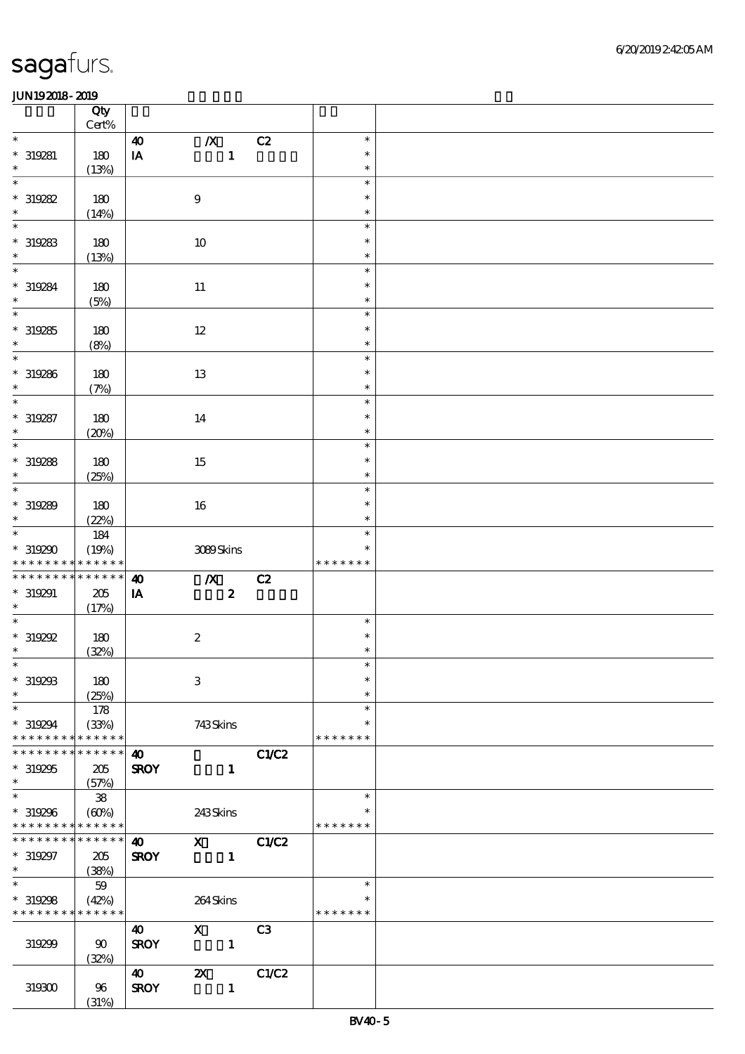| | Qty Cert% | | | | | |
|---|---|---|---|---|---|---|
| * | | 40 | /X | C2 | * | |
| * 319281 | 180 | IA | 1 | | * | |
| * | (13%) | | | | * | |
| * | | | | | * | |
| * 319282 | 180 | | 9 | | * | |
| * | (14%) | | | | * | |
| * | | | | | * | |
| * 319283 | 180 | | 10 | | * | |
| * | (13%) | | | | * | |
| * | | | | | * | |
| * 319284 | 180 | | 11 | | * | |
| * | (5%) | | | | * | |
| * | | | | | * | |
| * 319285 | 180 | | 12 | | * | |
| * | (8%) | | | | * | |
| * | | | | | * | |
| * 319286 | 180 | | 13 | | * | |
| * | (7%) | | | | * | |
| * | | | | | * | |
| * 319287 | 180 | | 14 | | * | |
| * | (20%) | | | | * | |
| * | | | | | * | |
| * 319288 | 180 | | 15 | | * | |
| * | (25%) | | | | * | |
| * | | | | | * | |
| * 319289 | 180 | | 16 | | * | |
| * | (22%) | | | | * | |
| * | 184 | | | | * | |
| * 319290 | (19%) | | 3089 Skins | | * | |
| * * * * * * * * * * * * * * | | | | | * * * * * * * | |
| * * * * * * * * * * * * * * | | 40 | /X | C2 | | |
| * 319291 | 205 | IA | 2 | | | |
| * | (17%) | | | | | |
| * | | | | | * | |
| * 319292 | 180 | | 2 | | * | |
| * | (32%) | | | | * | |
| * | | | | | * | |
| * 319293 | 180 | | 3 | | * | |
| * | (25%) | | | | * | |
| * | 178 | | | | * | |
| * 319294 | (33%) | | 743 Skins | | * | |
| * * * * * * * * * * * * * * | | | | | * * * * * * * | |
| * * * * * * * * * * * * * * | | 40 | | C1/C2 | | |
| * 319295 | 205 | SROY | 1 | | | |
| * | (57%) | | | | | |
| * | 38 | | | | * | |
| * 319296 | (60%) | | 243 Skins | | * | |
| * * * * * * * * * * * * * * | | | | | * * * * * * * | |
| * * * * * * * * * * * * * * | | 40 | X | C1/C2 | | |
| * 319297 | 205 | SROY | 1 | | | |
| * | (38%) | | | | | |
| * | 59 | | | | * | |
| * 319298 | (42%) | | 264 Skins | | * | |
| * * * * * * * * * * * * * * | | | | | * * * * * * * | |
| | | 40 | X | C3 | | |
| 319299 | 90 | SROY | 1 | | | |
| | (32%) | | | | | |
| | | 40 | 2X | C1/C2 | | |
| 319300 | 96 | SROY | 1 | | | |
| | (31%) | | | | | |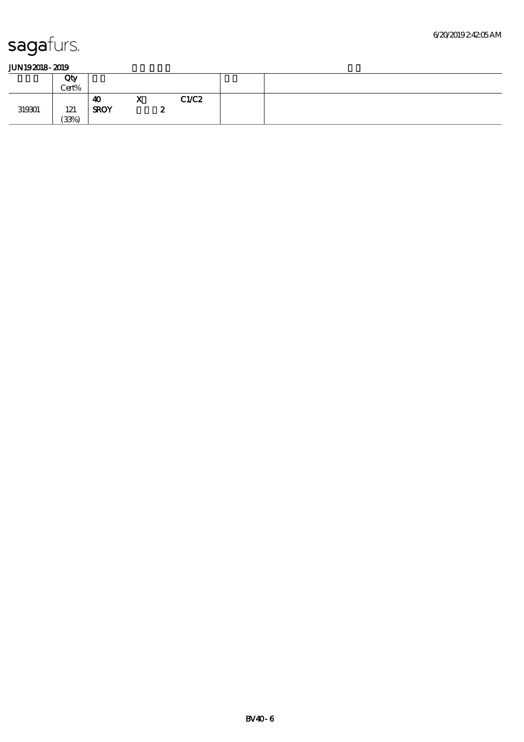sagafurs.

JUN19 2018 - 2019

| | Qty<br>Cert% | | | |
|---|---|---|---|---|
| 319301 | 121<br>(33%) | 40 X C1/C2<br>SROY 2 | | |

BV40 - 6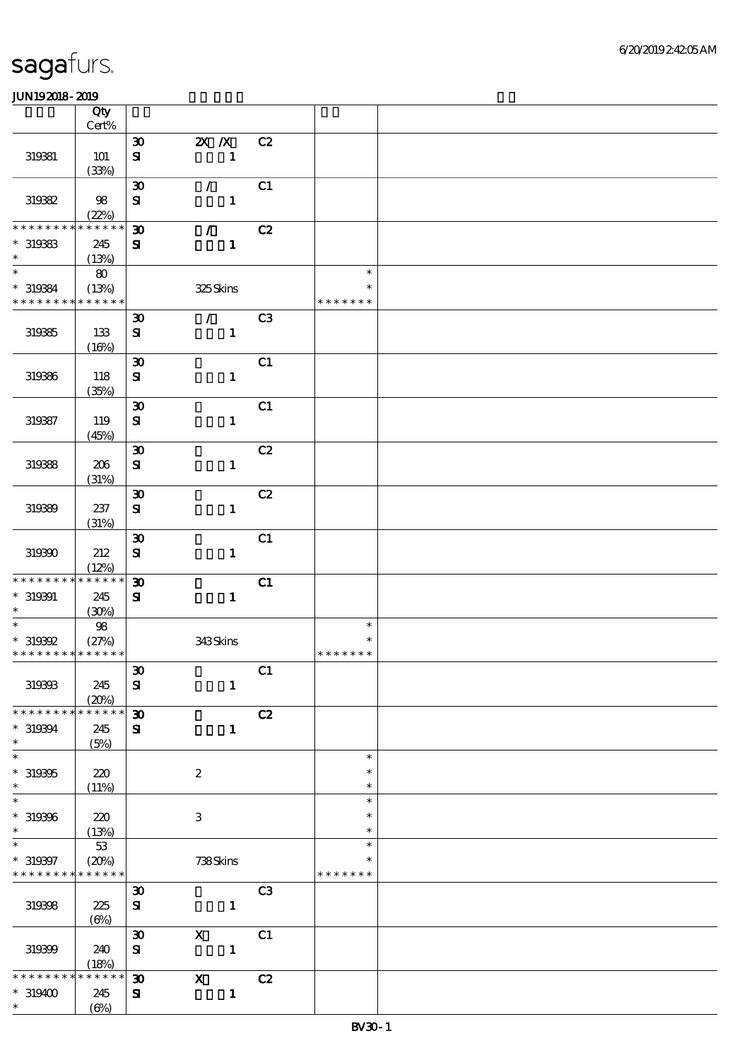sagafurs.

JUN19 2018 - 2019

| | Qty Cert% | | | | | |
|---|---|---|---|---|---|---|
| 319381 | 101 (33%) | 30 SI | 2X /X 1 | C2 | | |
| 319382 | 98 (22%) | 30 SI | / 1 | C1 | | |
| * * * * * * * * * * * * * * 319383 * | 245 (13%) | 30 SI | / 1 | C2 | | |
| * * 319384 * * * * * * * * * * * * * | 80 (13%) | | 325 Skins | | * * * * * * * * * | |
| 319385 | 133 (16%) | 30 SI | / 1 | C3 | | |
| 319386 | 118 (35%) | 30 SI | 1 | C1 | | |
| 319387 | 119 (45%) | 30 SI | 1 | C1 | | |
| 319388 | 206 (31%) | 30 SI | 1 | C2 | | |
| 319389 | 237 (31%) | 30 SI | 1 | C2 | | |
| 319390 | 212 (12%) | 30 SI | 1 | C1 | | |
| * * * * * * * * * * * * * * 319391 * | 245 (30%) | 30 SI | 1 | C1 | | |
| * * 319392 * * * * * * * * * * * * * | 98 (27%) | | 343 Skins | | * * * * * * * * * | |
| 319393 | 245 (20%) | 30 SI | 1 | C1 | | |
| * * * * * * * * * * * * * * 319394 * | 245 (5%) | 30 SI | 1 | C2 | | |
| * * 319395 * | 220 (11%) | | 2 | | * * * | |
| * * 319396 * | 220 (13%) | | 3 | | * * * | |
| * * 319397 * * * * * * * * * * * * * | 53 (20%) | | 738 Skins | | * * * * * * * * * | |
| 319398 | 225 (6%) | 30 SI | 1 | C3 | | |
| 319399 | 240 (18%) | 30 SI | X 1 | C1 | | |
| * * * * * * * * * * * * * * 319400 * | 245 (6%) | 30 SI | X 1 | C2 | | |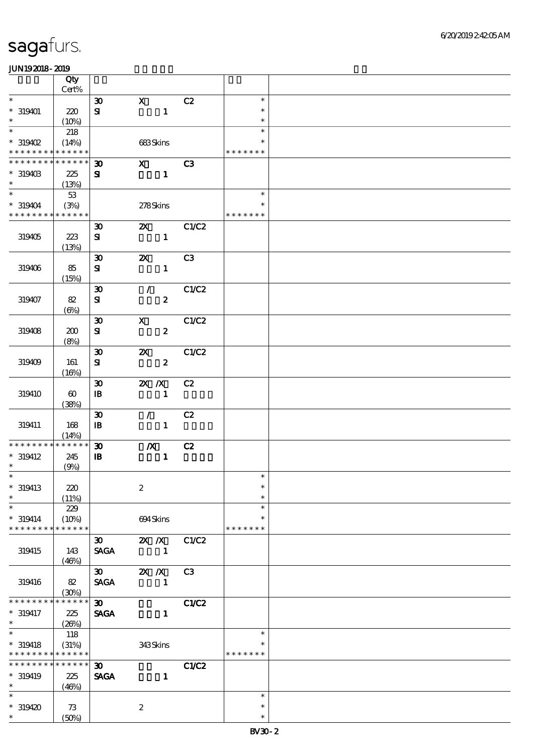# sagafurs.

JUN192018-2019

| | Qty Cert% | | | | | |
|---|---|---|---|---|---|---|
| * | | 30 | X | C2 | * | |
| * 319401 | 220 | SI | 1 | | * | |
| * | (10%) | | | | * | |
| * | 218 | | | | * | |
| * 319402 | (14%) | | 683 Skins | | * | |
| * * * * * * * * * * * * * * | | | | | * * * * * * * | |
| * * * * * * * * * * * * * * | | 30 | X | C3 | | |
| * 319403 | 225 | SI | 1 | | | |
| * | (13%) | | | | | |
| * | 53 | | | | * | |
| * 319404 | (3%) | | 278 Skins | | * | |
| * * * * * * * * * * * * * * | | | | | * * * * * * * | |
| | | 30 | 2X | C1/C2 | | |
| 319405 | 223 | SI | 1 | | | |
| | (13%) | | | | | |
| | | 30 | 2X | C3 | | |
| 319406 | 85 | SI | 1 | | | |
| | (15%) | | | | | |
| | | 30 | / | C1/C2 | | |
| 319407 | 82 | SI | 2 | | | |
| | (6%) | | | | | |
| | | 30 | X | C1/C2 | | |
| 319408 | 200 | SI | 2 | | | |
| | (8%) | | | | | |
| | | 30 | 2X | C1/C2 | | |
| 319409 | 161 | SI | 2 | | | |
| | (16%) | | | | | |
| | | 30 | 2X /X | C2 | | |
| 319410 | 60 | IB | 1 | | | |
| | (38%) | | | | | |
| | | 30 | / | C2 | | |
| 319411 | 168 | IB | 1 | | | |
| | (14%) | | | | | |
| * * * * * * * * * * * * * * | | 30 | /X | C2 | | |
| * 319412 | 245 | IB | 1 | | | |
| * | (9%) | | | | | |
| * | | | | | * | |
| * 319413 | 220 | | 2 | | * | |
| * | (11%) | | | | * | |
| * | 229 | | | | * | |
| * 319414 | (10%) | | 694 Skins | | * | |
| * * * * * * * * * * * * * * | | | | | * * * * * * * | |
| | | 30 | 2X /X | C1/C2 | | |
| 319415 | 143 | SAGA | 1 | | | |
| | (46%) | | | | | |
| | | 30 | 2X /X | C3 | | |
| 319416 | 82 | SAGA | 1 | | | |
| | (30%) | | | | | |
| * * * * * * * * * * * * * * | | 30 | | C1/C2 | | |
| * 319417 | 225 | SAGA | 1 | | | |
| * | (26%) | | | | | |
| * | 118 | | | | * | |
| * 319418 | (31%) | | 343 Skins | | * | |
| * * * * * * * * * * * * * * | | | | | * * * * * * * | |
| * * * * * * * * * * * * * * | | 30 | | C1/C2 | | |
| * 319419 | 225 | SAGA | 1 | | | |
| * | (46%) | | | | | |
| * | | | | | * | |
| * 319420 | 73 | | 2 | | * | |
| * | (50%) | | | | * | |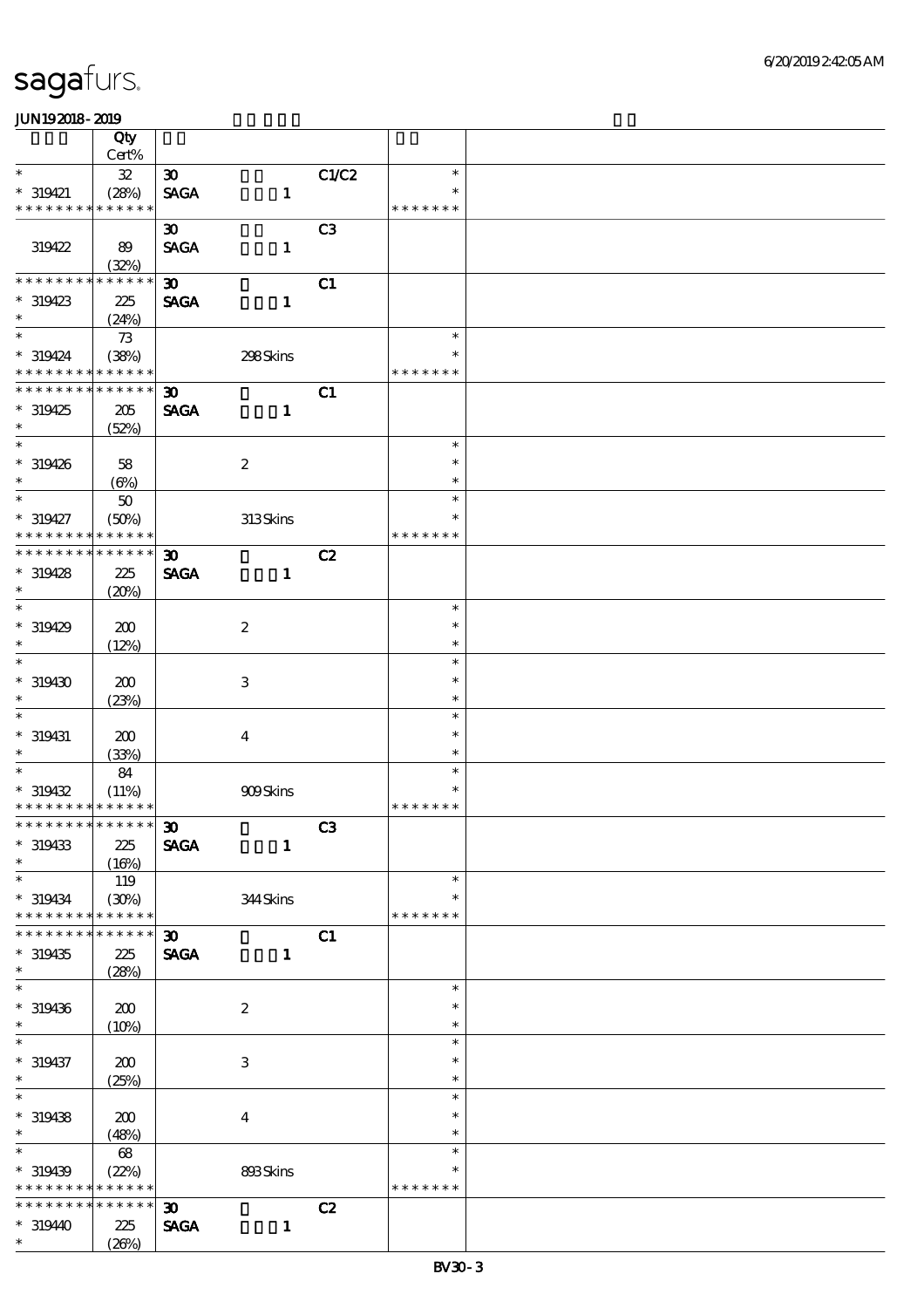# sagafurs.

JUN19 2018 - 2019

| | Qty Cert% | | | | | |
|---|---|---|---|---|---|---|
| * | 32 | 30 | | C1/C2 | * | |
| * 319421 | (28%) | SAGA | 1 | | * | |
| * * * * * * * * * * * * * * | | | | | * * * * * * * | |
| | | 30 | | C3 | | |
| 319422 | 89 (32%) | SAGA | 1 | | | |
| * * * * * * * * * * * * * * | | 30 | | C1 | | |
| * 319423 | 225 (24%) | SAGA | 1 | | | |
| * | 73 | | | | * | |
| * 319424 | (38%) | | 298 Skins | | * | |
| * * * * * * * * * * * * * * | | | | | * * * * * * * | |
| * * * * * * * * * * * * * * | | 30 | | C1 | | |
| * 319425 | 205 (52%) | SAGA | 1 | | | |
| * 319426 | 58 (6%) | | 2 | | * | |
| * | 50 | | | | * | |
| * 319427 | (50%) | | 313 Skins | | * | |
| * * * * * * * * * * * * * * | | | | | * * * * * * * | |
| * * * * * * * * * * * * * * | | 30 | | C2 | | |
| * 319428 | 225 (20%) | SAGA | 1 | | | |
| * 319429 | 200 (12%) | | 2 | | * | |
| * 319430 | 200 (23%) | | 3 | | * | |
| * 319431 | 200 (33%) | | 4 | | * | |
| * | 84 | | | | * | |
| * 319432 | (11%) | | 909 Skins | | * | |
| * * * * * * * * * * * * * * | | | | | * * * * * * * | |
| * * * * * * * * * * * * * * | | 30 | | C3 | | |
| * 319433 | 225 (16%) | SAGA | 1 | | | |
| * | 119 | | | | * | |
| * 319434 | (30%) | | 344 Skins | | * | |
| * * * * * * * * * * * * * * | | | | | * * * * * * * | |
| * * * * * * * * * * * * * * | | 30 | | C1 | | |
| * 319435 | 225 (28%) | SAGA | 1 | | | |
| * 319436 | 200 (10%) | | 2 | | * | |
| * 319437 | 200 (25%) | | 3 | | * | |
| * 319438 | 200 (48%) | | 4 | | * | |
| * | 68 | | | | * | |
| * 319439 | (22%) | | 893 Skins | | * | |
| * * * * * * * * * * * * * * | | | | | * * * * * * * | |
| * * * * * * * * * * * * * * | | 30 | | C2 | | |
| * 319440 | 225 (26%) | SAGA | 1 | | | |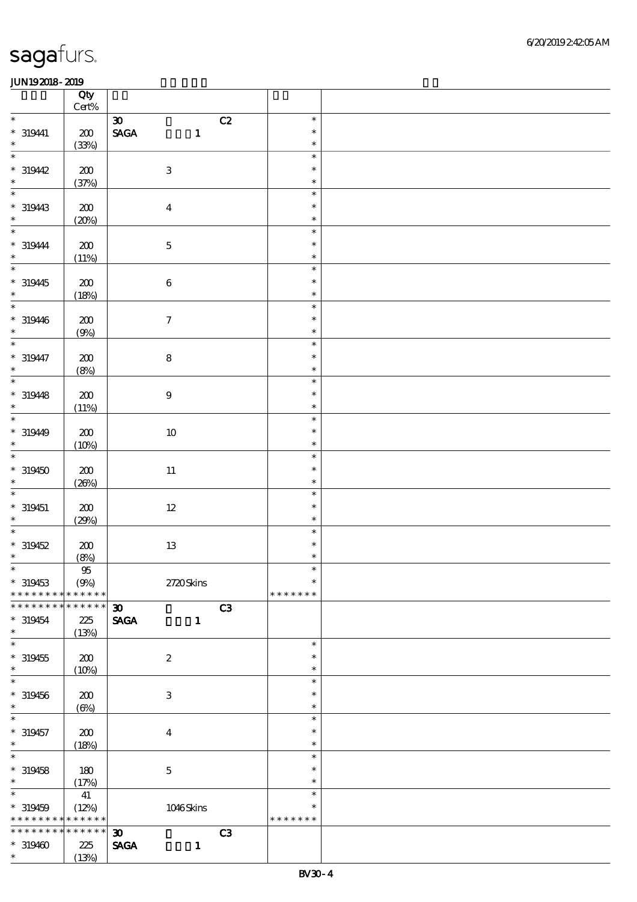| | Qty Cert% | | | |
|---|---|---|---|---|
| * | | 30 C2 | * | |
| * 319441 | 200 | SAGA 1 | * | |
| * | (33%) | | * | |
| * | | | * | |
| * 319442 | 200 | 3 | * | |
| * | (37%) | | * | |
| * | | | * | |
| * 319443 | 200 | 4 | * | |
| * | (20%) | | * | |
| * | | | * | |
| * 319444 | 200 | 5 | * | |
| * | (11%) | | * | |
| * | | | * | |
| * 319445 | 200 | 6 | * | |
| * | (18%) | | * | |
| * | | | * | |
| * 319446 | 200 | 7 | * | |
| * | (9%) | | * | |
| * | | | * | |
| * 319447 | 200 | 8 | * | |
| * | (8%) | | * | |
| * | | | * | |
| * 319448 | 200 | 9 | * | |
| * | (11%) | | * | |
| * | | | * | |
| * 319449 | 200 | 10 | * | |
| * | (10%) | | * | |
| * | | | * | |
| * 319450 | 200 | 11 | * | |
| * | (26%) | | * | |
| * | | | * | |
| * 319451 | 200 | 12 | * | |
| * | (29%) | | * | |
| * | | | * | |
| * 319452 | 200 | 13 | * | |
| * | (8%) | | * | |
| * | 95 | | * | |
| * 319453 | (9%) | 2720 Skins | * | |
| * * * * * * * * * * * * * * | | | * * * * * * * | |
| * * * * * * * * * * * * * * | | 30 C3 | | |
| * 319454 | 225 | SAGA 1 | | |
| * | (13%) | | | |
| * | | | * | |
| * 319455 | 200 | 2 | * | |
| * | (10%) | | * | |
| * | | | * | |
| * 319456 | 200 | 3 | * | |
| * | (6%) | | * | |
| * | | | * | |
| * 319457 | 200 | 4 | * | |
| * | (18%) | | * | |
| * | | | * | |
| * 319458 | 180 | 5 | * | |
| * | (17%) | | * | |
| * | 41 | | * | |
| * 319459 | (12%) | 1046 Skins | * | |
| * * * * * * * * * * * * * * | | | * * * * * * * | |
| * * * * * * * * * * * * * * | | 30 C3 | | |
| * 319460 | 225 | SAGA 1 | | |
| * | (13%) | | | |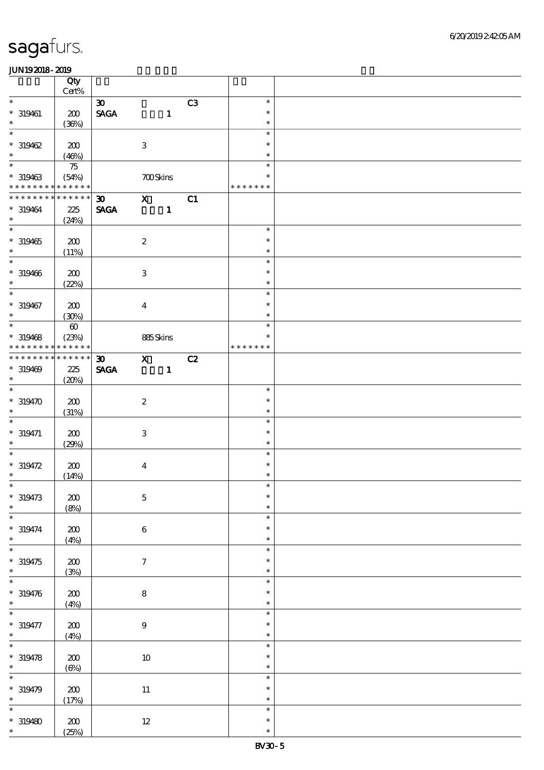sagafurs.

6/20/2019 2:42:05 AM

JUN19 2018 - 2019

| | Qty Cert% | | | | | |
|---|---|---|---|---|---|---|
| * | | 30 | | C3 | * | |
| * 319461 | 200 | SAGA | 1 | | * | |
| * | (36%) | | | | * | |
| * | | | | | * | |
| * 319462 | 200 | | 3 | | * | |
| * | (46%) | | | | * | |
| * | 75 | | | | * | |
| * 319463 | (54%) | | 700 Skins | | * | |
| * * * * * * * * * * * * * * | | | | | * * * * * * * | |
| * * * * * * * * * * * * * * | | 30 | X | C1 | | |
| * 319464 | 225 | SAGA | 1 | | | |
| * | (24%) | | | | | |
| * | | | | | * | |
| * 319465 | 200 | | 2 | | * | |
| * | (11%) | | | | * | |
| * | | | | | * | |
| * 319466 | 200 | | 3 | | * | |
| * | (22%) | | | | * | |
| * | | | | | * | |
| * 319467 | 200 | | 4 | | * | |
| * | (30%) | | | | * | |
| * | 60 | | | | * | |
| * 319468 | (23%) | | 885 Skins | | * | |
| * * * * * * * * * * * * * * | | | | | * * * * * * * | |
| * * * * * * * * * * * * * * | | 30 | X | C2 | | |
| * 319469 | 225 | SAGA | 1 | | | |
| * | (20%) | | | | | |
| * | | | | | * | |
| * 319470 | 200 | | 2 | | * | |
| * | (31%) | | | | * | |
| * | | | | | * | |
| * 319471 | 200 | | 3 | | * | |
| * | (29%) | | | | * | |
| * | | | | | * | |
| * 319472 | 200 | | 4 | | * | |
| * | (14%) | | | | * | |
| * | | | | | * | |
| * 319473 | 200 | | 5 | | * | |
| * | (8%) | | | | * | |
| * | | | | | * | |
| * 319474 | 200 | | 6 | | * | |
| * | (4%) | | | | * | |
| * | | | | | * | |
| * 319475 | 200 | | 7 | | * | |
| * | (3%) | | | | * | |
| * | | | | | * | |
| * 319476 | 200 | | 8 | | * | |
| * | (4%) | | | | * | |
| * | | | | | * | |
| * 319477 | 200 | | 9 | | * | |
| * | (4%) | | | | * | |
| * | | | | | * | |
| * 319478 | 200 | | 10 | | * | |
| * | (6%) | | | | * | |
| * | | | | | * | |
| * 319479 | 200 | | 11 | | * | |
| * | (17%) | | | | * | |
| * | | | | | * | |
| * 319480 | 200 | | 12 | | * | |
| * | (25%) | | | | * | |

BV30 - 5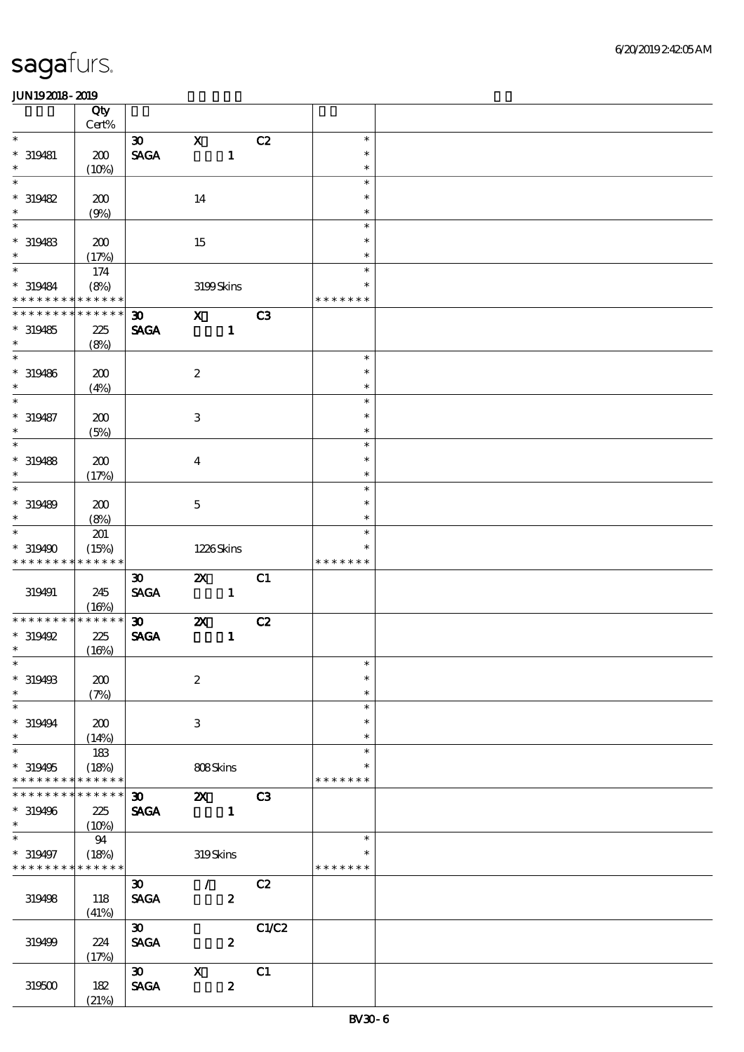| | Qty Cert% | | | | | |
|---|---|---|---|---|---|---|
| * | | 30 | X | C2 | * | |
| * 319481 | 200 | SAGA | 1 | | * | |
| * | (10%) | | | | * | |
| * | | | | | * | |
| * 319482 | 200 | | 14 | | * | |
| * | (9%) | | | | * | |
| * | | | | | * | |
| * 319483 | 200 | | 15 | | * | |
| * | (17%) | | | | * | |
| * | 174 | | | | * | |
| * 319484 | (8%) | | 3199 Skins | | * | |
| * * * * * * * * * * * * * * | | | | | * * * * * * * | |
| * * * * * * * * * * * * * * | | 30 | X | C3 | | |
| * 319485 | 225 | SAGA | 1 | | | |
| * | (8%) | | | | | |
| * | | | | | * | |
| * 319486 | 200 | | 2 | | * | |
| * | (4%) | | | | * | |
| * | | | | | * | |
| * 319487 | 200 | | 3 | | * | |
| * | (5%) | | | | * | |
| * | | | | | * | |
| * 319488 | 200 | | 4 | | * | |
| * | (17%) | | | | * | |
| * | | | | | * | |
| * 319489 | 200 | | 5 | | * | |
| * | (8%) | | | | * | |
| * | 201 | | | | * | |
| * 319490 | (15%) | | 1226 Skins | | * | |
| * * * * * * * * * * * * * * | | | | | * * * * * * * | |
| | | 30 | 2X | C1 | | |
| 319491 | 245 (16%) | SAGA | 1 | | | |
| * * * * * * * * * * * * * * | | 30 | 2X | C2 | | |
| * 319492 | 225 | SAGA | 1 | | | |
| * | (16%) | | | | | |
| * | | | | | * | |
| * 319493 | 200 | | 2 | | * | |
| * | (7%) | | | | * | |
| * | | | | | * | |
| * 319494 | 200 | | 3 | | * | |
| * | (14%) | | | | * | |
| * | 183 | | | | * | |
| * 319495 | (18%) | | 808 Skins | | * | |
| * * * * * * * * * * * * * * | | | | | * * * * * * * | |
| * * * * * * * * * * * * * * | | 30 | 2X | C3 | | |
| * 319496 | 225 | SAGA | 1 | | | |
| * | (10%) | | | | | |
| * | 94 | | | | * | |
| * 319497 | (18%) | | 319 Skins | | * | |
| * * * * * * * * * * * * * * | | | | | * * * * * * * | |
| | | 30 | / | C2 | | |
| 319498 | 118 (41%) | SAGA | 2 | | | |
| | | 30 | | C1/C2 | | |
| 319499 | 224 (17%) | SAGA | 2 | | | |
| | | 30 | X | C1 | | |
| 319500 | 182 (21%) | SAGA | 2 | | | |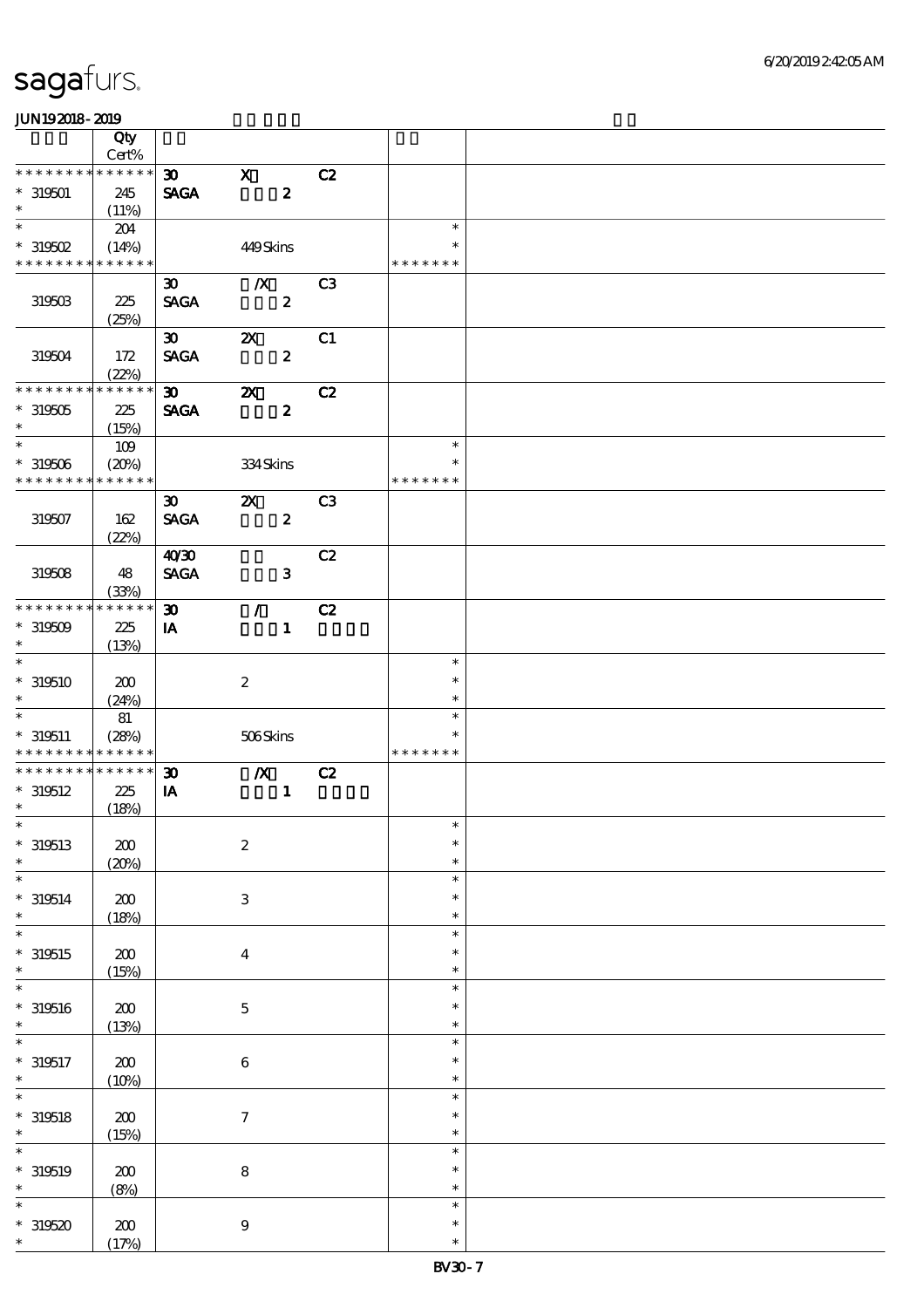# sagafurs.

JUN19 2018 - 2019

| | Qty Cert% | | | | | |
|---|---|---|---|---|---|---|
| * * * * * * * * * * * * * * | | 30 | X | C2 | | |
| * 319501 | 245 | SAGA | 2 | | | |
| * | (11%) | | | | | |
| * | 204 | | | | * | |
| * 319502 | (14%) | | 449 Skins | | * | |
| * * * * * * * * * * * * * * | | | | | * * * * * * * | |
| | | 30 | /X | C3 | | |
| 319503 | 225 | SAGA | 2 | | | |
| | (25%) | | | | | |
| | | 30 | 2X | C1 | | |
| 319504 | 172 | SAGA | 2 | | | |
| | (22%) | | | | | |
| * * * * * * * * * * * * * * | | 30 | 2X | C2 | | |
| * 319505 | 225 | SAGA | 2 | | | |
| * | (15%) | | | | | |
| * | 109 | | | | * | |
| * 319506 | (20%) | | 334 Skins | | * | |
| * * * * * * * * * * * * * * | | | | | * * * * * * * | |
| | | 30 | 2X | C3 | | |
| 319507 | 162 | SAGA | 2 | | | |
| | (22%) | | | | | |
| | | 40/30 | | C2 | | |
| 319508 | 48 | SAGA | 3 | | | |
| | (33%) | | | | | |
| * * * * * * * * * * * * * * | | 30 | / | C2 | | |
| * 319509 | 225 | IA | 1 | | | |
| * | (13%) | | | | | |
| * | | | | | * | |
| * 319510 | 200 | | 2 | | * | |
| * | (24%) | | | | * | |
| * | 81 | | | | * | |
| * 319511 | (28%) | | 506 Skins | | * | |
| * * * * * * * * * * * * * * | | | | | * * * * * * * | |
| * * * * * * * * * * * * * * | | 30 | /X | C2 | | |
| * 319512 | 225 | IA | 1 | | | |
| * | (18%) | | | | | |
| * | | | | | * | |
| * 319513 | 200 | | 2 | | * | |
| * | (20%) | | | | * | |
| * | | | | | * | |
| * 319514 | 200 | | 3 | | * | |
| * | (18%) | | | | * | |
| * | | | | | * | |
| * 319515 | 200 | | 4 | | * | |
| * | (15%) | | | | * | |
| * | | | | | * | |
| * 319516 | 200 | | 5 | | * | |
| * | (13%) | | | | * | |
| * | | | | | * | |
| * 319517 | 200 | | 6 | | * | |
| * | (10%) | | | | * | |
| * | | | | | * | |
| * 319518 | 200 | | 7 | | * | |
| * | (15%) | | | | * | |
| * | | | | | * | |
| * 319519 | 200 | | 8 | | * | |
| * | (8%) | | | | * | |
| * | | | | | * | |
| * 319520 | 200 | | 9 | | * | |
| * | (17%) | | | | * | |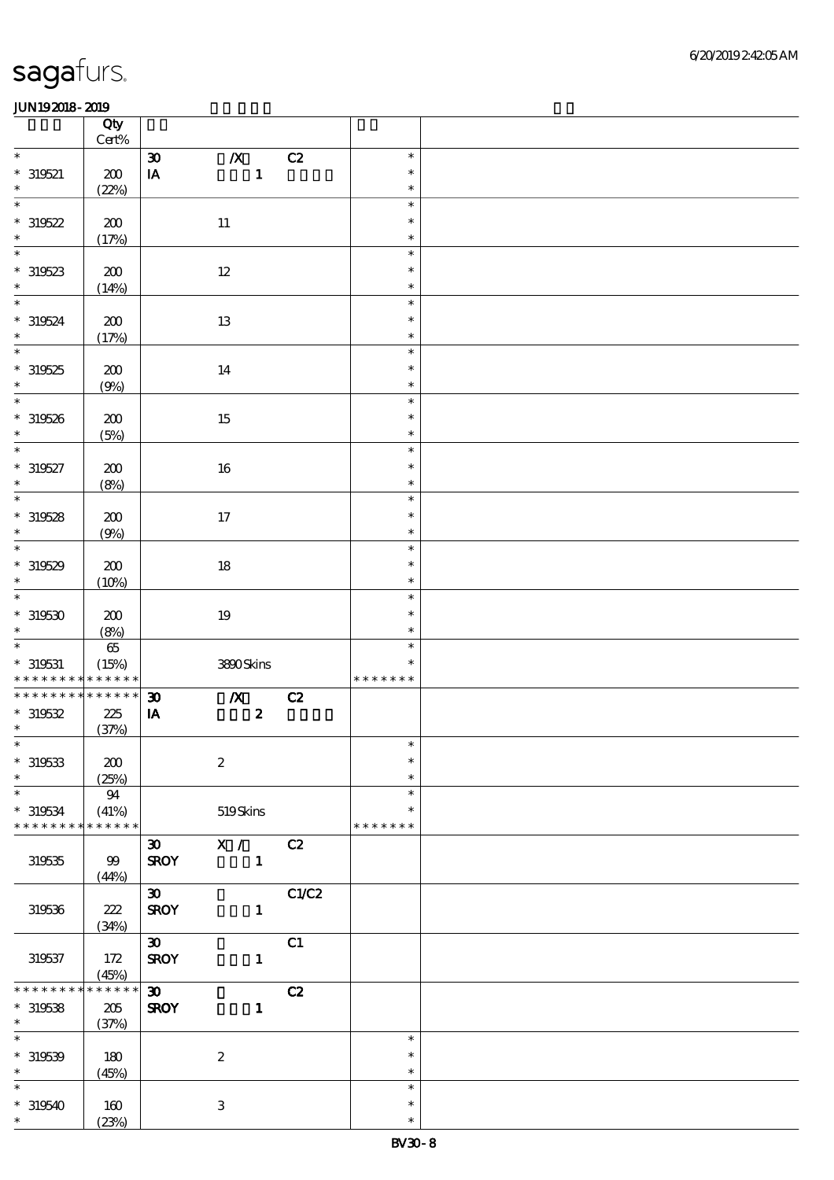sagafurs.

6/20/2019 2:42:05 AM

JUN19 2018 - 2019

| | Qty<br>Cert% | | | | | |
|---|---|---|---|---|---|---|
| * | | 30 | /X | C2 | * | |
| * 319521 | 200 | IA | 1 | | * | |
| * | (22%) | | | | * | |
| * | | | | | * | |
| * 319522 | 200 | | 11 | | * | |
| * | (17%) | | | | * | |
| * | | | | | * | |
| * 319523 | 200 | | 12 | | * | |
| * | (14%) | | | | * | |
| * | | | | | * | |
| * 319524 | 200 | | 13 | | * | |
| * | (17%) | | | | * | |
| * | | | | | * | |
| * 319525 | 200 | | 14 | | * | |
| * | (9%) | | | | * | |
| * | | | | | * | |
| * 319526 | 200 | | 15 | | * | |
| * | (5%) | | | | * | |
| * | | | | | * | |
| * 319527 | 200 | | 16 | | * | |
| * | (8%) | | | | * | |
| * | | | | | * | |
| * 319528 | 200 | | 17 | | * | |
| * | (9%) | | | | * | |
| * | | | | | * | |
| * 319529 | 200 | | 18 | | * | |
| * | (10%) | | | | * | |
| * | | | | | * | |
| * 319530 | 200 | | 19 | | * | |
| * | (8%) | | | | * | |
| * | 65 | | | | * | |
| * 319531 | (15%) | | 3890 Skins | | * | |
| * * * * * * * * * * * * * * | | | | | * * * * * * * | |
| * * * * * * * * * * * * * * | | 30 | /X | C2 | | |
| * 319532 | 225 | IA | 2 | | | |
| * | (37%) | | | | | |
| * | | | | | * | |
| * 319533 | 200 | | 2 | | * | |
| * | (25%) | | | | * | |
| * | 94 | | | | * | |
| * 319534 | (41%) | | 519 Skins | | * | |
| * * * * * * * * * * * * * * | | | | | * * * * * * * | |
| | | 30 | X / | C2 | | |
| 319535 | 99 | SROY | 1 | | | |
| | (44%) | | | | | |
| | | 30 | | C1/C2 | | |
| 319536 | 222 | SROY | 1 | | | |
| | (34%) | | | | | |
| | | 30 | | C1 | | |
| 319537 | 172 | SROY | 1 | | | |
| | (45%) | | | | | |
| * * * * * * * * * * * * * * | | 30 | | C2 | | |
| * 319538 | 205 | SROY | 1 | | | |
| * | (37%) | | | | | |
| * | | | | | * | |
| * 319539 | 180 | | 2 | | * | |
| * | (45%) | | | | * | |
| * | | | | | * | |
| * 319540 | 160 | | 3 | | * | |
| * | (23%) | | | | * | |

BV30 - 8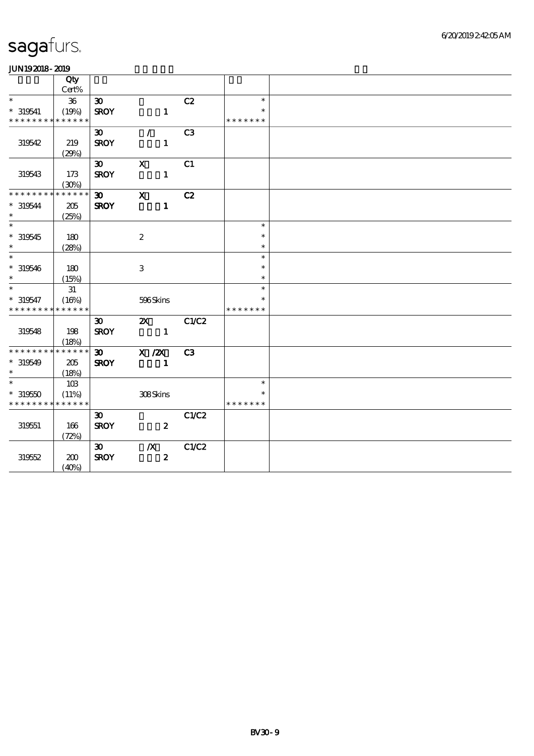# sagafurs.

JUN192018-2019

| | Qty Cert% | | | | | |
|---|---|---|---|---|---|---|
| * | 36 | 30 | | C2 | * | |
| * 319541 | (19%) | SROY | 1 | | * | |
| * * * * * * * * * * * * * * | | | | | * * * * * * * | |
| | | 30 | / | C3 | | |
| 319542 | 219 (29%) | SROY | 1 | | | |
| | | 30 | X | C1 | | |
| 319543 | 173 (30%) | SROY | 1 | | | |
| * * * * * * * * * * * * * * | | 30 | X | C2 | | |
| * 319544 | 205 | SROY | 1 | | | |
| * | (25%) | | | | | |
| * | | | | | * | |
| * 319545 | 180 | | 2 | | * | |
| * | (28%) | | | | * | |
| * | | | | | * | |
| * 319546 | 180 | | 3 | | * | |
| * | (15%) | | | | * | |
| * | 31 | | | | * | |
| * 319547 | (16%) | | 596 Skins | | * | |
| * * * * * * * * * * * * * * | | | | | * * * * * * * | |
| | | 30 | 2X | C1/C2 | | |
| 319548 | 198 (18%) | SROY | 1 | | | |
| * * * * * * * * * * * * * * | | 30 | X /2X | C3 | | |
| * 319549 | 205 | SROY | 1 | | | |
| * | (18%) | | | | | |
| * | 103 | | | | * | |
| * 319550 | (11%) | | 308 Skins | | * | |
| * * * * * * * * * * * * * * | | | | | * * * * * * * | |
| | | 30 | | C1/C2 | | |
| 319551 | 166 (72%) | SROY | 2 | | | |
| | | 30 | /X | C1/C2 | | |
| 319552 | 200 (40%) | SROY | 2 | | | |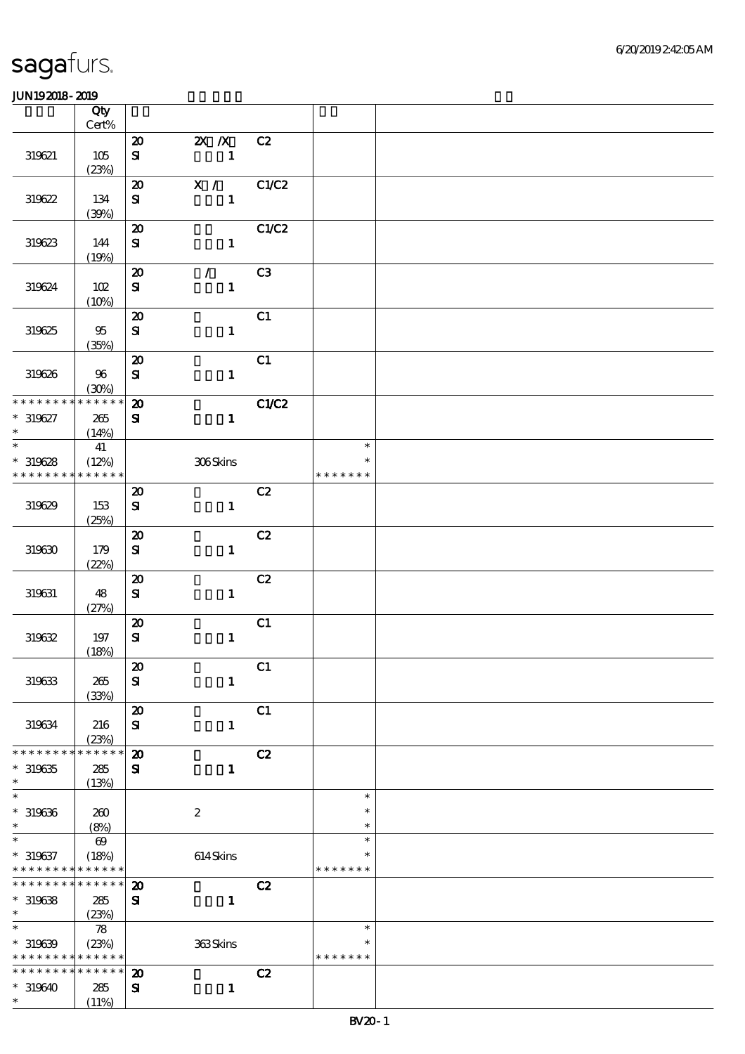| | Qty<br>Cert% | | | | | |
|---|---|---|---|---|---|---|
| 319621 | 105<br>(23%) | 20<br>SI | 2X /X<br>1 | C2 | | |
| 319622 | 134<br>(39%) | 20<br>SI | X /<br>1 | C1/C2 | | |
| 319623 | 144<br>(19%) | 20<br>SI | 1 | C1/C2 | | |
| 319624 | 102<br>(10%) | 20<br>SI | /<br>1 | C3 | | |
| 319625 | 95<br>(35%) | 20<br>SI | 1 | C1 | | |
| 319626 | 96<br>(30%) | 20<br>SI | 1 | C1 | | |
| * * * * * * * * * * * * * *<br>* 319627<br>* | 265<br>(14%) | **20**<br>**SI** | **1** | **C1/C2** | | |
| *<br>* 319628<br>* * * * * * * * * * * * * * | 41<br>(12%) | | 306 Skins | | *<br>*<br>* * * * * * * | |
| 319629 | 153<br>(25%) | 20<br>SI | 1 | C2 | | |
| 319630 | 179<br>(22%) | 20<br>SI | 1 | C2 | | |
| 319631 | 48<br>(27%) | 20<br>SI | 1 | C2 | | |
| 319632 | 197<br>(18%) | 20<br>SI | 1 | C1 | | |
| 319633 | 265<br>(33%) | 20<br>SI | 1 | C1 | | |
| 319634 | 216<br>(23%) | 20<br>SI | 1 | C1 | | |
| * * * * * * * * * * * * * *<br>* 319635<br>* | 285<br>(13%) | **20**<br>**SI** | **1** | **C2** | | |
| *<br>* 319636<br>* | 260<br>(8%) | | 2 | | *<br>*<br>* | |
| *<br>* 319637<br>* * * * * * * * * * * * * * | 69<br>(18%) | | 614 Skins | | *<br>*<br>* * * * * * * | |
| * * * * * * * * * * * * * *<br>* 319638<br>* | 285<br>(23%) | **20**<br>**SI** | **1** | **C2** | | |
| *<br>* 319639<br>* * * * * * * * * * * * * * | 78<br>(23%) | | 363 Skins | | *<br>*<br>* * * * * * * | |
| * * * * * * * * * * * * * *<br>* 319640<br>* | 285<br>(11%) | **20**<br>**SI** | **1** | **C2** | | |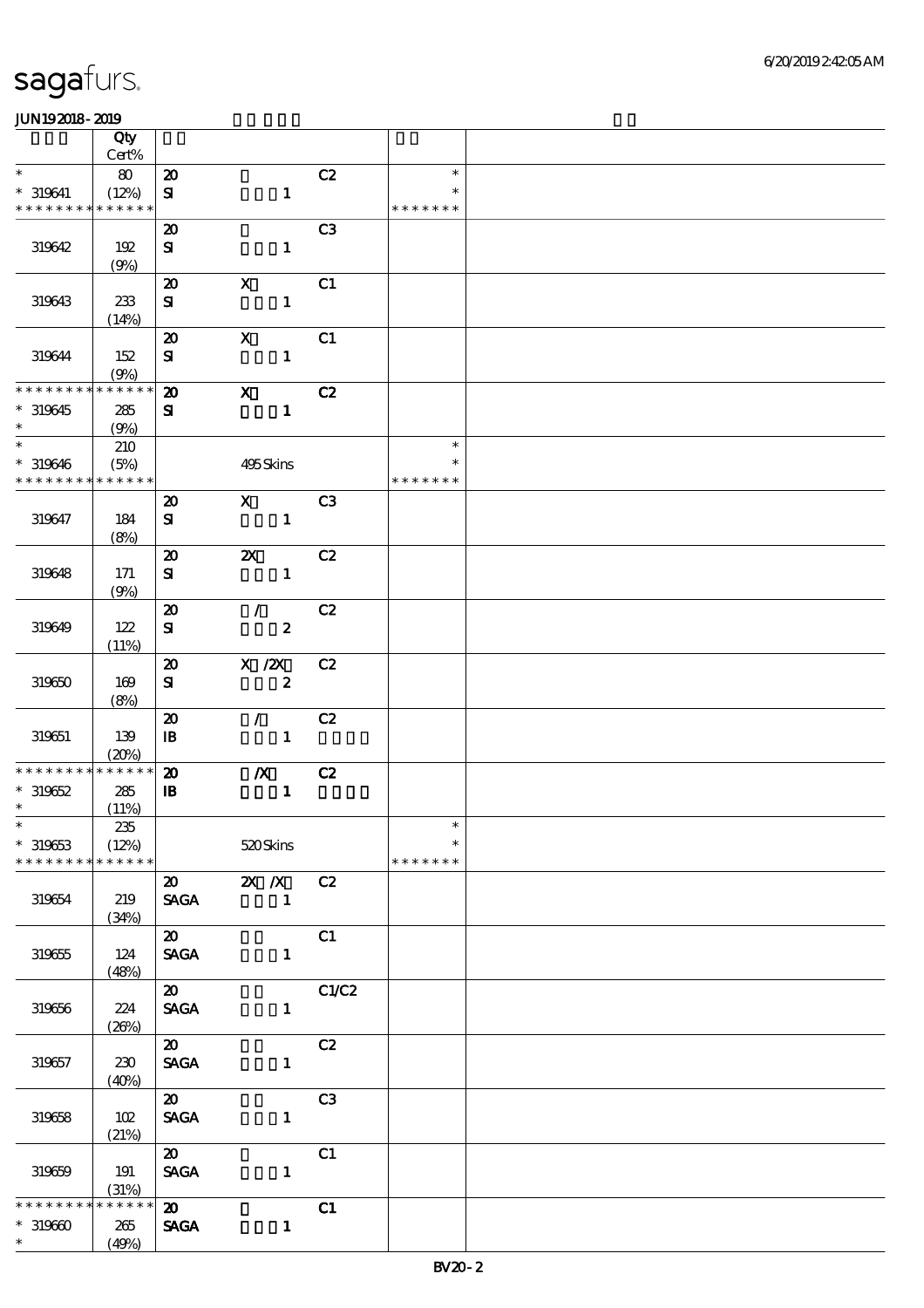| | Qty Cert% | | | | | |
|---|---|---|---|---|---|---|
| * * 319641 * * * * * * * * * * * * * * | 80 (12%) | 20 SI | 1 | C2 | * * * * * * * * * | |
| 319642 | 192 (9%) | 20 SI | 1 | C3 | | |
| 319643 | 233 (14%) | 20 SI | X 1 | C1 | | |
| 319644 | 152 (9%) | 20 SI | X 1 | C1 | | |
| * * * * * * * * * * * * * * * 319645 * | 285 (9%) | 20 SI | X 1 | C2 | | |
| * * 319646 * * * * * * * * * * * * * * | 210 (5%) | | 495 Skins | | * * * * * * * * * | |
| 319647 | 184 (8%) | 20 SI | X 1 | C3 | | |
| 319648 | 171 (9%) | 20 SI | 2X 1 | C2 | | |
| 319649 | 122 (11%) | 20 SI | / 2 | C2 | | |
| 319650 | 169 (8%) | 20 SI | X /2X 2 | C2 | | |
| 319651 | 139 (20%) | 20 IB | / 1 | C2 | | |
| * * * * * * * * * * * * * * * 319652 * | 285 (11%) | 20 IB | /X 1 | C2 | | |
| * * 319653 * * * * * * * * * * * * * * | 235 (12%) | | 520 Skins | | * * * * * * * * * | |
| 319654 | 219 (34%) | 20 SAGA | 2X /X 1 | C2 | | |
| 319655 | 124 (48%) | 20 SAGA | 1 | C1 | | |
| 319656 | 224 (26%) | 20 SAGA | 1 | C1/C2 | | |
| 319657 | 230 (40%) | 20 SAGA | 1 | C2 | | |
| 319658 | 102 (21%) | 20 SAGA | 1 | C3 | | |
| 319659 | 191 (31%) | 20 SAGA | 1 | C1 | | |
| * * * * * * * * * * * * * * * 319660 * | 265 (49%) | 20 SAGA | 1 | C1 | | |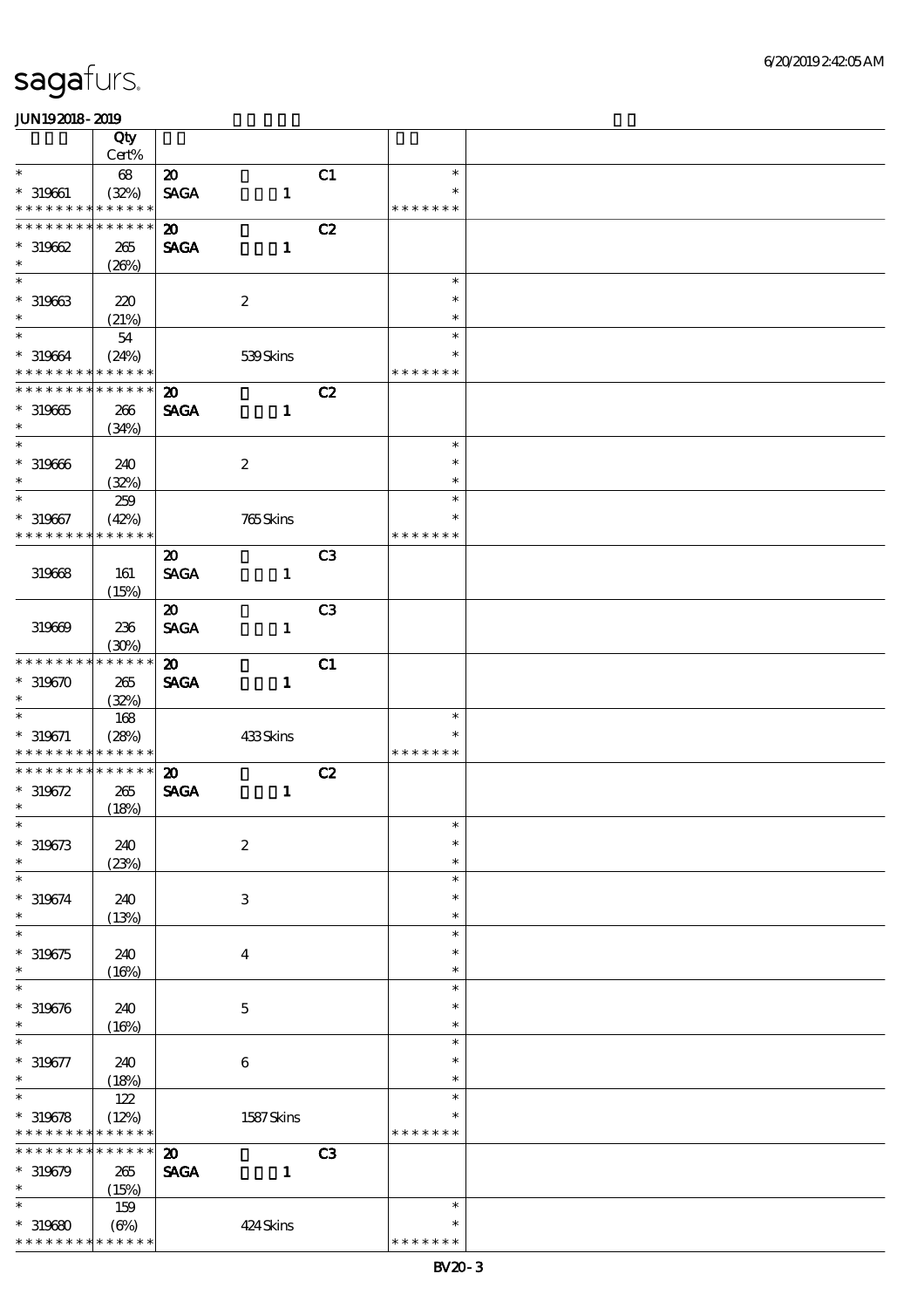# sagafurs.

JUN19 2018 - 2019

| | Qty Cert% | | | | |
|---|---|---|---|---|---|
| * | 68 | 20 | | C1 | * |
| * 319661 | (32%) | SAGA | 1 | | * |
| * * * * * * * * * * * * * * | | | | | * * * * * * * |
| * * * * * * * * * * * * * * | | 20 | | C2 | |
| * 319662 | 265 | SAGA | 1 | | |
| * | (26%) | | | | |
| * | | | | | * |
| * 319663 | 220 | | 2 | | * |
| * | (21%) | | | | * |
| * | 54 | | | | * |
| * 319664 | (24%) | | 539 Skins | | * |
| * * * * * * * * * * * * * * | | | | | * * * * * * * |
| * * * * * * * * * * * * * * | | 20 | | C2 | |
| * 319665 | 266 | SAGA | 1 | | |
| * | (34%) | | | | |
| * | | | | | * |
| * 319666 | 240 | | 2 | | * |
| * | (32%) | | | | * |
| * | 259 | | | | * |
| * 319667 | (42%) | | 765 Skins | | * |
| * * * * * * * * * * * * * * | | | | | * * * * * * * |
| | | 20 | | C3 | |
| 319668 | 161 | SAGA | 1 | | |
| | (15%) | | | | |
| | | 20 | | C3 | |
| 319669 | 236 | SAGA | 1 | | |
| | (30%) | | | | |
| * * * * * * * * * * * * * * | | 20 | | C1 | |
| * 319670 | 265 | SAGA | 1 | | |
| * | (32%) | | | | |
| * | 168 | | | | * |
| * 319671 | (28%) | | 433 Skins | | * |
| * * * * * * * * * * * * * * | | | | | * * * * * * * |
| * * * * * * * * * * * * * * | | 20 | | C2 | |
| * 319672 | 265 | SAGA | 1 | | |
| * | (18%) | | | | |
| * | | | | | * |
| * 319673 | 240 | | 2 | | * |
| * | (23%) | | | | * |
| * | | | | | * |
| * 319674 | 240 | | 3 | | * |
| * | (13%) | | | | * |
| * | | | | | * |
| * 319675 | 240 | | 4 | | * |
| * | (16%) | | | | * |
| * | | | | | * |
| * 319676 | 240 | | 5 | | * |
| * | (16%) | | | | * |
| * | | | | | * |
| * 319677 | 240 | | 6 | | * |
| * | (18%) | | | | * |
| * | 122 | | | | * |
| * 319678 | (12%) | | 1587 Skins | | * |
| * * * * * * * * * * * * * * | | | | | * * * * * * * |
| * * * * * * * * * * * * * * | | 20 | | C3 | |
| * 319679 | 265 | SAGA | 1 | | |
| * | (15%) | | | | |
| * | 159 | | | | * |
| * 319680 | (6%) | | 424 Skins | | * |
| * * * * * * * * * * * * * * | | | | | * * * * * * * |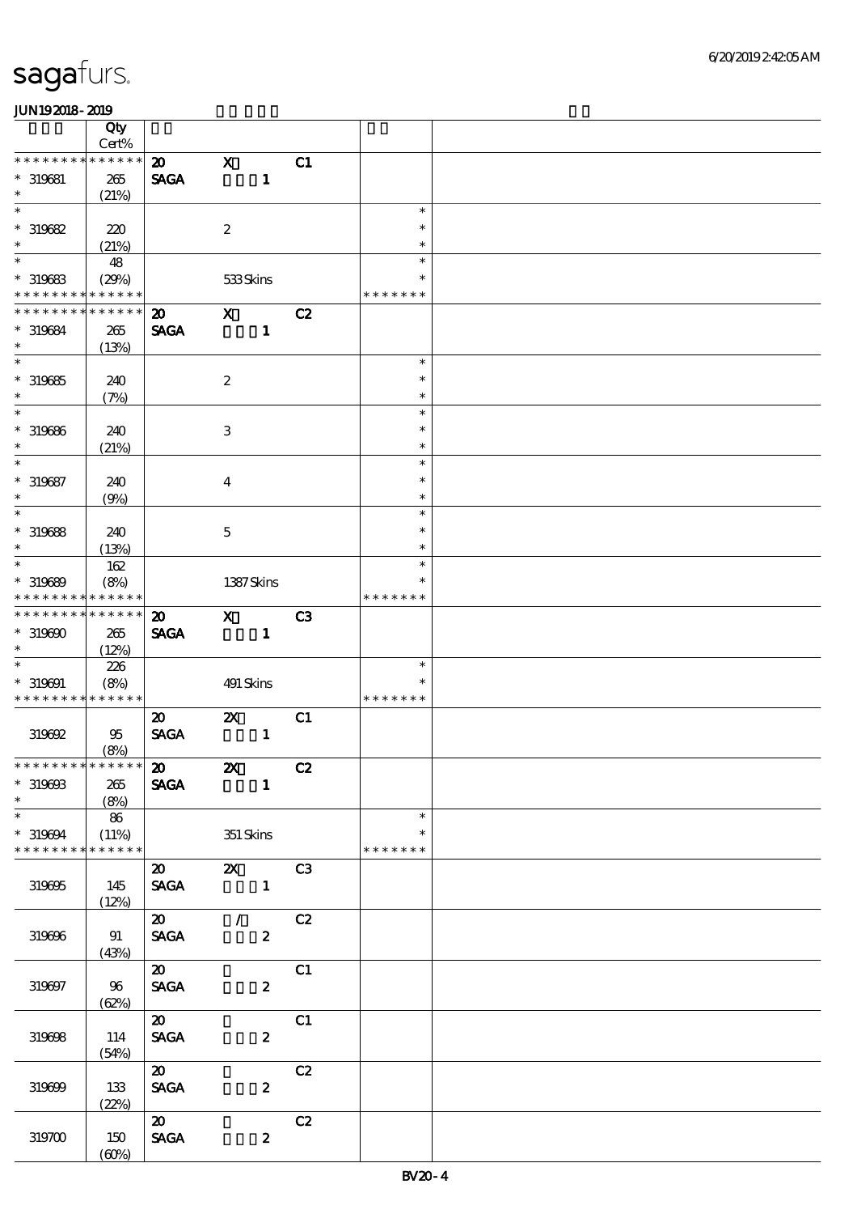| | Qty Cert% | | | | | |
|---|---|---|---|---|---|---|
| * * * * * * * * * * * * * * | | 20 | X | C1 | | |
| * 319681 | 265 | SAGA | 1 | | | |
| * | (21%) | | | | | |
| * | | | | | * | |
| * 319682 | 220 | | 2 | | * | |
| * | (21%) | | | | * | |
| * | 48 | | | | * | |
| * 319683 | (29%) | | 533 Skins | | * | |
| * * * * * * * * * * * * * * | | | | | * * * * * * * | |
| * * * * * * * * * * * * * * | | 20 | X | C2 | | |
| * 319684 | 265 | SAGA | 1 | | | |
| * | (13%) | | | | | |
| * | | | | | * | |
| * 319685 | 240 | | 2 | | * | |
| * | (7%) | | | | * | |
| * | | | | | * | |
| * 319686 | 240 | | 3 | | * | |
| * | (21%) | | | | * | |
| * | | | | | * | |
| * 319687 | 240 | | 4 | | * | |
| * | (9%) | | | | * | |
| * | | | | | * | |
| * 319688 | 240 | | 5 | | * | |
| * | (13%) | | | | * | |
| * | 162 | | | | * | |
| * 319689 | (8%) | | 1387 Skins | | * | |
| * * * * * * * * * * * * * * | | | | | * * * * * * * | |
| * * * * * * * * * * * * * * | | 20 | X | C3 | | |
| * 319690 | 265 | SAGA | 1 | | | |
| * | (12%) | | | | | |
| * | 226 | | | | * | |
| * 319691 | (8%) | | 491 Skins | | * | |
| * * * * * * * * * * * * * * | | | | | * * * * * * * | |
| | | 20 | 2X | C1 | | |
| 319692 | 95 | SAGA | 1 | | | |
| | (8%) | | | | | |
| * * * * * * * * * * * * * * | | 20 | 2X | C2 | | |
| * 319693 | 265 | SAGA | 1 | | | |
| * | (8%) | | | | | |
| * | 86 | | | | * | |
| * 319694 | (11%) | | 351 Skins | | * | |
| * * * * * * * * * * * * * * | | | | | * * * * * * * | |
| | | 20 | 2X | C3 | | |
| 319695 | 145 | SAGA | 1 | | | |
| | (12%) | | | | | |
| | | 20 | / | C2 | | |
| 319696 | 91 | SAGA | 2 | | | |
| | (43%) | | | | | |
| | | 20 | | C1 | | |
| 319697 | 96 | SAGA | 2 | | | |
| | (62%) | | | | | |
| | | 20 | | C1 | | |
| 319698 | 114 | SAGA | 2 | | | |
| | (54%) | | | | | |
| | | 20 | | C2 | | |
| 319699 | 133 | SAGA | 2 | | | |
| | (22%) | | | | | |
| | | 20 | | C2 | | |
| 319700 | 150 | SAGA | 2 | | | |
| | (60%) | | | | | |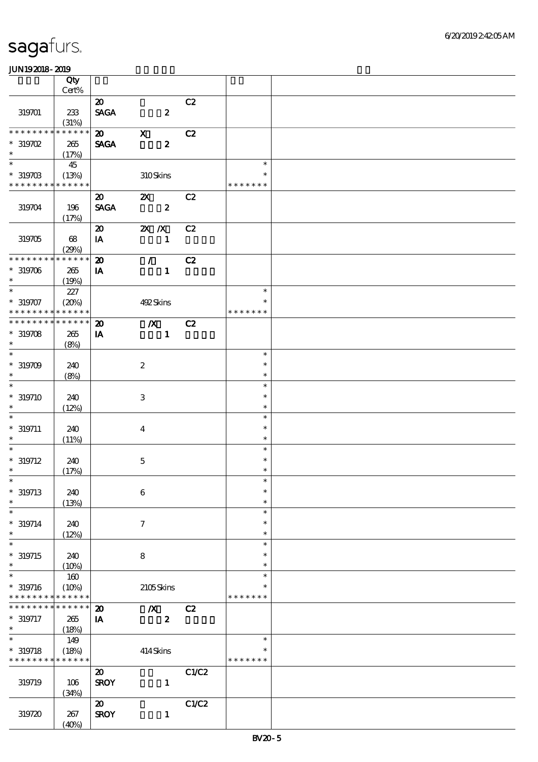| | Qty Cert% | | | | | |
|---|---|---|---|---|---|---|
| 319701 | 233 (31%) | 20 SAGA | 2 | C2 | | |
| * * * * * * * * * * * * * * 319702 * | 265 (17%) | 20 SAGA | X 2 | C2 | | |
| * * 319703 * * * * * * * * * * * * * | 45 (13%) | | 310 Skins | | * * * * * * * * * | |
| 319704 | 196 (17%) | 20 SAGA | 2X 2 | C2 | | |
| 319705 | 68 (29%) | 20 IA | 2X /X 1 | C2 | | |
| * * * * * * * * * * * * * * 319706 * | 265 (19%) | 20 IA | / 1 | C2 | | |
| * * 319707 * * * * * * * * * * * * * | 227 (20%) | | 492 Skins | | * * * * * * * * * | |
| * * * * * * * * * * * * * * 319708 * | 265 (8%) | 20 IA | /X 1 | C2 | | |
| * * 319709 * | 240 (8%) | | 2 | | * * * | |
| * * 319710 * | 240 (12%) | | 3 | | * * * | |
| * * 319711 * | 240 (11%) | | 4 | | * * * | |
| * * 319712 * | 240 (17%) | | 5 | | * * * | |
| * * 319713 * | 240 (13%) | | 6 | | * * * | |
| * * 319714 * | 240 (12%) | | 7 | | * * * | |
| * * 319715 * | 240 (10%) | | 8 | | * * * | |
| * * 319716 * * * * * * * * * * * * * | 160 (10%) | | 2105 Skins | | * * * * * * * * * | |
| * * * * * * * * * * * * * * 319717 * | 265 (18%) | 20 IA | /X 2 | C2 | | |
| * * 319718 * * * * * * * * * * * * * | 149 (18%) | | 414 Skins | | * * * * * * * * * | |
| 319719 | 106 (34%) | 20 SROY | 1 | C1/C2 | | |
| 319720 | 267 (40%) | 20 SROY | 1 | C1/C2 | | |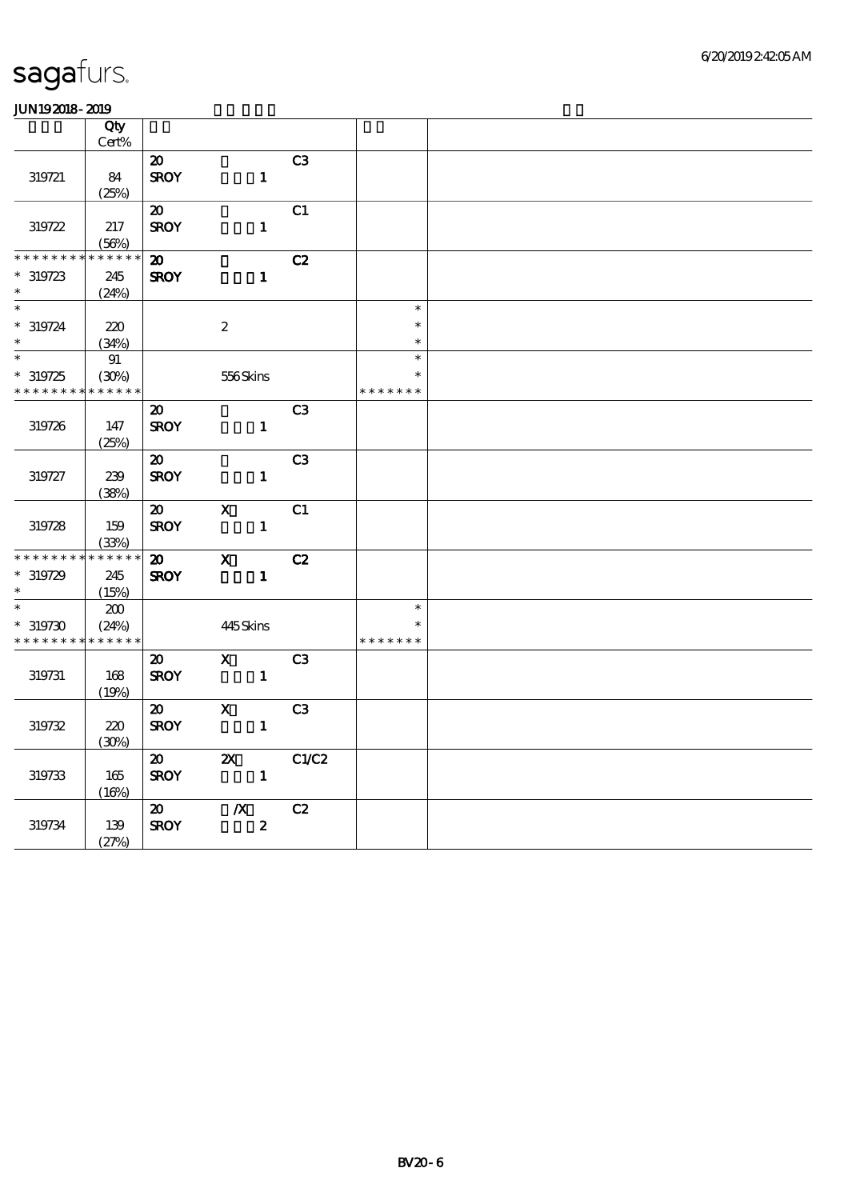# sagafurs.

JUN19 2018 - 2019

| | Qty Cert% | | | | | |
|---|---|---|---|---|---|---|
| 319721 | 84 (25%) | 20 SROY | 1 | C3 | | |
| 319722 | 217 (56%) | 20 SROY | 1 | C1 | | |
| * * * * * * * * * * * * * * 319723 * | 245 (24%) | 20 SROY | 1 | C2 | | |
| * * 319724 * | 220 (34%) | | 2 | | * * * | |
| * * 319725 * * * * * * * * * * * * * * | 91 (30%) | | 556 Skins | | * * * * * * * * * | |
| 319726 | 147 (25%) | 20 SROY | 1 | C3 | | |
| 319727 | 239 (38%) | 20 SROY | 1 | C3 | | |
| 319728 | 159 (33%) | 20 SROY | X 1 | C1 | | |
| * * * * * * * * * * * * * * 319729 * | 245 (15%) | 20 SROY | X 1 | C2 | | |
| * * 319730 * * * * * * * * * * * * * * | 200 (24%) | | 445 Skins | | * * * * * * * * * | |
| 319731 | 168 (19%) | 20 SROY | X 1 | C3 | | |
| 319732 | 220 (30%) | 20 SROY | X 1 | C3 | | |
| 319733 | 165 (16%) | 20 SROY | 2X 1 | C1/C2 | | |
| 319734 | 139 (27%) | 20 SROY | /X 2 | C2 | | |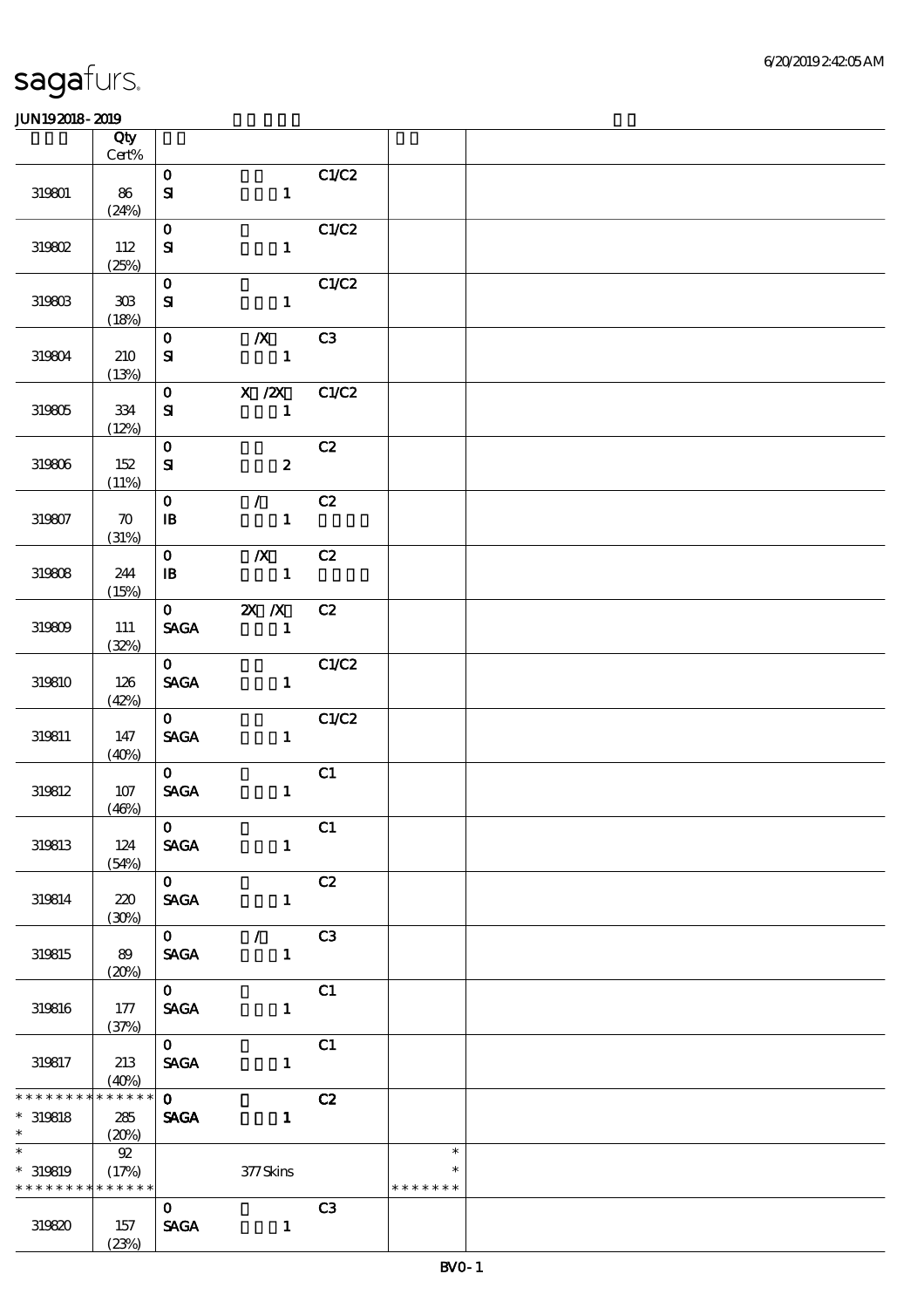sagafurs.

JUN19 2018 - 2019

| | Qty Cert% | | | | | |
|---|---|---|---|---|---|---|
| 319801 | 86 (24%) | 0 SI | 1 | C1/C2 | | |
| 319802 | 112 (25%) | 0 SI | 1 | C1/C2 | | |
| 319803 | 303 (18%) | 0 SI | 1 | C1/C2 | | |
| 319804 | 210 (13%) | 0 SI | /X 1 | C3 | | |
| 319805 | 334 (12%) | 0 SI | X /2X 1 | C1/C2 | | |
| 319806 | 152 (11%) | 0 SI | 2 | C2 | | |
| 319807 | 70 (31%) | 0 IB | / 1 | C2 | | |
| 319808 | 244 (15%) | 0 IB | /X 1 | C2 | | |
| 319809 | 111 (32%) | 0 SAGA | 2X /X 1 | C2 | | |
| 319810 | 126 (42%) | 0 SAGA | 1 | C1/C2 | | |
| 319811 | 147 (40%) | 0 SAGA | 1 | C1/C2 | | |
| 319812 | 107 (46%) | 0 SAGA | 1 | C1 | | |
| 319813 | 124 (54%) | 0 SAGA | 1 | C1 | | |
| 319814 | 220 (30%) | 0 SAGA | 1 | C2 | | |
| 319815 | 89 (20%) | 0 SAGA | / 1 | C3 | | |
| 319816 | 177 (37%) | 0 SAGA | 1 | C1 | | |
| 319817 | 213 (40%) | 0 SAGA | 1 | C1 | | |
| * * * * * * * * * * * * * * 319818 * | 285 (20%) | 0 SAGA | 1 | C2 | | |
| * 319819 * * * * * * * * * * * * * * | 92 (17%) | | 377 Skins | | * * * * * * * * * | |
| 319820 | 157 (23%) | 0 SAGA | 1 | C3 | | |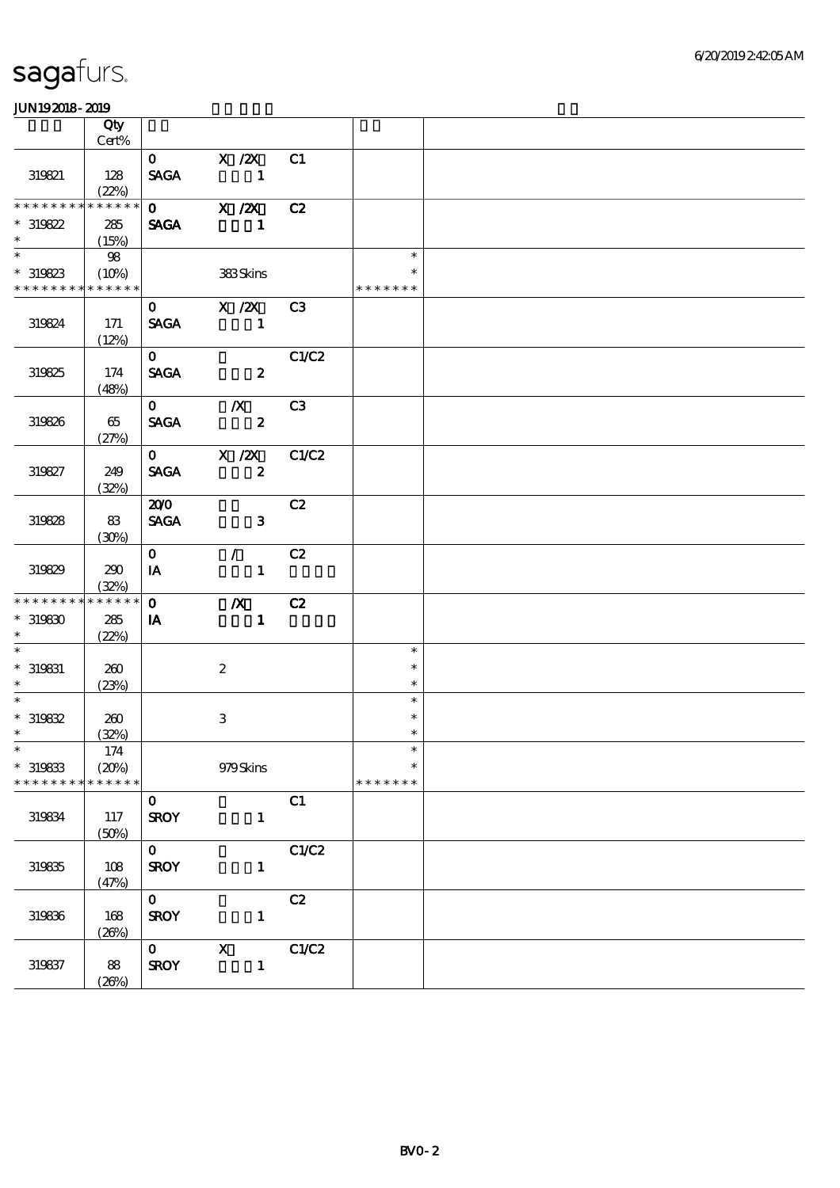# sagafurs.

JUN192018-2019

| | Qty Cert% | | | | | |
|---|---|---|---|---|---|---|
| 319821 | 128 (22%) | 0 SAGA | X /2X 1 | C1 | | |
| * * * * * * * * * * * * * * 319822 * | 285 (15%) | 0 SAGA | X /2X 1 | C2 | | |
| * * 319823 * * * * * * * * * * * * * | 98 (10%) | | 383 Skins | | * * * * * * * * * | |
| 319824 | 171 (12%) | 0 SAGA | X /2X 1 | C3 | | |
| 319825 | 174 (48%) | 0 SAGA | 2 | C1/C2 | | |
| 319826 | 65 (27%) | 0 SAGA | /X 2 | C3 | | |
| 319827 | 249 (32%) | 0 SAGA | X /2X 2 | C1/C2 | | |
| 319828 | 83 (30%) | 20/0 SAGA | 3 | C2 | | |
| 319829 | 290 (32%) | 0 IA | / 1 | C2 | | |
| * * * * * * * * * * * * * * 319830 * | 285 (22%) | 0 IA | /X 1 | C2 | | |
| * * 319831 * | 260 (23%) | | 2 | | * * * | |
| * * 319832 * | 260 (32%) | | 3 | | * * * | |
| * * 319833 * * * * * * * * * * * * * | 174 (20%) | | 979 Skins | | * * * * * * * * * | |
| 319834 | 117 (50%) | 0 SROY | 1 | C1 | | |
| 319835 | 108 (47%) | 0 SROY | 1 | C1/C2 | | |
| 319836 | 168 (26%) | 0 SROY | 1 | C2 | | |
| 319837 | 88 (26%) | 0 SROY | X 1 | C1/C2 | | |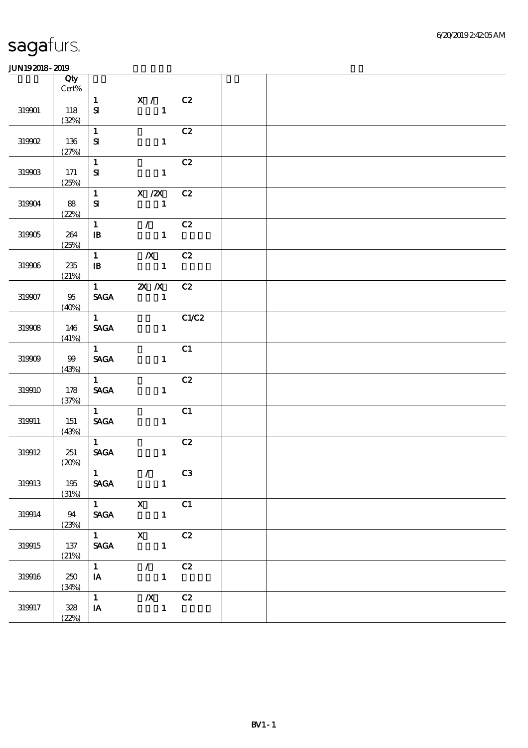sagafurs.

JUN192018-2019

| | Qty Cert% | | | | | |
|---|---|---|---|---|---|---|
| 319901 | 118 (32%) | 1 SI | X / 1 | C2 | | |
| 319902 | 136 (27%) | 1 SI | 1 | C2 | | |
| 319903 | 171 (25%) | 1 SI | 1 | C2 | | |
| 319904 | 88 (22%) | 1 SI | X /2X 1 | C2 | | |
| 319905 | 264 (25%) | 1 IB | / 1 | C2 | | |
| 319906 | 235 (21%) | 1 IB | /X 1 | C2 | | |
| 319907 | 95 (40%) | 1 SAGA | 2X /X 1 | C2 | | |
| 319908 | 146 (41%) | 1 SAGA | 1 | C1/C2 | | |
| 319909 | 99 (43%) | 1 SAGA | 1 | C1 | | |
| 319910 | 178 (37%) | 1 SAGA | 1 | C2 | | |
| 319911 | 151 (43%) | 1 SAGA | 1 | C1 | | |
| 319912 | 251 (20%) | 1 SAGA | 1 | C2 | | |
| 319913 | 195 (31%) | 1 SAGA | / 1 | C3 | | |
| 319914 | 94 (23%) | 1 SAGA | X 1 | C1 | | |
| 319915 | 137 (21%) | 1 SAGA | X 1 | C2 | | |
| 319916 | 250 (34%) | 1 IA | / 1 | C2 | | |
| 319917 | 328 (22%) | 1 IA | /X 1 | C2 | | |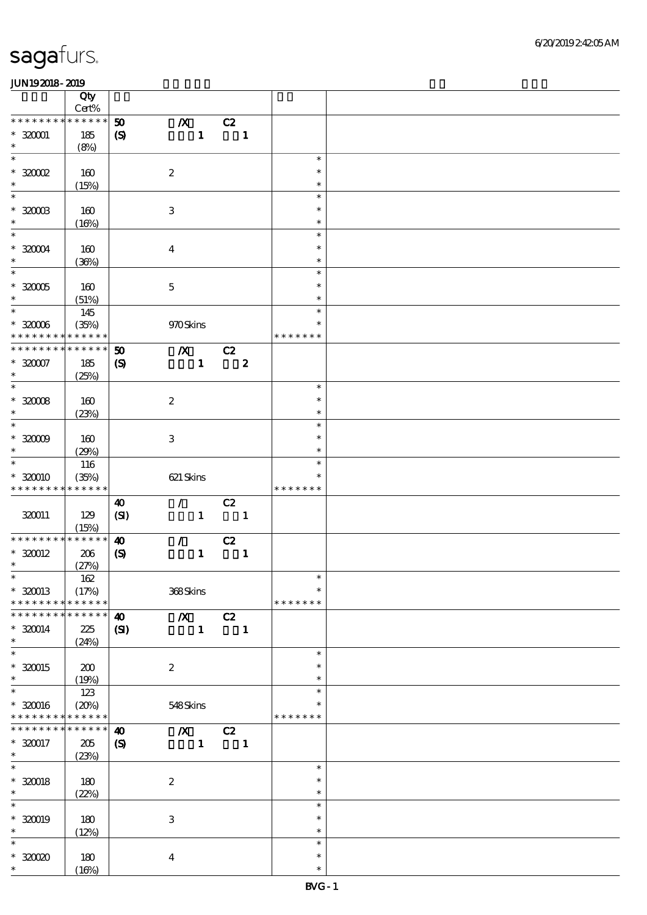# sagafurs.

JUN19 2018 - 2019

| | Qty Cert% | | | |
|---|---|---|---|---|
| * * * * * * * * * * * * * * | 50 | /X | C2 | |
| * 320001 | 185 | (S) | 1 | 1 |
| * | (8%) | | | |
| * | | | | * |
| * 320002 | 160 | 2 | | * |
| * | (15%) | | | * |
| * | | | | * |
| * 320003 | 160 | 3 | | * |
| * | (16%) | | | * |
| * | | | | * |
| * 320004 | 160 | 4 | | * |
| * | (36%) | | | * |
| * | | | | * |
| * 320005 | 160 | 5 | | * |
| * | (51%) | | | * |
| * | 145 | | | * |
| * 320006 | (35%) | 970 Skins | | * |
| * * * * * * * * * * * * * * | | | | * * * * * * * |
| * * * * * * * * * * * * * * | 50 | /X | C2 | |
| * 320007 | 185 | (S) | 1 | 2 |
| * | (25%) | | | |
| * | | | | * |
| * 320008 | 160 | 2 | | * |
| * | (23%) | | | * |
| * | | | | * |
| * 320009 | 160 | 3 | | * |
| * | (29%) | | | * |
| * | 116 | | | * |
| * 320010 | (35%) | 621 Skins | | * |
| * * * * * * * * * * * * * * | | | | * * * * * * * |
| | | 40 | / | C2 |
| 320011 | 129 | (SI) | 1 | 1 |
| | (15%) | | | |
| * * * * * * * * * * * * * * | | 40 | / | C2 |
| * 320012 | 206 | (S) | 1 | 1 |
| * | (27%) | | | |
| * | 162 | | | * |
| * 320013 | (17%) | 368 Skins | | * |
| * * * * * * * * * * * * * * | | | | * * * * * * * |
| * * * * * * * * * * * * * * | | 40 | /X | C2 |
| * 320014 | 225 | (SI) | 1 | 1 |
| * | (24%) | | | |
| * | | | | * |
| * 320015 | 200 | 2 | | * |
| * | (19%) | | | * |
| * | 123 | | | * |
| * 320016 | (20%) | 548 Skins | | * |
| * * * * * * * * * * * * * * | | | | * * * * * * * |
| * * * * * * * * * * * * * * | | 40 | /X | C2 |
| * 320017 | 205 | (S) | 1 | 1 |
| * | (23%) | | | |
| * | | | | * |
| * 320018 | 180 | 2 | | * |
| * | (22%) | | | * |
| * | | | | * |
| * 320019 | 180 | 3 | | * |
| * | (12%) | | | * |
| * | | | | * |
| * 320020 | 180 | 4 | | * |
| * | (16%) | | | * |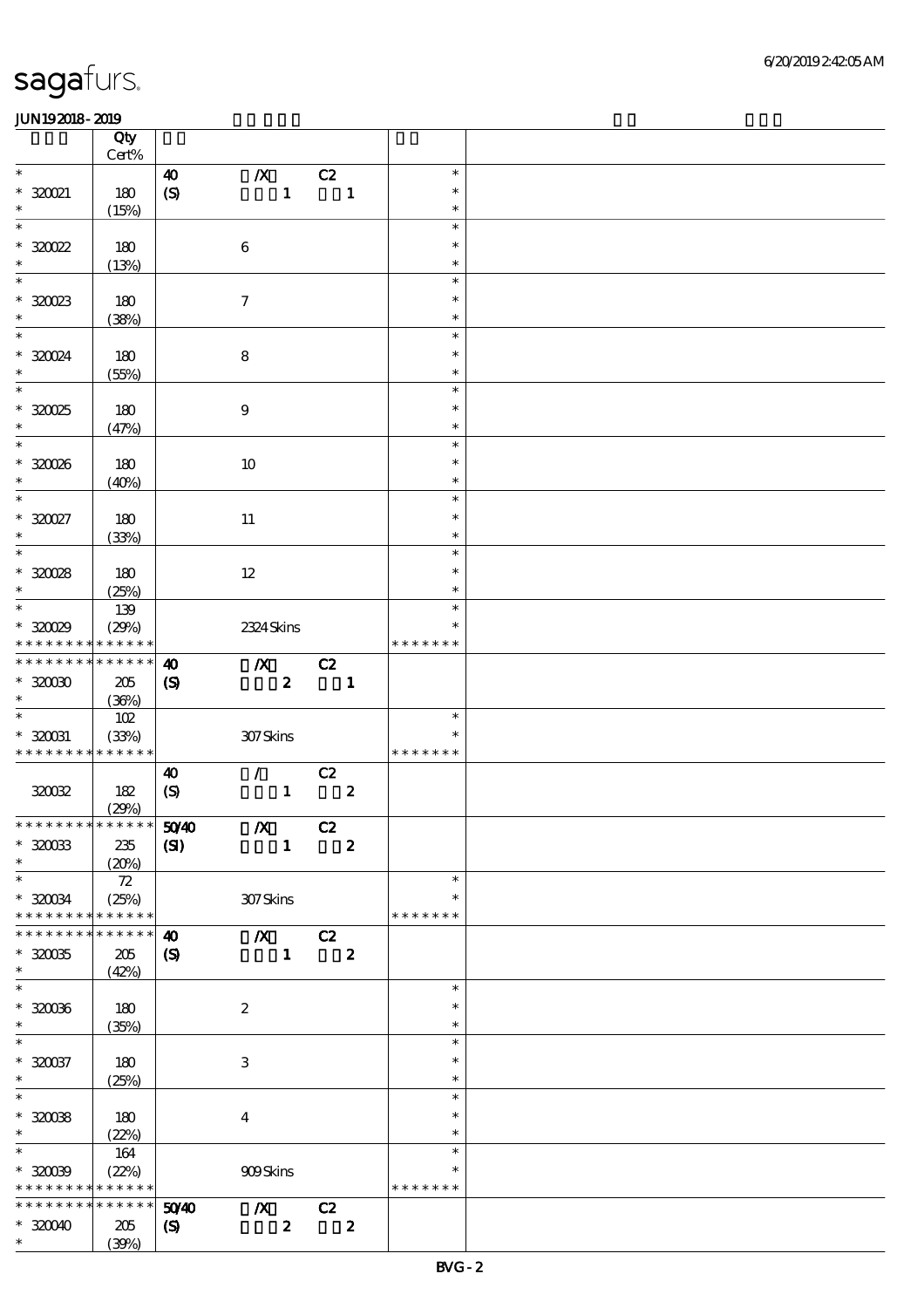sagafurs.

JUN19 2018 - 2019

| | Qty Cert% | | | | | |
|---|---|---|---|---|---|---|
| * | | 40 | /X | C2 | * | |
| * 320021 | 180 | (S) | 1 | 1 | * | |
| * | (15%) | | | | * | |
| * | | | | | * | |
| * 320022 | 180 | | 6 | | * | |
| * | (13%) | | | | * | |
| * | | | | | * | |
| * 320023 | 180 | | 7 | | * | |
| * | (38%) | | | | * | |
| * | | | | | * | |
| * 320024 | 180 | | 8 | | * | |
| * | (55%) | | | | * | |
| * | | | | | * | |
| * 320025 | 180 | | 9 | | * | |
| * | (47%) | | | | * | |
| * | | | | | * | |
| * 320026 | 180 | | 10 | | * | |
| * | (40%) | | | | * | |
| * | | | | | * | |
| * 320027 | 180 | | 11 | | * | |
| * | (33%) | | | | * | |
| * | | | | | * | |
| * 320028 | 180 | | 12 | | * | |
| * | (25%) | | | | * | |
| * | 139 | | | | * | |
| * 320029 | (29%) | | 2324 Skins | | * | |
| * * * * * * * * * * * * * * | | | | | * * * * * * * | |
| * * * * * * * * * * * * * * | | 40 | /X | C2 | | |
| * 320030 | 205 | (S) | 2 | 1 | | |
| * | (36%) | | | | | |
| * | 102 | | | | * | |
| * 320031 | (33%) | | 307 Skins | | * | |
| * * * * * * * * * * * * * * | | | | | * * * * * * * | |
| | | 40 | / | C2 | | |
| 320032 | 182 | (S) | 1 | 2 | | |
| | (29%) | | | | | |
| * * * * * * * * * * * * * * | | 50/40 | /X | C2 | | |
| * 320033 | 235 | (SI) | 1 | 2 | | |
| * | (20%) | | | | | |
| * | 72 | | | | * | |
| * 320034 | (25%) | | 307 Skins | | * | |
| * * * * * * * * * * * * * * | | | | | * * * * * * * | |
| * * * * * * * * * * * * * * | | 40 | /X | C2 | | |
| * 320035 | 205 | (S) | 1 | 2 | | |
| * | (42%) | | | | | |
| * | | | | | * | |
| * 320036 | 180 | | 2 | | * | |
| * | (35%) | | | | * | |
| * | | | | | * | |
| * 320037 | 180 | | 3 | | * | |
| * | (25%) | | | | * | |
| * | | | | | * | |
| * 320038 | 180 | | 4 | | * | |
| * | (22%) | | | | * | |
| * | 164 | | | | * | |
| * 320039 | (22%) | | 909 Skins | | * | |
| * * * * * * * * * * * * * * | | | | | * * * * * * * | |
| * * * * * * * * * * * * * * | | 50/40 | /X | C2 | | |
| * 320040 | 205 | (S) | 2 | 2 | | |
| * | (39%) | | | | | |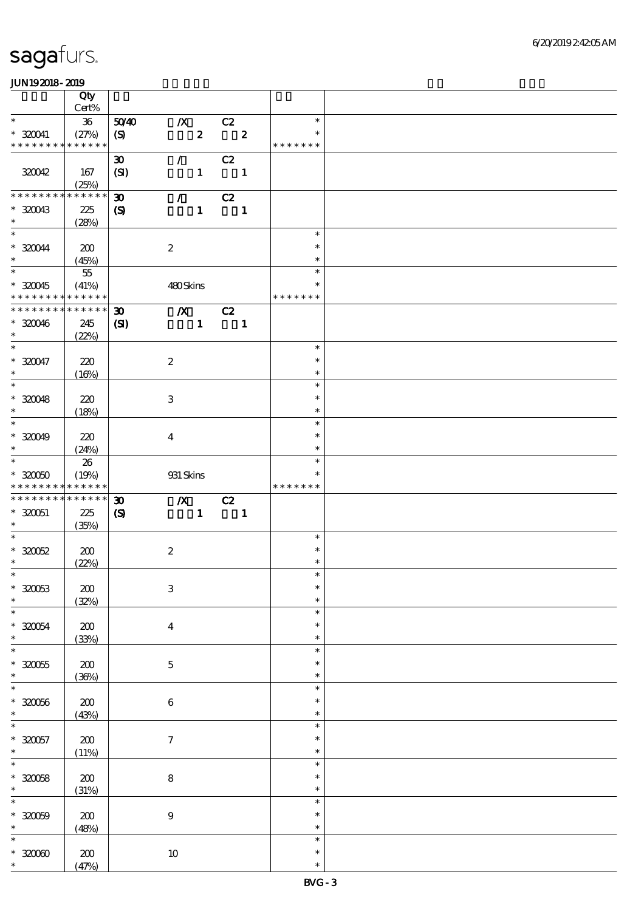| | Qty Cert% | | | | | |
|---|---|---|---|---|---|---|
| * | 36 | 50/40 | /X | C2 | * | |
| * 320041 | (27%) | (S) | 2 | 2 | * | |
| * * * * * * * * * * * * * * | | | | | * * * * * * * | |
| | | 30 | / | C2 | | |
| 320042 | 167 | (SI) | 1 | 1 | | |
| | (25%) | | | | | |
| * * * * * * * * * * * * * * | | 30 | / | C2 | | |
| * 320043 | 225 | (S) | 1 | 1 | | |
| * | (28%) | | | | | |
| * | | | | | * | |
| * 320044 | 200 | | 2 | | * | |
| * | (45%) | | | | * | |
| * | 55 | | | | * | |
| * 320045 | (41%) | | 480 Skins | | * | |
| * * * * * * * * * * * * * * | | | | | * * * * * * * | |
| * * * * * * * * * * * * * * | | 30 | /X | C2 | | |
| * 320046 | 245 | (SI) | 1 | 1 | | |
| * | (22%) | | | | | |
| * | | | | | * | |
| * 320047 | 220 | | 2 | | * | |
| * | (16%) | | | | * | |
| * | | | | | * | |
| * 320048 | 220 | | 3 | | * | |
| * | (18%) | | | | * | |
| * | | | | | * | |
| * 320049 | 220 | | 4 | | * | |
| * | (24%) | | | | * | |
| * | 26 | | | | * | |
| * 320050 | (19%) | | 931 Skins | | * | |
| * * * * * * * * * * * * * * | | | | | * * * * * * * | |
| * * * * * * * * * * * * * * | | 30 | /X | C2 | | |
| * 320051 | 225 | (S) | 1 | 1 | | |
| * | (35%) | | | | | |
| * | | | | | * | |
| * 320052 | 200 | | 2 | | * | |
| * | (22%) | | | | * | |
| * | | | | | * | |
| * 320053 | 200 | | 3 | | * | |
| * | (32%) | | | | * | |
| * | | | | | * | |
| * 320054 | 200 | | 4 | | * | |
| * | (33%) | | | | * | |
| * | | | | | * | |
| * 320055 | 200 | | 5 | | * | |
| * | (36%) | | | | * | |
| * | | | | | * | |
| * 320056 | 200 | | 6 | | * | |
| * | (43%) | | | | * | |
| * | | | | | * | |
| * 320057 | 200 | | 7 | | * | |
| * | (11%) | | | | * | |
| * | | | | | * | |
| * 320058 | 200 | | 8 | | * | |
| * | (31%) | | | | * | |
| * | | | | | * | |
| * 320059 | 200 | | 9 | | * | |
| * | (48%) | | | | * | |
| * | | | | | * | |
| * 320060 | 200 | | 10 | | * | |
| * | (47%) | | | | * | |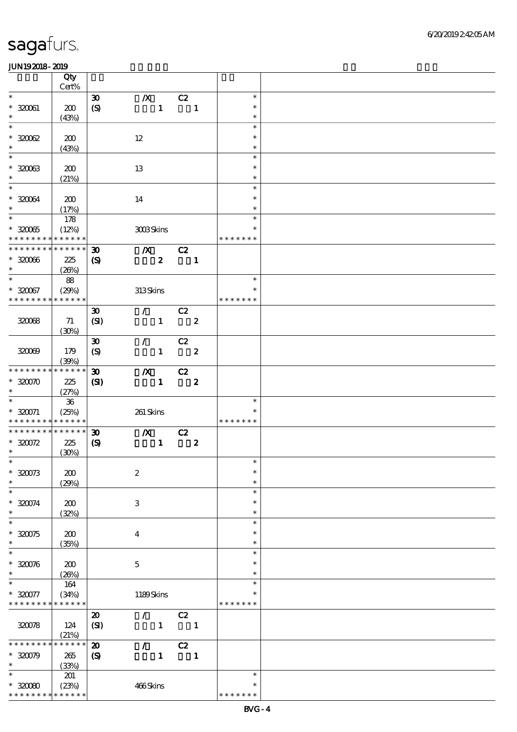| | Qty Cert% | | | | | |
|---|---|---|---|---|---|---|
| * | | 30 | /X | C2 | * | |
| * 320061 | 200 | (S) | 1 | 1 | * | |
| * | (43%) | | | | * | |
| * | | | | | * | |
| * 320062 | 200 | | 12 | | * | |
| * | (43%) | | | | * | |
| * | | | | | * | |
| * 320063 | 200 | | 13 | | * | |
| * | (21%) | | | | * | |
| * | | | | | * | |
| * 320064 | 200 | | 14 | | * | |
| * | (17%) | | | | * | |
| * | 178 | | | | * | |
| * 320065 | (12%) | | 3003 Skins | | * | |
| * * * * * * * * * * * * * * | | | | | * * * * * * * | |
| * * * * * * * * * * * * * * | | 30 | /X | C2 | | |
| * 320066 | 225 | (S) | 2 | 1 | | |
| * | (26%) | | | | | |
| * | 88 | | | | * | |
| * 320067 | (29%) | | 313 Skins | | * | |
| * * * * * * * * * * * * * * | | | | | * * * * * * * | |
| | | 30 | / | C2 | | |
| 320068 | 71 | (SI) | 1 | 2 | | |
| | (30%) | | | | | |
| | | 30 | / | C2 | | |
| 320069 | 179 | (S) | 1 | 2 | | |
| | (39%) | | | | | |
| * * * * * * * * * * * * * * | | 30 | /X | C2 | | |
| * 320070 | 225 | (SI) | 1 | 2 | | |
| * | (27%) | | | | | |
| * | 36 | | | | * | |
| * 320071 | (25%) | | 261 Skins | | * | |
| * * * * * * * * * * * * * * | | | | | * * * * * * * | |
| * * * * * * * * * * * * * * | | 30 | /X | C2 | | |
| * 320072 | 225 | (S) | 1 | 2 | | |
| * | (30%) | | | | | |
| * | | | | | * | |
| * 320073 | 200 | | 2 | | * | |
| * | (29%) | | | | * | |
| * | | | | | * | |
| * 320074 | 200 | | 3 | | * | |
| * | (32%) | | | | * | |
| * | | | | | * | |
| * 320075 | 200 | | 4 | | * | |
| * | (35%) | | | | * | |
| * | | | | | * | |
| * 320076 | 200 | | 5 | | * | |
| * | (26%) | | | | * | |
| * | 164 | | | | * | |
| * 320077 | (34%) | | 1189 Skins | | * | |
| * * * * * * * * * * * * * * | | | | | * * * * * * * | |
| | | 20 | / | C2 | | |
| 320078 | 124 | (SI) | 1 | 1 | | |
| | (21%) | | | | | |
| * * * * * * * * * * * * * * | | 20 | / | C2 | | |
| * 320079 | 265 | (S) | 1 | 1 | | |
| * | (33%) | | | | | |
| * | 201 | | | | * | |
| * 320080 | (23%) | | 466 Skins | | * | |
| * * * * * * * * * * * * * * | | | | | * * * * * * * | |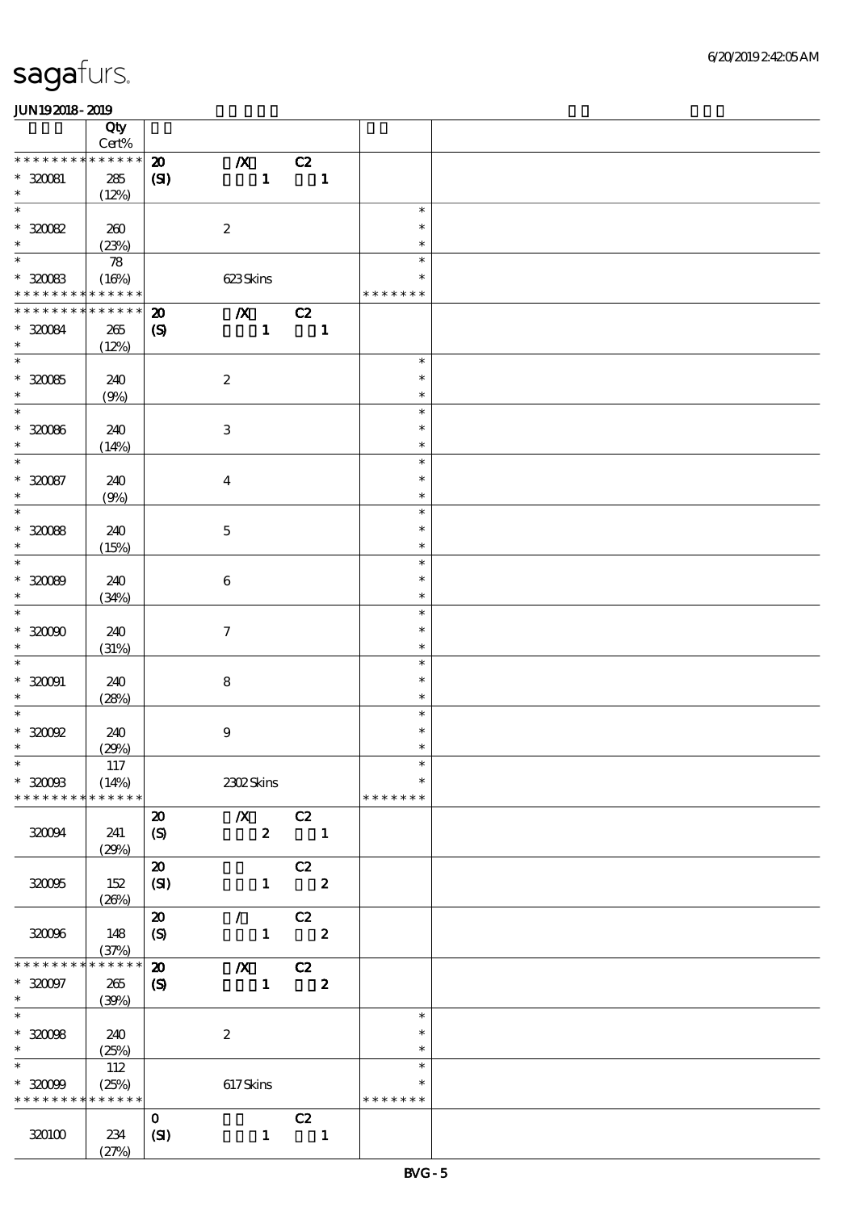| | Qty Cert% | | | |
|---|---|---|---|---|
| * * * * * * * * * * * * * * | 20 | /X C2 | | |
| * 320081 | 285 | (SI) 1 1 | | |
| * | (12%) | | | |
| * 320082 | 260 | 2 | * * * | |
| * | (23%) | | | |
| * 320083 | 78 (16%) | 623 Skins | * * * * * * * * | |
| * * * * * * * * * * * * * * | 20 | /X C2 | | |
| * 320084 | 265 | (S) 1 1 | | |
| * | (12%) | | | |
| * 320085 | 240 | 2 | * * * | |
| * | (9%) | | | |
| * 320086 | 240 | 3 | * * * | |
| * | (14%) | | | |
| * 320087 | 240 | 4 | * * * | |
| * | (9%) | | | |
| * 320088 | 240 | 5 | * * * | |
| * | (15%) | | | |
| * 320089 | 240 | 6 | * * * | |
| * | (34%) | | | |
| * 320090 | 240 | 7 | * * * | |
| * | (31%) | | | |
| * 320091 | 240 | 8 | * * * | |
| * | (28%) | | | |
| * 320092 | 240 | 9 | * * * | |
| * | (29%) | | | |
| * 320093 | 117 (14%) | 2302 Skins | * * * * * * * * | |
| 320094 | 241 (29%) | 20 (S) /X 2 C2 1 | | |
| 320095 | 152 (26%) | 20 (SI) 1 C2 2 | | |
| 320096 | 148 (37%) | 20 (S) / 1 C2 2 | | |
| * * * * * * * * * * * * * * | 20 | /X C2 | | |
| * 320097 | 265 | (S) 1 2 | | |
| * | (39%) | | | |
| * 320098 | 240 | 2 | * * * | |
| * | (25%) | | | |
| * 320099 | 112 (25%) | 617 Skins | * * * * * * * * | |
| 320100 | 234 (27%) | 0 (SI) 1 C2 1 | | |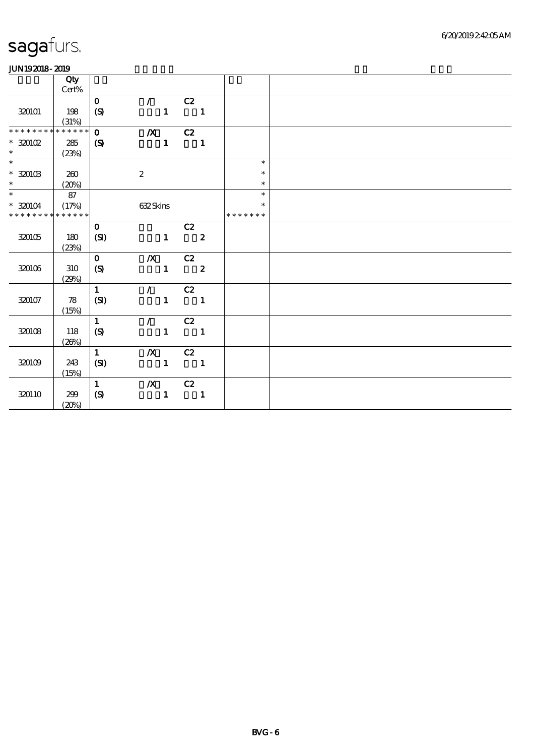sagafurs.

JUN19 2018 - 2019

| | Qty Cert% | | | | | |
|---|---|---|---|---|---|---|
| 320101 | 198 (31%) | 0 (S) | / 1 | C2 1 | | |
| * * * * * * * * * * * * * * | | 0 | /X | C2 | | |
| * 320102 * | 285 (23%) | (S) | 1 | 1 | | |
| * * 320103 * | 260 (20%) | | 2 | | * * * | |
| * * 320104 * * * * * * * * * * * * * | 87 (17%) | | 632 Skins | | * * * * * * * * * * | |
| 320105 | 180 (23%) | 0 (SI) | 1 | C2 2 | | |
| 320106 | 310 (29%) | 0 (S) | /X 1 | C2 2 | | |
| 320107 | 78 (15%) | 1 (SI) | / 1 | C2 1 | | |
| 320108 | 118 (26%) | 1 (S) | / 1 | C2 1 | | |
| 320109 | 243 (15%) | 1 (SI) | /X 1 | C2 1 | | |
| 320110 | 299 (20%) | 1 (S) | /X 1 | C2 1 | | |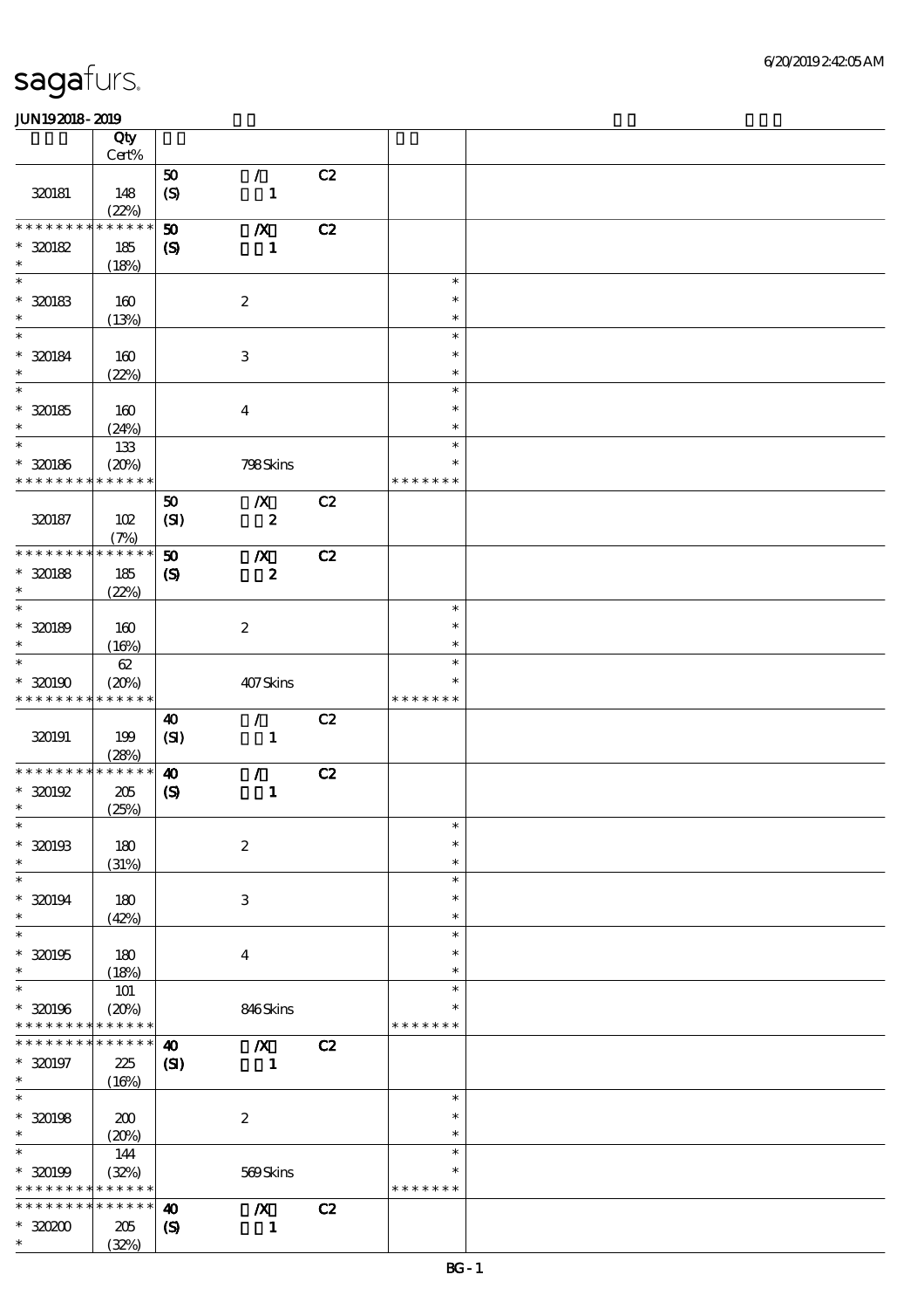# sagafurs.

JUN19 2018 - 2019

| | Qty Cert% | | | | | |
|---|---|---|---|---|---|---|
| 320181 | 148 (22%) | 50 (S) | / 1 | C2 | | |
| * * * * * * * * * * * * * * 320182 * | 185 (18%) | 50 (S) | /X 1 | C2 | | |
| * * 320183 * | 160 (13%) | | 2 | | * * * | |
| * * 320184 * | 160 (22%) | | 3 | | * * * | |
| * * 320185 * | 160 (24%) | | 4 | | * * * | |
| * * 320186 * * * * * * * * * * * * * * | 133 (20%) | | 798 Skins | | * * * * * * * * * | |
| 320187 | 102 (7%) | 50 (SI) | /X 2 | C2 | | |
| * * * * * * * * * * * * * * 320188 * | 185 (22%) | 50 (S) | /X 2 | C2 | | |
| * * 320189 * | 160 (16%) | | 2 | | * * * | |
| * * 320190 * * * * * * * * * * * * * * | 62 (20%) | | 407 Skins | | * * * * * * * * * | |
| 320191 | 199 (28%) | 40 (SI) | / 1 | C2 | | |
| * * * * * * * * * * * * * * 320192 * | 205 (25%) | 40 (S) | / 1 | C2 | | |
| * * 320193 * | 180 (31%) | | 2 | | * * * | |
| * * 320194 * | 180 (42%) | | 3 | | * * * | |
| * * 320195 * | 180 (18%) | | 4 | | * * * | |
| * * 320196 * * * * * * * * * * * * * * | 101 (20%) | | 846 Skins | | * * * * * * * * * | |
| * * * * * * * * * * * * * * 320197 * | 225 (16%) | 40 (SI) | /X 1 | C2 | | |
| * * 320198 * | 200 (20%) | | 2 | | * * * | |
| * * 320199 * * * * * * * * * * * * * * | 144 (32%) | | 569 Skins | | * * * * * * * * * | |
| * * * * * * * * * * * * * * 320200 * | 205 (32%) | 40 (S) | /X 1 | C2 | | |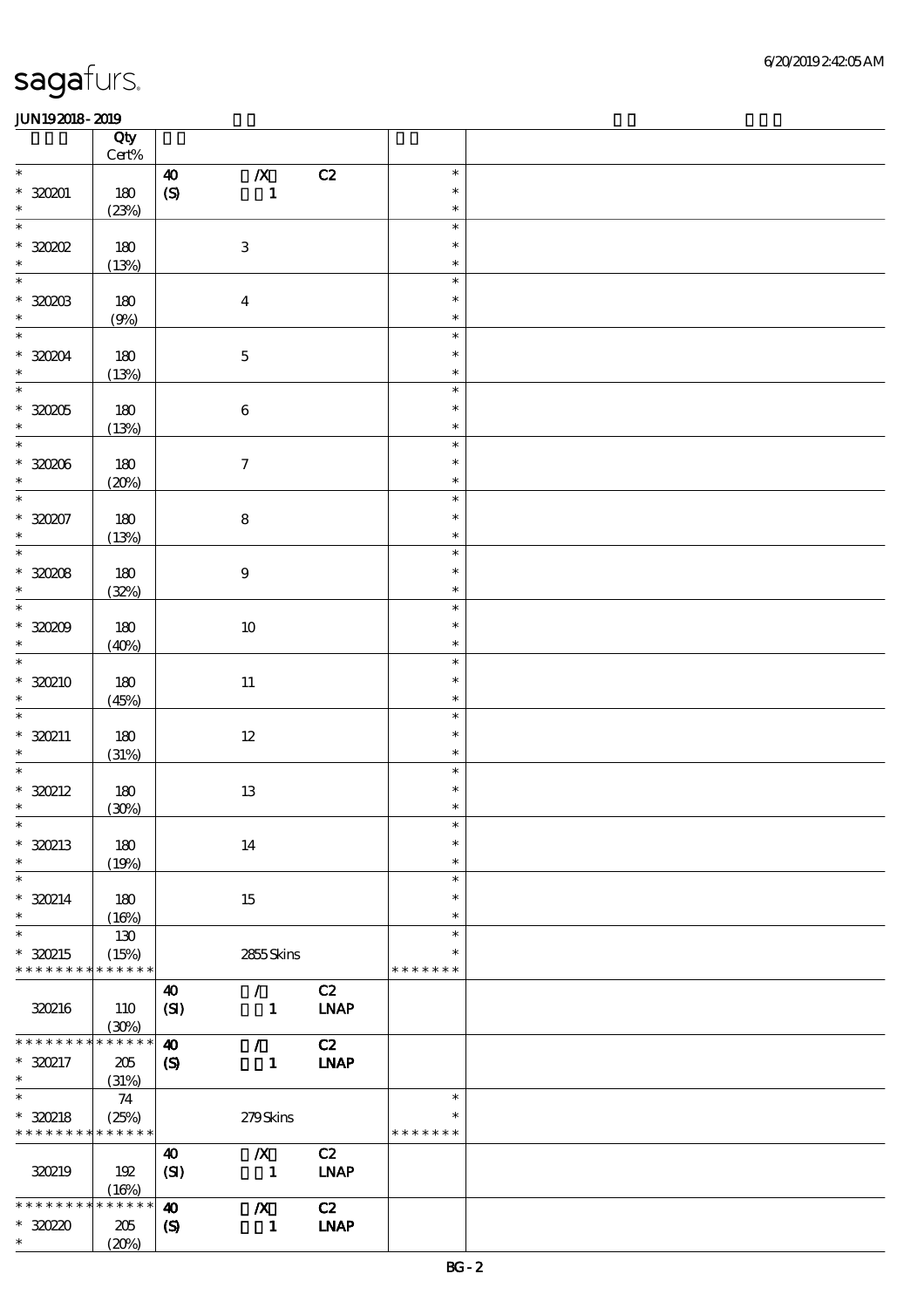# sagafurs.

6/20/2019 2:42:05 AM

JUN19 2018 - 2019

| | Qty Cert% | | | | | |
|---|---|---|---|---|---|---|
| * | | 40 | /X | C2 | * | |
| * 320201 | 180 | (S) | 1 | | * | |
| * | (23%) | | | | * | |
| * | | | | | * | |
| * 320202 | 180 | | 3 | | * | |
| * | (13%) | | | | * | |
| * | | | | | * | |
| * 320203 | 180 | | 4 | | * | |
| * | (9%) | | | | * | |
| * | | | | | * | |
| * 320204 | 180 | | 5 | | * | |
| * | (13%) | | | | * | |
| * | | | | | * | |
| * 320205 | 180 | | 6 | | * | |
| * | (13%) | | | | * | |
| * | | | | | * | |
| * 320206 | 180 | | 7 | | * | |
| * | (20%) | | | | * | |
| * | | | | | * | |
| * 320207 | 180 | | 8 | | * | |
| * | (13%) | | | | * | |
| * | | | | | * | |
| * 320208 | 180 | | 9 | | * | |
| * | (32%) | | | | * | |
| * | | | | | * | |
| * 320209 | 180 | | 10 | | * | |
| * | (40%) | | | | * | |
| * | | | | | * | |
| * 320210 | 180 | | 11 | | * | |
| * | (45%) | | | | * | |
| * | | | | | * | |
| * 320211 | 180 | | 12 | | * | |
| * | (31%) | | | | * | |
| * | | | | | * | |
| * 320212 | 180 | | 13 | | * | |
| * | (30%) | | | | * | |
| * | | | | | * | |
| * 320213 | 180 | | 14 | | * | |
| * | (19%) | | | | * | |
| * | | | | | * | |
| * 320214 | 180 | | 15 | | * | |
| * | (16%) | | | | * | |
| * | 130 | | | | * | |
| * 320215 | (15%) | | 2855 Skins | | * | |
| * * * * * * * * * * * * * * | | | | | * * * * * * * | |
| | | 40 | / | C2 | | |
| 320216 | 110 | (SI) | 1 | LNAP | | |
| | (30%) | | | | | |
| * * * * * * * * * * * * * * | | 40 | / | C2 | | |
| * 320217 | 205 | (S) | 1 | LNAP | | |
| * | (31%) | | | | | |
| * | 74 | | | | * | |
| * 320218 | (25%) | | 279 Skins | | * | |
| * * * * * * * * * * * * * * | | | | | * * * * * * * | |
| | | 40 | /X | C2 | | |
| 320219 | 192 | (SI) | 1 | LNAP | | |
| | (16%) | | | | | |
| * * * * * * * * * * * * * * | | 40 | /X | C2 | | |
| * 320220 | 205 | (S) | 1 | LNAP | | |
| * | (20%) | | | | | |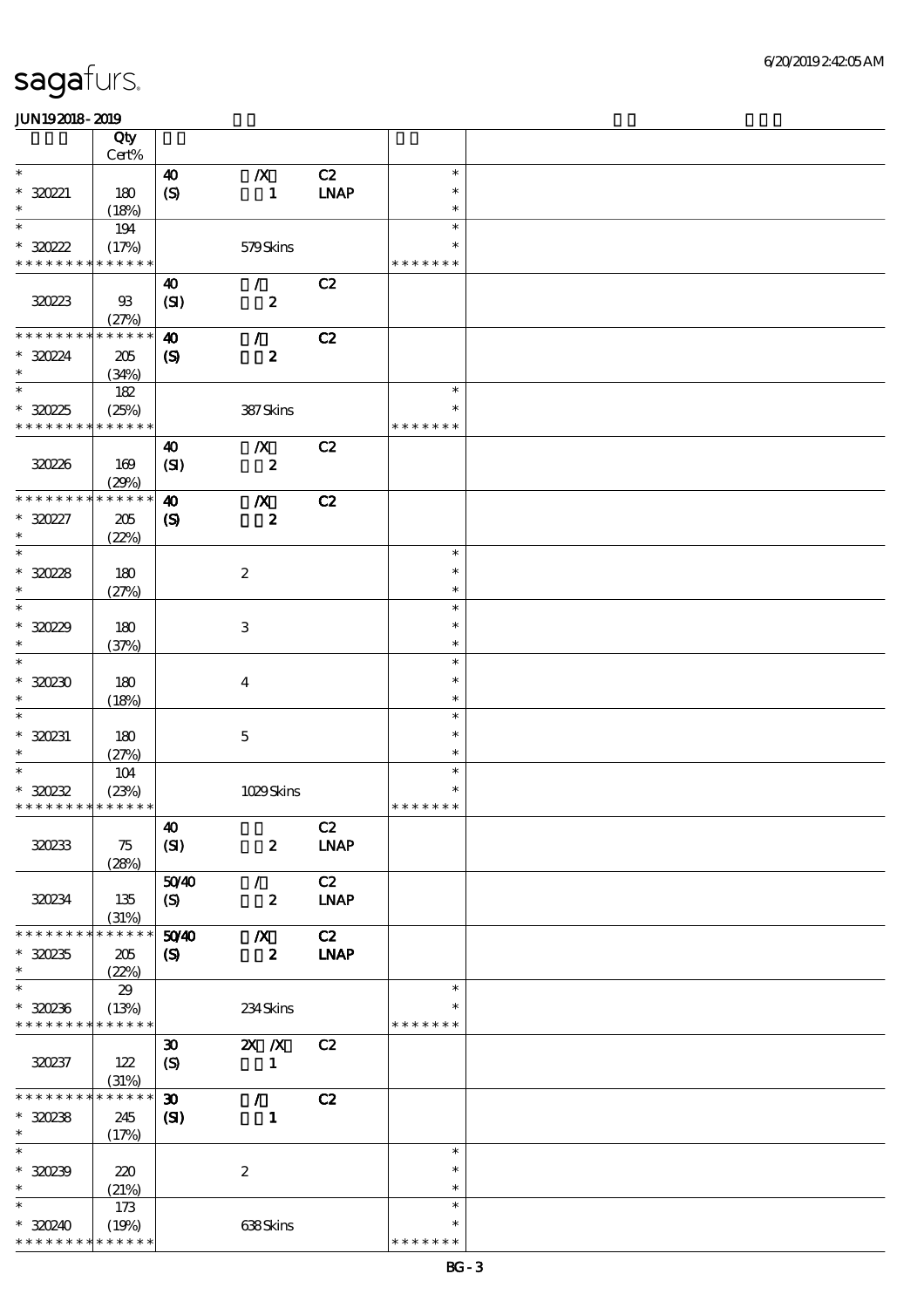sagafurs.

JUN19 2018 - 2019

| | Qty Cert% | | | | | |
|---|---|---|---|---|---|---|
| * | | 40 | /X | C2 | * | |
| * 320221 | 180 | (S) | 1 | LNAP | * | |
| * | (18%) | | | | * | |
| * | 194 | | | | * | |
| * 320222 | (17%) | | 579 Skins | | * | |
| * * * * * * * * * * * * * * | | | | | * * * * * * * | |
| | | 40 | / | C2 | | |
| 320223 | 93 | (SI) | 2 | | | |
| | (27%) | | | | | |
| * * * * * * * * * * * * * * | | 40 | / | C2 | | |
| * 320224 | 205 | (S) | 2 | | | |
| * | (34%) | | | | | |
| * | 182 | | | | * | |
| * 320225 | (25%) | | 387 Skins | | * | |
| * * * * * * * * * * * * * * | | | | | * * * * * * * | |
| | | 40 | /X | C2 | | |
| 320226 | 169 | (SI) | 2 | | | |
| | (29%) | | | | | |
| * * * * * * * * * * * * * * | | 40 | /X | C2 | | |
| * 320227 | 205 | (S) | 2 | | | |
| * | (22%) | | | | | |
| * | | | | | * | |
| * 320228 | 180 | | 2 | | * | |
| * | (27%) | | | | * | |
| * | | | | | * | |
| * 320229 | 180 | | 3 | | * | |
| * | (37%) | | | | * | |
| * | | | | | * | |
| * 320230 | 180 | | 4 | | * | |
| * | (18%) | | | | * | |
| * | | | | | * | |
| * 320231 | 180 | | 5 | | * | |
| * | (27%) | | | | * | |
| * | 104 | | | | * | |
| * 320232 | (23%) | | 1029 Skins | | * | |
| * * * * * * * * * * * * * * | | | | | * * * * * * * | |
| | | 40 | | C2 | | |
| 320233 | 75 | (SI) | 2 | LNAP | | |
| | (28%) | | | | | |
| | | 50/40 | / | C2 | | |
| 320234 | 135 | (S) | 2 | LNAP | | |
| | (31%) | | | | | |
| * * * * * * * * * * * * * * | | 50/40 | /X | C2 | | |
| * 320235 | 205 | (S) | 2 | LNAP | | |
| * | (22%) | | | | | |
| * | 29 | | | | * | |
| * 320236 | (13%) | | 234 Skins | | * | |
| * * * * * * * * * * * * * * | | | | | * * * * * * * | |
| | | 30 | 2X /X | C2 | | |
| 320237 | 122 | (S) | 1 | | | |
| | (31%) | | | | | |
| * * * * * * * * * * * * * * | | 30 | / | C2 | | |
| * 320238 | 245 | (SI) | 1 | | | |
| * | (17%) | | | | | |
| * | | | | | * | |
| * 320239 | 220 | | 2 | | * | |
| * | (21%) | | | | * | |
| * | 173 | | | | * | |
| * 320240 | (19%) | | 638 Skins | | * | |
| * * * * * * * * * * * * * * | | | | | * * * * * * * | |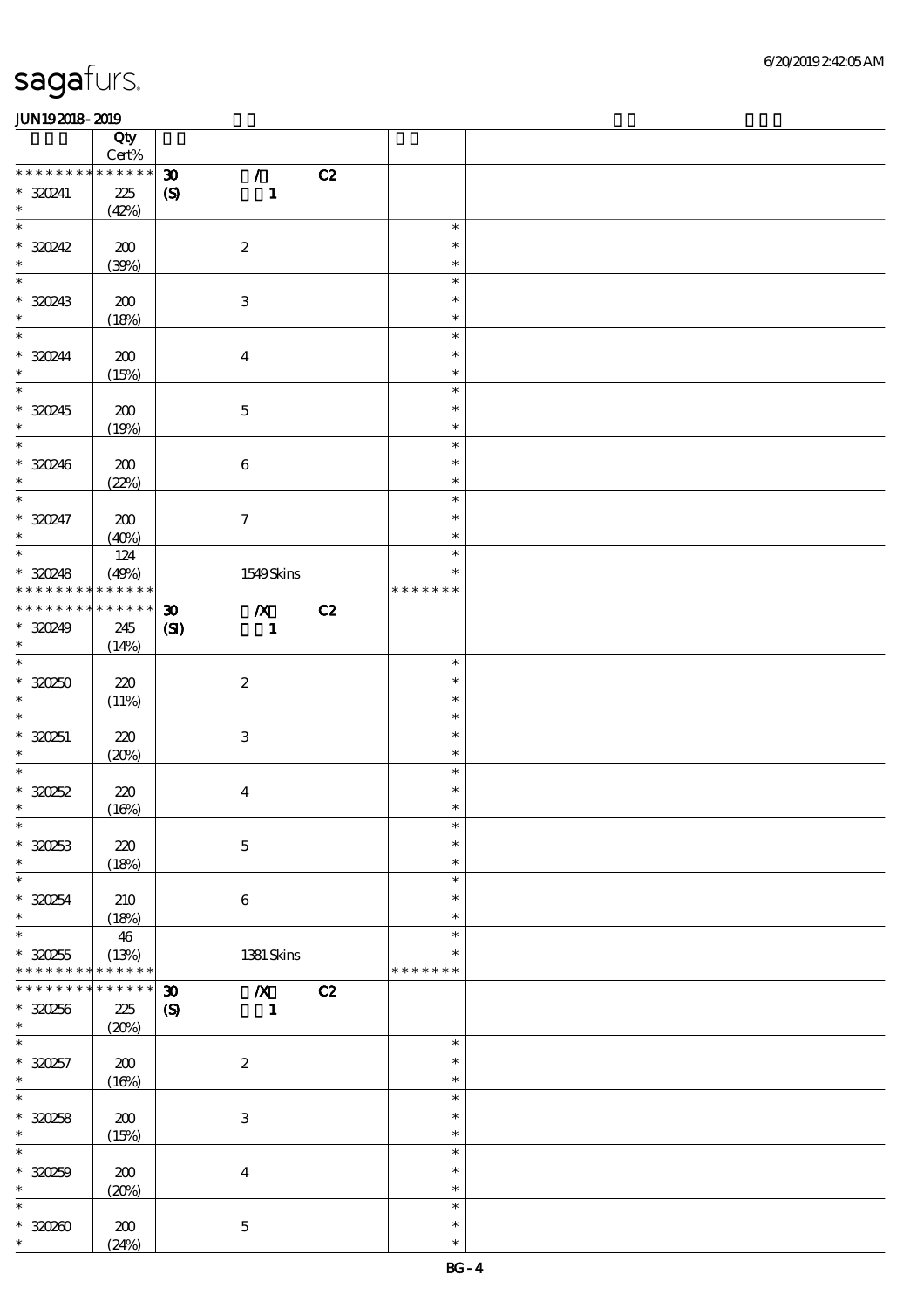sagafurs.

JUN192018-2019

| | Qty Cert% | | | |
|---|---|---|---|---|
| * * * * * * * * * * * * * * | 30 | / C2 | | |
| * 320241 | 225 | (S) 1 | | |
| * | (42%) | | | |
| * 320242 | 200 | 2 | * | |
| * | (39%) | | | |
| * 320243 | 200 | 3 | * | |
| * | (18%) | | | |
| * 320244 | 200 | 4 | * | |
| * | (15%) | | | |
| * 320245 | 200 | 5 | * | |
| * | (19%) | | | |
| * 320246 | 200 | 6 | * | |
| * | (22%) | | | |
| * 320247 | 200 | 7 | * | |
| * | (40%) | | | |
| * | 124 | | * | |
| * 320248 | (49%) | 1549 Skins | * | |
| * * * * * * * * * * * * * * | | | * * * * * * * | |
| * * * * * * * * * * * * * * | 30 | /X C2 | | |
| * 320249 | 245 | (SI) 1 | | |
| * | (14%) | | | |
| * 320250 | 220 | 2 | * | |
| * | (11%) | | | |
| * 320251 | 220 | 3 | * | |
| * | (20%) | | | |
| * 320252 | 220 | 4 | * | |
| * | (16%) | | | |
| * 320253 | 220 | 5 | * | |
| * | (18%) | | | |
| * 320254 | 210 | 6 | * | |
| * | (18%) | | | |
| * | 46 | | * | |
| * 320255 | (13%) | 1381 Skins | * | |
| * * * * * * * * * * * * * * | | | * * * * * * * | |
| * * * * * * * * * * * * * * | 30 | /X C2 | | |
| * 320256 | 225 | (S) 1 | | |
| * | (20%) | | | |
| * 320257 | 200 | 2 | * | |
| * | (16%) | | | |
| * 320258 | 200 | 3 | * | |
| * | (15%) | | | |
| * 320259 | 200 | 4 | * | |
| * | (20%) | | | |
| * 320260 | 200 | 5 | * | |
| * | (24%) | | * | |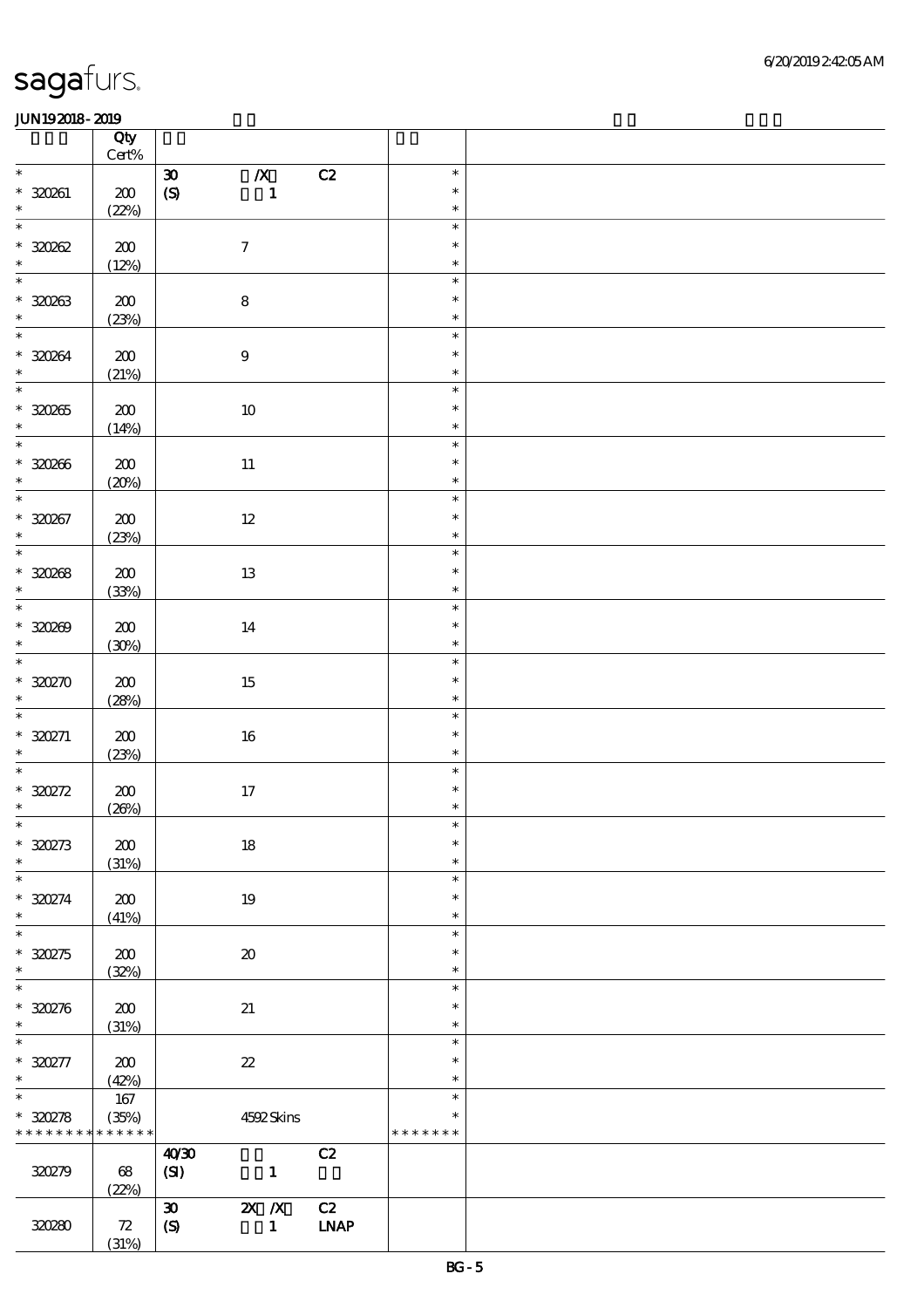| | Qty Cert% | | | | | |
|---|---|---|---|---|---|---|
| * | | 30 | /X | C2 | * | |
| * 320261 | 200 | (S) | 1 | | * | |
| * | (22%) | | | | * | |
| * | | | | | * | |
| * 320262 | 200 | | 7 | | * | |
| * | (12%) | | | | * | |
| * | | | | | * | |
| * 320263 | 200 | | 8 | | * | |
| * | (23%) | | | | * | |
| * | | | | | * | |
| * 320264 | 200 | | 9 | | * | |
| * | (21%) | | | | * | |
| * | | | | | * | |
| * 320265 | 200 | | 10 | | * | |
| * | (14%) | | | | * | |
| * | | | | | * | |
| * 320266 | 200 | | 11 | | * | |
| * | (20%) | | | | * | |
| * | | | | | * | |
| * 320267 | 200 | | 12 | | * | |
| * | (23%) | | | | * | |
| * | | | | | * | |
| * 320268 | 200 | | 13 | | * | |
| * | (33%) | | | | * | |
| * | | | | | * | |
| * 320269 | 200 | | 14 | | * | |
| * | (30%) | | | | * | |
| * | | | | | * | |
| * 320270 | 200 | | 15 | | * | |
| * | (28%) | | | | * | |
| * | | | | | * | |
| * 320271 | 200 | | 16 | | * | |
| * | (23%) | | | | * | |
| * | | | | | * | |
| * 320272 | 200 | | 17 | | * | |
| * | (26%) | | | | * | |
| * | | | | | * | |
| * 320273 | 200 | | 18 | | * | |
| * | (31%) | | | | * | |
| * | | | | | * | |
| * 320274 | 200 | | 19 | | * | |
| * | (41%) | | | | * | |
| * | | | | | * | |
| * 320275 | 200 | | 20 | | * | |
| * | (32%) | | | | * | |
| * | | | | | * | |
| * 320276 | 200 | | 21 | | * | |
| * | (31%) | | | | * | |
| * | | | | | * | |
| * 320277 | 200 | | 22 | | * | |
| * | (42%) | | | | * | |
| * | 167 | | | | * | |
| * 320278 | (35%) | | 4592 Skins | | * | |
| * * * * * * * * * * * * * | | | | | * * * * * * * | |
| | | 40/30 | | C2 | | |
| 320279 | 68 | (SI) | 1 | | | |
| | (22%) | | | | | |
| | | 30 | 2X /X | C2 | | |
| 320280 | 72 | (S) | 1 | LNAP | | |
| | (31%) | | | | | |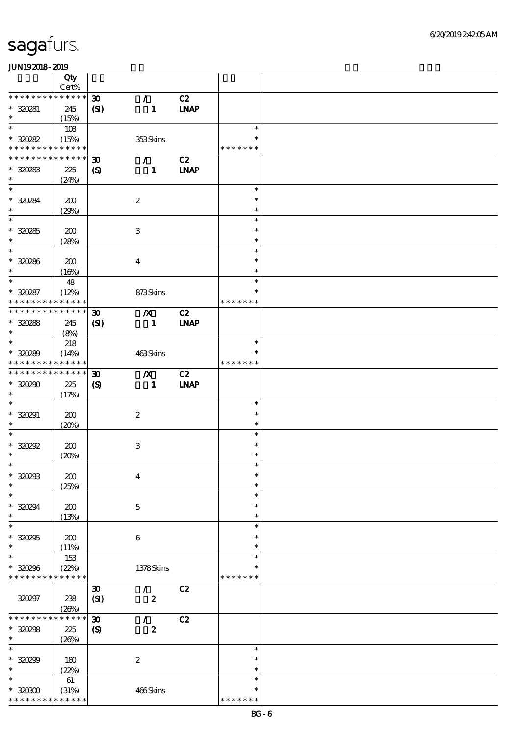| | Qty Cert% | | | | | |
|---|---|---|---|---|---|---|
| * * * * * * * * * * * * * * | | 30 | / | C2 | | |
| * 320281 | 245 | (SI) | 1 | LNAP | | |
| * | (15%) | | | | | |
| * | 108 | | | | * | |
| * 320282 | (15%) | | 353 Skins | | * | |
| * * * * * * * * * * * * * * | | | | | * * * * * * * | |
| * * * * * * * * * * * * * * | | 30 | / | C2 | | |
| * 320283 | 225 | (S) | 1 | LNAP | | |
| * | (24%) | | | | | |
| * | | | | | * | |
| * 320284 | 200 | | 2 | | * | |
| * | (29%) | | | | * | |
| * | | | | | * | |
| * 320285 | 200 | | 3 | | * | |
| * | (28%) | | | | * | |
| * | | | | | * | |
| * 320286 | 200 | | 4 | | * | |
| * | (16%) | | | | * | |
| * | 48 | | | | * | |
| * 320287 | (12%) | | 873 Skins | | * | |
| * * * * * * * * * * * * * * | | | | | * * * * * * * | |
| * * * * * * * * * * * * * * | | 30 | /X | C2 | | |
| * 320288 | 245 | (SI) | 1 | LNAP | | |
| * | (8%) | | | | | |
| * | 218 | | | | * | |
| * 320289 | (14%) | | 463 Skins | | * | |
| * * * * * * * * * * * * * * | | | | | * * * * * * * | |
| * * * * * * * * * * * * * * | | 30 | /X | C2 | | |
| * 320290 | 225 | (S) | 1 | LNAP | | |
| * | (17%) | | | | | |
| * | | | | | * | |
| * 320291 | 200 | | 2 | | * | |
| * | (20%) | | | | * | |
| * | | | | | * | |
| * 320292 | 200 | | 3 | | * | |
| * | (20%) | | | | * | |
| * | | | | | * | |
| * 320293 | 200 | | 4 | | * | |
| * | (25%) | | | | * | |
| * | | | | | * | |
| * 320294 | 200 | | 5 | | * | |
| * | (13%) | | | | * | |
| * | | | | | * | |
| * 320295 | 200 | | 6 | | * | |
| * | (11%) | | | | * | |
| * | 153 | | | | * | |
| * 320296 | (22%) | | 1378 Skins | | * | |
| * * * * * * * * * * * * * * | | | | | * * * * * * * | |
| | | 30 | / | C2 | | |
| 320297 | 238 | (SI) | 2 | | | |
| | (26%) | | | | | |
| * * * * * * * * * * * * * * | | 30 | / | C2 | | |
| * 320298 | 225 | (S) | 2 | | | |
| * | (26%) | | | | | |
| * | | | | | * | |
| * 320299 | 180 | | 2 | | * | |
| * | (22%) | | | | * | |
| * | 61 | | | | * | |
| * 320300 | (31%) | | 466 Skins | | * | |
| * * * * * * * * * * * * * * | | | | | * * * * * * * | |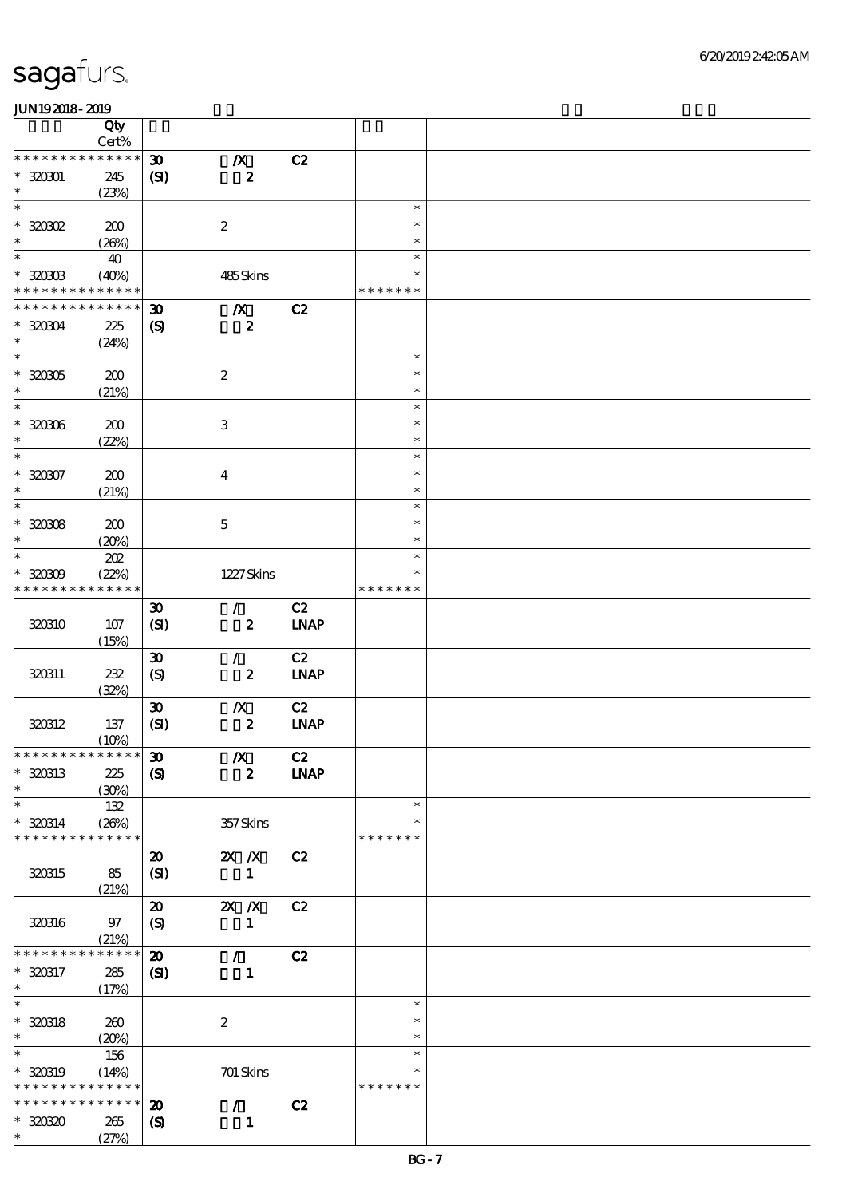sagafurs.

JUN19 2018 - 2019

| | Qty Cert% | | | | | |
|---|---|---|---|---|---|---|
| * * * * * * * * * * * * * * | | 30 | /X | C2 | | |
| * 320301 | 245 | (SI) | 2 | | | |
| * | (23%) | | | | | |
| * | | | | | * | |
| * 320302 | 200 | | 2 | | * | |
| * | (26%) | | | | * | |
| * | 40 | | | | * | |
| * 320303 | (40%) | | 485 Skins | | * | |
| * * * * * * * * * * * * * * | | | | | * * * * * * * | |
| * * * * * * * * * * * * * * | | 30 | /X | C2 | | |
| * 320304 | 225 | (S) | 2 | | | |
| * | (24%) | | | | | |
| * | | | | | * | |
| * 320305 | 200 | | 2 | | * | |
| * | (21%) | | | | * | |
| * | | | | | * | |
| * 320306 | 200 | | 3 | | * | |
| * | (22%) | | | | * | |
| * | | | | | * | |
| * 320307 | 200 | | 4 | | * | |
| * | (21%) | | | | * | |
| * | | | | | * | |
| * 320308 | 200 | | 5 | | * | |
| * | (20%) | | | | * | |
| * | 202 | | | | * | |
| * 320309 | (22%) | | 1227 Skins | | * | |
| * * * * * * * * * * * * * * | | | | | * * * * * * * | |
| 320310 | 107 (15%) | 30 (SI) | / 2 | C2 LNAP | | |
| 320311 | 232 (32%) | 30 (S) | / 2 | C2 LNAP | | |
| 320312 | 137 (10%) | 30 (SI) | /X 2 | C2 LNAP | | |
| * * * * * * * * * * * * * * | | 30 | /X | C2 | | |
| * 320313 | 225 | (S) | 2 | LNAP | | |
| * | (30%) | | | | | |
| * | 132 | | | | * | |
| * 320314 | (26%) | | 357 Skins | | * | |
| * * * * * * * * * * * * * * | | | | | * * * * * * * | |
| 320315 | 85 (21%) | 20 (SI) | 2X /X 1 | C2 | | |
| 320316 | 97 (21%) | 20 (S) | 2X /X 1 | C2 | | |
| * * * * * * * * * * * * * * | | 20 | / | C2 | | |
| * 320317 | 285 | (SI) | 1 | | | |
| * | (17%) | | | | | |
| * | | | | | * | |
| * 320318 | 260 | | 2 | | * | |
| * | (20%) | | | | * | |
| * | 156 | | | | * | |
| * 320319 | (14%) | | 701 Skins | | * | |
| * * * * * * * * * * * * * * | | | | | * * * * * * * | |
| * * * * * * * * * * * * * * | | 20 | / | C2 | | |
| * 320320 | 265 | (S) | 1 | | | |
| * | (27%) | | | | | |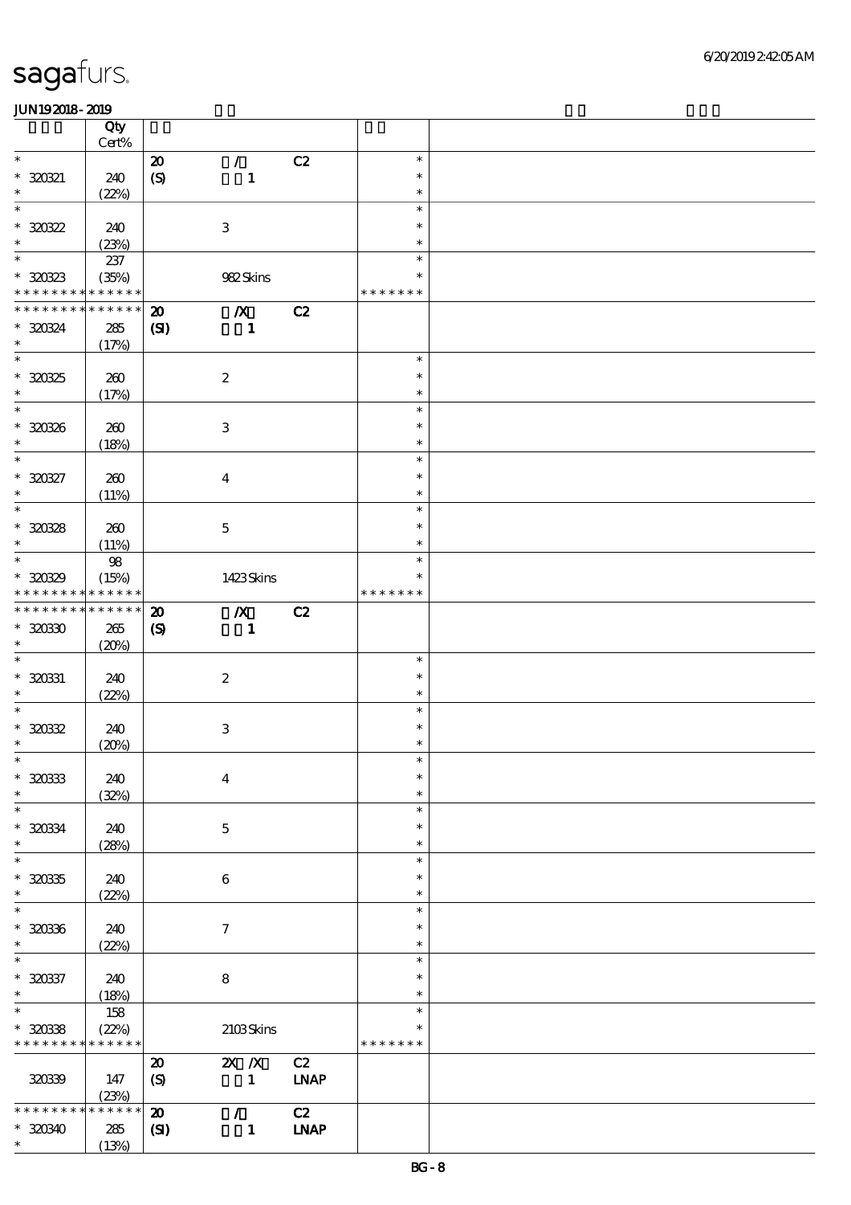# sagafurs.

JUN192018-2019

| | Qty Cert% | | | | | |
|---|---|---|---|---|---|---|
| * | | 20 | / | C2 | * | |
| * 320321 | 240 | (S) | 1 | | * | |
| * | (22%) | | | | * | |
| * | | | | | * | |
| * 320322 | 240 | | 3 | | * | |
| * | (23%) | | | | * | |
| * | 237 | | | | * | |
| * 320323 | (35%) | | 982 Skins | | * | |
| * * * * * * * * * * * * * * | | | | | * * * * * * * | |
| * * * * * * * * * * * * * * | | 20 | /X | C2 | | |
| * 320324 | 285 | (SI) | 1 | | | |
| * | (17%) | | | | | |
| * | | | | | * | |
| * 320325 | 260 | | 2 | | * | |
| * | (17%) | | | | * | |
| * | | | | | * | |
| * 320326 | 260 | | 3 | | * | |
| * | (18%) | | | | * | |
| * | | | | | * | |
| * 320327 | 260 | | 4 | | * | |
| * | (11%) | | | | * | |
| * | | | | | * | |
| * 320328 | 260 | | 5 | | * | |
| * | (11%) | | | | * | |
| * | 98 | | | | * | |
| * 320329 | (15%) | | 1423 Skins | | * | |
| * * * * * * * * * * * * * * | | | | | * * * * * * * | |
| * * * * * * * * * * * * * * | | 20 | /X | C2 | | |
| * 320330 | 265 | (S) | 1 | | | |
| * | (20%) | | | | | |
| * | | | | | * | |
| * 320331 | 240 | | 2 | | * | |
| * | (22%) | | | | * | |
| * | | | | | * | |
| * 320332 | 240 | | 3 | | * | |
| * | (20%) | | | | * | |
| * | | | | | * | |
| * 320333 | 240 | | 4 | | * | |
| * | (32%) | | | | * | |
| * | | | | | * | |
| * 320334 | 240 | | 5 | | * | |
| * | (28%) | | | | * | |
| * | | | | | * | |
| * 320335 | 240 | | 6 | | * | |
| * | (22%) | | | | * | |
| * | | | | | * | |
| * 320336 | 240 | | 7 | | * | |
| * | (22%) | | | | * | |
| * | | | | | * | |
| * 320337 | 240 | | 8 | | * | |
| * | (18%) | | | | * | |
| * | 158 | | | | * | |
| * 320338 | (22%) | | 2103 Skins | | * | |
| * * * * * * * * * * * * * * | | | | | * * * * * * * | |
| | | 20 | 2X /X | C2 | | |
| 320339 | 147 | (S) | 1 | LNAP | | |
| | (23%) | | | | | |
| * * * * * * * * * * * * * * | | 20 | / | C2 | | |
| * 320340 | 285 | (SI) | 1 | LNAP | | |
| * | (13%) | | | | | |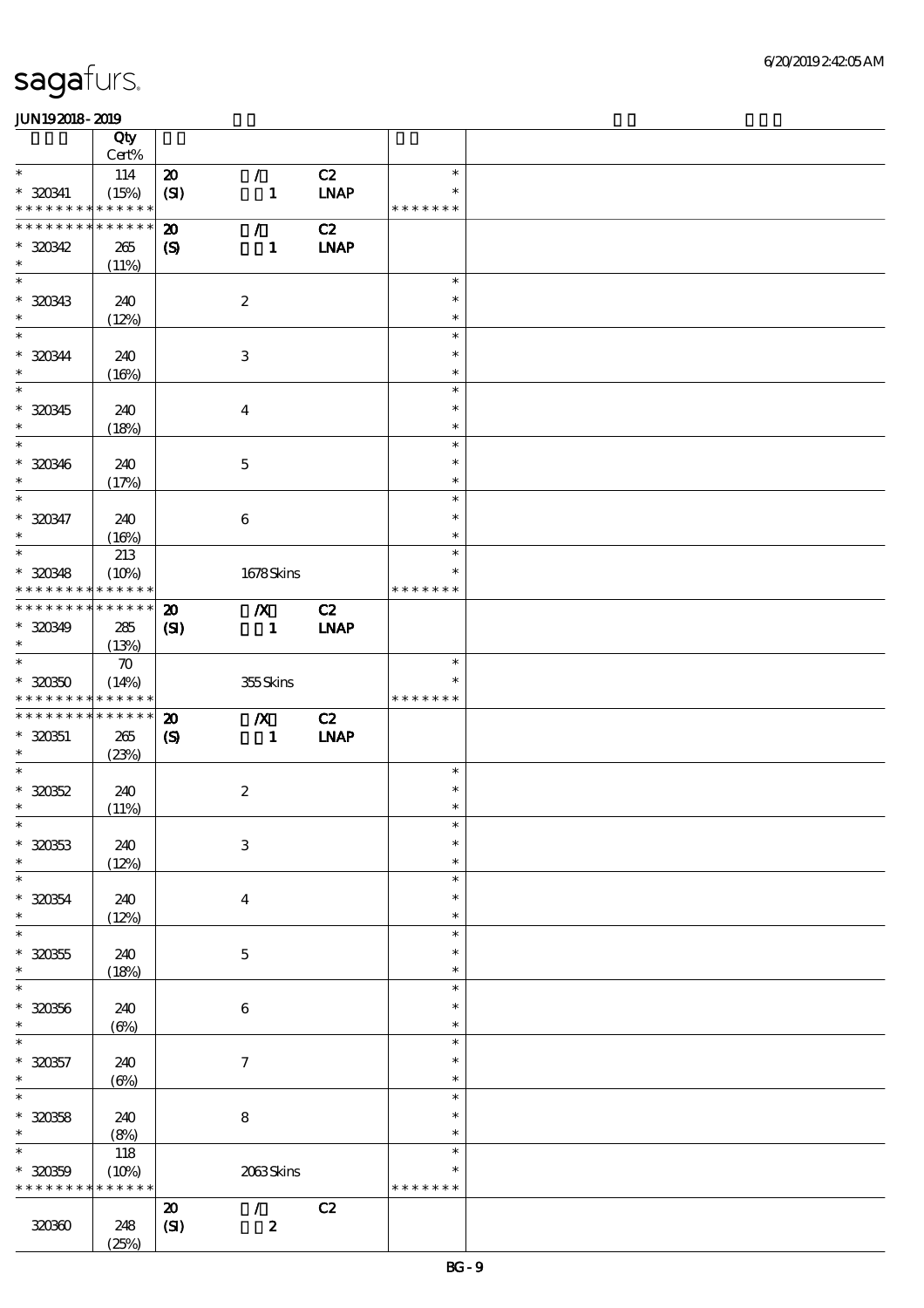| | Qty Cert% | | | | | |
|---|---|---|---|---|---|---|
| * | 114 | 20 | / | C2 | * | |
| * 320341 | (15%) | (SI) | 1 | LNAP | * | |
| * * * * * * * * * * * * * * | | | | | * * * * * * * | |
| * * * * * * * * * * * * * * | | 20 | / | C2 | | |
| * 320342 | 265 | (S) | 1 | LNAP | | |
| * | (11%) | | | | | |
| * | | | | | * | |
| * 320343 | 240 | | 2 | | * | |
| * | (12%) | | | | * | |
| * | | | | | * | |
| * 320344 | 240 | | 3 | | * | |
| * | (16%) | | | | * | |
| * | | | | | * | |
| * 320345 | 240 | | 4 | | * | |
| * | (18%) | | | | * | |
| * | | | | | * | |
| * 320346 | 240 | | 5 | | * | |
| * | (17%) | | | | * | |
| * | | | | | * | |
| * 320347 | 240 | | 6 | | * | |
| * | (16%) | | | | * | |
| * | 213 | | | | * | |
| * 320348 | (10%) | | 1678 Skins | | * | |
| * * * * * * * * * * * * * * | | | | | * * * * * * * | |
| * * * * * * * * * * * * * * | | 20 | /X | C2 | | |
| * 320349 | 285 | (SI) | 1 | LNAP | | |
| * | (13%) | | | | | |
| * | 70 | | | | * | |
| * 320350 | (14%) | | 355 Skins | | * | |
| * * * * * * * * * * * * * * | | | | | * * * * * * * | |
| * * * * * * * * * * * * * * | | 20 | /X | C2 | | |
| * 320351 | 265 | (S) | 1 | LNAP | | |
| * | (23%) | | | | | |
| * | | | | | * | |
| * 320352 | 240 | | 2 | | * | |
| * | (11%) | | | | * | |
| * | | | | | * | |
| * 320353 | 240 | | 3 | | * | |
| * | (12%) | | | | * | |
| * | | | | | * | |
| * 320354 | 240 | | 4 | | * | |
| * | (12%) | | | | * | |
| * | | | | | * | |
| * 320355 | 240 | | 5 | | * | |
| * | (18%) | | | | * | |
| * | | | | | * | |
| * 320356 | 240 | | 6 | | * | |
| * | (6%) | | | | * | |
| * | | | | | * | |
| * 320357 | 240 | | 7 | | * | |
| * | (6%) | | | | * | |
| * | | | | | * | |
| * 320358 | 240 | | 8 | | * | |
| * | (8%) | | | | * | |
| * | 118 | | | | * | |
| * 320359 | (10%) | | 2063 Skins | | * | |
| * * * * * * * * * * * * * * | | | | | * * * * * * * | |
| | | 20 | / | C2 | | |
| 320360 | 248 | (SI) | 2 | | | |
| | (25%) | | | | | |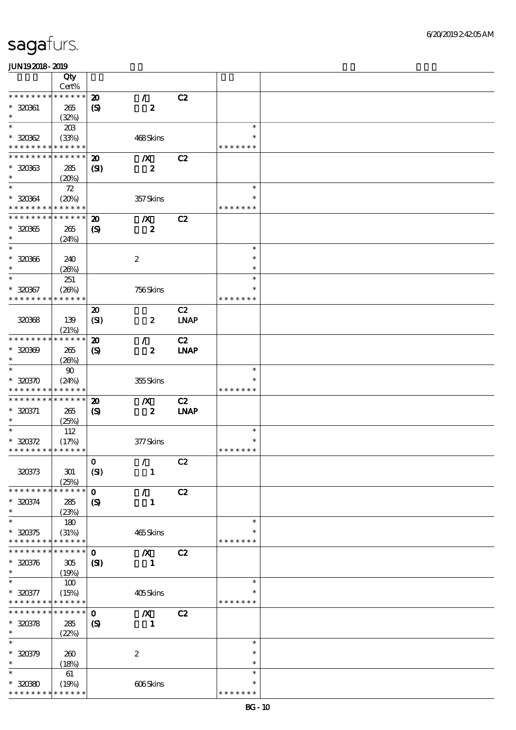| | Qty Cert% | | | | | |
|---|---|---|---|---|---|---|
| * * * * * * * * * * * * * * | 20 | / | C2 | | | |
| * 320361 | 265 | (S) | 2 | | | |
| * | (32%) | | | | | |
| * | 203 | | | | * | |
| * 320362 | (33%) | | 468 Skins | | * | |
| * * * * * * * * * * * * * * | | | | | * * * * * * * | |
| * * * * * * * * * * * * * * | 20 | /X | C2 | | | |
| * 320363 | 285 | (SI) | 2 | | | |
| * | (20%) | | | | | |
| * | 72 | | | | * | |
| * 320364 | (20%) | | 357 Skins | | * | |
| * * * * * * * * * * * * * * | | | | | * * * * * * * | |
| * * * * * * * * * * * * * * | 20 | /X | C2 | | | |
| * 320365 | 265 | (S) | 2 | | | |
| * | (24%) | | | | | |
| * | | | | | * | |
| * 320366 | 240 | | 2 | | * | |
| * | (26%) | | | | * | |
| * | 251 | | | | * | |
| * 320367 | (26%) | | 756 Skins | | * | |
| * * * * * * * * * * * * * * | | | | | * * * * * * * | |
| | | 20 | | C2 | | |
| 320368 | 139 | (SI) | 2 | LNAP | | |
| | (21%) | | | | | |
| * * * * * * * * * * * * * * | 20 | / | C2 | | | |
| * 320369 | 265 | (S) | 2 | LNAP | | |
| * | (26%) | | | | | |
| * | 90 | | | | * | |
| * 320370 | (24%) | | 355 Skins | | * | |
| * * * * * * * * * * * * * * | | | | | * * * * * * * | |
| * * * * * * * * * * * * * * | 20 | /X | C2 | | | |
| * 320371 | 265 | (S) | 2 | LNAP | | |
| * | (25%) | | | | | |
| * | 112 | | | | * | |
| * 320372 | (17%) | | 377 Skins | | * | |
| * * * * * * * * * * * * * * | | | | | * * * * * * * | |
| | | 0 | / | C2 | | |
| 320373 | 301 | (SI) | 1 | | | |
| | (25%) | | | | | |
| * * * * * * * * * * * * * * | 0 | / | C2 | | | |
| * 320374 | 285 | (S) | 1 | | | |
| * | (23%) | | | | | |
| * | 180 | | | | * | |
| * 320375 | (31%) | | 465 Skins | | * | |
| * * * * * * * * * * * * * * | | | | | * * * * * * * | |
| * * * * * * * * * * * * * * | 0 | /X | C2 | | | |
| * 320376 | 305 | (SI) | 1 | | | |
| * | (19%) | | | | | |
| * | 100 | | | | * | |
| * 320377 | (15%) | | 405 Skins | | * | |
| * * * * * * * * * * * * * * | | | | | * * * * * * * | |
| * * * * * * * * * * * * * * | 0 | /X | C2 | | | |
| * 320378 | 285 | (S) | 1 | | | |
| * | (22%) | | | | | |
| * | | | | | * | |
| * 320379 | 260 | | 2 | | * | |
| * | (18%) | | | | * | |
| * | 61 | | | | * | |
| * 320380 | (19%) | | 606 Skins | | * | |
| * * * * * * * * * * * * * * | | | | | * * * * * * * | |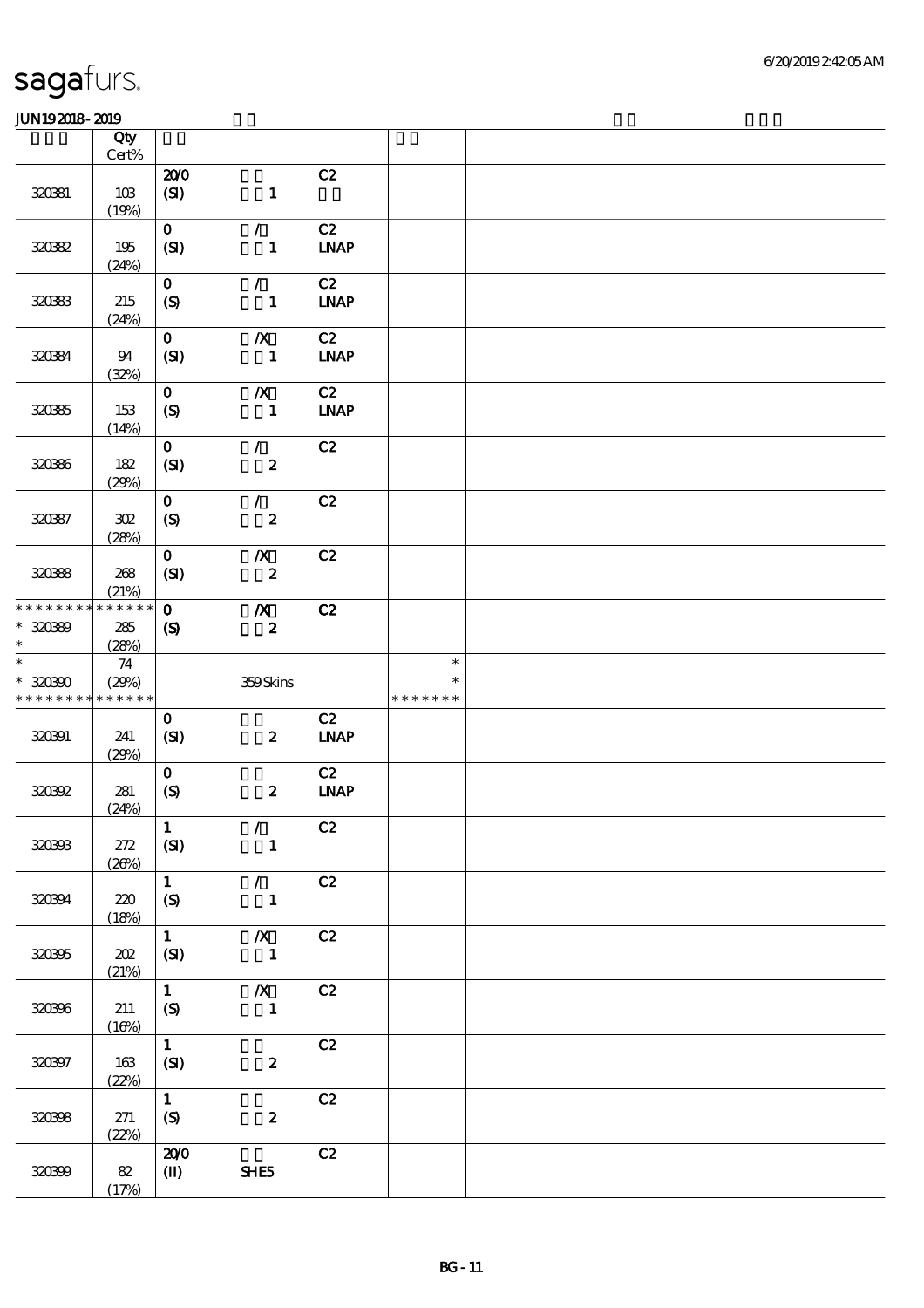# sagafurs.

JUN192018-2019

| | Qty Cert% | | | | | |
|---|---|---|---|---|---|---|
| 320381 | 103 (19%) | 20/0 (SI) | 1 | C2 | | |
| 320382 | 195 (24%) | 0 (SI) | / 1 | C2 LNAP | | |
| 320383 | 215 (24%) | 0 (S) | / 1 | C2 LNAP | | |
| 320384 | 94 (32%) | 0 (SI) | /X 1 | C2 LNAP | | |
| 320385 | 153 (14%) | 0 (S) | /X 1 | C2 LNAP | | |
| 320386 | 182 (29%) | 0 (SI) | / 2 | C2 | | |
| 320387 | 302 (28%) | 0 (S) | / 2 | C2 | | |
| 320388 | 268 (21%) | 0 (SI) | /X 2 | C2 | | |
| * * * * * * * * * * * * * * 320389 * | 285 (28%) | 0 (S) | /X 2 | C2 | | |
| * * 320390 * * * * * * * * * * * * * | 74 (29%) | | 359 Skins | | * * * * * * * * * | |
| 320391 | 241 (29%) | 0 (SI) | 2 | C2 LNAP | | |
| 320392 | 281 (24%) | 0 (S) | 2 | C2 LNAP | | |
| 320393 | 272 (26%) | 1 (SI) | / 1 | C2 | | |
| 320394 | 220 (18%) | 1 (S) | / 1 | C2 | | |
| 320395 | 202 (21%) | 1 (SI) | /X 1 | C2 | | |
| 320396 | 211 (16%) | 1 (S) | /X 1 | C2 | | |
| 320397 | 163 (22%) | 1 (SI) | 2 | C2 | | |
| 320398 | 271 (22%) | 1 (S) | 2 | C2 | | |
| 320399 | 82 (17%) | 20/0 (II) | SHE5 | C2 | | |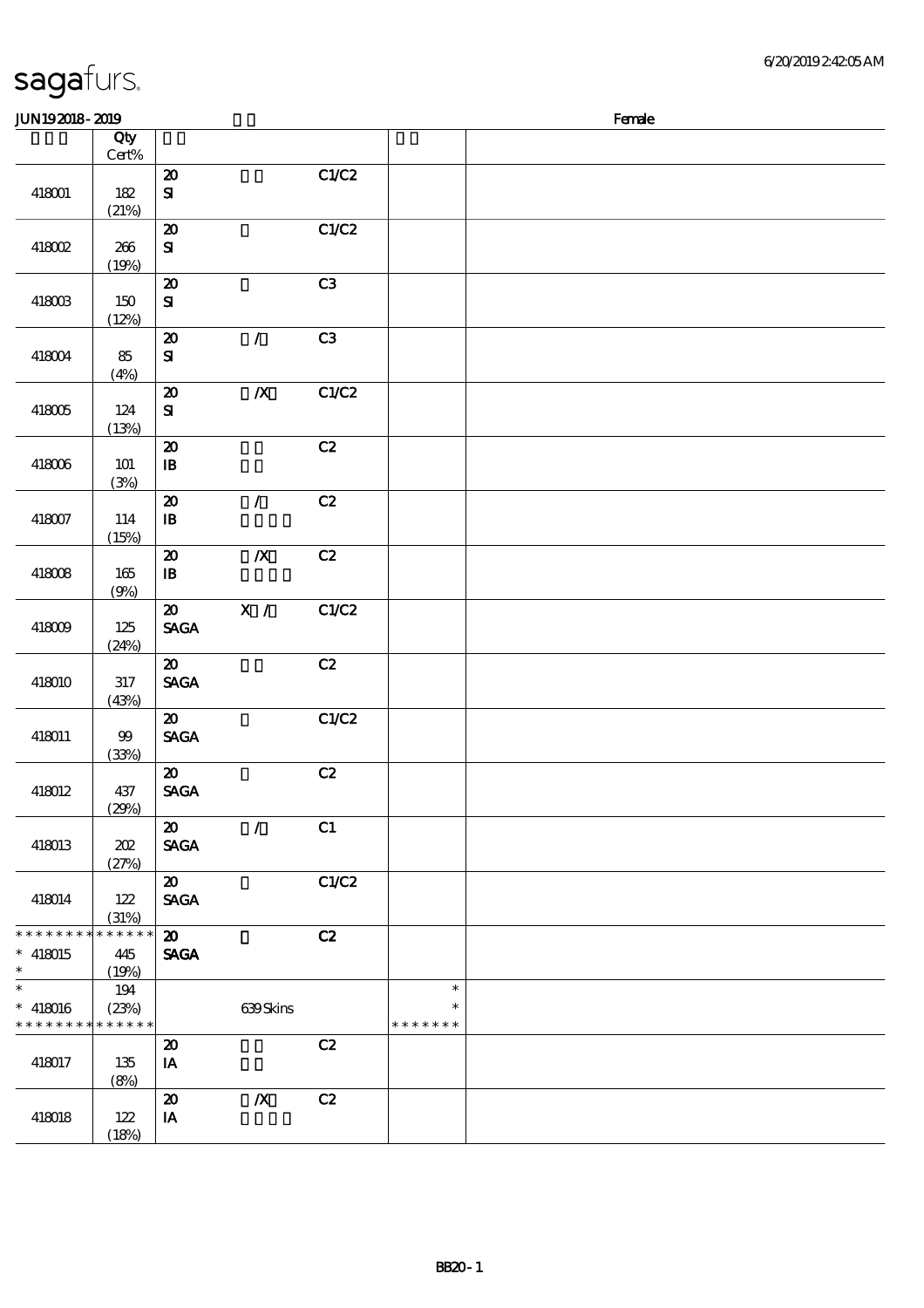# sagafurs.

JUN19 2018 - 2019 Female

| | Qty Cert% | | | | | |
|---|---|---|---|---|---|---|
| 418001 | 182 (21%) | 20 SI | | C1/C2 | | |
| 418002 | 266 (19%) | 20 SI | | C1/C2 | | |
| 418003 | 150 (12%) | 20 SI | | C3 | | |
| 418004 | 85 (4%) | 20 SI | / | C3 | | |
| 418005 | 124 (13%) | 20 SI | /X | C1/C2 | | |
| 418006 | 101 (3%) | 20 IB | | C2 | | |
| 418007 | 114 (15%) | 20 IB | / | C2 | | |
| 418008 | 165 (9%) | 20 IB | /X | C2 | | |
| 418009 | 125 (24%) | 20 SAGA | X / | C1/C2 | | |
| 418010 | 317 (43%) | 20 SAGA | | C2 | | |
| 418011 | 99 (33%) | 20 SAGA | | C1/C2 | | |
| 418012 | 437 (29%) | 20 SAGA | | C2 | | |
| 418013 | 202 (27%) | 20 SAGA | / | C1 | | |
| 418014 | 122 (31%) | 20 SAGA | | C1/C2 | | |
| * * * * * * * * * * * * * * * 418015 * | 445 (19%) | 20 SAGA | | C2 | | |
| * * 418016 * * * * * * * * * * * * * * | 194 (23%) | | 639 Skins | | * * * * * * * * * | |
| 418017 | 135 (8%) | 20 IA | | C2 | | |
| 418018 | 122 (18%) | 20 IA | /X | C2 | | |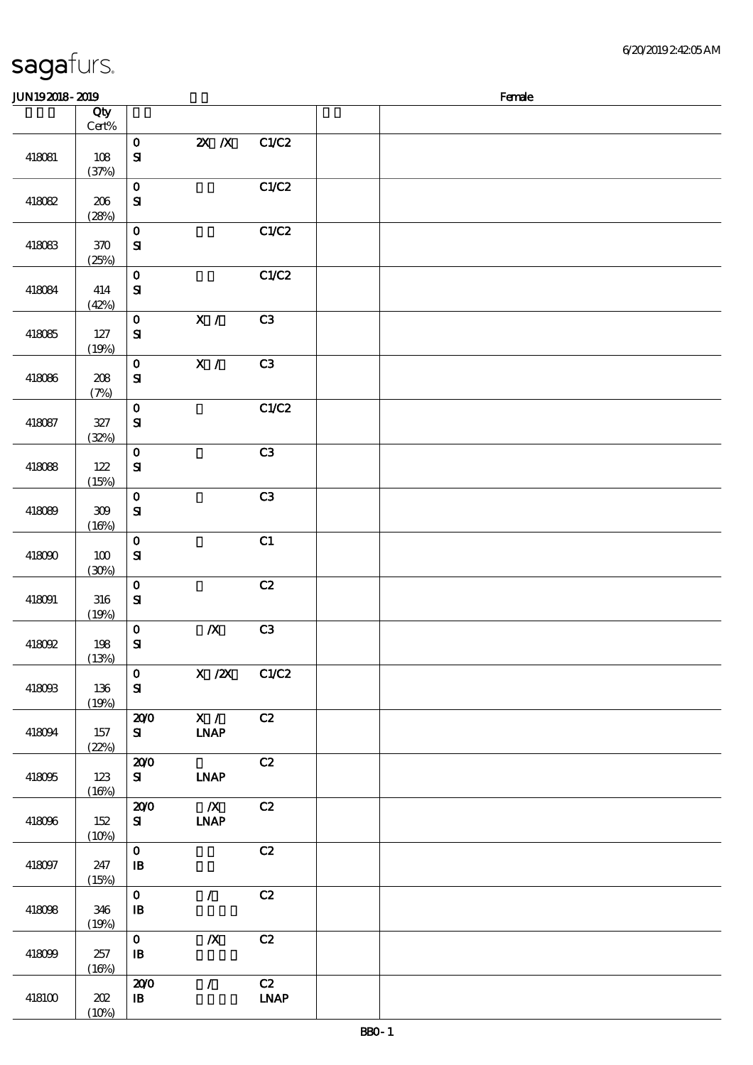sagafurs.

JUN192018 - 2019 Female

| | Qty Cert% | | | | | |
|---|---|---|---|---|---|---|
| 418081 | 108 (37%) | 0 SI | 2X /X | C1/C2 | | |
| 418082 | 206 (28%) | 0 SI | | C1/C2 | | |
| 418083 | 370 (25%) | 0 SI | | C1/C2 | | |
| 418084 | 414 (42%) | 0 SI | | C1/C2 | | |
| 418085 | 127 (19%) | 0 SI | X / | C3 | | |
| 418086 | 208 (7%) | 0 SI | X / | C3 | | |
| 418087 | 327 (32%) | 0 SI | | C1/C2 | | |
| 418088 | 122 (15%) | 0 SI | | C3 | | |
| 418089 | 309 (16%) | 0 SI | | C3 | | |
| 418090 | 100 (30%) | 0 SI | | C1 | | |
| 418091 | 316 (19%) | 0 SI | | C2 | | |
| 418092 | 198 (13%) | 0 SI | /X | C3 | | |
| 418093 | 136 (19%) | 0 SI | X /2X | C1/C2 | | |
| 418094 | 157 (22%) | 20/0 SI | X / LNAP | C2 | | |
| 418095 | 123 (16%) | 20/0 SI | LNAP | C2 | | |
| 418096 | 152 (10%) | 20/0 SI | /X LNAP | C2 | | |
| 418097 | 247 (15%) | 0 IB | | C2 | | |
| 418098 | 346 (19%) | 0 IB | / | C2 | | |
| 418099 | 257 (16%) | 0 IB | /X | C2 | | |
| 418100 | 202 (10%) | 20/0 IB | / | C2 LNAP | | |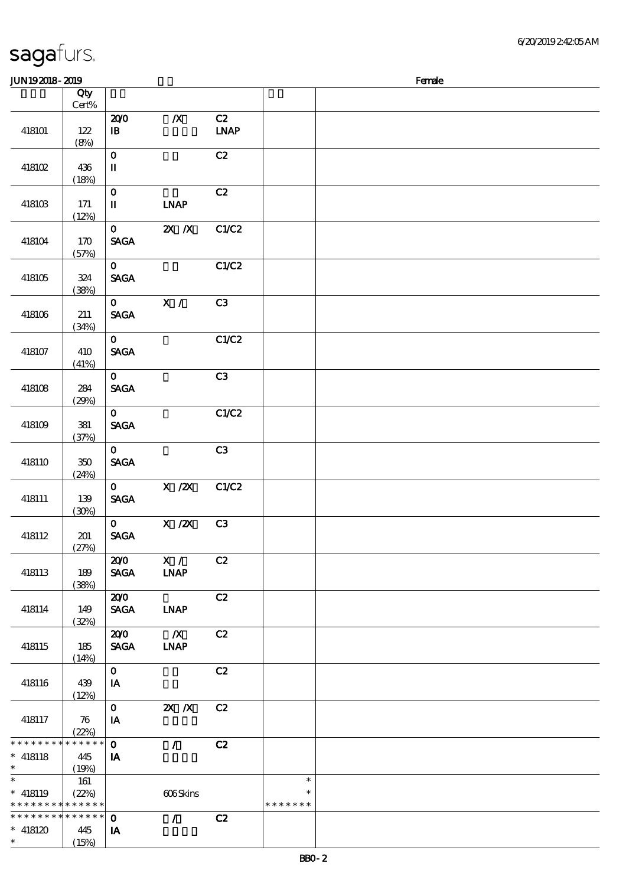# sagafurs.

JUN19 2018 - 2019 — Female

| | Qty Cert% | | | | | |
|---|---|---|---|---|---|---|
| 418101 | 122 (8%) | 20/0 IB | /X | C2 LNAP | | |
| 418102 | 436 (18%) | 0 II | | C2 | | |
| 418103 | 171 (12%) | 0 II | LNAP | C2 | | |
| 418104 | 170 (57%) | 0 SAGA | 2X /X | C1/C2 | | |
| 418105 | 324 (38%) | 0 SAGA | | C1/C2 | | |
| 418106 | 211 (34%) | 0 SAGA | X / | C3 | | |
| 418107 | 410 (41%) | 0 SAGA | | C1/C2 | | |
| 418108 | 284 (29%) | 0 SAGA | | C3 | | |
| 418109 | 381 (37%) | 0 SAGA | | C1/C2 | | |
| 418110 | 350 (24%) | 0 SAGA | | C3 | | |
| 418111 | 139 (30%) | 0 SAGA | X /2X | C1/C2 | | |
| 418112 | 201 (27%) | 0 SAGA | X /2X | C3 | | |
| 418113 | 189 (38%) | 20/0 SAGA | X / LNAP | C2 | | |
| 418114 | 149 (32%) | 20/0 SAGA | LNAP | C2 | | |
| 418115 | 185 (14%) | 20/0 SAGA | /X LNAP | C2 | | |
| 418116 | 439 (12%) | 0 IA | | C2 | | |
| 418117 | 76 (22%) | 0 IA | 2X /X | C2 | | |
| * * * * * * * * * * * * * * 418118 * | 445 (19%) | 0 IA | / | C2 | | |
| * 418119 * * * * * * * * * * * * * | 161 (22%) | | 606 Skins | | * * * * * * * * * | |
| * * * * * * * * * * * * * * 418120 * | 445 (15%) | 0 IA | / | C2 | | |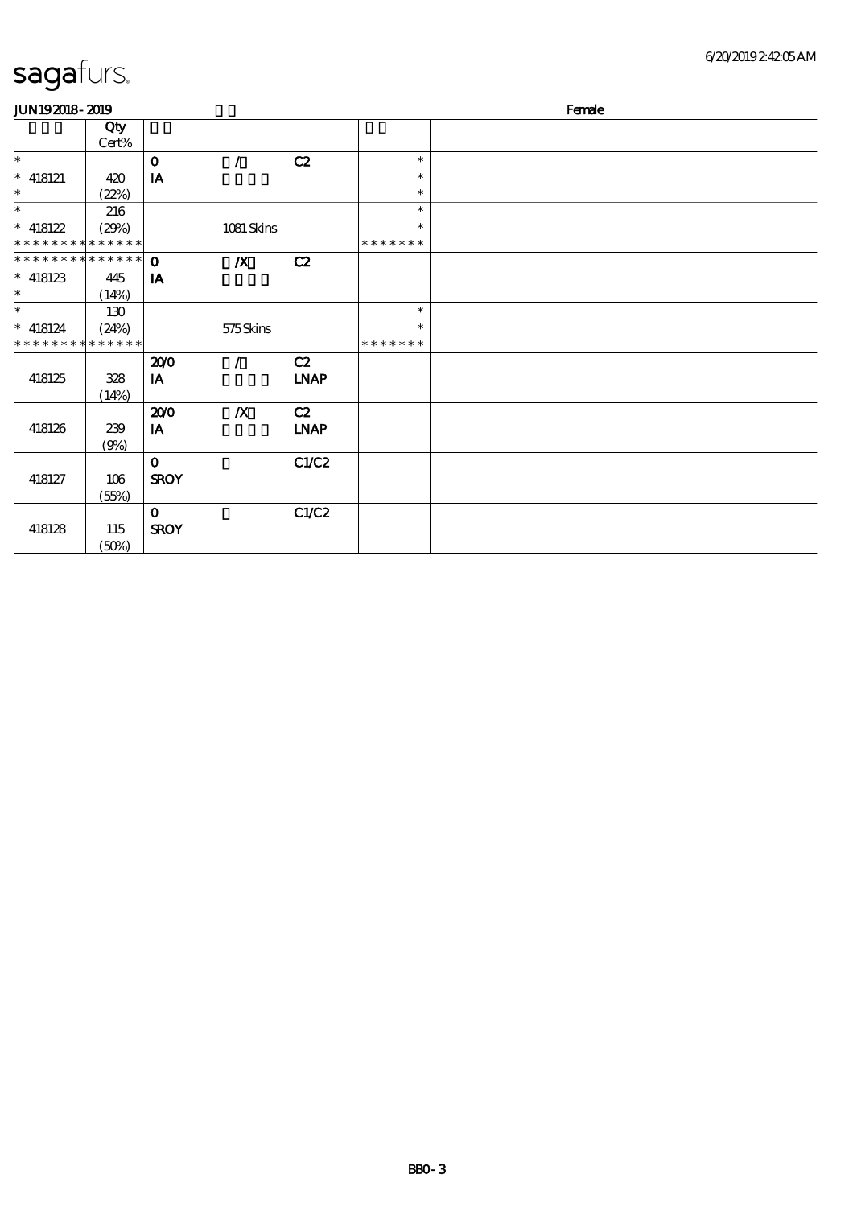sagafurs.

JUN19 2018 - 2019 Female

| | Qty Cert% | | | | | |
|---|---|---|---|---|---|---|
| * | | 0 | / | C2 | * | |
| * 418121 | 420 | IA | | | * | |
| * | (22%) | | | | * | |
| * | 216 | | | | * | |
| * 418122 | (29%) | | 1081 Skins | | * | |
| * * * * * * * * * * * * * * | | | | | * * * * * * * | |
| * * * * * * * * * * * * * * | | 0 | /X | C2 | | |
| * 418123 | 445 | IA | | | | |
| * | (14%) | | | | | |
| * | 130 | | | | * | |
| * 418124 | (24%) | | 575 Skins | | * | |
| * * * * * * * * * * * * * * | | | | | * * * * * * * | |
| 418125 | 328 (14%) | 20/0 IA | / | C2 LNAP | | |
| 418126 | 239 (9%) | 20/0 IA | /X | C2 LNAP | | |
| 418127 | 106 (55%) | 0 SROY | | C1/C2 | | |
| 418128 | 115 (50%) | 0 SROY | | C1/C2 | | |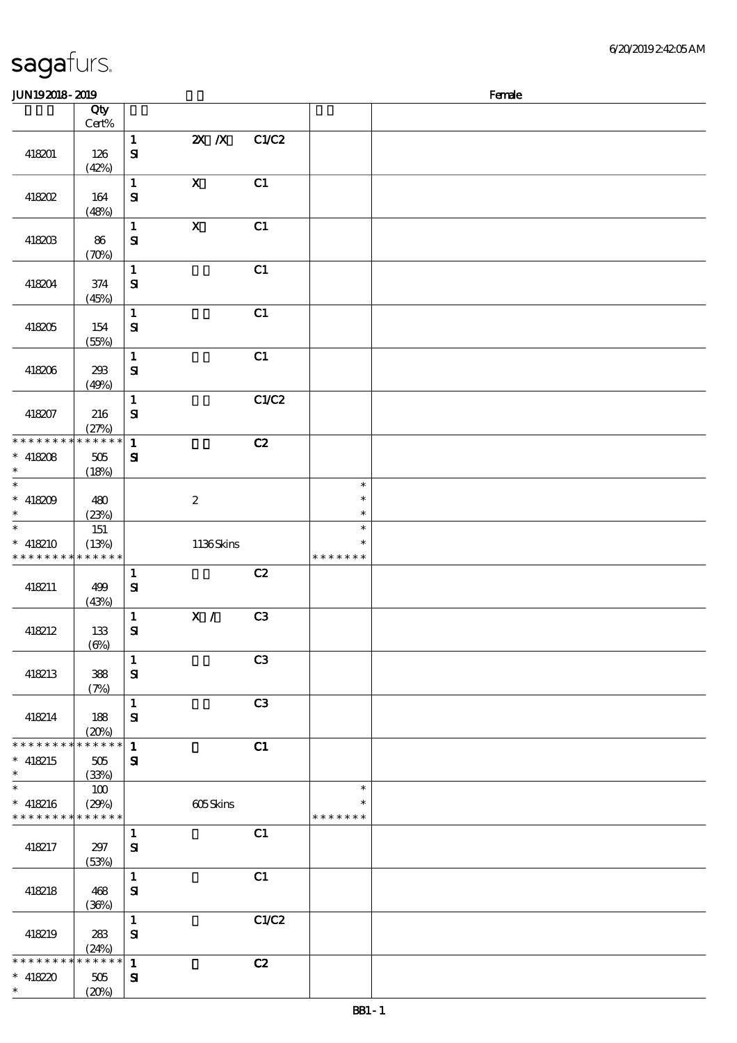sagafurs.

JUN19 2018 - 2019 Female

| | Qty Cert% | | | | | |
|---|---|---|---|---|---|---|
| 418201 | 126 (42%) | 1 SI | 2X /X | C1/C2 | | |
| 418202 | 164 (48%) | 1 SI | X | C1 | | |
| 418203 | 86 (70%) | 1 SI | X | C1 | | |
| 418204 | 374 (45%) | 1 SI | | C1 | | |
| 418205 | 154 (55%) | 1 SI | | C1 | | |
| 418206 | 293 (49%) | 1 SI | | C1 | | |
| 418207 | 216 (27%) | 1 SI | | C1/C2 | | |
| * * * * * * * * * * * * * * 418208 * | 505 (18%) | 1 SI | | C2 | | |
| * * 418209 * | 480 (23%) | | 2 | | * * * | |
| * * 418210 * * * * * * * * * * * * * * | 151 (13%) | | 1136 Skins | | * * * * * * * * * | |
| 418211 | 499 (43%) | 1 SI | | C2 | | |
| 418212 | 133 (6%) | 1 SI | X / | C3 | | |
| 418213 | 388 (7%) | 1 SI | | C3 | | |
| 418214 | 188 (20%) | 1 SI | | C3 | | |
| * * * * * * * * * * * * * * 418215 * | 505 (33%) | 1 SI | | C1 | | |
| * * 418216 * * * * * * * * * * * * * * | 100 (29%) | | 605 Skins | | * * * * * * * * | |
| 418217 | 297 (53%) | 1 SI | | C1 | | |
| 418218 | 468 (36%) | 1 SI | | C1 | | |
| 418219 | 283 (24%) | 1 SI | | C1/C2 | | |
| * * * * * * * * * * * * * * 418220 * | 505 (20%) | 1 SI | | C2 | | |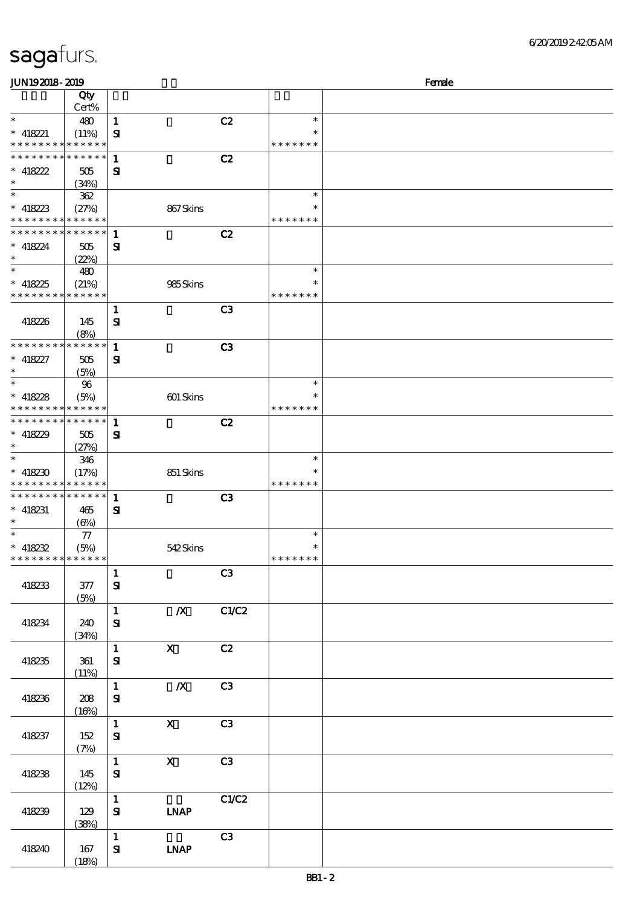sagafurs.

JUN19 2018 - 2019 Female

| | Qty Cert% | | | | | |
|---|---|---|---|---|---|---|
| * | 480 | 1 | | C2 | * | |
| * 418221 | (11%) | SI | | | * | |
| * * * * * * * * * * * * * * | | | | | * * * * * * * | |
| * * * * * * * * * * * * * * | | 1 | | C2 | | |
| * 418222 | 505 | SI | | | | |
| * | (34%) | | | | | |
| * | 362 | | | | * | |
| * 418223 | (27%) | | 867 Skins | | * | |
| * * * * * * * * * * * * * * | | | | | * * * * * * * | |
| * * * * * * * * * * * * * * | | 1 | | C2 | | |
| * 418224 | 505 | SI | | | | |
| * | (22%) | | | | | |
| * | 480 | | | | * | |
| * 418225 | (21%) | | 985 Skins | | * | |
| * * * * * * * * * * * * * * | | | | | * * * * * * * | |
| 418226 | 145 (8%) | 1 SI | | C3 | | |
| * * * * * * * * * * * * * * | | 1 | | C3 | | |
| * 418227 | 505 | SI | | | | |
| * | (5%) | | | | | |
| * | 96 | | | | * | |
| * 418228 | (5%) | | 601 Skins | | * | |
| * * * * * * * * * * * * * * | | | | | * * * * * * * | |
| * * * * * * * * * * * * * * | | 1 | | C2 | | |
| * 418229 | 505 | SI | | | | |
| * | (27%) | | | | | |
| * | 346 | | | | * | |
| * 418230 | (17%) | | 851 Skins | | * | |
| * * * * * * * * * * * * * * | | | | | * * * * * * * | |
| * * * * * * * * * * * * * * | | 1 | | C3 | | |
| * 418231 | 465 | SI | | | | |
| * | (6%) | | | | | |
| * | 77 | | | | * | |
| * 418232 | (5%) | | 542 Skins | | * | |
| * * * * * * * * * * * * * * | | | | | * * * * * * * | |
| 418233 | 377 (5%) | 1 SI | | C3 | | |
| 418234 | 240 (34%) | 1 SI | /X | C1/C2 | | |
| 418235 | 361 (11%) | 1 SI | X | C2 | | |
| 418236 | 208 (16%) | 1 SI | /X | C3 | | |
| 418237 | 152 (7%) | 1 SI | X | C3 | | |
| 418238 | 145 (12%) | 1 SI | X | C3 | | |
| 418239 | 129 (38%) | 1 SI | LNAP | C1/C2 | | |
| 418240 | 167 (18%) | 1 SI | LNAP | C3 | | |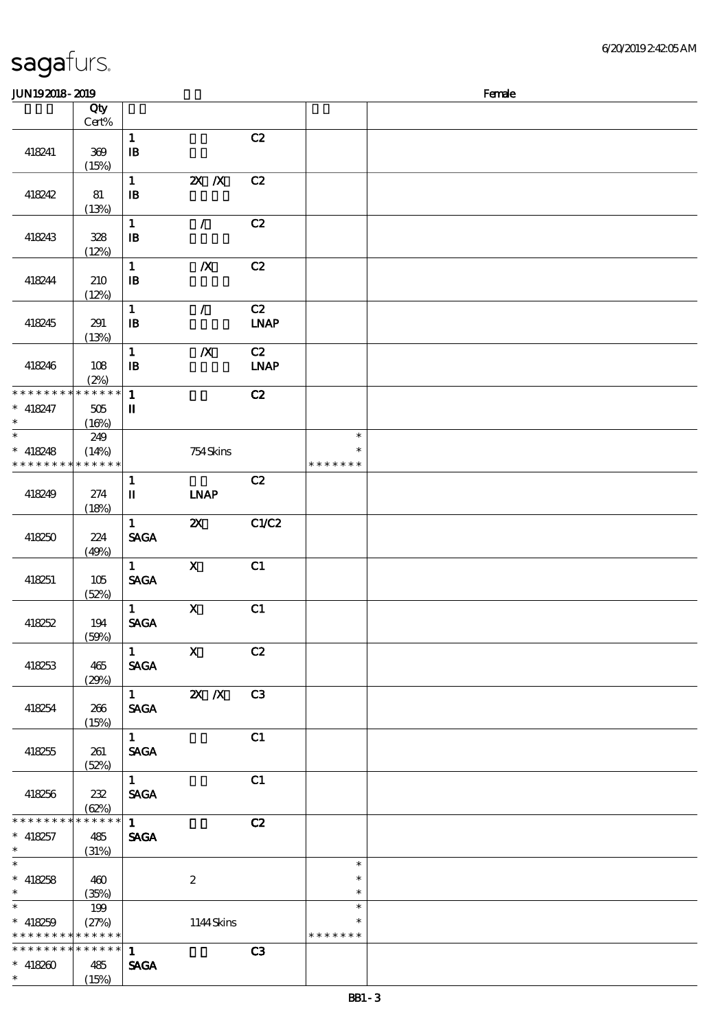| | Qty Cert% | | | | | |
|---|---|---|---|---|---|---|
| 418241 | 369 (15%) | 1 IB | | C2 | | |
| 418242 | 81 (13%) | 1 IB | 2X /X | C2 | | |
| 418243 | 328 (12%) | 1 IB | / | C2 | | |
| 418244 | 210 (12%) | 1 IB | /X | C2 | | |
| 418245 | 291 (13%) | 1 IB | / | C2 LNAP | | |
| 418246 | 108 (2%) | 1 IB | /X | C2 LNAP | | |
| * * * * * * * * * * * * * * 418247 * | 505 (16%) | 1 II | | C2 | | |
| * * 418248 * * * * * * * * * * * * * | 249 (14%) | | 754 Skins | | * * * * * * * * * | |
| 418249 | 274 (18%) | 1 II | LNAP | C2 | | |
| 418250 | 224 (49%) | 1 SAGA | 2X | C1/C2 | | |
| 418251 | 105 (52%) | 1 SAGA | X | C1 | | |
| 418252 | 194 (59%) | 1 SAGA | X | C1 | | |
| 418253 | 465 (29%) | 1 SAGA | X | C2 | | |
| 418254 | 266 (15%) | 1 SAGA | 2X /X | C3 | | |
| 418255 | 261 (52%) | 1 SAGA | | C1 | | |
| 418256 | 232 (62%) | 1 SAGA | | C1 | | |
| * * * * * * * * * * * * * * 418257 * | 485 (31%) | 1 SAGA | | C2 | | |
| * * 418258 * | 460 (35%) | | 2 | | * * * | |
| * * 418259 * * * * * * * * * * * * * | 199 (27%) | | 1144 Skins | | * * * * * * * * * | |
| * * * * * * * * * * * * * * 418260 * | 485 (15%) | 1 SAGA | | C3 | | |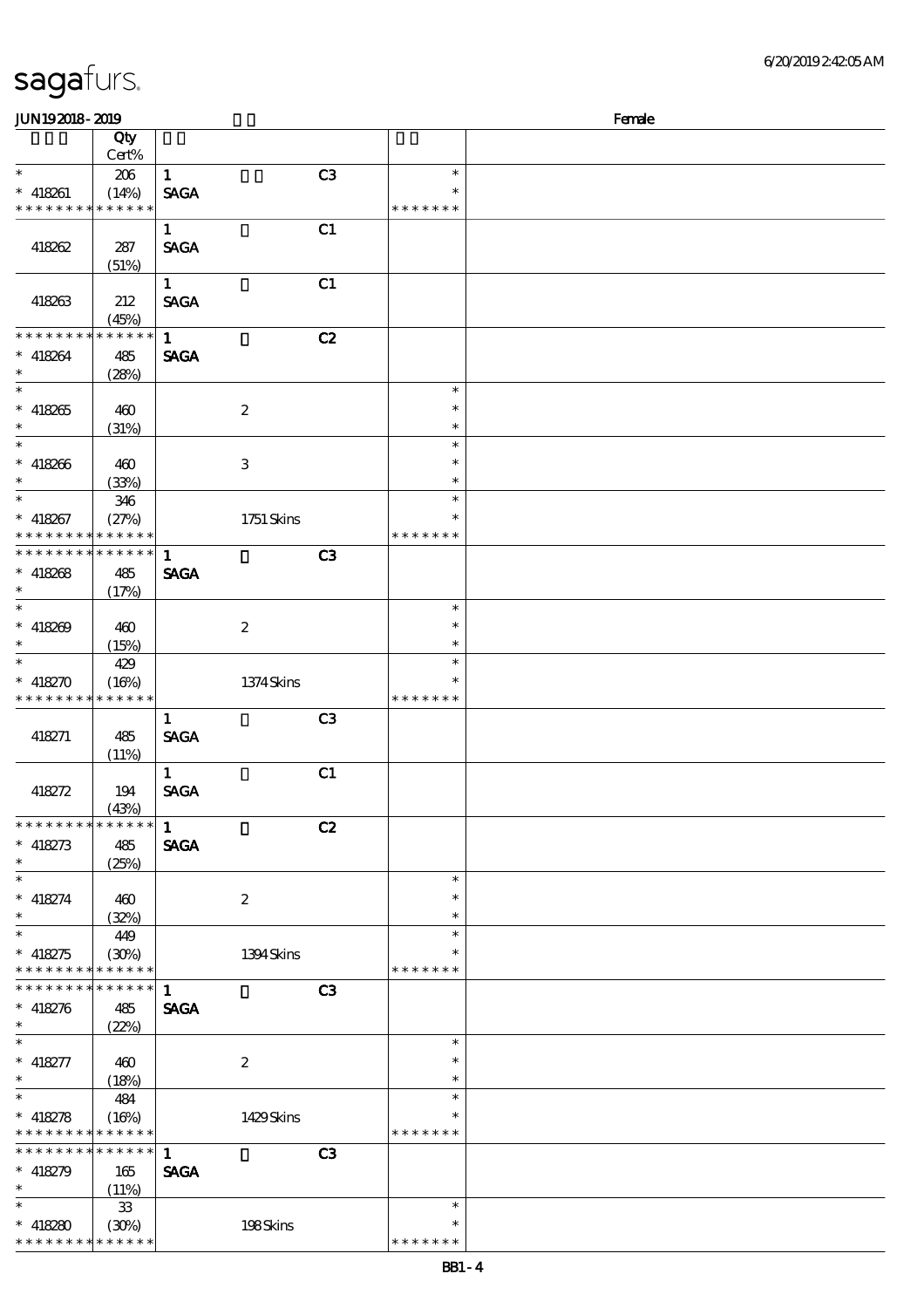JUN19 2018 - 2019

Female

| | Qty Cert% | | | | | |
|---|---|---|---|---|---|---|
| * | 206 | 1 | | C3 | * | |
| * 418261 | (14%) | SAGA | | | * | |
| * * * * * * * * * * * * * * | | | | | * * * * * * * | |
| | | 1 | | C1 | | |
| 418262 | 287 (51%) | SAGA | | | | |
| | | 1 | | C1 | | |
| 418263 | 212 (45%) | SAGA | | | | |
| * * * * * * * * * * * * * * | | 1 | | C2 | | |
| * 418264 | 485 | SAGA | | | | |
| * | (28%) | | | | | |
| * | | | | | * | |
| * 418265 | 460 | | 2 | | * | |
| * | (31%) | | | | * | |
| * | | | | | * | |
| * 418266 | 460 | | 3 | | * | |
| * | (33%) | | | | * | |
| * | 346 | | | | * | |
| * 418267 | (27%) | | 1751 Skins | | * | |
| * * * * * * * * * * * * * * | | | | | * * * * * * * | |
| * * * * * * * * * * * * * * | | 1 | | C3 | | |
| * 418268 | 485 | SAGA | | | | |
| * | (17%) | | | | | |
| * | | | | | * | |
| * 418269 | 460 | | 2 | | * | |
| * | (15%) | | | | * | |
| * | 429 | | | | * | |
| * 418270 | (16%) | | 1374 Skins | | * | |
| * * * * * * * * * * * * * * | | | | | * * * * * * * | |
| | | 1 | | C3 | | |
| 418271 | 485 (11%) | SAGA | | | | |
| | | 1 | | C1 | | |
| 418272 | 194 (43%) | SAGA | | | | |
| * * * * * * * * * * * * * * | | 1 | | C2 | | |
| * 418273 | 485 | SAGA | | | | |
| * | (25%) | | | | | |
| * | | | | | * | |
| * 418274 | 460 | | 2 | | * | |
| * | (32%) | | | | * | |
| * | 449 | | | | * | |
| * 418275 | (30%) | | 1394 Skins | | * | |
| * * * * * * * * * * * * * * | | | | | * * * * * * * | |
| * * * * * * * * * * * * * * | | 1 | | C3 | | |
| * 418276 | 485 | SAGA | | | | |
| * | (22%) | | | | | |
| * | | | | | * | |
| * 418277 | 460 | | 2 | | * | |
| * | (18%) | | | | * | |
| * | 484 | | | | * | |
| * 418278 | (16%) | | 1429 Skins | | * | |
| * * * * * * * * * * * * * * | | | | | * * * * * * * | |
| * * * * * * * * * * * * * * | | 1 | | C3 | | |
| * 418279 | 165 | SAGA | | | | |
| * | (11%) | | | | | |
| * | 33 | | | | * | |
| * 418280 | (30%) | | 198 Skins | | * | |
| * * * * * * * * * * * * * * | | | | | * * * * * * * | |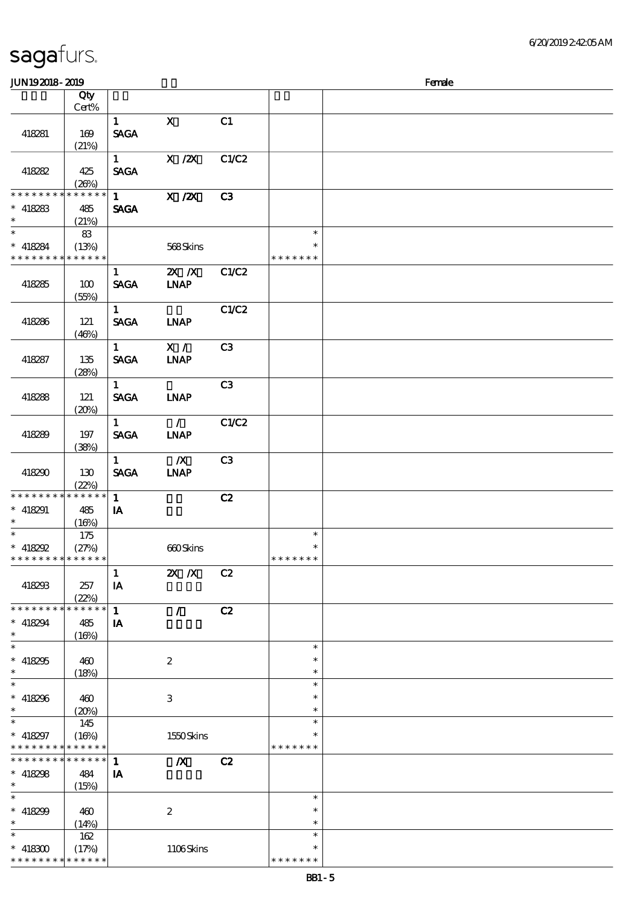sagafurs.

JUN19 2018 - 2019 Female

| | Qty Cert% | | | | | |
|---|---|---|---|---|---|---|
| 418281 | 169 (21%) | 1 SAGA | X | C1 | | |
| 418282 | 425 (26%) | 1 SAGA | X /2X | C1/C2 | | |
| * * * * * * * * * * * * * * * 418283 * | 485 (21%) | 1 SAGA | X /2X | C3 | | |
| * * 418284 * * * * * * * * * * * * * * | 83 (13%) | | 568 Skins | | * * * * * * * * * | |
| 418285 | 100 (55%) | 1 SAGA | 2X /X LNAP | C1/C2 | | |
| 418286 | 121 (46%) | 1 SAGA | LNAP | C1/C2 | | |
| 418287 | 135 (28%) | 1 SAGA | X / LNAP | C3 | | |
| 418288 | 121 (20%) | 1 SAGA | LNAP | C3 | | |
| 418289 | 197 (38%) | 1 SAGA | / LNAP | C1/C2 | | |
| 418290 | 130 (22%) | 1 SAGA | /X LNAP | C3 | | |
| * * * * * * * * * * * * * * * 418291 * | 485 (16%) | 1 IA | | C2 | | |
| * * 418292 * * * * * * * * * * * * * * | 175 (27%) | | 660 Skins | | * * * * * * * * * | |
| 418293 | 257 (22%) | 1 IA | 2X /X | C2 | | |
| * * * * * * * * * * * * * * * 418294 * | 485 (16%) | 1 IA | / | C2 | | |
| * * 418295 * | 460 (18%) | | 2 | | * * * | |
| * * 418296 * | 460 (20%) | | 3 | | * * * | |
| * * 418297 * * * * * * * * * * * * * * | 145 (16%) | | 1550 Skins | | * * * * * * * * * | |
| * * * * * * * * * * * * * * * 418298 * | 484 (15%) | 1 IA | /X | C2 | | |
| * * 418299 * | 460 (14%) | | 2 | | * * * | |
| * * 418300 * * * * * * * * * * * * * * | 162 (17%) | | 1106 Skins | | * * * * * * * * * | |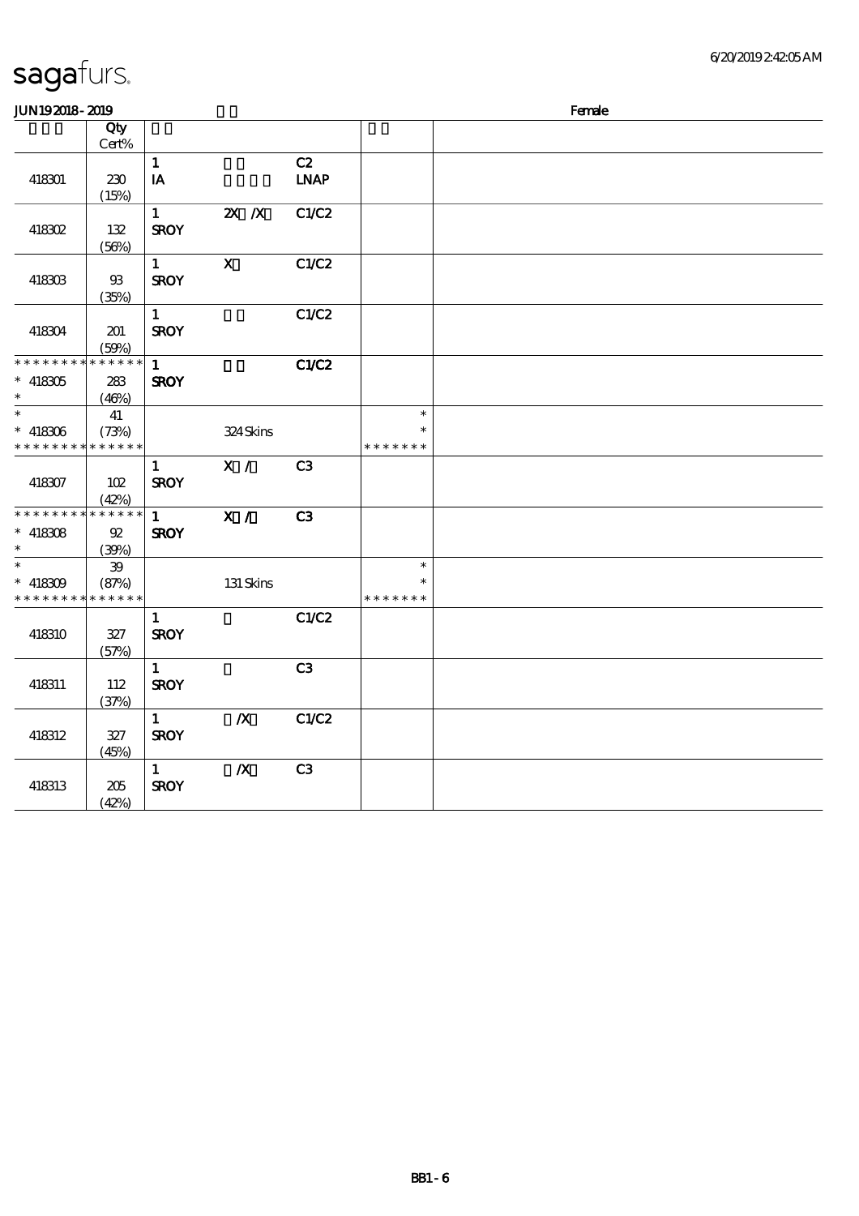sagafurs.

JUN19 2018 - 2019 Female

| | Qty Cert% | | | | | |
|---|---|---|---|---|---|---|
| 418301 | 230 (15%) | 1 IA | | C2 LNAP | | |
| 418302 | 132 (56%) | 1 SROY | 2X /X | C1/C2 | | |
| 418303 | 93 (35%) | 1 SROY | X | C1/C2 | | |
| 418304 | 201 (59%) | 1 SROY | | C1/C2 | | |
| * * * * * * * * * * * * * * 418305 * | 283 (46%) | 1 SROY | | C1/C2 | | |
| * * 418306 * * * * * * * * * * * * * * | 41 (73%) | | 324 Skins | | * * * * * * * * * | |
| 418307 | 102 (42%) | 1 SROY | X / | C3 | | |
| * * * * * * * * * * * * * * 418308 * | 92 (39%) | 1 SROY | X / | C3 | | |
| * * 418309 * * * * * * * * * * * * * * | 39 (87%) | | 131 Skins | | * * * * * * * * * | |
| 418310 | 327 (57%) | 1 SROY | | C1/C2 | | |
| 418311 | 112 (37%) | 1 SROY | | C3 | | |
| 418312 | 327 (45%) | 1 SROY | /X | C1/C2 | | |
| 418313 | 205 (42%) | 1 SROY | /X | C3 | | |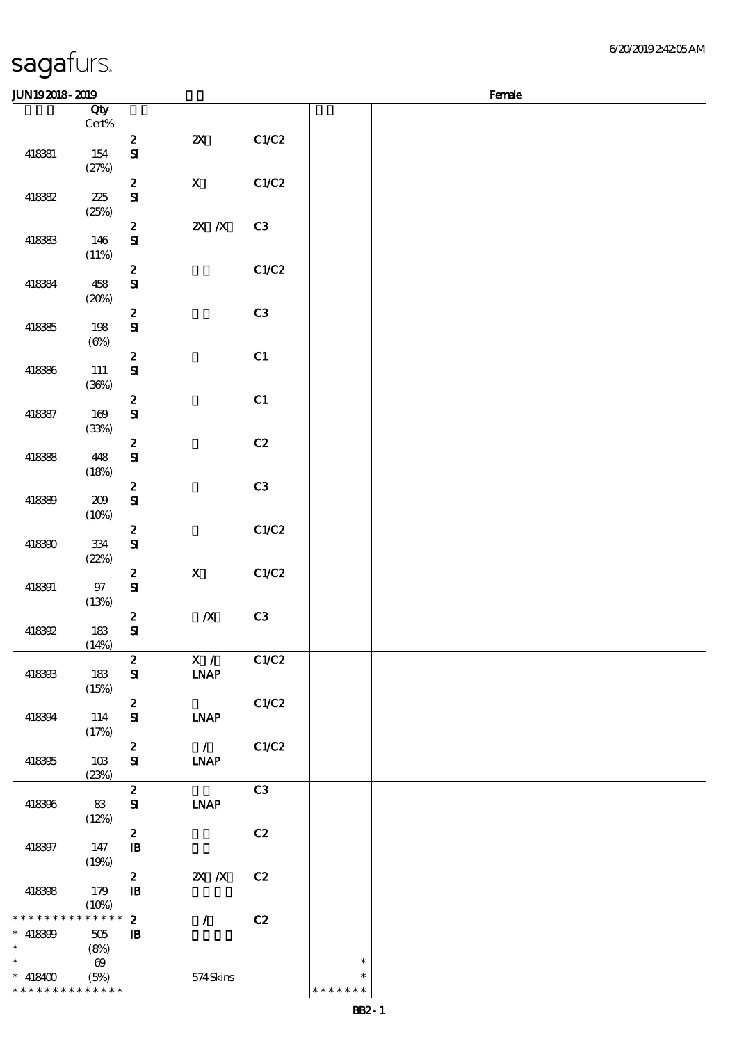# sagafurs.

JUN192018-2019 Female

| | Qty Cert% | | | | | |
|---|---|---|---|---|---|---|
| 418381 | 154 (27%) | 2 SI | 2X | C1/C2 | | |
| 418382 | 225 (25%) | 2 SI | X | C1/C2 | | |
| 418383 | 146 (11%) | 2 SI | 2X /X | C3 | | |
| 418384 | 458 (20%) | 2 SI | | C1/C2 | | |
| 418385 | 198 (6%) | 2 SI | | C3 | | |
| 418386 | 111 (36%) | 2 SI | | C1 | | |
| 418387 | 169 (33%) | 2 SI | | C1 | | |
| 418388 | 448 (18%) | 2 SI | | C2 | | |
| 418389 | 209 (10%) | 2 SI | | C3 | | |
| 418390 | 334 (22%) | 2 SI | | C1/C2 | | |
| 418391 | 97 (13%) | 2 SI | X | C1/C2 | | |
| 418392 | 183 (14%) | 2 SI | /X | C3 | | |
| 418393 | 183 (15%) | 2 SI | X / LNAP | C1/C2 | | |
| 418394 | 114 (17%) | 2 SI | LNAP | C1/C2 | | |
| 418395 | 103 (23%) | 2 SI | / LNAP | C1/C2 | | |
| 418396 | 83 (12%) | 2 SI | LNAP | C3 | | |
| 418397 | 147 (19%) | 2 IB | | C2 | | |
| 418398 | 179 (10%) | 2 IB | 2X /X | C2 | | |
| * * * * * * * * * * * * * * 418399 * | 505 (8%) | 2 IB | / | C2 | | |
| * * 418400 * * * * * * * * * * * * * | 69 (5%) | | 574 Skins | | * * * * * * * * * | |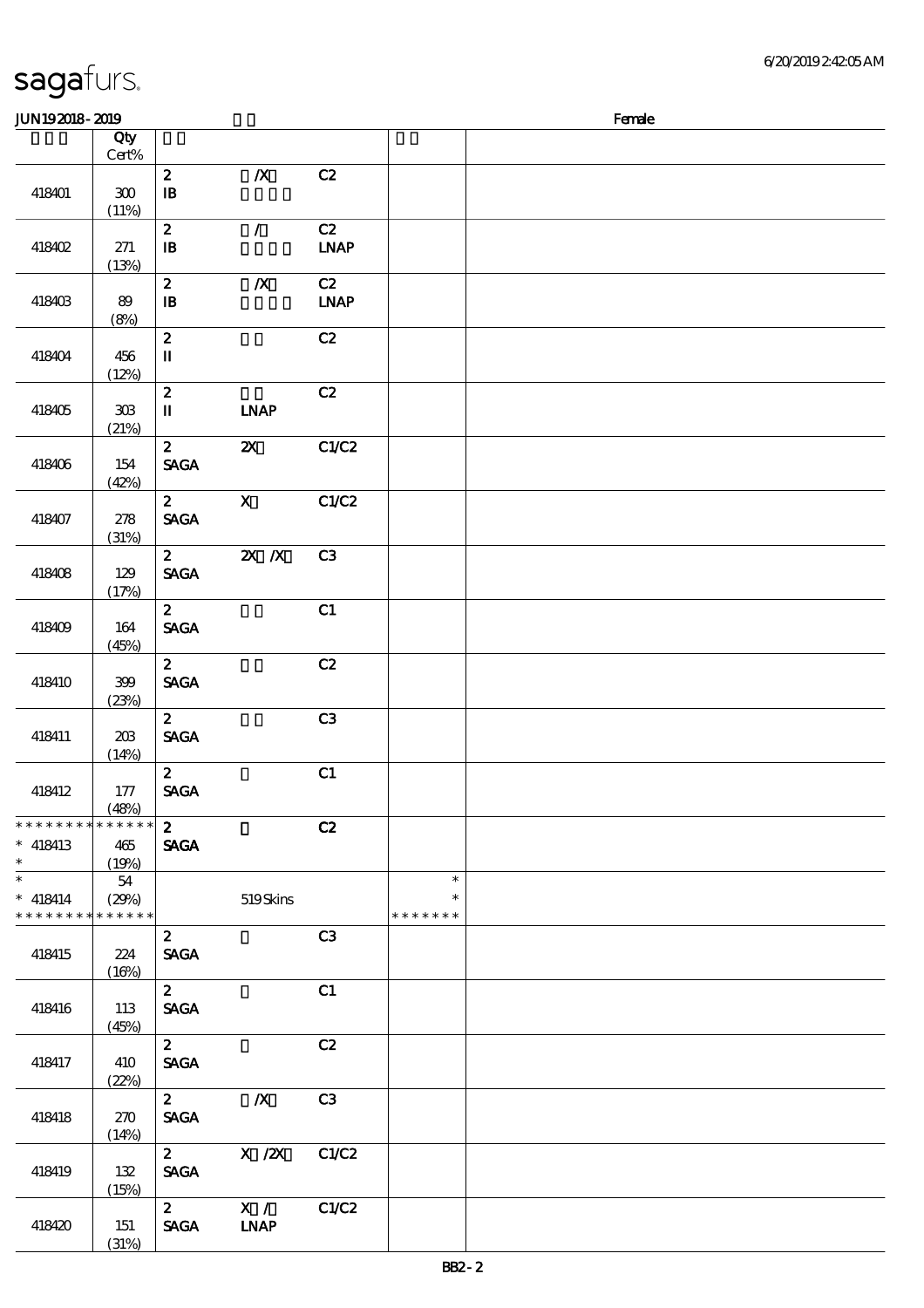# sagafurs.

JUN19 2018 - 2019 Female

| | Qty Cert% | | | | | |
|---|---|---|---|---|---|---|
| 418401 | 300 (11%) | 2 IB | /X | C2 | | |
| 418402 | 271 (13%) | 2 IB | / | C2 LNAP | | |
| 418403 | 89 (8%) | 2 IB | /X | C2 LNAP | | |
| 418404 | 456 (12%) | 2 II | | C2 | | |
| 418405 | 303 (21%) | 2 II | LNAP | C2 | | |
| 418406 | 154 (42%) | 2 SAGA | 2X | C1/C2 | | |
| 418407 | 278 (31%) | 2 SAGA | X | C1/C2 | | |
| 418408 | 129 (17%) | 2 SAGA | 2X /X | C3 | | |
| 418409 | 164 (45%) | 2 SAGA | | C1 | | |
| 418410 | 399 (23%) | 2 SAGA | | C2 | | |
| 418411 | 203 (14%) | 2 SAGA | | C3 | | |
| 418412 | 177 (48%) | 2 SAGA | | C1 | | |
| * * * * * * * * * * * * * * 418413 * | 465 (19%) | 2 SAGA | | C2 | | |
| * 418414 * * * * * * * * * * * * * * | 54 (29%) | | 519 Skins | | * * * * * * * * * | |
| 418415 | 224 (16%) | 2 SAGA | | C3 | | |
| 418416 | 113 (45%) | 2 SAGA | | C1 | | |
| 418417 | 410 (22%) | 2 SAGA | | C2 | | |
| 418418 | 270 (14%) | 2 SAGA | /X | C3 | | |
| 418419 | 132 (15%) | 2 SAGA | X /2X | C1/C2 | | |
| 418420 | 151 (31%) | 2 SAGA | X / LNAP | C1/C2 | | |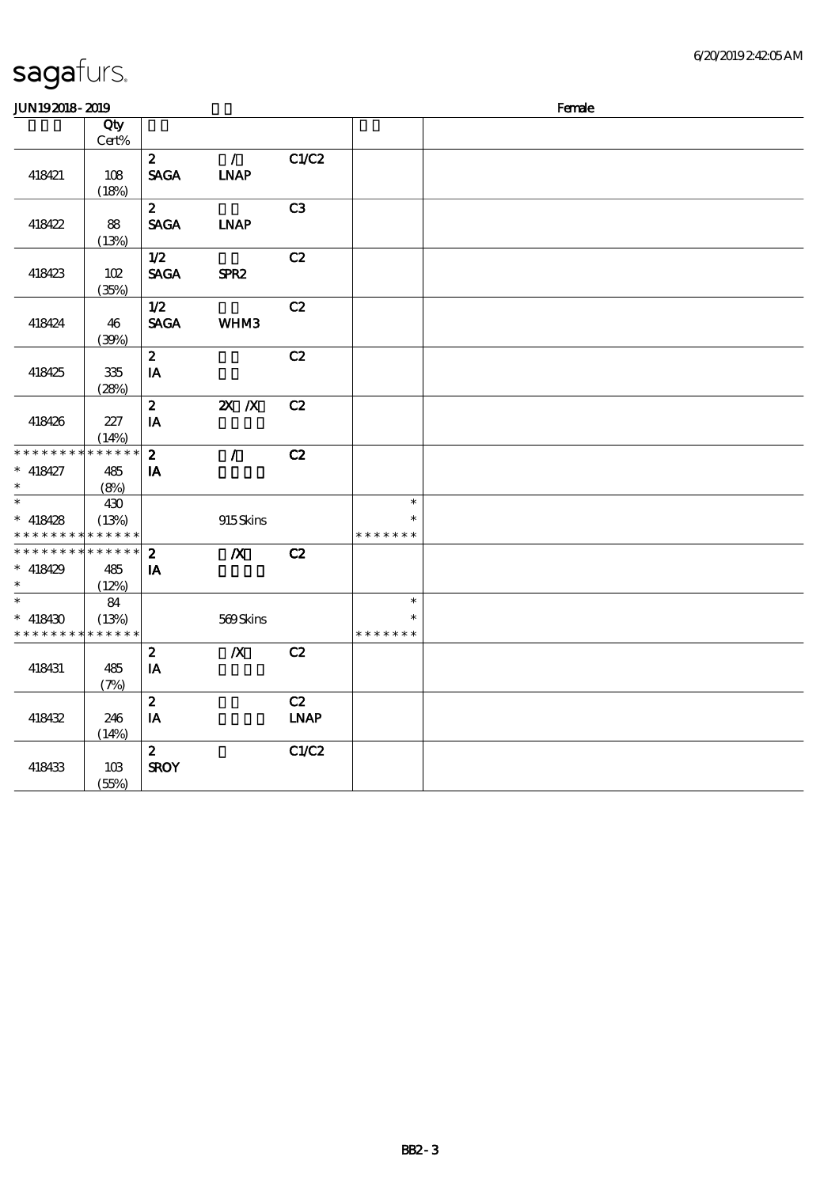# sagafurs.

JUN19 2018 - 2019 Female

| | Qty Cert% | | | | | |
|---|---|---|---|---|---|---|
| 418421 | 108 (18%) | 2 SAGA | / LNAP | C1/C2 | | |
| 418422 | 88 (13%) | 2 SAGA | LNAP | C3 | | |
| 418423 | 102 (35%) | 1/2 SAGA | SPR2 | C2 | | |
| 418424 | 46 (39%) | 1/2 SAGA | WHM3 | C2 | | |
| 418425 | 335 (28%) | 2 IA | | C2 | | |
| 418426 | 227 (14%) | 2 IA | 2X /X | C2 | | |
| * * * * * * * * * * * * * * * 418427 * | 485 (8%) | 2 IA | / | C2 | | |
| * * 418428 * * * * * * * * * * * * * * | 430 (13%) | | 915 Skins | | * * * * * * * * * | |
| * * * * * * * * * * * * * * * 418429 * | 485 (12%) | 2 IA | /X | C2 | | |
| * * 418430 * * * * * * * * * * * * * * | 84 (13%) | | 569 Skins | | * * * * * * * * * | |
| 418431 | 485 (7%) | 2 IA | /X | C2 | | |
| 418432 | 246 (14%) | 2 IA | | C2 LNAP | | |
| 418433 | 103 (55%) | 2 SROY | | C1/C2 | | |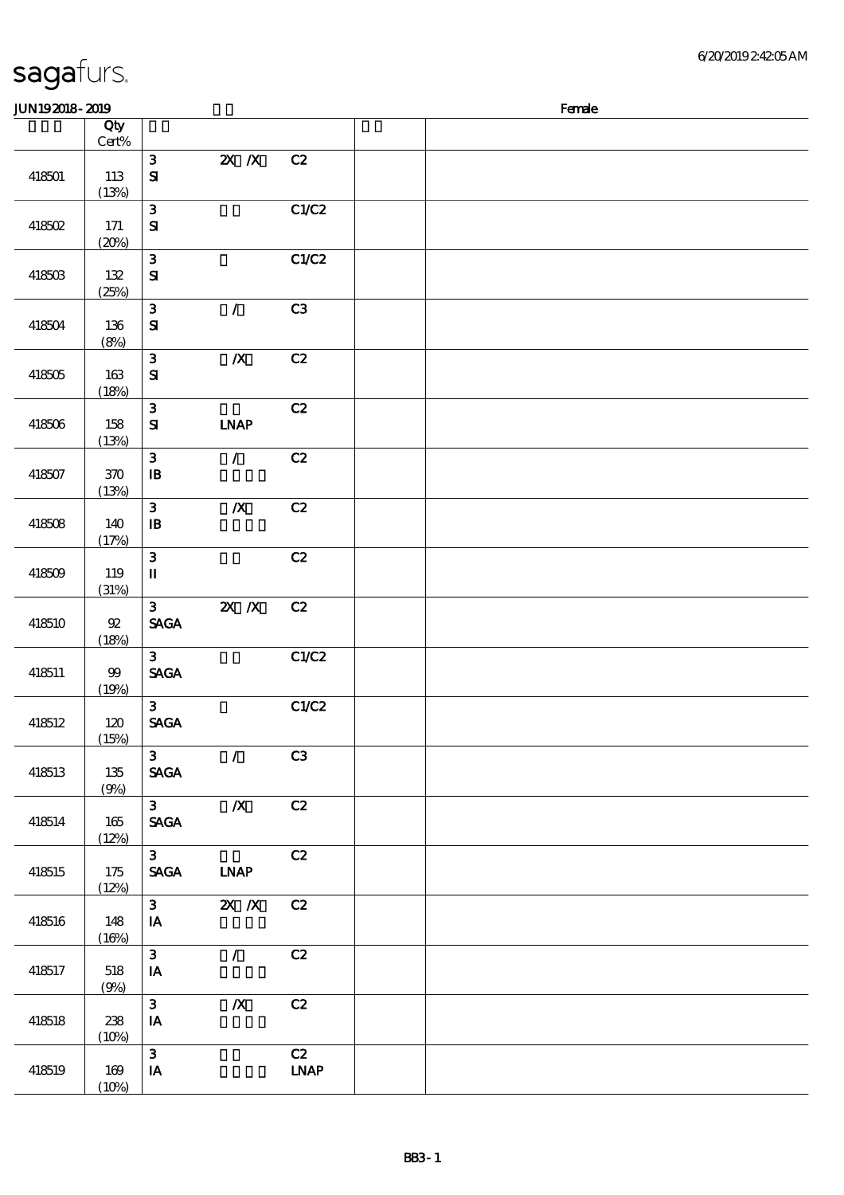# sagafurs.

JUN19 2018 - 2019 Female

| | Qty Cert% | | | | | |
|---|---|---|---|---|---|---|
| 418501 | 113 (13%) | 3 SI | 2X /X | C2 | | |
| 418502 | 171 (20%) | 3 SI | | C1/C2 | | |
| 418503 | 132 (25%) | 3 SI | | C1/C2 | | |
| 418504 | 136 (8%) | 3 SI | / | C3 | | |
| 418505 | 163 (18%) | 3 SI | /X | C2 | | |
| 418506 | 158 (13%) | 3 SI | LNAP | C2 | | |
| 418507 | 370 (13%) | 3 IB | / | C2 | | |
| 418508 | 140 (17%) | 3 IB | /X | C2 | | |
| 418509 | 119 (31%) | 3 II | | C2 | | |
| 418510 | 92 (18%) | 3 SAGA | 2X /X | C2 | | |
| 418511 | 99 (19%) | 3 SAGA | | C1/C2 | | |
| 418512 | 120 (15%) | 3 SAGA | | C1/C2 | | |
| 418513 | 135 (9%) | 3 SAGA | / | C3 | | |
| 418514 | 165 (12%) | 3 SAGA | /X | C2 | | |
| 418515 | 175 (12%) | 3 SAGA | LNAP | C2 | | |
| 418516 | 148 (16%) | 3 IA | 2X /X | C2 | | |
| 418517 | 518 (9%) | 3 IA | / | C2 | | |
| 418518 | 238 (10%) | 3 IA | /X | C2 | | |
| 418519 | 169 (10%) | 3 IA | | C2 LNAP | | |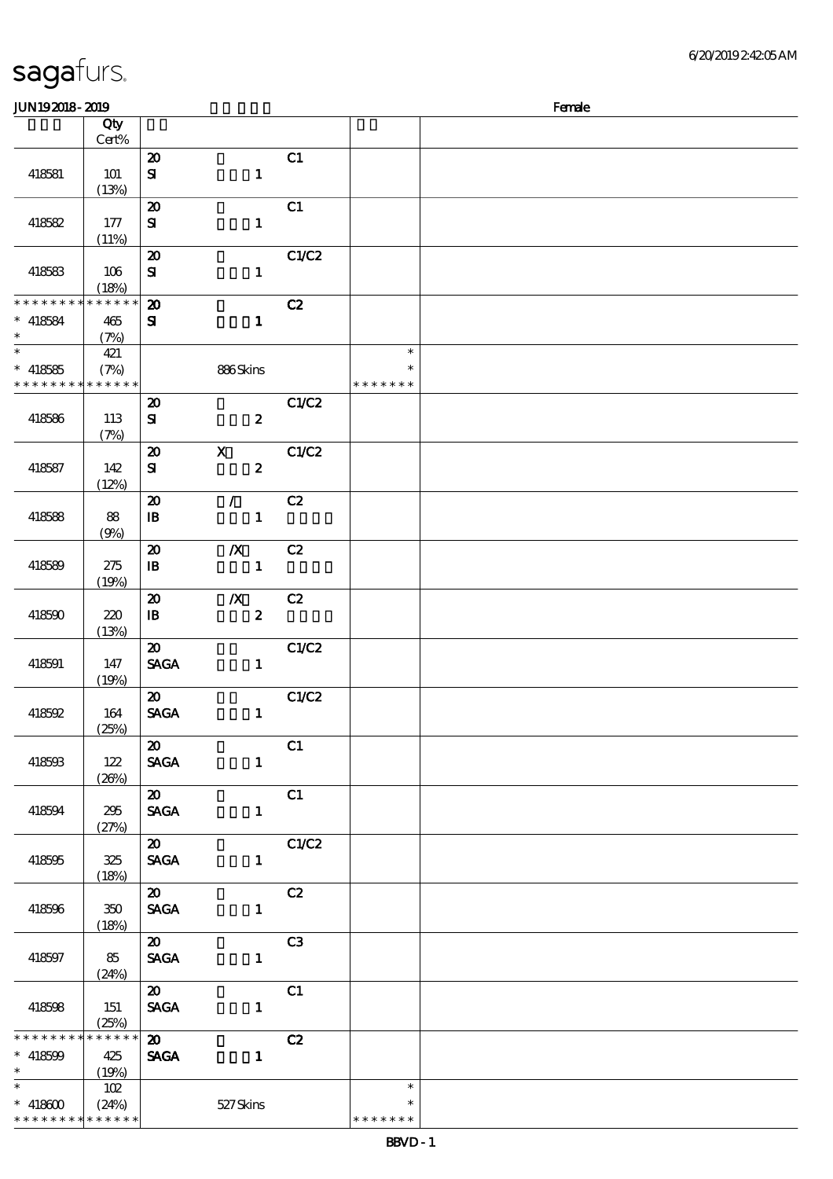# sagafurs.

JUN19 2018 - 2019 Female

| | Qty Cert% | | | | | |
|---|---|---|---|---|---|---|
| 418581 | 101 (13%) | 20 SI | 1 | C1 | | |
| 418582 | 177 (11%) | 20 SI | 1 | C1 | | |
| 418583 | 106 (18%) | 20 SI | 1 | C1/C2 | | |
| * * * * * * * * * * * * * * * 418584 * | 465 (7%) | 20 SI | 1 | C2 | | |
| * * 418585 * * * * * * * * * * * * * * | 421 (7%) | | 886 Skins | | * * * * * * * * * | |
| 418586 | 113 (7%) | 20 SI | 2 | C1/C2 | | |
| 418587 | 142 (12%) | 20 SI | X 2 | C1/C2 | | |
| 418588 | 88 (9%) | 20 IB | / 1 | C2 | | |
| 418589 | 275 (19%) | 20 IB | /X 1 | C2 | | |
| 418590 | 220 (13%) | 20 IB | /X 2 | C2 | | |
| 418591 | 147 (19%) | 20 SAGA | 1 | C1/C2 | | |
| 418592 | 164 (25%) | 20 SAGA | 1 | C1/C2 | | |
| 418593 | 122 (26%) | 20 SAGA | 1 | C1 | | |
| 418594 | 295 (27%) | 20 SAGA | 1 | C1 | | |
| 418595 | 325 (18%) | 20 SAGA | 1 | C1/C2 | | |
| 418596 | 350 (18%) | 20 SAGA | 1 | C2 | | |
| 418597 | 85 (24%) | 20 SAGA | 1 | C3 | | |
| 418598 | 151 (25%) | 20 SAGA | 1 | C1 | | |
| * * * * * * * * * * * * * * * 418599 * | 425 (19%) | 20 SAGA | 1 | C2 | | |
| * * 418600 * * * * * * * * * * * * * * | 102 (24%) | | 527 Skins | | * * * * * * * * * | |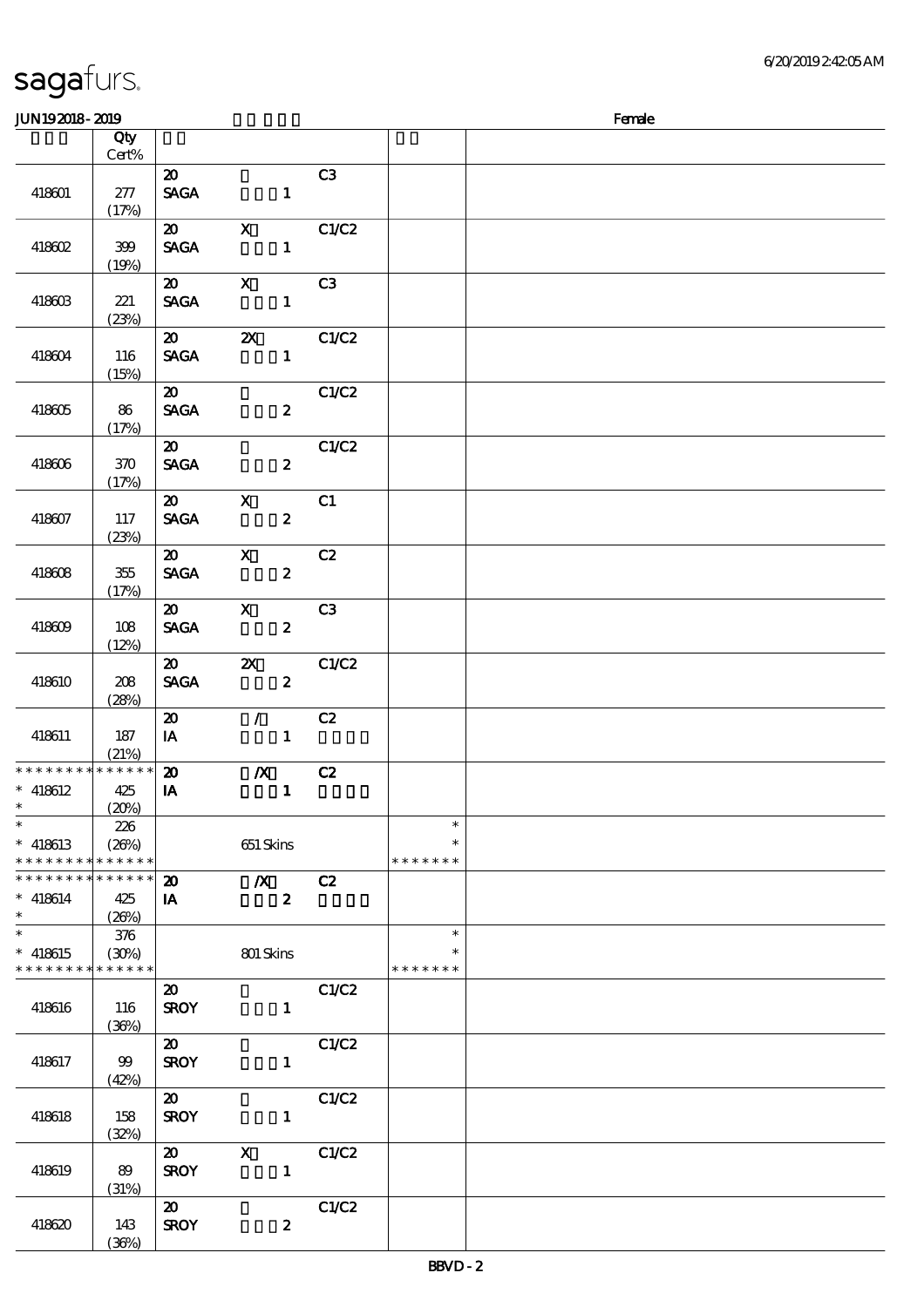JUN19 2018 - 2019　　　　　　　　　　　　　　　　　　　　　　　　　　　　　　　　　Female

| | Qty Cert% | | | | | |
|---|---|---|---|---|---|---|
| 418601 | 277 (17%) | 20 SAGA | 1 | C3 | | |
| 418602 | 399 (19%) | 20 SAGA | X 1 | C1/C2 | | |
| 418603 | 221 (23%) | 20 SAGA | X 1 | C3 | | |
| 418604 | 116 (15%) | 20 SAGA | 2X 1 | C1/C2 | | |
| 418605 | 86 (17%) | 20 SAGA | 2 | C1/C2 | | |
| 418606 | 370 (17%) | 20 SAGA | 2 | C1/C2 | | |
| 418607 | 117 (23%) | 20 SAGA | X 2 | C1 | | |
| 418608 | 355 (17%) | 20 SAGA | X 2 | C2 | | |
| 418609 | 108 (12%) | 20 SAGA | X 2 | C3 | | |
| 418610 | 208 (28%) | 20 SAGA | 2X 2 | C1/C2 | | |
| 418611 | 187 (21%) | 20 IA | / 1 | C2 | | |
| * 418612 | 425 (20%) | 20 IA | /X 1 | C2 | | |
| * 418613 | 226 (26%) | | 651 Skins | | * | |
| * 418614 | 425 (26%) | 20 IA | /X 2 | C2 | | |
| * 418615 | 376 (30%) | | 801 Skins | | * | |
| 418616 | 116 (36%) | 20 SROY | 1 | C1/C2 | | |
| 418617 | 99 (42%) | 20 SROY | 1 | C1/C2 | | |
| 418618 | 158 (32%) | 20 SROY | 1 | C1/C2 | | |
| 418619 | 89 (31%) | 20 SROY | X 1 | C1/C2 | | |
| 418620 | 143 (36%) | 20 SROY | 2 | C1/C2 | | |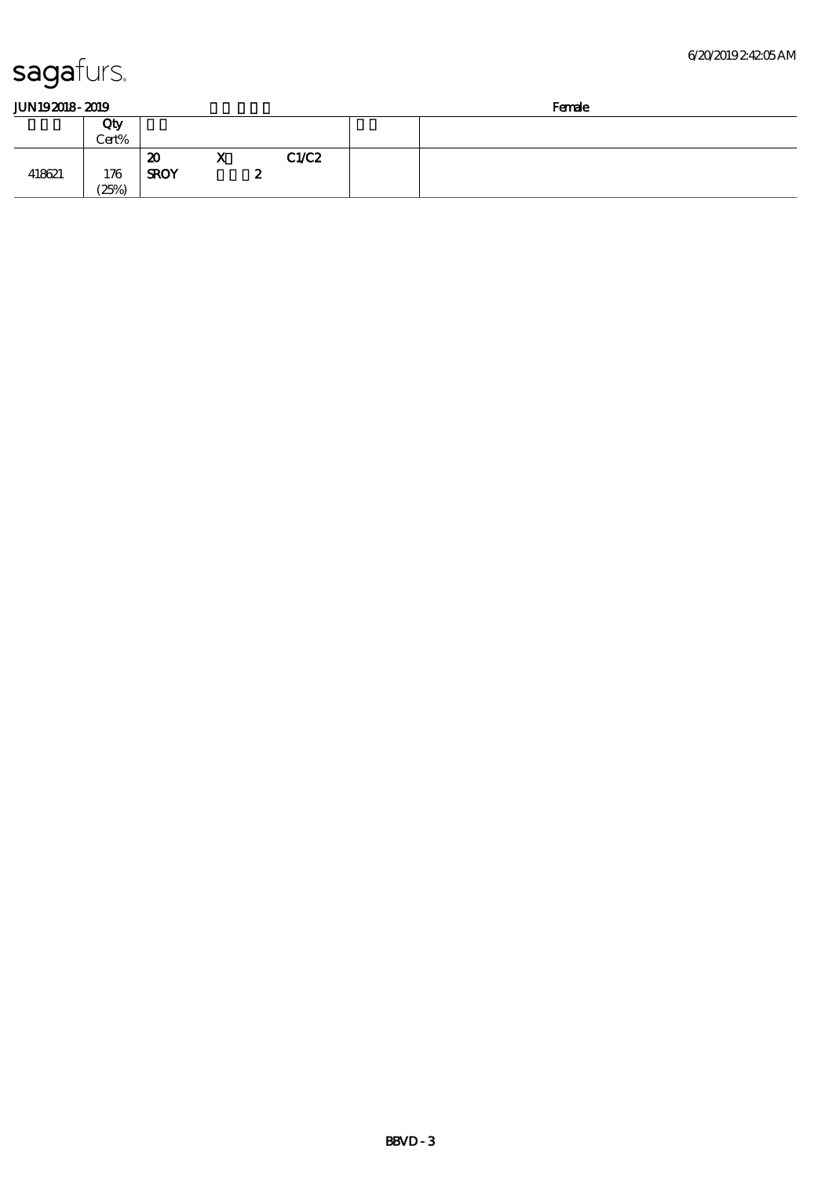sagafurs.

JUN19 2018 - 2019 Female

| | Qty Cert% | | | |
|---|---|---|---|---|
| 418621 | 176 (25%) | 20 X C1/C2 SROY 2 | | |

BBVD - 3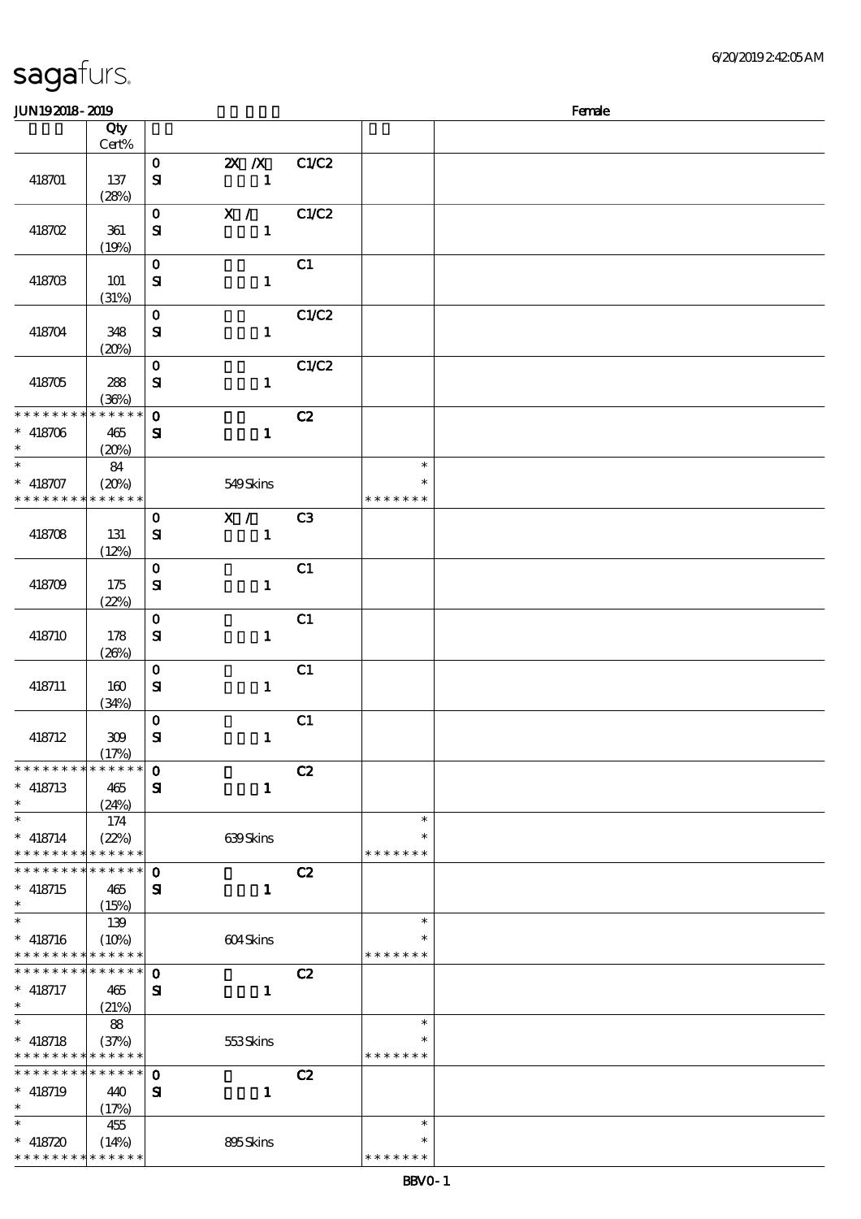# sagafurs.

JUN19 2018 - 2019 Female

| | Qty Cert% | | | | | |
|---|---|---|---|---|---|---|
| 418701 | 137 (28%) | 0 SI | 2X /X 1 | C1/C2 | | |
| 418702 | 361 (19%) | 0 SI | X / 1 | C1/C2 | | |
| 418703 | 101 (31%) | 0 SI | 1 | C1 | | |
| 418704 | 348 (20%) | 0 SI | 1 | C1/C2 | | |
| 418705 | 288 (36%) | 0 SI | 1 | C1/C2 | | |
| * * * * * * * * * * * * * * 418706 * | 465 (20%) | 0 SI | 1 | C2 | | |
| * * 418707 * * * * * * * * * * * * * * | 84 (20%) | | 549 Skins | | * * * * * * * * * | |
| 418708 | 131 (12%) | 0 SI | X / 1 | C3 | | |
| 418709 | 175 (22%) | 0 SI | 1 | C1 | | |
| 418710 | 178 (26%) | 0 SI | 1 | C1 | | |
| 418711 | 160 (34%) | 0 SI | 1 | C1 | | |
| 418712 | 309 (17%) | 0 SI | 1 | C1 | | |
| * * * * * * * * * * * * * * 418713 * | 465 (24%) | 0 SI | 1 | C2 | | |
| * * 418714 * * * * * * * * * * * * * * | 174 (22%) | | 639 Skins | | * * * * * * * * * | |
| * * * * * * * * * * * * * * 418715 * | 465 (15%) | 0 SI | 1 | C2 | | |
| * * 418716 * * * * * * * * * * * * * * | 139 (10%) | | 604 Skins | | * * * * * * * * * | |
| * * * * * * * * * * * * * * 418717 * | 465 (21%) | 0 SI | 1 | C2 | | |
| * * 418718 * * * * * * * * * * * * * * | 88 (37%) | | 553 Skins | | * * * * * * * * * | |
| * * * * * * * * * * * * * * 418719 * | 440 (17%) | 0 SI | 1 | C2 | | |
| * * 418720 * * * * * * * * * * * * * * | 455 (14%) | | 895 Skins | | * * * * * * * * * | |

BBV0 - 1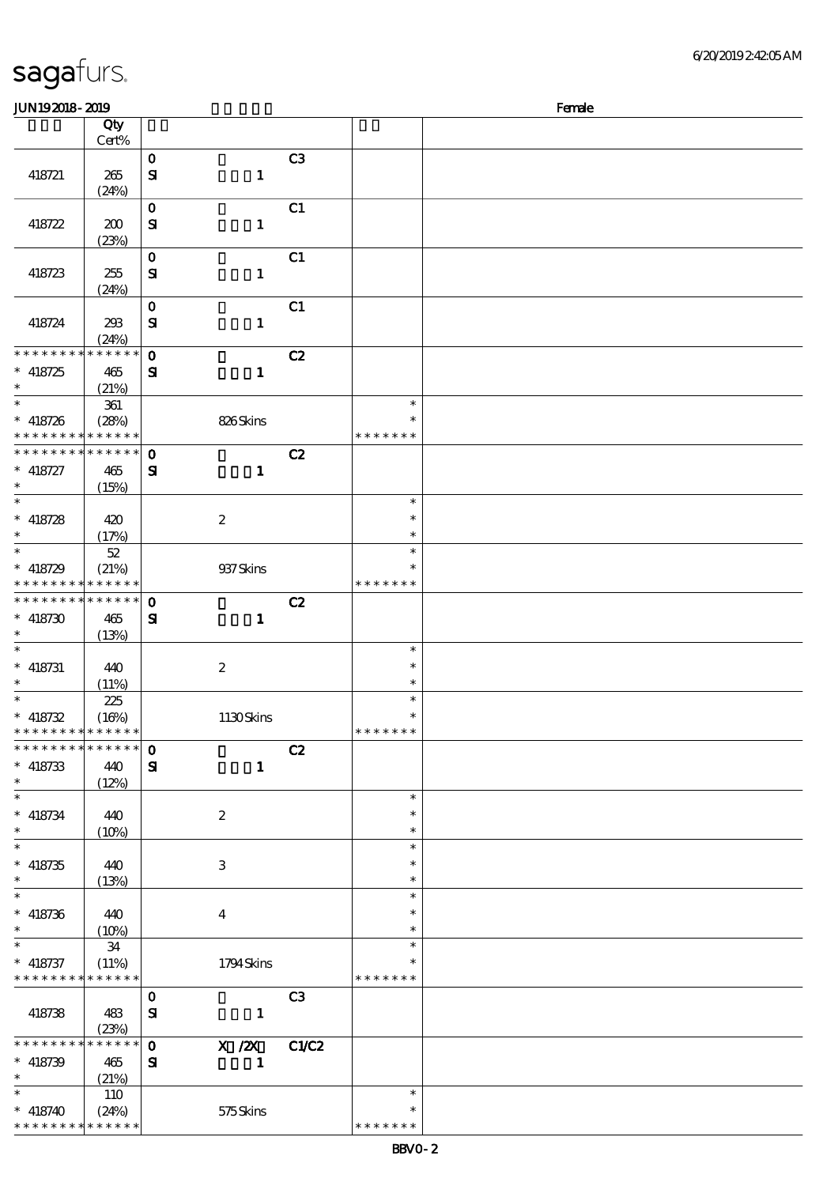| | Qty Cert% | | | | | |
|---|---|---|---|---|---|---|
| 418721 | 265 (24%) | 0 SI | 1 | C3 | | |
| 418722 | 200 (23%) | 0 SI | 1 | C1 | | |
| 418723 | 255 (24%) | 0 SI | 1 | C1 | | |
| 418724 | 293 (24%) | 0 SI | 1 | C1 | | |
| * * * * * * * * * * * * * * 418725 * | 465 (21%) | 0 SI | 1 | C2 | | |
| * * 418726 * * * * * * * * * * * * * | 361 (28%) | | 826 Skins | | * * * * * * * * * | |
| * * * * * * * * * * * * * * 418727 * | 465 (15%) | 0 SI | 1 | C2 | | |
| * * 418728 * | 420 (17%) | | 2 | | * * * | |
| * * 418729 * * * * * * * * * * * * * | 52 (21%) | | 937 Skins | | * * * * * * * * * | |
| * * * * * * * * * * * * * * 418730 * | 465 (13%) | 0 SI | 1 | C2 | | |
| * * 418731 * | 440 (11%) | | 2 | | * * * | |
| * * 418732 * * * * * * * * * * * * * | 225 (16%) | | 1130 Skins | | * * * * * * * * * | |
| * * * * * * * * * * * * * * 418733 * | 440 (12%) | 0 SI | 1 | C2 | | |
| * * 418734 * | 440 (10%) | | 2 | | * * * | |
| * * 418735 * | 440 (13%) | | 3 | | * * * | |
| * * 418736 * | 440 (10%) | | 4 | | * * * | |
| * * 418737 * * * * * * * * * * * * * | 34 (11%) | | 1794 Skins | | * * * * * * * * * | |
| 418738 | 483 (23%) | 0 SI | 1 | C3 | | |
| * * * * * * * * * * * * * * 418739 * | 465 (21%) | 0 SI | X /2X 1 | C1/C2 | | |
| * * 418740 * * * * * * * * * * * * * | 110 (24%) | | 575 Skins | | * * * * * * * * * | |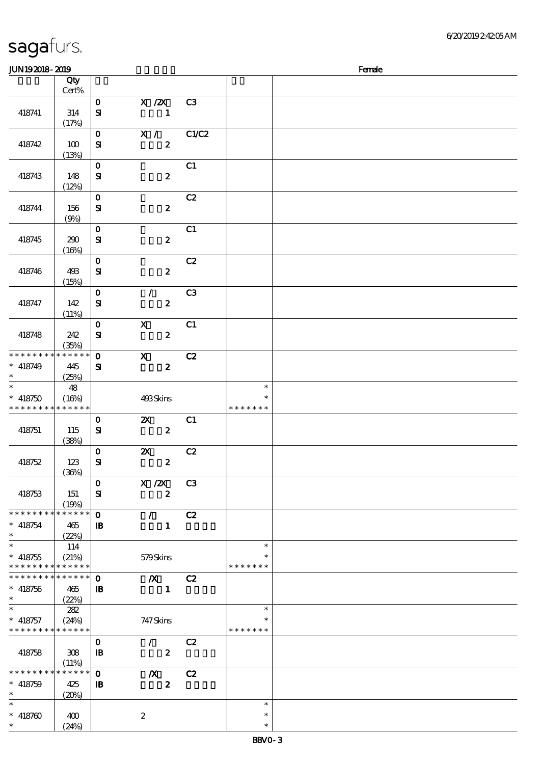sagafurs.

6/20/2019 2:42:05 AM

JUN19 2018 - 2019 Female

| | Qty Cert% | | | | | |
|---|---|---|---|---|---|---|
| 418741 | 314 (17%) | 0 SI | X /2X 1 | C3 | | |
| 418742 | 100 (13%) | 0 SI | X / 2 | C1/C2 | | |
| 418743 | 148 (12%) | 0 SI | 2 | C1 | | |
| 418744 | 156 (9%) | 0 SI | 2 | C2 | | |
| 418745 | 290 (16%) | 0 SI | 2 | C1 | | |
| 418746 | 493 (15%) | 0 SI | 2 | C2 | | |
| 418747 | 142 (11%) | 0 SI | / 2 | C3 | | |
| 418748 | 242 (35%) | 0 SI | X 2 | C1 | | |
| * 418749 * | 445 (25%) | 0 SI | X 2 | C2 | | |
| * 418750 * | 48 (16%) | | 493 Skins | | * * ******* | |
| 418751 | 115 (38%) | 0 SI | 2X 2 | C1 | | |
| 418752 | 123 (36%) | 0 SI | 2X 2 | C2 | | |
| 418753 | 151 (19%) | 0 SI | X /2X 2 | C3 | | |
| * 418754 * | 465 (22%) | 0 IB | / 1 | C2 | | |
| * 418755 * | 114 (21%) | | 579 Skins | | * * ******* | |
| * 418756 * | 465 (22%) | 0 IB | /X 1 | C2 | | |
| * 418757 * | 282 (24%) | | 747 Skins | | * * ******* | |
| 418758 | 308 (11%) | 0 IB | / 2 | C2 | | |
| * 418759 * | 425 (20%) | 0 IB | /X 2 | C2 | | |
| * 418760 * | 400 (24%) | | 2 | | * * * | |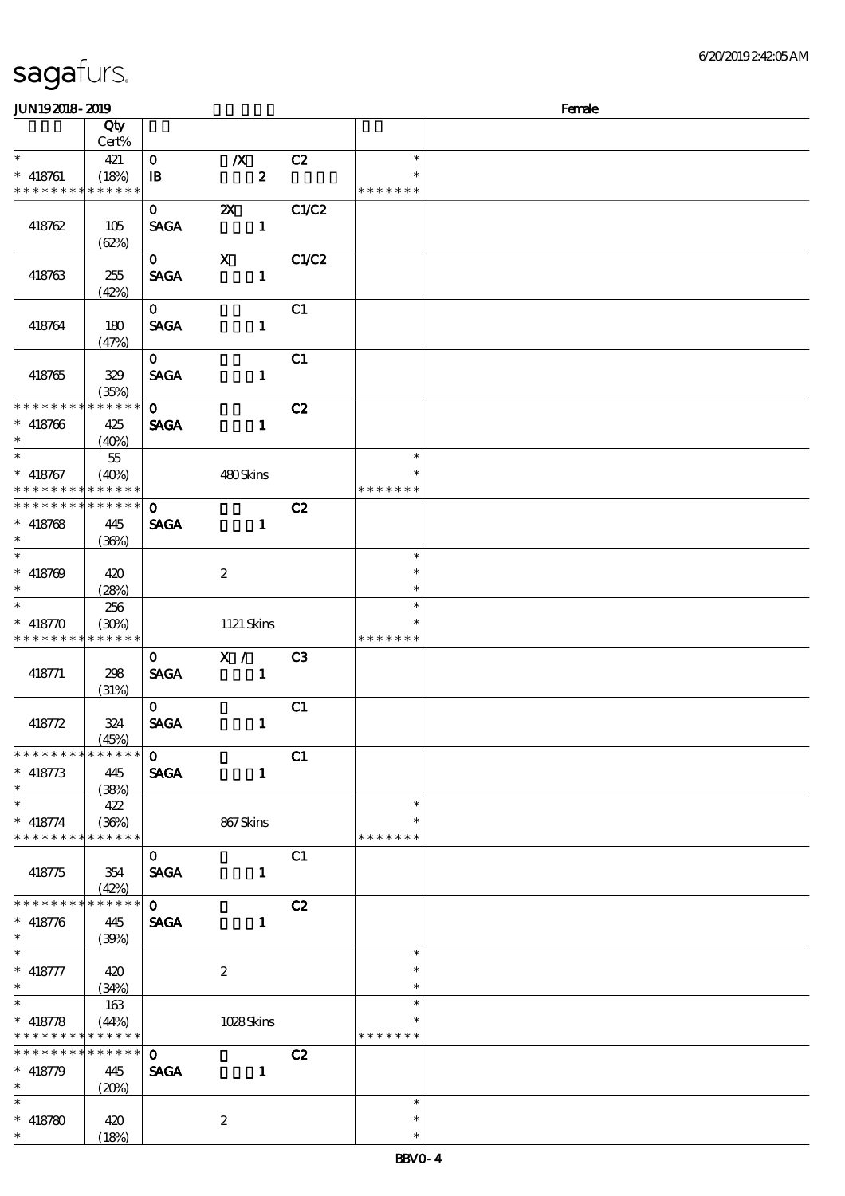# sagafurs.

JUN19 2018 - 2019 Female

| | Qty Cert% | | | | | |
|---|---|---|---|---|---|---|
| * | 421 | 0 | /X | C2 | * | |
| * 418761 | (18%) | IB | 2 | | * | |
| * * * * * * * * * * * * * * | | | | | * * * * * * * | |
| | | 0 | 2X | C1/C2 | | |
| 418762 | 105 (62%) | SAGA | 1 | | | |
| | | 0 | X | C1/C2 | | |
| 418763 | 255 (42%) | SAGA | 1 | | | |
| | | 0 | | C1 | | |
| 418764 | 180 (47%) | SAGA | 1 | | | |
| | | 0 | | C1 | | |
| 418765 | 329 (35%) | SAGA | 1 | | | |
| * * * * * * * * * * * * * * | | 0 | | C2 | | |
| * 418766 | 425 | SAGA | 1 | | | |
| * | (40%) | | | | | |
| * | 55 | | | | * | |
| * 418767 | (40%) | | 480 Skins | | * | |
| * * * * * * * * * * * * * * | | | | | * * * * * * * | |
| * * * * * * * * * * * * * * | | 0 | | C2 | | |
| * 418768 | 445 | SAGA | 1 | | | |
| * | (36%) | | | | | |
| * | | | | | * | |
| * 418769 | 420 | | 2 | | * | |
| * | (28%) | | | | * | |
| * | 256 | | | | * | |
| * 418770 | (30%) | | 1121 Skins | | * | |
| * * * * * * * * * * * * * * | | | | | * * * * * * * | |
| | | 0 | X / | C3 | | |
| 418771 | 298 (31%) | SAGA | 1 | | | |
| | | 0 | | C1 | | |
| 418772 | 324 (45%) | SAGA | 1 | | | |
| * * * * * * * * * * * * * * | | 0 | | C1 | | |
| * 418773 | 445 | SAGA | 1 | | | |
| * | (38%) | | | | | |
| * | 422 | | | | * | |
| * 418774 | (36%) | | 867 Skins | | * | |
| * * * * * * * * * * * * * * | | | | | * * * * * * * | |
| | | 0 | | C1 | | |
| 418775 | 354 (42%) | SAGA | 1 | | | |
| * * * * * * * * * * * * * * | | 0 | | C2 | | |
| * 418776 | 445 | SAGA | 1 | | | |
| * | (39%) | | | | | |
| * | | | | | * | |
| * 418777 | 420 | | 2 | | * | |
| * | (34%) | | | | * | |
| * | 163 | | | | * | |
| * 418778 | (44%) | | 1028 Skins | | * | |
| * * * * * * * * * * * * * * | | | | | * * * * * * * | |
| * * * * * * * * * * * * * * | | 0 | | C2 | | |
| * 418779 | 445 | SAGA | 1 | | | |
| * | (20%) | | | | | |
| * | | | | | * | |
| * 418780 | 420 | | 2 | | * | |
| * | (18%) | | | | * | |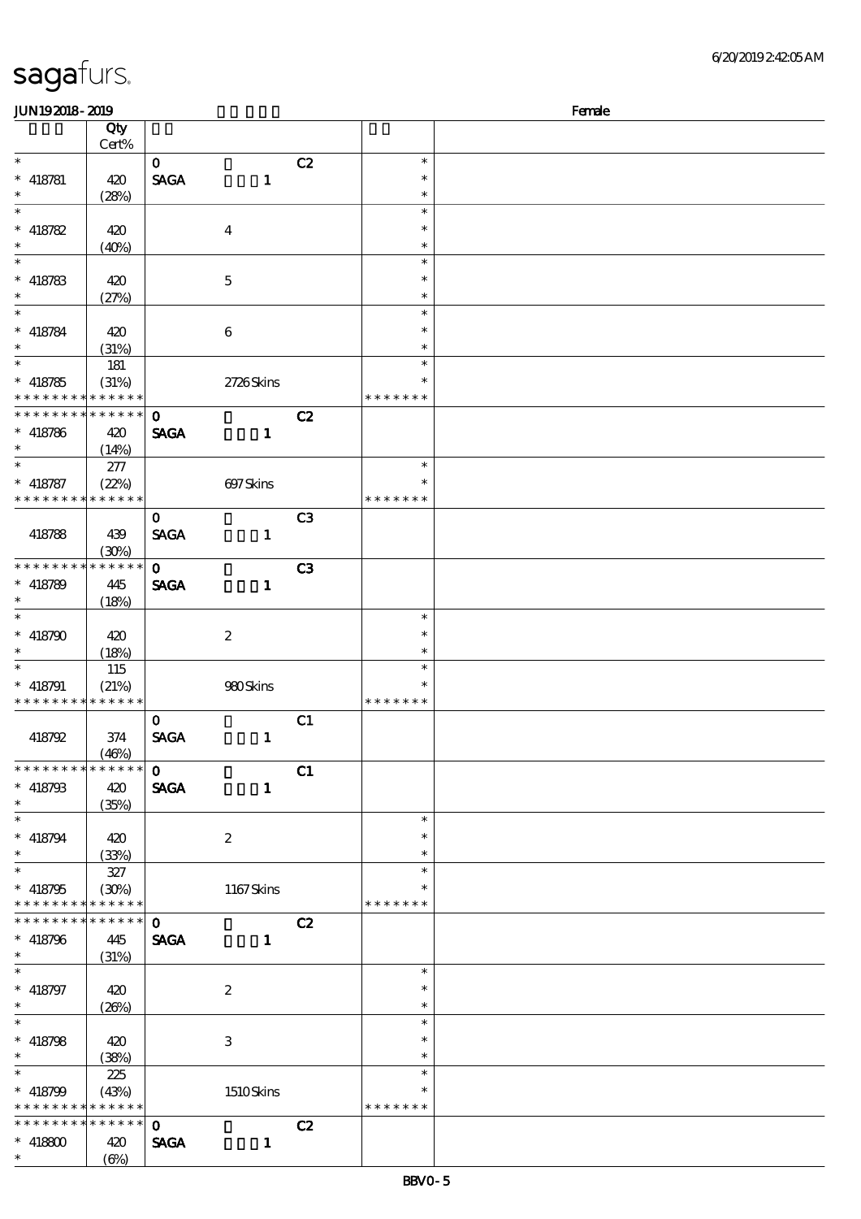sagafurs.

JUN19 2018 - 2019 Female

| | Qty Cert% | | | | | |
|---|---|---|---|---|---|---|
| * | | 0 | | C2 | * | |
| * 418781 | 420 | SAGA | 1 | | * | |
| * | (28%) | | | | * | |
| * | | | | | * | |
| * 418782 | 420 | | 4 | | * | |
| * | (40%) | | | | * | |
| * | | | | | * | |
| * 418783 | 420 | | 5 | | * | |
| * | (27%) | | | | * | |
| * | | | | | * | |
| * 418784 | 420 | | 6 | | * | |
| * | (31%) | | | | * | |
| * | 181 | | | | * | |
| * 418785 | (31%) | | 2726 Skins | | * | |
| * * * * * * * * * * * * * * | | | | | * * * * * * * | |
| * * * * * * * * * * * * * * | | 0 | | C2 | | |
| * 418786 | 420 | SAGA | 1 | | | |
| * | (14%) | | | | | |
| * | 277 | | | | * | |
| * 418787 | (22%) | | 697 Skins | | * | |
| * * * * * * * * * * * * * * | | | | | * * * * * * * | |
| | | 0 | | C3 | | |
| 418788 | 439 | SAGA | 1 | | | |
| | (30%) | | | | | |
| * * * * * * * * * * * * * * | | 0 | | C3 | | |
| * 418789 | 445 | SAGA | 1 | | | |
| * | (18%) | | | | | |
| * | | | | | * | |
| * 418790 | 420 | | 2 | | * | |
| * | (18%) | | | | * | |
| * | 115 | | | | * | |
| * 418791 | (21%) | | 980 Skins | | * | |
| * * * * * * * * * * * * * * | | | | | * * * * * * * | |
| | | 0 | | C1 | | |
| 418792 | 374 | SAGA | 1 | | | |
| | (46%) | | | | | |
| * * * * * * * * * * * * * * | | 0 | | C1 | | |
| * 418793 | 420 | SAGA | 1 | | | |
| * | (35%) | | | | | |
| * | | | | | * | |
| * 418794 | 420 | | 2 | | * | |
| * | (33%) | | | | * | |
| * | 327 | | | | * | |
| * 418795 | (30%) | | 1167 Skins | | * | |
| * * * * * * * * * * * * * * | | | | | * * * * * * * | |
| * * * * * * * * * * * * * * | | 0 | | C2 | | |
| * 418796 | 445 | SAGA | 1 | | | |
| * | (31%) | | | | | |
| * | | | | | * | |
| * 418797 | 420 | | 2 | | * | |
| * | (26%) | | | | * | |
| * | | | | | * | |
| * 418798 | 420 | | 3 | | * | |
| * | (38%) | | | | * | |
| * | 225 | | | | * | |
| * 418799 | (43%) | | 1510 Skins | | * | |
| * * * * * * * * * * * * * * | | | | | * * * * * * * | |
| * * * * * * * * * * * * * * | | 0 | | C2 | | |
| * 418800 | 420 | SAGA | 1 | | | |
| * | (6%) | | | | | |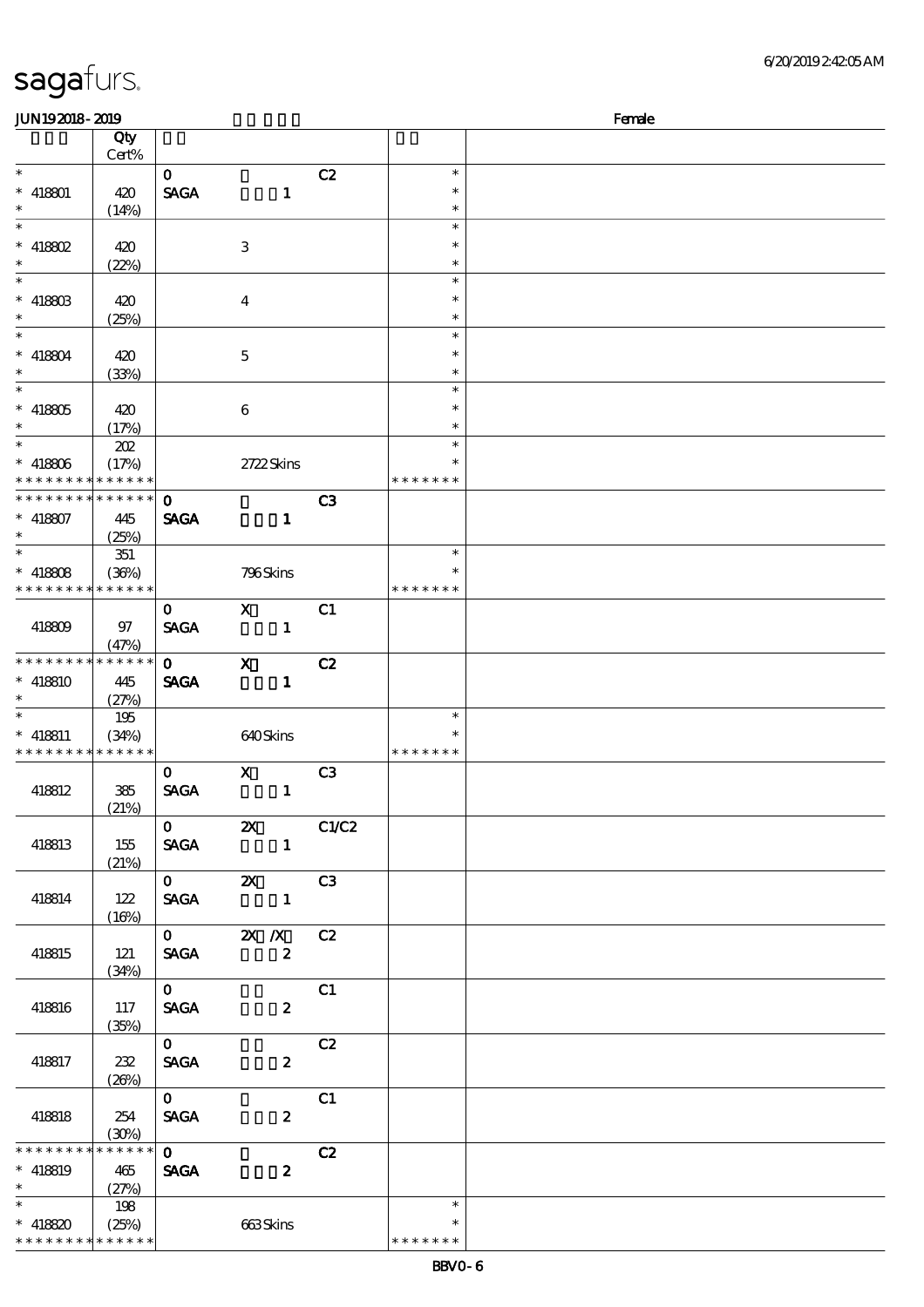sagafurs.

JUN19 2018 - 2019 | Female

| | Qty Cert% | | | | | |
|---|---|---|---|---|---|---|
| * | | 0 | | C2 | * | |
| * 418801 | 420 | SAGA | 1 | | * | |
| * | (14%) | | | | * | |
| * | | | | | * | |
| * 418802 | 420 | | 3 | | * | |
| * | (22%) | | | | * | |
| * | | | | | * | |
| * 418803 | 420 | | 4 | | * | |
| * | (25%) | | | | * | |
| * | | | | | * | |
| * 418804 | 420 | | 5 | | * | |
| * | (33%) | | | | * | |
| * | | | | | * | |
| * 418805 | 420 | | 6 | | * | |
| * | (17%) | | | | * | |
| * | 202 | | | | * | |
| * 418806 | (17%) | | 2722 Skins | | * | |
| * * * * * * * * * * * * * * | | | | | * * * * * * * | |
| * * * * * * * * * * * * * * | | 0 | | C3 | | |
| * 418807 | 445 | SAGA | 1 | | | |
| * | (25%) | | | | | |
| * | 351 | | | | * | |
| * 418808 | (36%) | | 796 Skins | | * | |
| * * * * * * * * * * * * * * | | | | | * * * * * * * | |
| | | 0 | X | C1 | | |
| 418809 | 97 | SAGA | 1 | | | |
| | (47%) | | | | | |
| * * * * * * * * * * * * * * | | 0 | X | C2 | | |
| * 418810 | 445 | SAGA | 1 | | | |
| * | (27%) | | | | | |
| * | 195 | | | | * | |
| * 418811 | (34%) | | 640 Skins | | * | |
| * * * * * * * * * * * * * * | | | | | * * * * * * * | |
| | | 0 | X | C3 | | |
| 418812 | 385 | SAGA | 1 | | | |
| | (21%) | | | | | |
| | | 0 | 2X | C1/C2 | | |
| 418813 | 155 | SAGA | 1 | | | |
| | (21%) | | | | | |
| | | 0 | 2X | C3 | | |
| 418814 | 122 | SAGA | 1 | | | |
| | (16%) | | | | | |
| | | 0 | 2X /X | C2 | | |
| 418815 | 121 | SAGA | 2 | | | |
| | (34%) | | | | | |
| | | 0 | | C1 | | |
| 418816 | 117 | SAGA | 2 | | | |
| | (35%) | | | | | |
| | | 0 | | C2 | | |
| 418817 | 232 | SAGA | 2 | | | |
| | (26%) | | | | | |
| | | 0 | | C1 | | |
| 418818 | 254 | SAGA | 2 | | | |
| | (30%) | | | | | |
| * * * * * * * * * * * * * * | | 0 | | C2 | | |
| * 418819 | 465 | SAGA | 2 | | | |
| * | (27%) | | | | | |
| * | 198 | | | | * | |
| * 418820 | (25%) | | 663 Skins | | * | |
| * * * * * * * * * * * * * * | | | | | * * * * * * * | |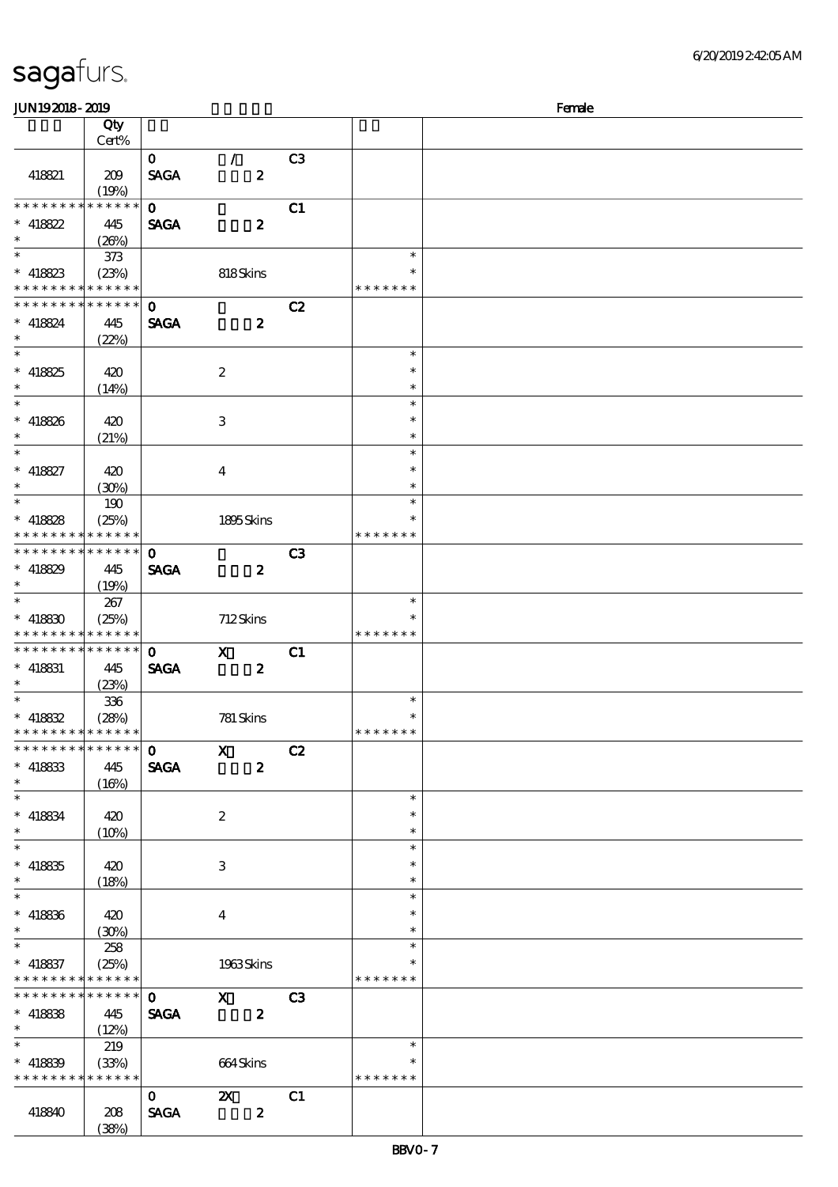sagafurs.

JUN192018-2019 Female

| | Qty Cert% | | | | | |
|---|---|---|---|---|---|---|
| 418821 | 209 (19%) | 0 SAGA | / 2 | C3 | | |
| * * * * * * * * * * * * * * 418822 * | 445 (26%) | 0 SAGA | 2 | C1 | | |
| * * 418823 * * * * * * * * * * * * * * | 373 (23%) | | 818 Skins | | * * * * * * * * * | |
| * * * * * * * * * * * * * * 418824 * | 445 (22%) | 0 SAGA | 2 | C2 | | |
| * * 418825 * | 420 (14%) | | 2 | | * * * | |
| * * 418826 * | 420 (21%) | | 3 | | * * * | |
| * * 418827 * | 420 (30%) | | 4 | | * * * | |
| * * 418828 * * * * * * * * * * * * * * | 190 (25%) | | 1895 Skins | | * * * * * * * * * | |
| * * * * * * * * * * * * * * 418829 * | 445 (19%) | 0 SAGA | 2 | C3 | | |
| * * 418830 * * * * * * * * * * * * * * | 267 (25%) | | 712 Skins | | * * * * * * * * * | |
| * * * * * * * * * * * * * * 418831 * | 445 (23%) | 0 SAGA | X 2 | C1 | | |
| * * 418832 * * * * * * * * * * * * * * | 336 (28%) | | 781 Skins | | * * * * * * * * * | |
| * * * * * * * * * * * * * * 418833 * | 445 (16%) | 0 SAGA | X 2 | C2 | | |
| * * 418834 * | 420 (10%) | | 2 | | * * * | |
| * * 418835 * | 420 (18%) | | 3 | | * * * | |
| * * 418836 * | 420 (30%) | | 4 | | * * * | |
| * * 418837 * * * * * * * * * * * * * * | 258 (25%) | | 1963 Skins | | * * * * * * * * * | |
| * * * * * * * * * * * * * * 418838 * | 445 (12%) | 0 SAGA | X 2 | C3 | | |
| * * 418839 * * * * * * * * * * * * * * | 219 (33%) | | 664 Skins | | * * * * * * * * * | |
| 418840 | 208 (38%) | 0 SAGA | 2X 2 | C1 | | |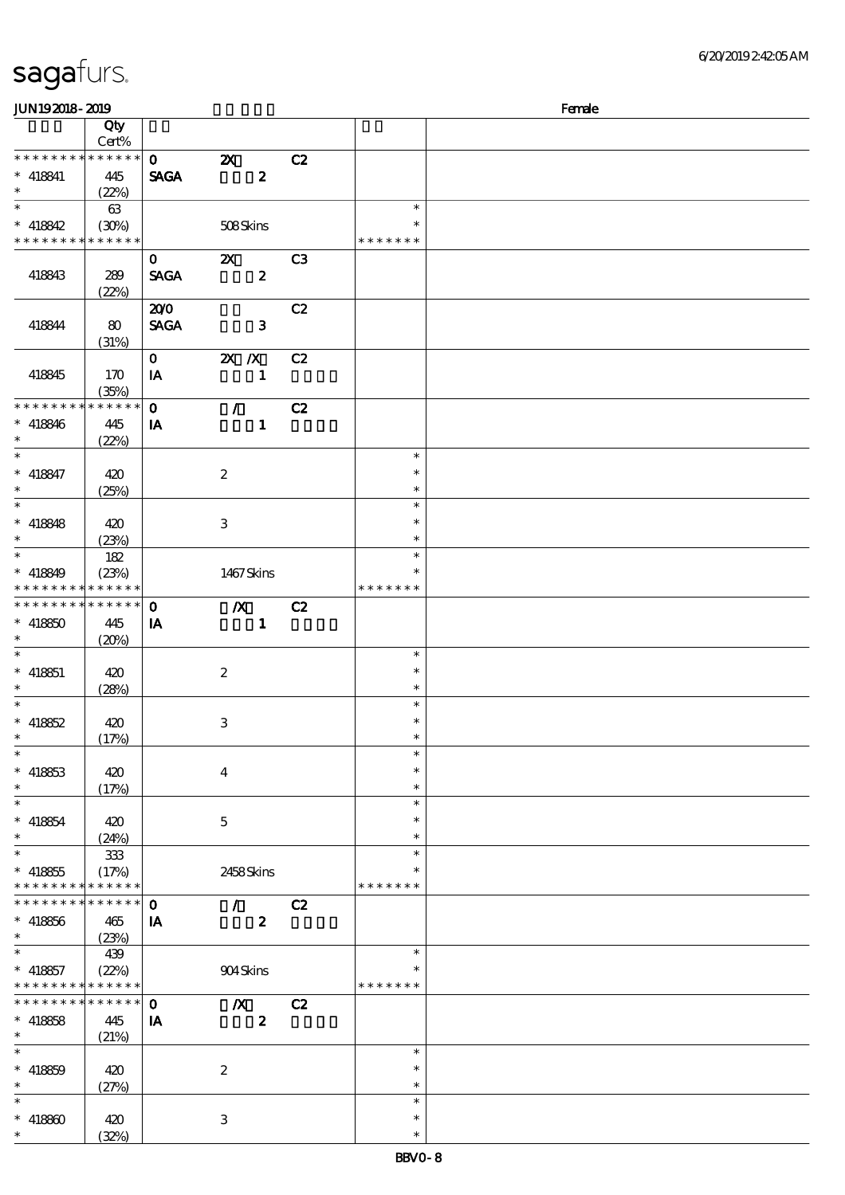sagafurs.

JUN19 2018 - 2019 Female

| | Qty Cert% | | | | | |
|---|---|---|---|---|---|---|
| * * * * * * * * * * * * * * | | 0 | 2X | C2 | | |
| * 418841 | 445 | SAGA | 2 | | | |
| * | (22%) | | | | | |
| * | 63 | | | | * | |
| * 418842 | (30%) | | 508 Skins | | * | |
| * * * * * * * * * * * * * * | | | | | * * * * * * * | |
| | | 0 | 2X | C3 | | |
| 418843 | 289 | SAGA | 2 | | | |
| | (22%) | | | | | |
| | | 20/0 | | C2 | | |
| 418844 | 80 | SAGA | 3 | | | |
| | (31%) | | | | | |
| | | 0 | 2X /X | C2 | | |
| 418845 | 170 | IA | 1 | | | |
| | (35%) | | | | | |
| * * * * * * * * * * * * * * | | 0 | / | C2 | | |
| * 418846 | 445 | IA | 1 | | | |
| * | (22%) | | | | | |
| * | | | | | * | |
| * 418847 | 420 | | 2 | | * | |
| * | (25%) | | | | * | |
| * | | | | | * | |
| * 418848 | 420 | | 3 | | * | |
| * | (23%) | | | | * | |
| * | 182 | | | | * | |
| * 418849 | (23%) | | 1467 Skins | | * | |
| * * * * * * * * * * * * * * | | | | | * * * * * * * | |
| * * * * * * * * * * * * * * | | 0 | /X | C2 | | |
| * 418850 | 445 | IA | 1 | | | |
| * | (20%) | | | | | |
| * | | | | | * | |
| * 418851 | 420 | | 2 | | * | |
| * | (28%) | | | | * | |
| * | | | | | * | |
| * 418852 | 420 | | 3 | | * | |
| * | (17%) | | | | * | |
| * | | | | | * | |
| * 418853 | 420 | | 4 | | * | |
| * | (17%) | | | | * | |
| * | | | | | * | |
| * 418854 | 420 | | 5 | | * | |
| * | (24%) | | | | * | |
| * | 333 | | | | * | |
| * 418855 | (17%) | | 2458 Skins | | * | |
| * * * * * * * * * * * * * * | | | | | * * * * * * * | |
| * * * * * * * * * * * * * * | | 0 | / | C2 | | |
| * 418856 | 465 | IA | 2 | | | |
| * | (23%) | | | | | |
| * | 439 | | | | * | |
| * 418857 | (22%) | | 904 Skins | | * | |
| * * * * * * * * * * * * * * | | | | | * * * * * * * | |
| * * * * * * * * * * * * * * | | 0 | /X | C2 | | |
| * 418858 | 445 | IA | 2 | | | |
| * | (21%) | | | | | |
| * | | | | | * | |
| * 418859 | 420 | | 2 | | * | |
| * | (27%) | | | | * | |
| * | | | | | * | |
| * 418860 | 420 | | 3 | | * | |
| * | (32%) | | | | * | |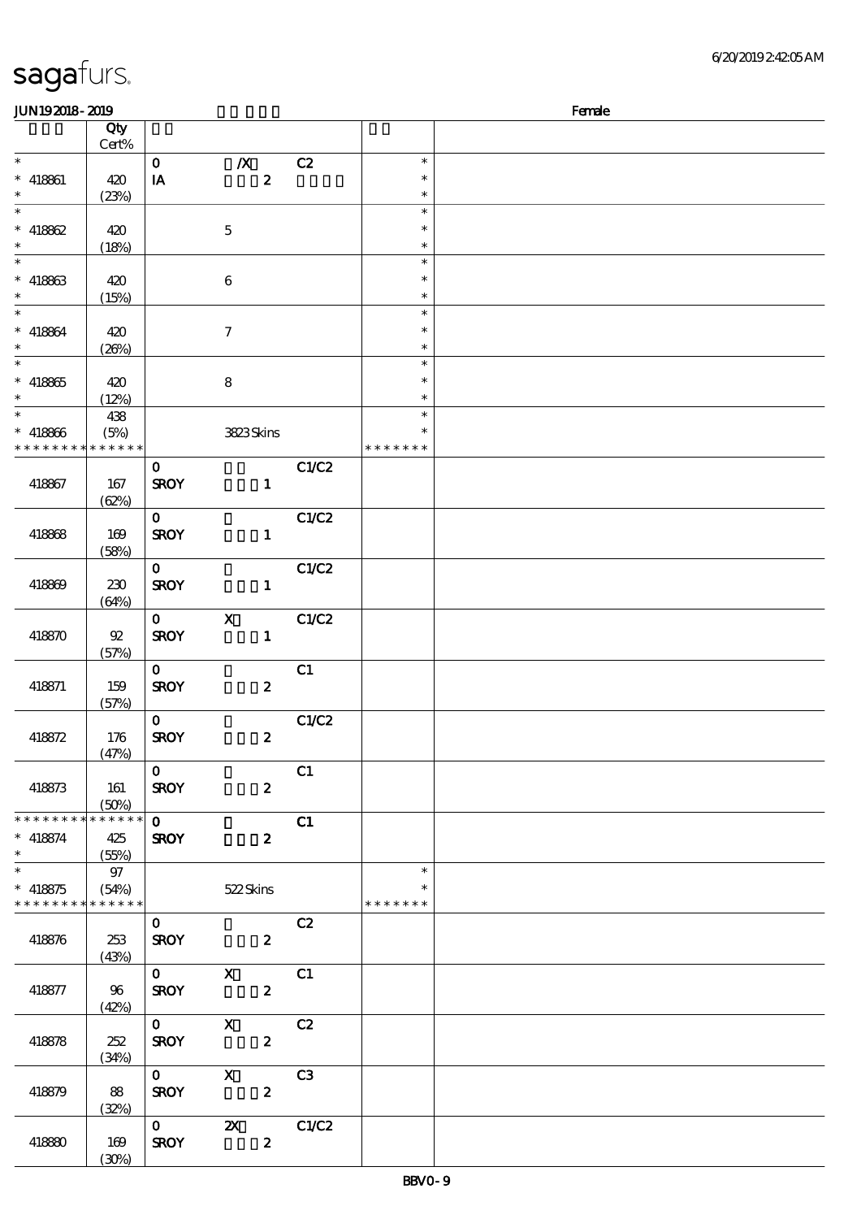# sagafurs.

JUN19 2018 - 2019 　　　Female

| | Qty Cert% | | | | | |
|---|---|---|---|---|---|---|
| * | | 0 | /X | C2 | * | |
| * 418861 | 420 | IA | 2 | | * | |
| * | (23%) | | | | * | |
| * | | | | | * | |
| * 418862 | 420 | | 5 | | * | |
| * | (18%) | | | | * | |
| * | | | | | * | |
| * 418863 | 420 | | 6 | | * | |
| * | (15%) | | | | * | |
| * | | | | | * | |
| * 418864 | 420 | | 7 | | * | |
| * | (26%) | | | | * | |
| * | | | | | * | |
| * 418865 | 420 | | 8 | | * | |
| * | (12%) | | | | * | |
| * | 438 | | | | * | |
| * 418866 | (5%) | | 3823 Skins | | * | |
| * * * * * * * * * * * * * * | | | | | * * * * * * * | |
| 418867 | 167 (62%) | 0 SROY | 1 | C1/C2 | | |
| 418868 | 169 (58%) | 0 SROY | 1 | C1/C2 | | |
| 418869 | 230 (64%) | 0 SROY | 1 | C1/C2 | | |
| 418870 | 92 (57%) | 0 SROY | X 1 | C1/C2 | | |
| 418871 | 159 (57%) | 0 SROY | 2 | C1 | | |
| 418872 | 176 (47%) | 0 SROY | 2 | C1/C2 | | |
| 418873 | 161 (50%) | 0 SROY | 2 | C1 | | |
| * * * * * * * * * * * * * * | | 0 | | C1 | | |
| * 418874 | 425 | SROY | 2 | | | |
| * | (55%) | | | | | |
| * | 97 | | | | * | |
| * 418875 | (54%) | | 522 Skins | | * | |
| * * * * * * * * * * * * * * | | | | | * * * * * * * | |
| 418876 | 253 (43%) | 0 SROY | 2 | C2 | | |
| 418877 | 96 (42%) | 0 SROY | X 2 | C1 | | |
| 418878 | 252 (34%) | 0 SROY | X 2 | C2 | | |
| 418879 | 88 (32%) | 0 SROY | X 2 | C3 | | |
| 418880 | 169 (30%) | 0 SROY | 2X 2 | C1/C2 | | |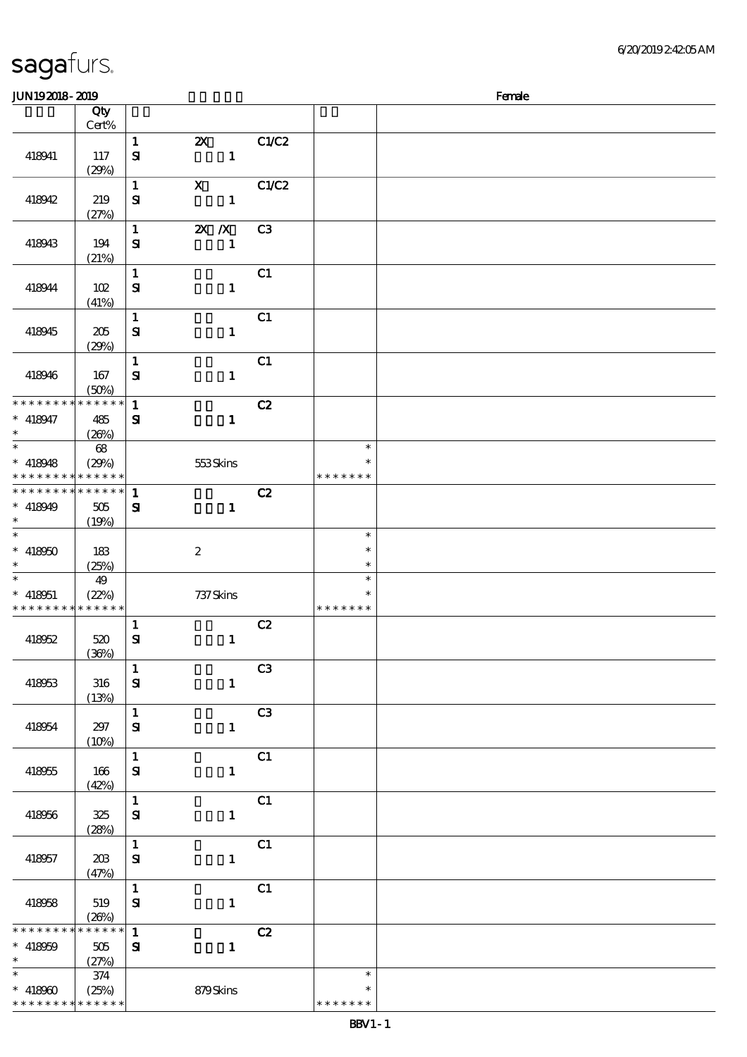# sagafurs.

JUN19 2018 - 2019 Female

| | Qty Cert% | | | | | |
|---|---|---|---|---|---|---|
| 418941 | 117 (29%) | 1 SI | 2X 1 | C1/C2 | | |
| 418942 | 219 (27%) | 1 SI | X 1 | C1/C2 | | |
| 418943 | 194 (21%) | 1 SI | 2X /X 1 | C3 | | |
| 418944 | 102 (41%) | 1 SI | 1 | C1 | | |
| 418945 | 205 (29%) | 1 SI | 1 | C1 | | |
| 418946 | 167 (50%) | 1 SI | 1 | C1 | | |
| * * * * * * * * * * * * * * * 418947 * | 485 (26%) | 1 SI | 1 | C2 | | |
| * * 418948 * * * * * * * * * * * * * * | 68 (29%) | | 553 Skins | | * * * * * * * * * | |
| * * * * * * * * * * * * * * * 418949 * | 505 (19%) | 1 SI | 1 | C2 | | |
| * * 418950 * | 183 (25%) | | 2 | | * * * | |
| * * 418951 * * * * * * * * * * * * * * | 49 (22%) | | 737 Skins | | * * * * * * * * * | |
| 418952 | 520 (36%) | 1 SI | 1 | C2 | | |
| 418953 | 316 (13%) | 1 SI | 1 | C3 | | |
| 418954 | 297 (10%) | 1 SI | 1 | C3 | | |
| 418955 | 166 (42%) | 1 SI | 1 | C1 | | |
| 418956 | 325 (28%) | 1 SI | 1 | C1 | | |
| 418957 | 203 (47%) | 1 SI | 1 | C1 | | |
| 418958 | 519 (26%) | 1 SI | 1 | C1 | | |
| * * * * * * * * * * * * * * * 418959 * | 505 (27%) | 1 SI | 1 | C2 | | |
| * * 418960 * * * * * * * * * * * * * * | 374 (25%) | | 879 Skins | | * * * * * * * * * | |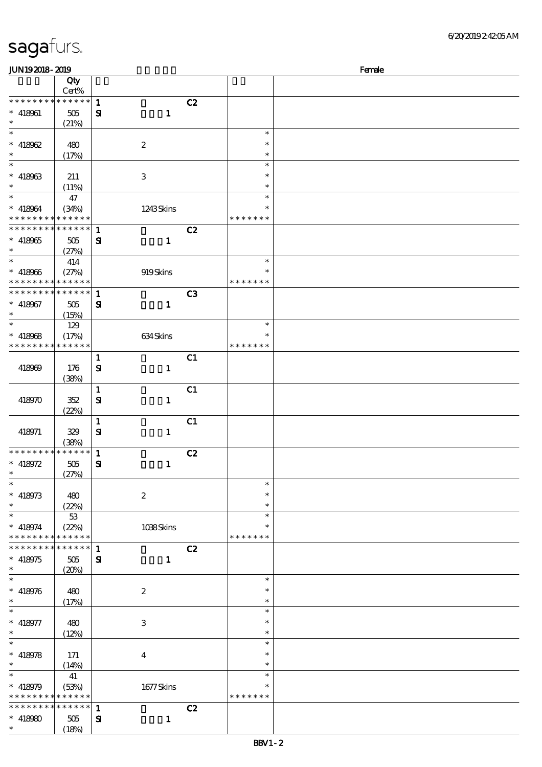# sagafurs.

**JUN19 2018 - 2019** — **Female**

| | Qty Cert% | | | | |
|---|---|---|---|---|---|
| * * * * * * * * * * * * * * | | 1 | C2 | | |
| * 418961 | 505 | SI 1 | | | |
| * | (21%) | | | | |
| * | | | | * | |
| * 418962 | 480 | 2 | | * | |
| * | (17%) | | | * | |
| * | | | | * | |
| * 418963 | 211 | 3 | | * | |
| * | (11%) | | | * | |
| * | 47 | | | * | |
| * 418964 | (34%) | 1243 Skins | | * | |
| * * * * * * * * * * * * * * | | | | * * * * * * * | |
| * * * * * * * * * * * * * * | | 1 | C2 | | |
| * 418965 | 505 | SI 1 | | | |
| * | (27%) | | | | |
| * | 414 | | | * | |
| * 418966 | (27%) | 919 Skins | | * | |
| * * * * * * * * * * * * * * | | | | * * * * * * * | |
| * * * * * * * * * * * * * * | | 1 | C3 | | |
| * 418967 | 505 | SI 1 | | | |
| * | (15%) | | | | |
| * | 129 | | | * | |
| * 418968 | (17%) | 634 Skins | | * | |
| * * * * * * * * * * * * * * | | | | * * * * * * * | |
| | | 1 | C1 | | |
| 418969 | 176 | SI 1 | | | |
| | (38%) | | | | |
| | | 1 | C1 | | |
| 418970 | 352 | SI 1 | | | |
| | (22%) | | | | |
| | | 1 | C1 | | |
| 418971 | 329 | SI 1 | | | |
| | (38%) | | | | |
| * * * * * * * * * * * * * * | | 1 | C2 | | |
| * 418972 | 505 | SI 1 | | | |
| * | (27%) | | | | |
| * | | | | * | |
| * 418973 | 480 | 2 | | * | |
| * | (22%) | | | * | |
| * | 53 | | | * | |
| * 418974 | (22%) | 1038 Skins | | * | |
| * * * * * * * * * * * * * * | | | | * * * * * * * | |
| * * * * * * * * * * * * * * | | 1 | C2 | | |
| * 418975 | 505 | SI 1 | | | |
| * | (20%) | | | | |
| * | | | | * | |
| * 418976 | 480 | 2 | | * | |
| * | (17%) | | | * | |
| * | | | | * | |
| * 418977 | 480 | 3 | | * | |
| * | (12%) | | | * | |
| * | | | | * | |
| * 418978 | 171 | 4 | | * | |
| * | (14%) | | | * | |
| * | 41 | | | * | |
| * 418979 | (53%) | 1677 Skins | | * | |
| * * * * * * * * * * * * * * | | | | * * * * * * * | |
| * * * * * * * * * * * * * * | | 1 | C2 | | |
| * 418980 | 505 | SI 1 | | | |
| * | (18%) | | | | |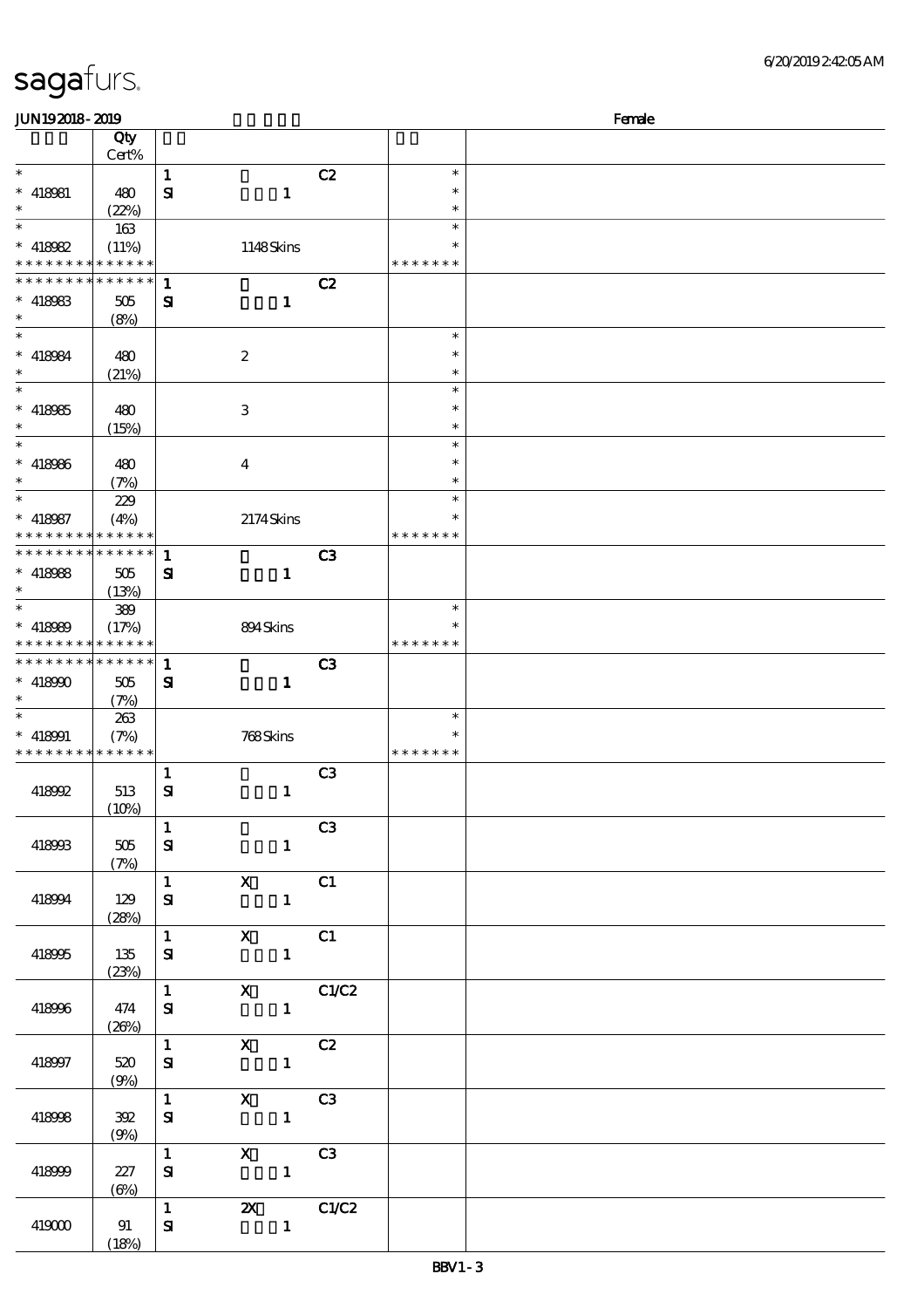# sagafurs.

JUN19 2018 - 2019 Female

| | Qty Cert% | | | | | |
|---|---|---|---|---|---|---|
| * | | 1 | | C2 | * | |
| * 418981 | 480 | SI | 1 | | * | |
| * | (22%) | | | | * | |
| * | 163 | | | | * | |
| * 418982 | (11%) | | 1148 Skins | | * | |
| * * * * * * * * * * * * * * | | | | | * * * * * * * | |
| * * * * * * * * * * * * * * | | 1 | | C2 | | |
| * 418983 | 505 | SI | 1 | | | |
| * | (8%) | | | | | |
| * | | | | | * | |
| * 418984 | 480 | | 2 | | * | |
| * | (21%) | | | | * | |
| * | | | | | * | |
| * 418985 | 480 | | 3 | | * | |
| * | (15%) | | | | * | |
| * | | | | | * | |
| * 418986 | 480 | | 4 | | * | |
| * | (7%) | | | | * | |
| * | 229 | | | | * | |
| * 418987 | (4%) | | 2174 Skins | | * | |
| * * * * * * * * * * * * * * | | | | | * * * * * * * | |
| * * * * * * * * * * * * * * | | 1 | | C3 | | |
| * 418988 | 505 | SI | 1 | | | |
| * | (13%) | | | | | |
| * | 389 | | | | * | |
| * 418989 | (17%) | | 894 Skins | | * | |
| * * * * * * * * * * * * * * | | | | | * * * * * * * | |
| * * * * * * * * * * * * * * | | 1 | | C3 | | |
| * 418990 | 505 | SI | 1 | | | |
| * | (7%) | | | | | |
| * | 263 | | | | * | |
| * 418991 | (7%) | | 768 Skins | | * | |
| * * * * * * * * * * * * * * | | | | | * * * * * * * | |
| | | 1 | | C3 | | |
| 418992 | 513 (10%) | SI | 1 | | | |
| | | 1 | | C3 | | |
| 418993 | 505 (7%) | SI | 1 | | | |
| | | 1 | X | C1 | | |
| 418994 | 129 (28%) | SI | 1 | | | |
| | | 1 | X | C1 | | |
| 418995 | 135 (23%) | SI | 1 | | | |
| | | 1 | X | C1/C2 | | |
| 418996 | 474 (26%) | SI | 1 | | | |
| | | 1 | X | C2 | | |
| 418997 | 520 (9%) | SI | 1 | | | |
| | | 1 | X | C3 | | |
| 418998 | 392 (9%) | SI | 1 | | | |
| | | 1 | X | C3 | | |
| 418999 | 227 (6%) | SI | 1 | | | |
| | | 1 | 2X | C1/C2 | | |
| 419000 | 91 (18%) | SI | 1 | | | |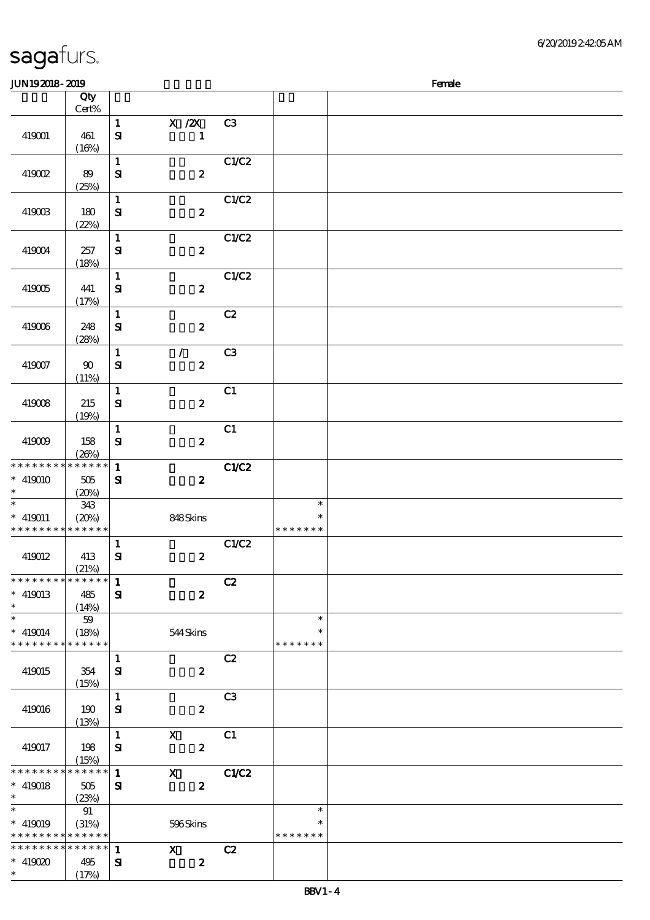sagafurs.

JUN19 2018 - 2019 Female

| | Qty Cert% | | | | | |
|---|---|---|---|---|---|---|
| 419001 | 461 (16%) | 1 SI | X /2X 1 | C3 | | |
| 419002 | 89 (25%) | 1 SI | 2 | C1/C2 | | |
| 419003 | 180 (22%) | 1 SI | 2 | C1/C2 | | |
| 419004 | 257 (18%) | 1 SI | 2 | C1/C2 | | |
| 419005 | 441 (17%) | 1 SI | 2 | C1/C2 | | |
| 419006 | 248 (28%) | 1 SI | 2 | C2 | | |
| 419007 | 90 (11%) | 1 SI | / 2 | C3 | | |
| 419008 | 215 (19%) | 1 SI | 2 | C1 | | |
| 419009 | 158 (26%) | 1 SI | 2 | C1 | | |
| * * * * * * * * * * * * * * * 419010 * | 505 (20%) | 1 SI | 2 | C1/C2 | | |
| * * 419011 * * * * * * * * * * * * * * | 343 (20%) | | 848 Skins | | * * * * * * * * * | |
| 419012 | 413 (21%) | 1 SI | 2 | C1/C2 | | |
| * * * * * * * * * * * * * * * 419013 * | 485 (14%) | 1 SI | 2 | C2 | | |
| * * 419014 * * * * * * * * * * * * * * | 59 (18%) | | 544 Skins | | * * * * * * * * * | |
| 419015 | 354 (15%) | 1 SI | 2 | C2 | | |
| 419016 | 190 (13%) | 1 SI | 2 | C3 | | |
| 419017 | 198 (15%) | 1 SI | X 2 | C1 | | |
| * * * * * * * * * * * * * * * 419018 * | 505 (23%) | 1 SI | X 2 | C1/C2 | | |
| * * 419019 * * * * * * * * * * * * * * | 91 (31%) | | 596 Skins | | * * * * * * * * * | |
| * * * * * * * * * * * * * * * 419020 * | 495 (17%) | 1 SI | X 2 | C2 | | |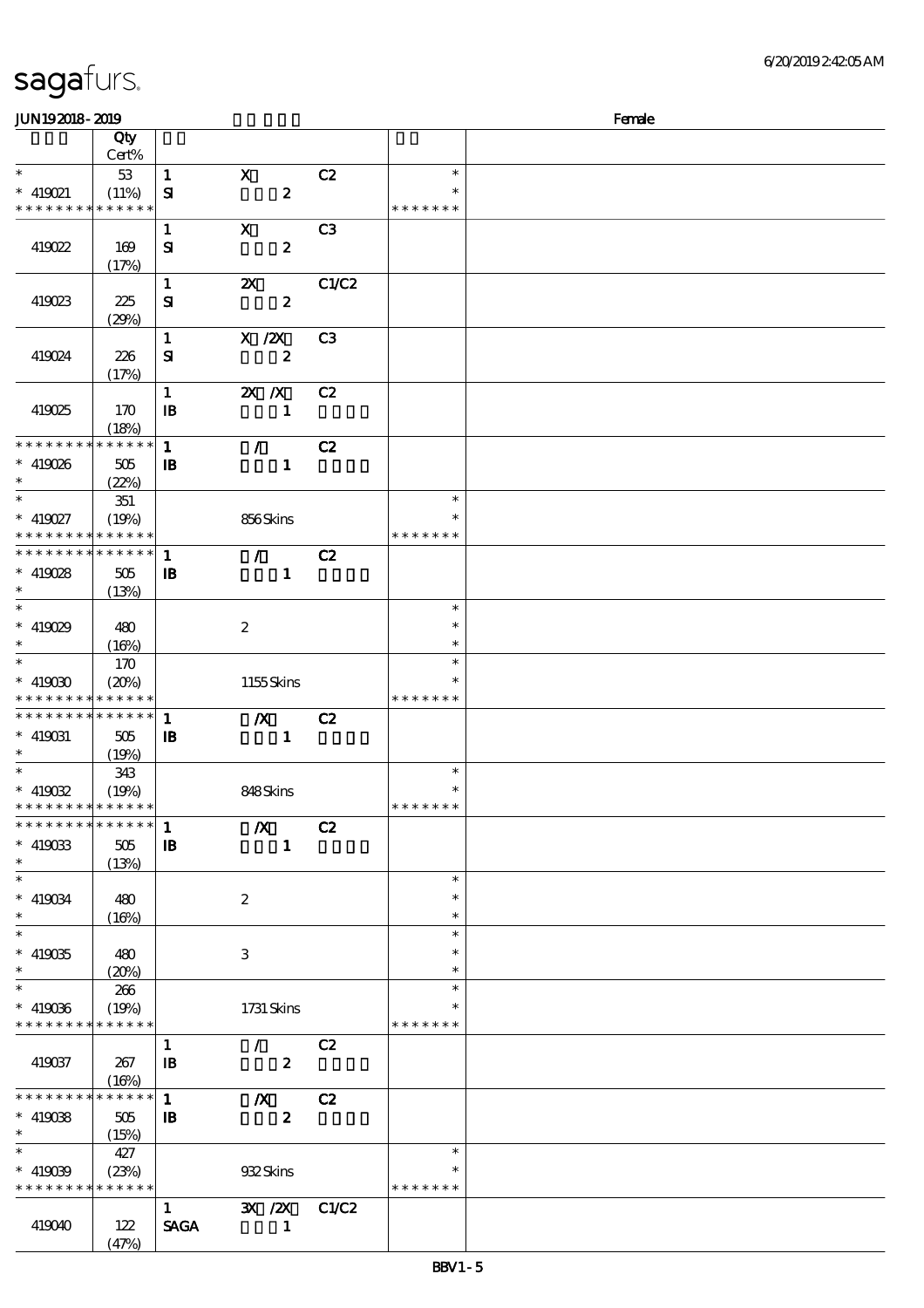sagafurs.

JUN19 2018 - 2019 | Female

| | Qty Cert% | | | | | |
|---|---|---|---|---|---|---|
| * <br> * 419021 <br> * * * * * * * * * * * * * * | 53 <br> (11%) | 1 <br> SI | X <br> 2 | C2 | * <br> * <br> * * * * * * * | |
| 419022 | 169 <br> (17%) | 1 <br> SI | X <br> 2 | C3 | | |
| 419023 | 225 <br> (29%) | 1 <br> SI | 2X <br> 2 | C1/C2 | | |
| 419024 | 226 <br> (17%) | 1 <br> SI | X /2X <br> 2 | C3 | | |
| 419025 | 170 <br> (18%) | 1 <br> IB | 2X /X <br> 1 | C2 | | |
| * * * * * * * * * * * * * * <br> * 419026 <br> * | 505 <br> (22%) | 1 <br> IB | / <br> 1 | C2 | | |
| * <br> * 419027 <br> * * * * * * * * * * * * * * | 351 <br> (19%) | | 856 Skins | | * <br> * <br> * * * * * * * | |
| * * * * * * * * * * * * * * <br> * 419028 <br> * | 505 <br> (13%) | 1 <br> IB | / <br> 1 | C2 | | |
| * <br> * 419029 <br> * | 480 <br> (16%) | | 2 | | * <br> * <br> * | |
| * <br> * 419030 <br> * * * * * * * * * * * * * * | 170 <br> (20%) | | 1155 Skins | | * <br> * <br> * * * * * * * | |
| * * * * * * * * * * * * * * <br> * 419031 <br> * | 505 <br> (19%) | 1 <br> IB | /X <br> 1 | C2 | | |
| * <br> * 419032 <br> * * * * * * * * * * * * * * | 343 <br> (19%) | | 848 Skins | | * <br> * <br> * * * * * * * | |
| * * * * * * * * * * * * * * <br> * 419033 <br> * | 505 <br> (13%) | 1 <br> IB | /X <br> 1 | C2 | | |
| * <br> * 419034 <br> * | 480 <br> (16%) | | 2 | | * <br> * <br> * | |
| * <br> * 419035 <br> * | 480 <br> (20%) | | 3 | | * <br> * <br> * | |
| * <br> * 419036 <br> * * * * * * * * * * * * * * | 266 <br> (19%) | | 1731 Skins | | * <br> * <br> * * * * * * * | |
| 419037 | 267 <br> (16%) | 1 <br> IB | / <br> 2 | C2 | | |
| * * * * * * * * * * * * * * <br> * 419038 <br> * | 505 <br> (15%) | 1 <br> IB | /X <br> 2 | C2 | | |
| * <br> * 419039 <br> * * * * * * * * * * * * * * | 427 <br> (23%) | | 932 Skins | | * <br> * <br> * * * * * * * | |
| 419040 | 122 <br> (47%) | 1 <br> SAGA | 3X /2X <br> 1 | C1/C2 | | |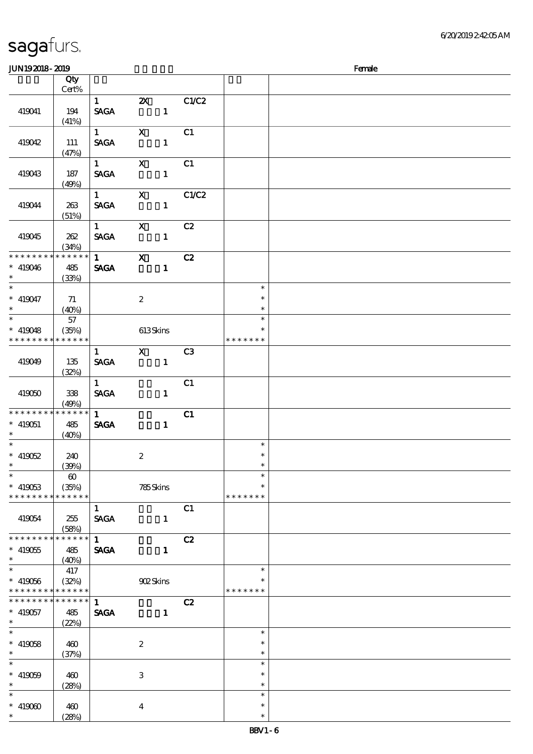| | Qty Cert% | | | | | |
|---|---|---|---|---|---|---|
| 419041 | 194 (41%) | 1 SAGA | 2X 1 | C1/C2 | | |
| 419042 | 111 (47%) | 1 SAGA | X 1 | C1 | | |
| 419043 | 187 (49%) | 1 SAGA | X 1 | C1 | | |
| 419044 | 263 (51%) | 1 SAGA | X 1 | C1/C2 | | |
| 419045 | 262 (34%) | 1 SAGA | X 1 | C2 | | |
| * * * * * * * * * * * * * * * 419046 * | 485 (33%) | 1 SAGA | X 1 | C2 | | |
| * * 419047 * | 71 (40%) | | 2 | | * * * | |
| * * 419048 * * * * * * * * * * * * * * | 57 (35%) | | 613 Skins | | * * * * * * * * * | |
| 419049 | 135 (32%) | 1 SAGA | X 1 | C3 | | |
| 419050 | 338 (49%) | 1 SAGA | 1 | C1 | | |
| * * * * * * * * * * * * * * * 419051 * | 485 (40%) | 1 SAGA | 1 | C1 | | |
| * * 419052 * | 240 (39%) | | 2 | | * * * | |
| * * 419053 * * * * * * * * * * * * * * | 60 (35%) | | 785 Skins | | * * * * * * * * * | |
| 419054 | 255 (58%) | 1 SAGA | 1 | C1 | | |
| * * * * * * * * * * * * * * * 419055 * | 485 (40%) | 1 SAGA | 1 | C2 | | |
| * * 419056 * * * * * * * * * * * * * * | 417 (32%) | | 902 Skins | | * * * * * * * * | |
| * * * * * * * * * * * * * * * 419057 * | 485 (22%) | 1 SAGA | 1 | C2 | | |
| * * 419058 * | 460 (37%) | | 2 | | * * * | |
| * * 419059 * | 460 (28%) | | 3 | | * * * | |
| * * 419060 * | 460 (28%) | | 4 | | * * * | |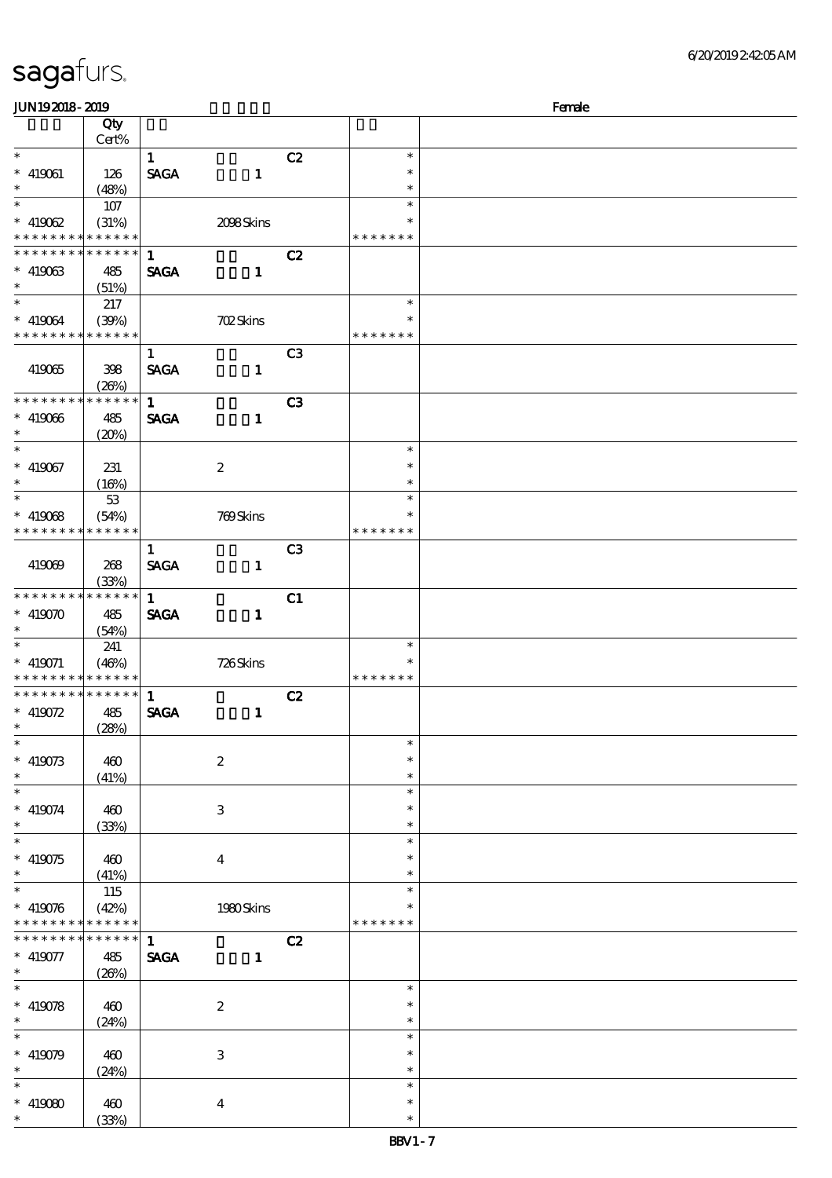**JUN192018 - 2019** | Female

| | Qty Cert% | | | | | |
|---|---|---|---|---|---|---|
| * | | 1 | | C2 | * | |
| * 419061 | 126 | SAGA | 1 | | * | |
| * | (48%) | | | | * | |
| * | 107 | | | | * | |
| * 419062 | (31%) | | 2098 Skins | | * | |
| * * * * * * * * * * * * * * | | | | | * * * * * * * | |
| * * * * * * * * * * * * * * | | 1 | | C2 | | |
| * 419063 | 485 | SAGA | 1 | | | |
| * | (51%) | | | | | |
| * | 217 | | | | * | |
| * 419064 | (39%) | | 702 Skins | | * | |
| * * * * * * * * * * * * * * | | | | | * * * * * * * | |
| | | 1 | | C3 | | |
| 419065 | 398 | SAGA | 1 | | | |
| | (26%) | | | | | |
| * * * * * * * * * * * * * * | | 1 | | C3 | | |
| * 419066 | 485 | SAGA | 1 | | | |
| * | (20%) | | | | | |
| * | | | | | * | |
| * 419067 | 231 | | 2 | | * | |
| * | (16%) | | | | * | |
| * | 53 | | | | * | |
| * 419068 | (54%) | | 769 Skins | | * | |
| * * * * * * * * * * * * * * | | | | | * * * * * * * | |
| | | 1 | | C3 | | |
| 419069 | 268 | SAGA | 1 | | | |
| | (33%) | | | | | |
| * * * * * * * * * * * * * * | | 1 | | C1 | | |
| * 419070 | 485 | SAGA | 1 | | | |
| * | (54%) | | | | | |
| * | 241 | | | | * | |
| * 419071 | (46%) | | 726 Skins | | * | |
| * * * * * * * * * * * * * * | | | | | * * * * * * * | |
| * * * * * * * * * * * * * * | | 1 | | C2 | | |
| * 419072 | 485 | SAGA | 1 | | | |
| * | (28%) | | | | | |
| * | | | | | * | |
| * 419073 | 460 | | 2 | | * | |
| * | (41%) | | | | * | |
| * | | | | | * | |
| * 419074 | 460 | | 3 | | * | |
| * | (33%) | | | | * | |
| * | | | | | * | |
| * 419075 | 460 | | 4 | | * | |
| * | (41%) | | | | * | |
| * | 115 | | | | * | |
| * 419076 | (42%) | | 1980 Skins | | * | |
| * * * * * * * * * * * * * * | | | | | * * * * * * * | |
| * * * * * * * * * * * * * * | | 1 | | C2 | | |
| * 419077 | 485 | SAGA | 1 | | | |
| * | (26%) | | | | | |
| * | | | | | * | |
| * 419078 | 460 | | 2 | | * | |
| * | (24%) | | | | * | |
| * | | | | | * | |
| * 419079 | 460 | | 3 | | * | |
| * | (24%) | | | | * | |
| * | | | | | * | |
| * 419080 | 460 | | 4 | | * | |
| * | (33%) | | | | * | |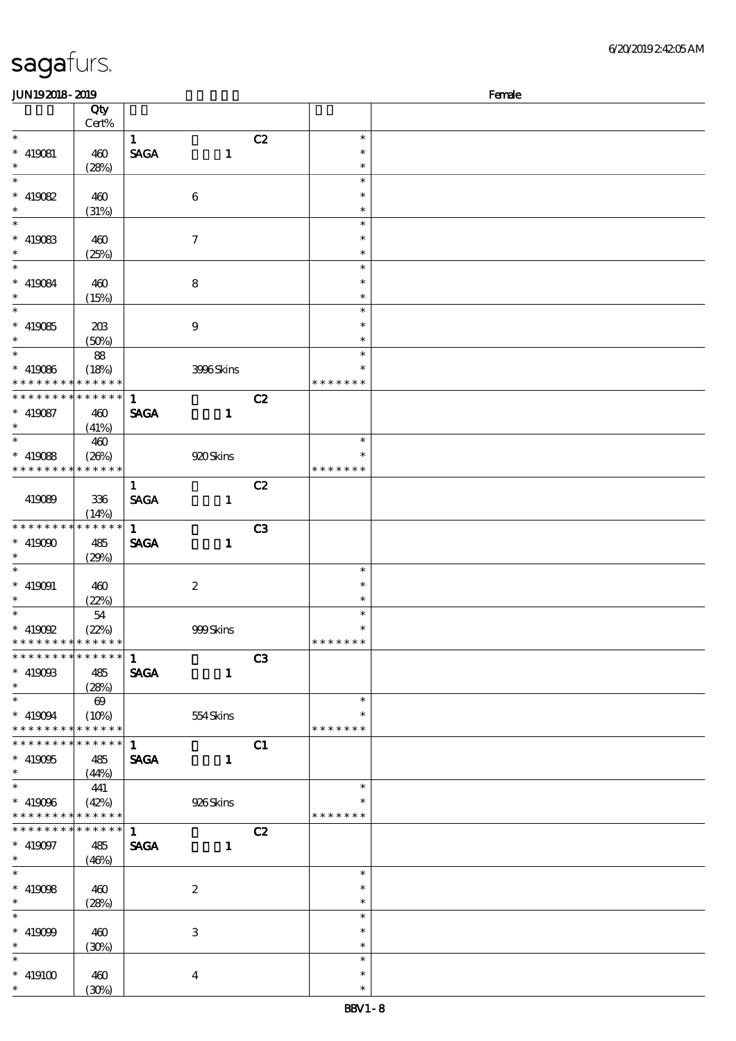| | Qty Cert% | | | | | |
|---|---|---|---|---|---|---|
| * | | 1 | | C2 | * | |
| * 419081 | 460 | SAGA | 1 | | * | |
| * | (28%) | | | | * | |
| * | | | | | * | |
| * 419082 | 460 | | 6 | | * | |
| * | (31%) | | | | * | |
| * | | | | | * | |
| * 419083 | 460 | | 7 | | * | |
| * | (25%) | | | | * | |
| * | | | | | * | |
| * 419084 | 460 | | 8 | | * | |
| * | (15%) | | | | * | |
| * | | | | | * | |
| * 419085 | 203 | | 9 | | * | |
| * | (50%) | | | | * | |
| * | 88 | | | | * | |
| * 419086 | (18%) | | 3996 Skins | | * | |
| * * * * * * * * * * * * * * | | | | | * * * * * * * | |
| * * * * * * * * * * * * * * | | 1 | | C2 | | |
| * 419087 | 460 | SAGA | 1 | | | |
| * | (41%) | | | | | |
| * | 460 | | | | * | |
| * 419088 | (26%) | | 920 Skins | | * | |
| * * * * * * * * * * * * * * | | | | | * * * * * * * | |
| | | 1 | | C2 | | |
| 419089 | 336 | SAGA | 1 | | | |
| | (14%) | | | | | |
| * * * * * * * * * * * * * * | | 1 | | C3 | | |
| * 419090 | 485 | SAGA | 1 | | | |
| * | (29%) | | | | | |
| * | | | | | * | |
| * 419091 | 460 | | 2 | | * | |
| * | (22%) | | | | * | |
| * | 54 | | | | * | |
| * 419092 | (22%) | | 999 Skins | | * | |
| * * * * * * * * * * * * * * | | | | | * * * * * * * | |
| * * * * * * * * * * * * * * | | 1 | | C3 | | |
| * 419093 | 485 | SAGA | 1 | | | |
| * | (28%) | | | | | |
| * | 69 | | | | * | |
| * 419094 | (10%) | | 554 Skins | | * | |
| * * * * * * * * * * * * * * | | | | | * * * * * * * | |
| * * * * * * * * * * * * * * | | 1 | | C1 | | |
| * 419095 | 485 | SAGA | 1 | | | |
| * | (44%) | | | | | |
| * | 441 | | | | * | |
| * 419096 | (42%) | | 926 Skins | | * | |
| * * * * * * * * * * * * * * | | | | | * * * * * * * | |
| * * * * * * * * * * * * * * | | 1 | | C2 | | |
| * 419097 | 485 | SAGA | 1 | | | |
| * | (46%) | | | | | |
| * | | | | | * | |
| * 419098 | 460 | | 2 | | * | |
| * | (28%) | | | | * | |
| * | | | | | * | |
| * 419099 | 460 | | 3 | | * | |
| * | (30%) | | | | * | |
| * | | | | | * | |
| * 419100 | 460 | | 4 | | * | |
| * | (30%) | | | | * | |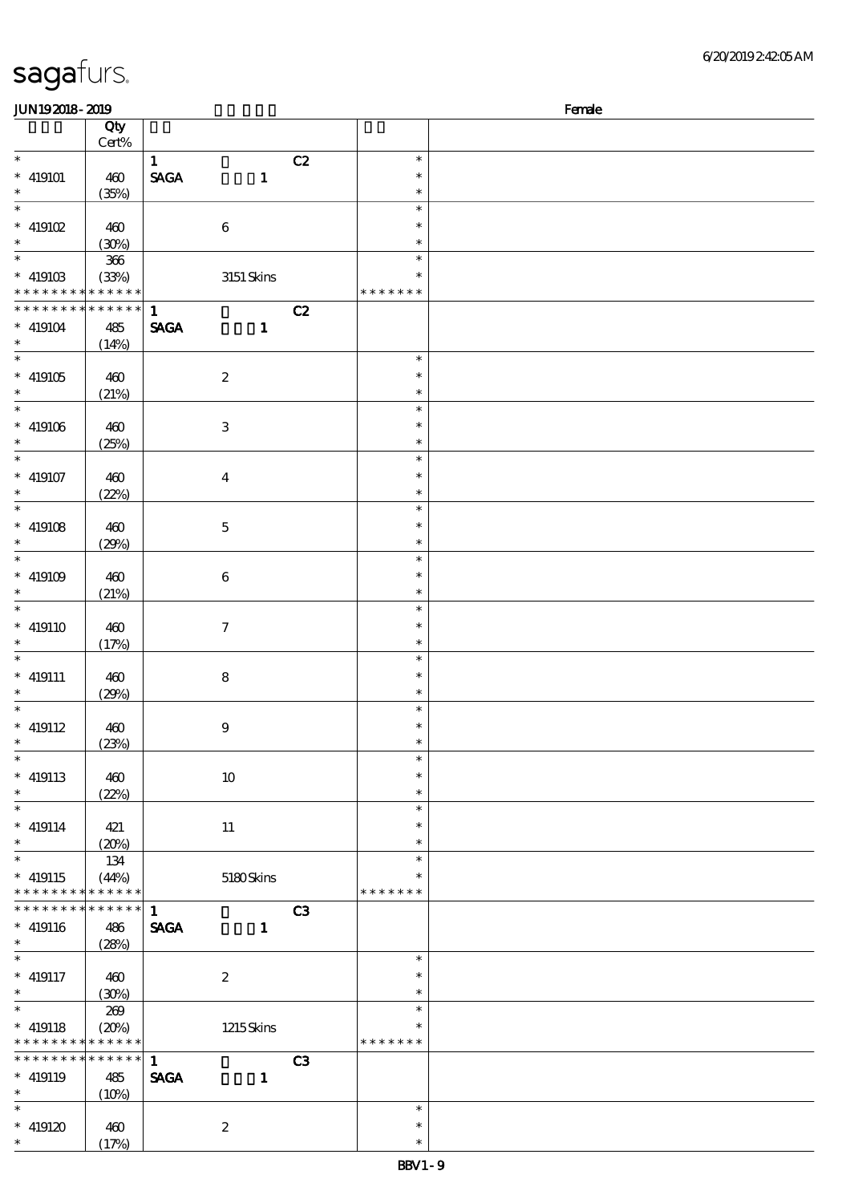| | Qty Cert% | | | | | |
|---|---|---|---|---|---|---|
| * | | 1 | | C2 | * | |
| * 419101 | 460 | SAGA | 1 | | * | |
| * | (35%) | | | | * | |
| * | | | | | * | |
| * 419102 | 460 | | 6 | | * | |
| * | (30%) | | | | * | |
| * | 366 | | | | * | |
| * 419103 | (33%) | | 3151 Skins | | * | |
| * * * * * * * * * * * * * * | | | | | * * * * * * * | |
| * * * * * * * * * * * * * * | | 1 | | C2 | | |
| * 419104 | 485 | SAGA | 1 | | | |
| * | (14%) | | | | | |
| * | | | | | * | |
| * 419105 | 460 | | 2 | | * | |
| * | (21%) | | | | * | |
| * | | | | | * | |
| * 419106 | 460 | | 3 | | * | |
| * | (25%) | | | | * | |
| * | | | | | * | |
| * 419107 | 460 | | 4 | | * | |
| * | (22%) | | | | * | |
| * | | | | | * | |
| * 419108 | 460 | | 5 | | * | |
| * | (29%) | | | | * | |
| * | | | | | * | |
| * 419109 | 460 | | 6 | | * | |
| * | (21%) | | | | * | |
| * | | | | | * | |
| * 419110 | 460 | | 7 | | * | |
| * | (17%) | | | | * | |
| * | | | | | * | |
| * 419111 | 460 | | 8 | | * | |
| * | (29%) | | | | * | |
| * | | | | | * | |
| * 419112 | 460 | | 9 | | * | |
| * | (23%) | | | | * | |
| * | | | | | * | |
| * 419113 | 460 | | 10 | | * | |
| * | (22%) | | | | * | |
| * | | | | | * | |
| * 419114 | 421 | | 11 | | * | |
| * | (20%) | | | | * | |
| * | 134 | | | | * | |
| * 419115 | (44%) | | 5180 Skins | | * | |
| * * * * * * * * * * * * * * | | | | | * * * * * * * | |
| * * * * * * * * * * * * * * | | 1 | | C3 | | |
| * 419116 | 486 | SAGA | 1 | | | |
| * | (28%) | | | | | |
| * | | | | | * | |
| * 419117 | 460 | | 2 | | * | |
| * | (30%) | | | | * | |
| * | 269 | | | | * | |
| * 419118 | (20%) | | 1215 Skins | | * | |
| * * * * * * * * * * * * * * | | | | | * * * * * * * | |
| * * * * * * * * * * * * * * | | 1 | | C3 | | |
| * 419119 | 485 | SAGA | 1 | | | |
| * | (10%) | | | | | |
| * | | | | | * | |
| * 419120 | 460 | | 2 | | * | |
| * | (17%) | | | | * | |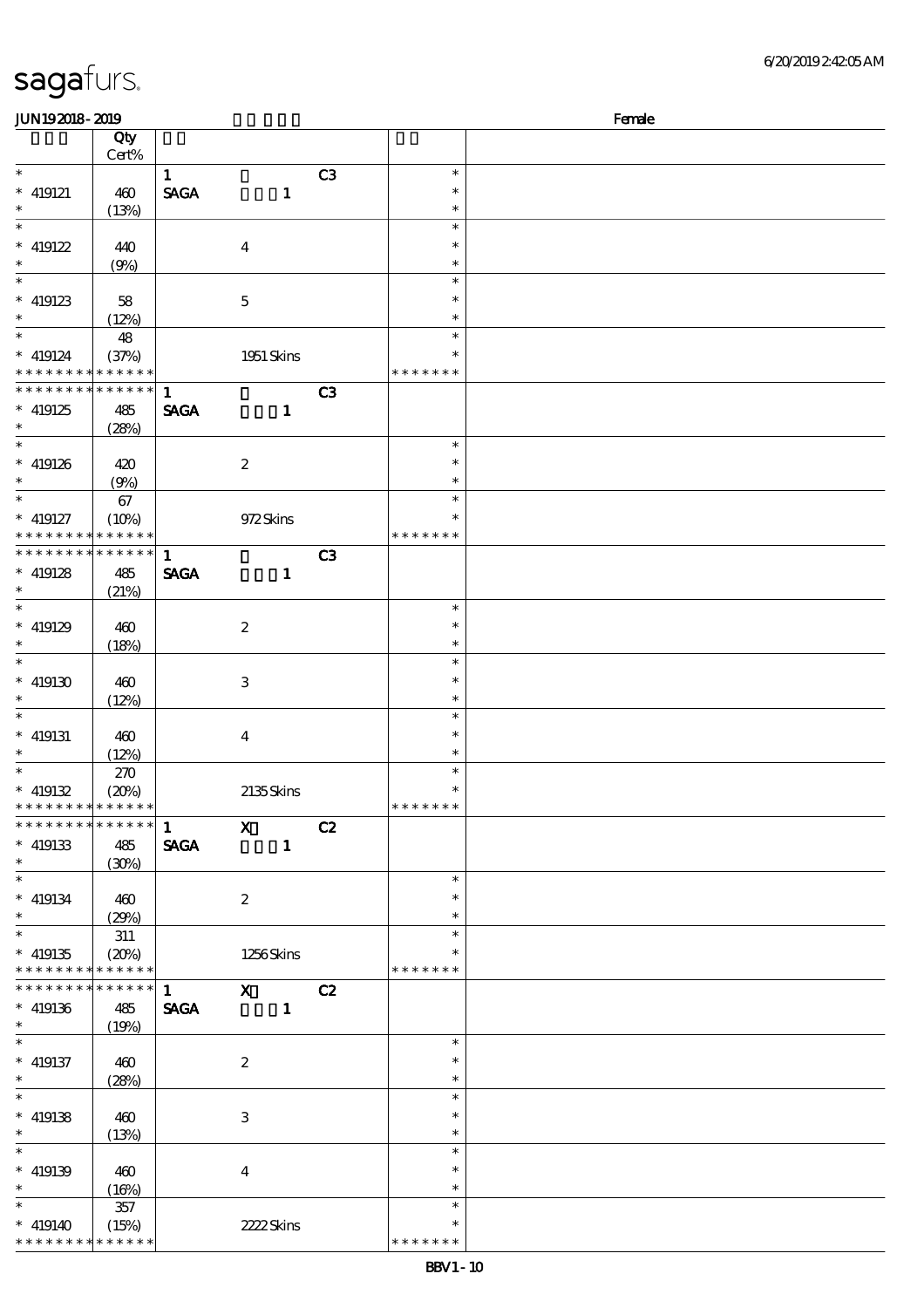# sagafurs.

JUN19 2018 - 2019 &nbsp;&nbsp;&nbsp;&nbsp;&nbsp;&nbsp; Female

| | Qty<br>Cert% | | | | | |
|---|---|---|---|---|---|---|
| * | | 1 | | C3 | * | |
| * 419121 | 460 | SAGA | 1 | | * | |
| * | (13%) | | | | * | |
| * | | | | | * | |
| * 419122 | 440 | | 4 | | * | |
| * | (9%) | | | | * | |
| * | | | | | * | |
| * 419123 | 58 | | 5 | | * | |
| * | (12%) | | | | * | |
| * | 48 | | | | * | |
| * 419124 | (37%) | | 1951 Skins | | * | |
| * * * * * * * * * * * * * * | | | | | * * * * * * * | |
| * * * * * * * * * * * * * * | | 1 | | C3 | | |
| * 419125 | 485 | SAGA | 1 | | | |
| * | (28%) | | | | | |
| * | | | | | * | |
| * 419126 | 420 | | 2 | | * | |
| * | (9%) | | | | * | |
| * | 67 | | | | * | |
| * 419127 | (10%) | | 972 Skins | | * | |
| * * * * * * * * * * * * * * | | | | | * * * * * * * | |
| * * * * * * * * * * * * * * | | 1 | | C3 | | |
| * 419128 | 485 | SAGA | 1 | | | |
| * | (21%) | | | | | |
| * | | | | | * | |
| * 419129 | 460 | | 2 | | * | |
| * | (18%) | | | | * | |
| * | | | | | * | |
| * 419130 | 460 | | 3 | | * | |
| * | (12%) | | | | * | |
| * | | | | | * | |
| * 419131 | 460 | | 4 | | * | |
| * | (12%) | | | | * | |
| * | 270 | | | | * | |
| * 419132 | (20%) | | 2135 Skins | | * | |
| * * * * * * * * * * * * * * | | | | | * * * * * * * | |
| * * * * * * * * * * * * * * | | 1 | X | C2 | | |
| * 419133 | 485 | SAGA | 1 | | | |
| * | (30%) | | | | | |
| * | | | | | * | |
| * 419134 | 460 | | 2 | | * | |
| * | (29%) | | | | * | |
| * | 311 | | | | * | |
| * 419135 | (20%) | | 1256 Skins | | * | |
| * * * * * * * * * * * * * * | | | | | * * * * * * * | |
| * * * * * * * * * * * * * * | | 1 | X | C2 | | |
| * 419136 | 485 | SAGA | 1 | | | |
| * | (19%) | | | | | |
| * | | | | | * | |
| * 419137 | 460 | | 2 | | * | |
| * | (28%) | | | | * | |
| * | | | | | * | |
| * 419138 | 460 | | 3 | | * | |
| * | (13%) | | | | * | |
| * | | | | | * | |
| * 419139 | 460 | | 4 | | * | |
| * | (16%) | | | | * | |
| * | 357 | | | | * | |
| * 419140 | (15%) | | 2222 Skins | | * | |
| * * * * * * * * * * * * * * | | | | | * * * * * * * | |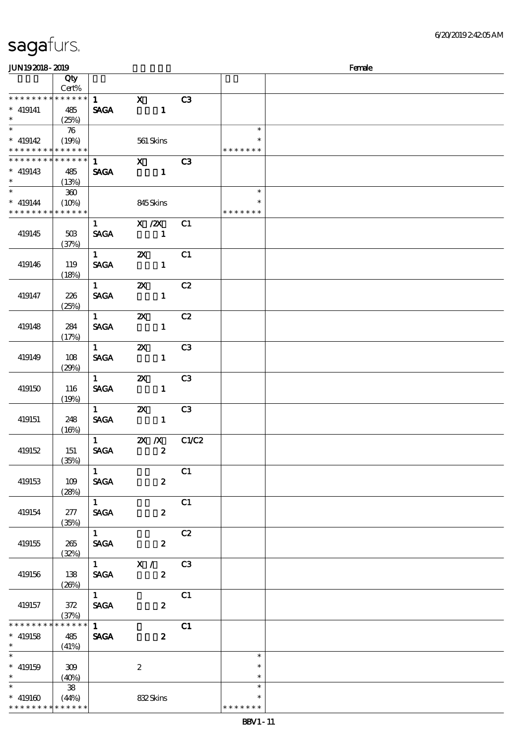# sagafurs.

JUN19 2018 - 2019 Female

| | Qty Cert% | | | | | |
|---|---|---|---|---|---|---|
| * * * * * * * * * * * * * * | | 1 | X | C3 | | |
| * 419141 | 485 | SAGA | 1 | | | |
| * | (25%) | | | | | |
| * | 76 | | | | * | |
| * 419142 | (19%) | | 561 Skins | | * | |
| * * * * * * * * * * * * * * | | | | | * * * * * * * | |
| * * * * * * * * * * * * * * | | 1 | X | C3 | | |
| * 419143 | 485 | SAGA | 1 | | | |
| * | (13%) | | | | | |
| * | 360 | | | | * | |
| * 419144 | (10%) | | 845 Skins | | * | |
| * * * * * * * * * * * * * * | | | | | * * * * * * * | |
| 419145 | 503 (37%) | 1 SAGA | X /2X 1 | C1 | | |
| 419146 | 119 (18%) | 1 SAGA | 2X 1 | C1 | | |
| 419147 | 226 (25%) | 1 SAGA | 2X 1 | C2 | | |
| 419148 | 284 (17%) | 1 SAGA | 2X 1 | C2 | | |
| 419149 | 108 (29%) | 1 SAGA | 2X 1 | C3 | | |
| 419150 | 116 (19%) | 1 SAGA | 2X 1 | C3 | | |
| 419151 | 248 (16%) | 1 SAGA | 2X 1 | C3 | | |
| 419152 | 151 (35%) | 1 SAGA | 2X /X 2 | C1/C2 | | |
| 419153 | 109 (28%) | 1 SAGA | 2 | C1 | | |
| 419154 | 277 (35%) | 1 SAGA | 2 | C1 | | |
| 419155 | 265 (32%) | 1 SAGA | 2 | C2 | | |
| 419156 | 138 (26%) | 1 SAGA | X / 2 | C3 | | |
| 419157 | 372 (37%) | 1 SAGA | 2 | C1 | | |
| * * * * * * * * * * * * * * | | 1 | | C1 | | |
| * 419158 | 485 | SAGA | 2 | | | |
| * | (41%) | | | | | |
| * | | | | | * | |
| * 419159 | 309 | | 2 | | * | |
| * | (40%) | | | | * | |
| * | 38 | | | | * | |
| * 419160 | (44%) | | 832 Skins | | * | |
| * * * * * * * * * * * * * * | | | | | * * * * * * * | |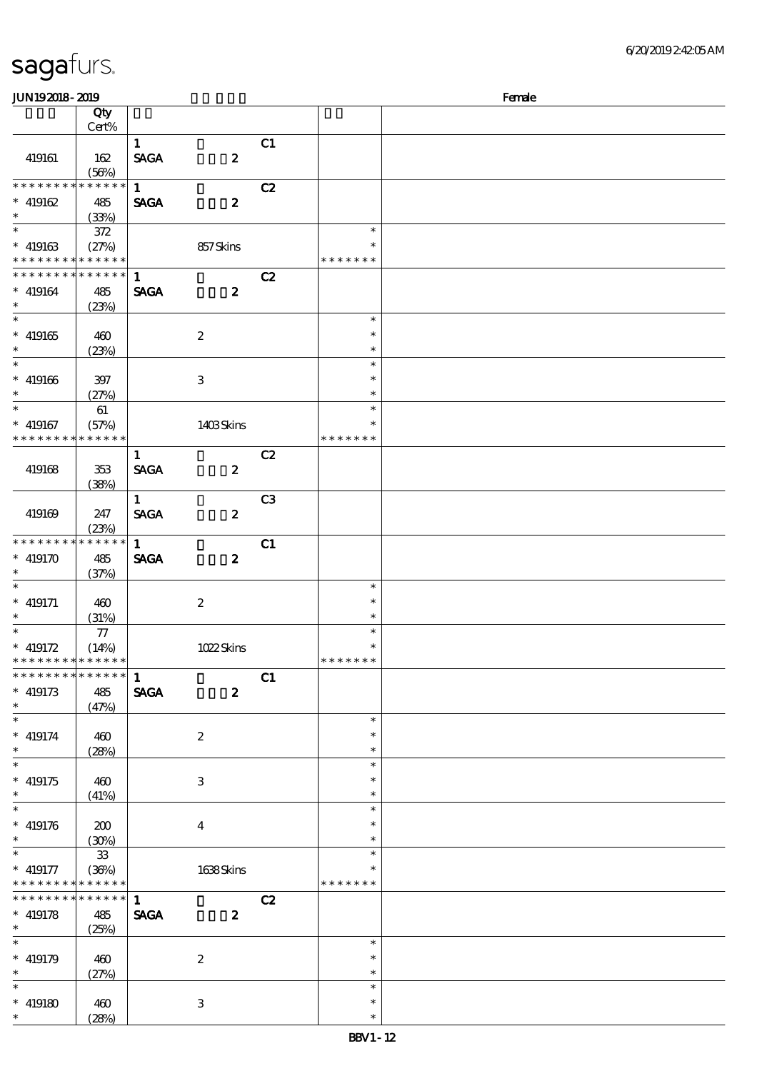| 6/20/2019 2:42:05 AM |  |  |  |  |
|---|---|---|---|---|
| **sagafurs.** |  |  |  |  |
| JUN19 2018 - 2019 |  |  |  | Female |
|  | Qty Cert% |  |  |  |
| 419161 | 162 (56%) | 1 SAGA 2 C1 |  |  |
| * * * * * * * * * * * * * * * 419162 * | 485 (33%) | 1 SAGA 2 C2 |  |  |
| * * 419163 * * * * * * * * * * * * * * | 372 (27%) | 857 Skins | * * * * * * * * * |  |
| * * * * * * * * * * * * * * * 419164 * | 485 (23%) | 1 SAGA 2 C2 |  |  |
| * * 419165 * | 460 (23%) | 2 | * * * |  |
| * * 419166 * | 397 (27%) | 3 | * * * |  |
| * * 419167 * * * * * * * * * * * * * * | 61 (57%) | 1403 Skins | * * * * * * * * * |  |
| 419168 | 353 (38%) | 1 SAGA 2 C2 |  |  |
| 419169 | 247 (23%) | 1 SAGA 2 C3 |  |  |
| * * * * * * * * * * * * * * * 419170 * | 485 (37%) | 1 SAGA 2 C1 |  |  |
| * * 419171 * | 460 (31%) | 2 | * * * |  |
| * * 419172 * * * * * * * * * * * * * * | 77 (14%) | 1022 Skins | * * * * * * * * * |  |
| * * * * * * * * * * * * * * * 419173 * | 485 (47%) | 1 SAGA 2 C1 |  |  |
| * * 419174 * | 460 (28%) | 2 | * * * |  |
| * * 419175 * | 460 (41%) | 3 | * * * |  |
| * * 419176 * | 200 (30%) | 4 | * * * |  |
| * * 419177 * * * * * * * * * * * * * * | 33 (36%) | 1638 Skins | * * * * * * * * * |  |
| * * * * * * * * * * * * * * * 419178 * | 485 (25%) | 1 SAGA 2 C2 |  |  |
| * * 419179 * | 460 (27%) | 2 | * * * |  |
| * * 419180 * | 460 (28%) | 3 | * * * |  |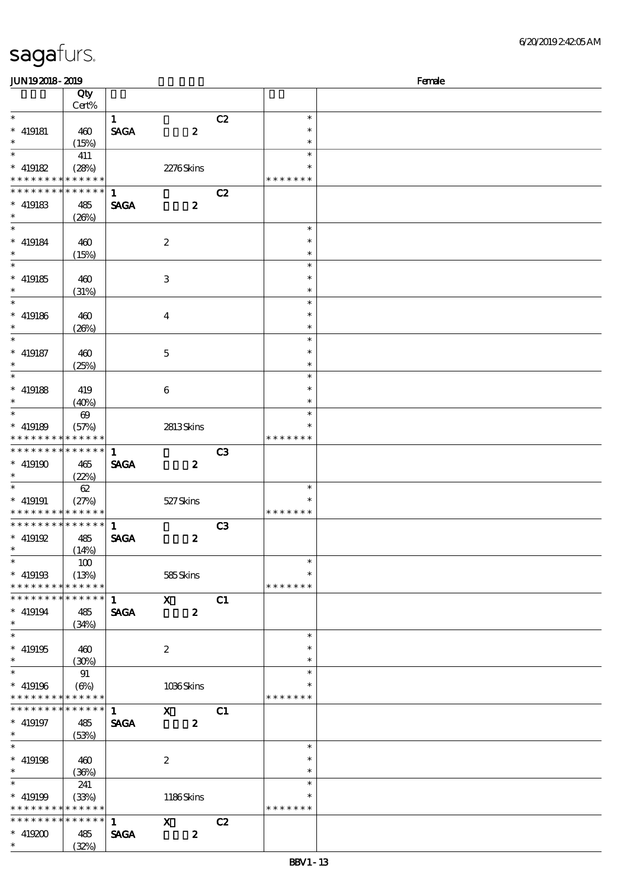| | Qty Cert% | | | | | |
|---|---|---|---|---|---|---|
| * | | 1 | | C2 | * | |
| * 419181 | 460 | SAGA | 2 | | * | |
| * | (15%) | | | | * | |
| * | 411 | | | | * | |
| * 419182 | (28%) | | 2276 Skins | | * | |
| * * * * * * * * * * * * * * | | | | | * * * * * * * | |
| * * * * * * * * * * * * * * | | 1 | | C2 | | |
| * 419183 | 485 | SAGA | 2 | | | |
| * | (26%) | | | | | |
| * | | | | | * | |
| * 419184 | 460 | | 2 | | * | |
| * | (15%) | | | | * | |
| * | | | | | * | |
| * 419185 | 460 | | 3 | | * | |
| * | (31%) | | | | * | |
| * | | | | | * | |
| * 419186 | 460 | | 4 | | * | |
| * | (26%) | | | | * | |
| * | | | | | * | |
| * 419187 | 460 | | 5 | | * | |
| * | (25%) | | | | * | |
| * | | | | | * | |
| * 419188 | 419 | | 6 | | * | |
| * | (40%) | | | | * | |
| * | 69 | | | | * | |
| * 419189 | (57%) | | 2813 Skins | | * | |
| * * * * * * * * * * * * * * | | | | | * * * * * * * | |
| * * * * * * * * * * * * * * | | 1 | | C3 | | |
| * 419190 | 465 | SAGA | 2 | | | |
| * | (22%) | | | | | |
| * | 62 | | | | * | |
| * 419191 | (27%) | | 527 Skins | | * | |
| * * * * * * * * * * * * * * | | | | | * * * * * * * | |
| * * * * * * * * * * * * * * | | 1 | | C3 | | |
| * 419192 | 485 | SAGA | 2 | | | |
| * | (14%) | | | | | |
| * | 100 | | | | * | |
| * 419193 | (13%) | | 585 Skins | | * | |
| * * * * * * * * * * * * * * | | | | | * * * * * * * | |
| * * * * * * * * * * * * * * | | 1 | X | C1 | | |
| * 419194 | 485 | SAGA | 2 | | | |
| * | (34%) | | | | | |
| * | | | | | * | |
| * 419195 | 460 | | 2 | | * | |
| * | (30%) | | | | * | |
| * | 91 | | | | * | |
| * 419196 | (6%) | | 1036 Skins | | * | |
| * * * * * * * * * * * * * * | | | | | * * * * * * * | |
| * * * * * * * * * * * * * * | | 1 | X | C1 | | |
| * 419197 | 485 | SAGA | 2 | | | |
| * | (53%) | | | | | |
| * | | | | | * | |
| * 419198 | 460 | | 2 | | * | |
| * | (36%) | | | | * | |
| * | 241 | | | | * | |
| * 419199 | (33%) | | 1186 Skins | | * | |
| * * * * * * * * * * * * * * | | | | | * * * * * * * | |
| * * * * * * * * * * * * * * | | 1 | X | C2 | | |
| * 419200 | 485 | SAGA | 2 | | | |
| * | (32%) | | | | | |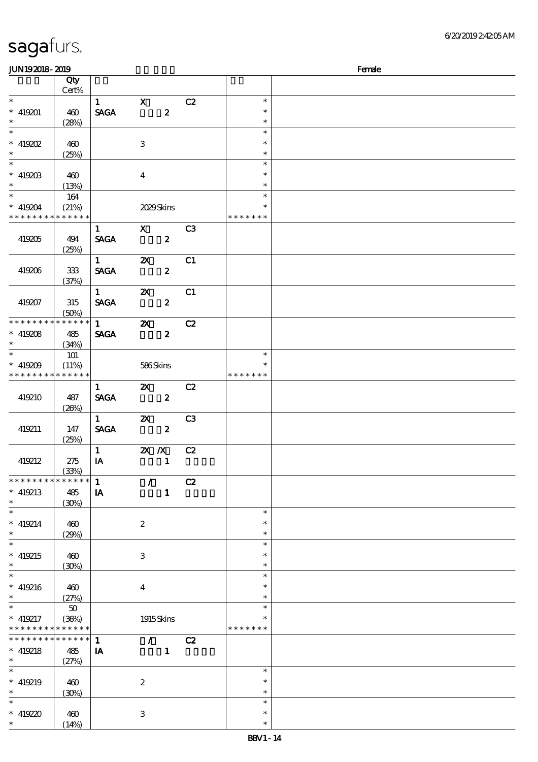sagafurs.

JUN19 2018 - 2019 Female

| | Qty Cert% | | | | | |
|---|---|---|---|---|---|---|
| * | | 1 | X | C2 | * | |
| * 419201 | 460 | SAGA | 2 | | * | |
| * | (28%) | | | | * | |
| * | | | | | * | |
| * 419202 | 460 | | 3 | | * | |
| * | (25%) | | | | * | |
| * | | | | | * | |
| * 419203 | 460 | | 4 | | * | |
| * | (13%) | | | | * | |
| * | 164 | | | | * | |
| * 419204 | (21%) | | 2029 Skins | | * | |
| * * * * * * * * * * * * * * | | | | | * * * * * * * | |
| | | 1 | X | C3 | | |
| 419205 | 494 | SAGA | 2 | | | |
| | (25%) | | | | | |
| | | 1 | 2X | C1 | | |
| 419206 | 333 | SAGA | 2 | | | |
| | (37%) | | | | | |
| | | 1 | 2X | C1 | | |
| 419207 | 315 | SAGA | 2 | | | |
| | (50%) | | | | | |
| * * * * * * * * * * * * * * | | 1 | 2X | C2 | | |
| * 419208 | 485 | SAGA | 2 | | | |
| * | (34%) | | | | | |
| * | 101 | | | | * | |
| * 419209 | (11%) | | 586 Skins | | * | |
| * * * * * * * * * * * * * * | | | | | * * * * * * * | |
| | | 1 | 2X | C2 | | |
| 419210 | 487 | SAGA | 2 | | | |
| | (26%) | | | | | |
| | | 1 | 2X | C3 | | |
| 419211 | 147 | SAGA | 2 | | | |
| | (25%) | | | | | |
| | | 1 | 2X /X | C2 | | |
| 419212 | 275 | IA | 1 | | | |
| | (33%) | | | | | |
| * * * * * * * * * * * * * * | | 1 | / | C2 | | |
| * 419213 | 485 | IA | 1 | | | |
| * | (30%) | | | | | |
| * | | | | | * | |
| * 419214 | 460 | | 2 | | * | |
| * | (29%) | | | | * | |
| * | | | | | * | |
| * 419215 | 460 | | 3 | | * | |
| * | (30%) | | | | * | |
| * | | | | | * | |
| * 419216 | 460 | | 4 | | * | |
| * | (27%) | | | | * | |
| * | 50 | | | | * | |
| * 419217 | (36%) | | 1915 Skins | | * | |
| * * * * * * * * * * * * * * | | | | | * * * * * * * | |
| * * * * * * * * * * * * * * | | 1 | / | C2 | | |
| * 419218 | 485 | IA | 1 | | | |
| * | (27%) | | | | | |
| * | | | | | * | |
| * 419219 | 460 | | 2 | | * | |
| * | (30%) | | | | * | |
| * | | | | | * | |
| * 419220 | 460 | | 3 | | * | |
| * | (14%) | | | | * | |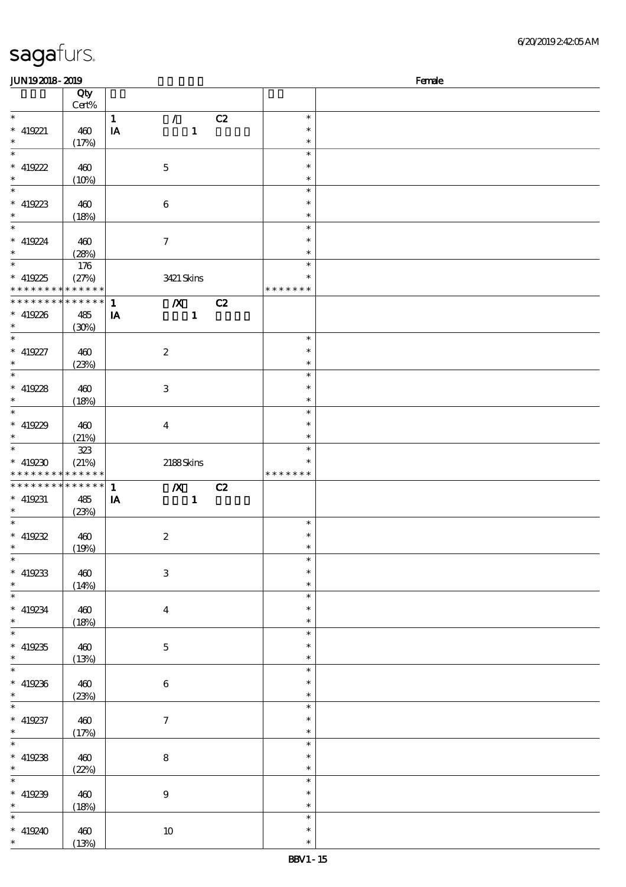sagafurs.

JUN19 2018 - 2019 Female

| | Qty Cert% | | | |
|---|---|---|---|---|
| * 419221 * | 460 (17%) | 1 / C2 IA 1 | * * * | |
| * 419222 * | 460 (10%) | 5 | * * * | |
| * 419223 * | 460 (18%) | 6 | * * * | |
| * 419224 * | 460 (28%) | 7 | * * * | |
| * 419225 * * * * * * * * * * * * * | 176 (27%) | 3421 Skins | * * * * * * * * * | |
| * * * * * * * * * * * * * * 419226 * | 485 (30%) | 1 /X C2 IA 1 | | |
| * 419227 * | 460 (23%) | 2 | * * * | |
| * 419228 * | 460 (18%) | 3 | * * * | |
| * 419229 * | 460 (21%) | 4 | * * * | |
| * 419230 * * * * * * * * * * * * * | 323 (21%) | 2188 Skins | * * * * * * * * * | |
| * * * * * * * * * * * * * * 419231 * | 485 (23%) | 1 /X C2 IA 1 | | |
| * 419232 * | 460 (19%) | 2 | * * * | |
| * 419233 * | 460 (14%) | 3 | * * * | |
| * 419234 * | 460 (18%) | 4 | * * * | |
| * 419235 * | 460 (13%) | 5 | * * * | |
| * 419236 * | 460 (23%) | 6 | * * * | |
| * 419237 * | 460 (17%) | 7 | * * * | |
| * 419238 * | 460 (22%) | 8 | * * * | |
| * 419239 * | 460 (18%) | 9 | * * * | |
| * 419240 * | 460 (13%) | 10 | * * * | |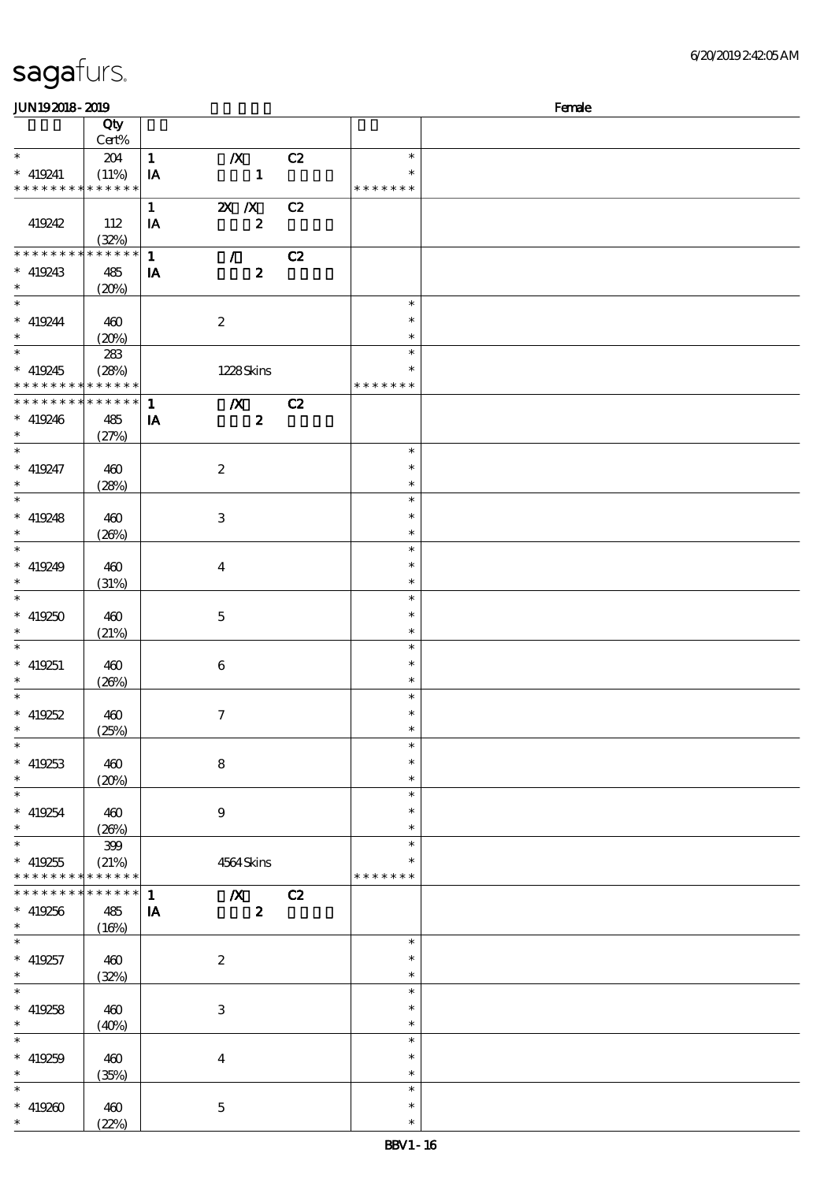# sagafurs.

JUN19 2018 - 2019 — Female

| | Qty Cert% | | | | | |
|---|---|---|---|---|---|---|
| * | 204 | 1 | /X | C2 | * | |
| * 419241 | (11%) | IA | 1 | | * | |
| * * * * * * * * * * * * * * | | | | | * * * * * * * | |
| | | 1 | 2X /X | C2 | | |
| 419242 | 112 (32%) | IA | 2 | | | |
| * * * * * * * * * * * * * * | | 1 | / | C2 | | |
| * 419243 | 485 (20%) | IA | 2 | | | |
| * | | | | | * | |
| * 419244 | 460 (20%) | | 2 | | * | |
| * | 283 | | | | * | |
| * 419245 | (28%) | | 1228 Skins | | * | |
| * * * * * * * * * * * * * * | | | | | * * * * * * * | |
| * * * * * * * * * * * * * * | | 1 | /X | C2 | | |
| * 419246 | 485 (27%) | IA | 2 | | | |
| * | | | | | * | |
| * 419247 | 460 (28%) | | 2 | | * | |
| * | | | | | * | |
| * 419248 | 460 (26%) | | 3 | | * | |
| * | | | | | * | |
| * 419249 | 460 (31%) | | 4 | | * | |
| * | | | | | * | |
| * 419250 | 460 (21%) | | 5 | | * | |
| * | | | | | * | |
| * 419251 | 460 (26%) | | 6 | | * | |
| * | | | | | * | |
| * 419252 | 460 (25%) | | 7 | | * | |
| * | | | | | * | |
| * 419253 | 460 (20%) | | 8 | | * | |
| * | | | | | * | |
| * 419254 | 460 (26%) | | 9 | | * | |
| * | 399 | | | | * | |
| * 419255 | (21%) | | 4564 Skins | | * | |
| * * * * * * * * * * * * * * | | | | | * * * * * * * | |
| * * * * * * * * * * * * * * | | 1 | /X | C2 | | |
| * 419256 | 485 (16%) | IA | 2 | | | |
| * | | | | | * | |
| * 419257 | 460 (32%) | | 2 | | * | |
| * | | | | | * | |
| * 419258 | 460 (40%) | | 3 | | * | |
| * | | | | | * | |
| * 419259 | 460 (35%) | | 4 | | * | |
| * | | | | | * | |
| * 419260 | 460 (22%) | | 5 | | * | |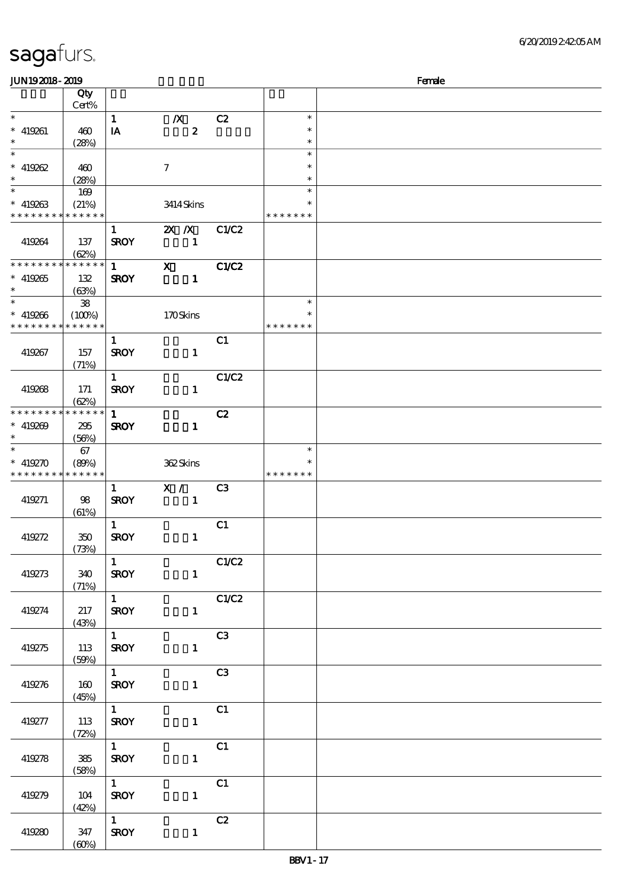| | Qty Cert% | | | | | |
|---|---|---|---|---|---|---|
| * | | 1 | /X | C2 | * | |
| * 419261 | 460 | IA | 2 | | * | |
| * | (28%) | | | | * | |
| * | | | | | * | |
| * 419262 | 460 | | 7 | | * | |
| * | (28%) | | | | * | |
| * | 169 | | | | * | |
| * 419263 | (21%) | | 3414 Skins | | * | |
| * * * * * * * * * * * * * * | | | | | * * * * * * * | |
| | | 1 | 2X /X | C1/C2 | | |
| 419264 | 137 | SROY | 1 | | | |
| | (62%) | | | | | |
| * * * * * * * * * * * * * * | | 1 | X | C1/C2 | | |
| * 419265 | 132 | SROY | 1 | | | |
| * | (63%) | | | | | |
| * | 38 | | | | * | |
| * 419266 | (100%) | | 170 Skins | | * | |
| * * * * * * * * * * * * * * | | | | | * * * * * * * | |
| | | 1 | | C1 | | |
| 419267 | 157 | SROY | 1 | | | |
| | (71%) | | | | | |
| | | 1 | | C1/C2 | | |
| 419268 | 171 | SROY | 1 | | | |
| | (62%) | | | | | |
| * * * * * * * * * * * * * * | | 1 | | C2 | | |
| * 419269 | 295 | SROY | 1 | | | |
| * | (56%) | | | | | |
| * | 67 | | | | * | |
| * 419270 | (89%) | | 362 Skins | | * | |
| * * * * * * * * * * * * * * | | | | | * * * * * * * | |
| | | 1 | X / | C3 | | |
| 419271 | 98 | SROY | 1 | | | |
| | (61%) | | | | | |
| | | 1 | | C1 | | |
| 419272 | 350 | SROY | 1 | | | |
| | (73%) | | | | | |
| | | 1 | | C1/C2 | | |
| 419273 | 340 | SROY | 1 | | | |
| | (71%) | | | | | |
| | | 1 | | C1/C2 | | |
| 419274 | 217 | SROY | 1 | | | |
| | (43%) | | | | | |
| | | 1 | | C3 | | |
| 419275 | 113 | SROY | 1 | | | |
| | (59%) | | | | | |
| | | 1 | | C3 | | |
| 419276 | 160 | SROY | 1 | | | |
| | (45%) | | | | | |
| | | 1 | | C1 | | |
| 419277 | 113 | SROY | 1 | | | |
| | (72%) | | | | | |
| | | 1 | | C1 | | |
| 419278 | 385 | SROY | 1 | | | |
| | (58%) | | | | | |
| | | 1 | | C1 | | |
| 419279 | 104 | SROY | 1 | | | |
| | (42%) | | | | | |
| | | 1 | | C2 | | |
| 419280 | 347 | SROY | 1 | | | |
| | (60%) | | | | | |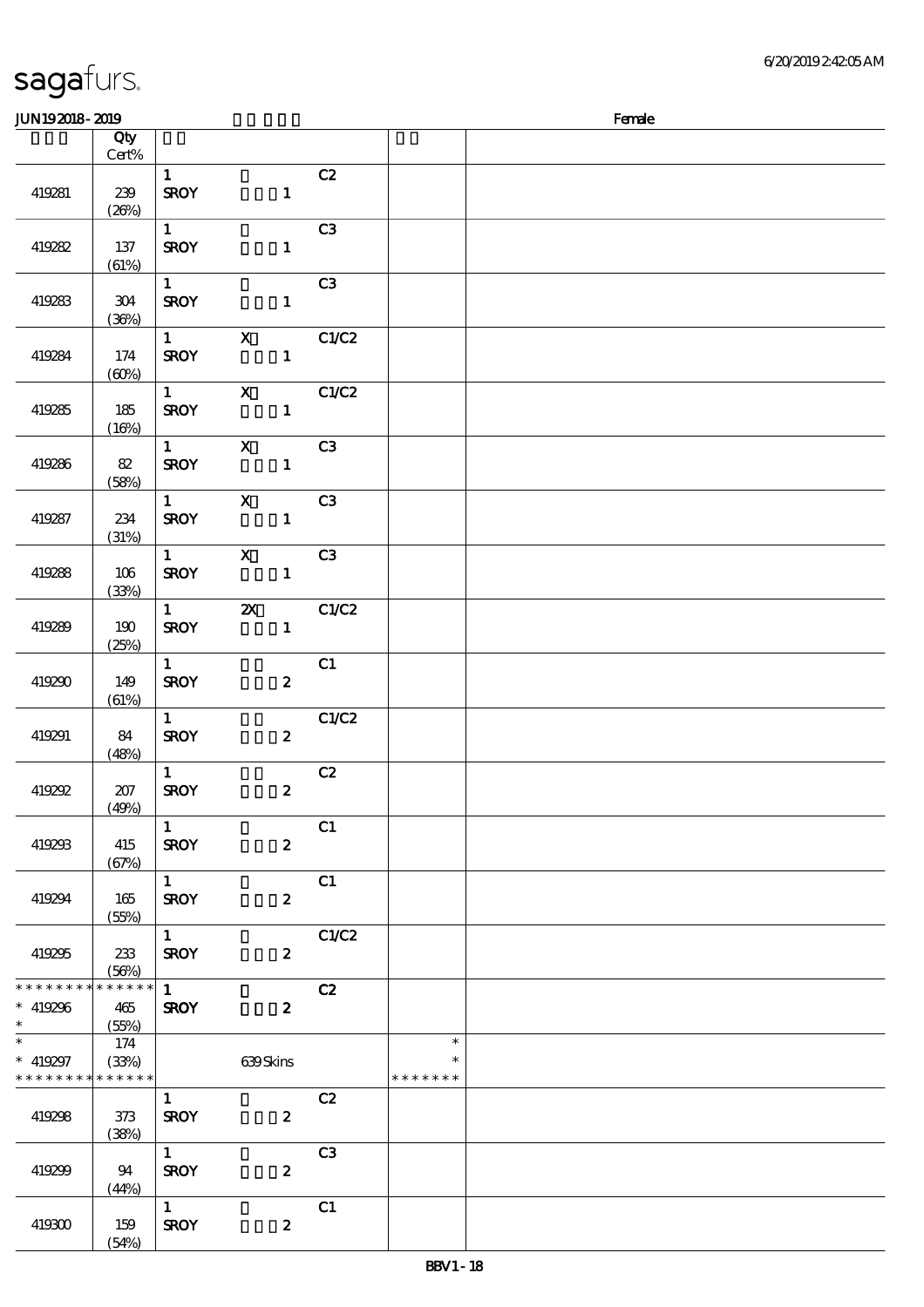sagafurs.

JUN19 2018 - 2019 Female

| | Qty Cert% | | | | | |
|---|---|---|---|---|---|---|
| 419281 | 239 (26%) | 1 SROY | 1 | C2 | | |
| 419282 | 137 (61%) | 1 SROY | 1 | C3 | | |
| 419283 | 304 (36%) | 1 SROY | 1 | C3 | | |
| 419284 | 174 (60%) | 1 SROY | X 1 | C1/C2 | | |
| 419285 | 185 (16%) | 1 SROY | X 1 | C1/C2 | | |
| 419286 | 82 (58%) | 1 SROY | X 1 | C3 | | |
| 419287 | 234 (31%) | 1 SROY | X 1 | C3 | | |
| 419288 | 106 (33%) | 1 SROY | X 1 | C3 | | |
| 419289 | 190 (25%) | 1 SROY | 2X 1 | C1/C2 | | |
| 419290 | 149 (61%) | 1 SROY | 2 | C1 | | |
| 419291 | 84 (48%) | 1 SROY | 2 | C1/C2 | | |
| 419292 | 207 (49%) | 1 SROY | 2 | C2 | | |
| 419293 | 415 (67%) | 1 SROY | 2 | C1 | | |
| 419294 | 165 (55%) | 1 SROY | 2 | C1 | | |
| 419295 | 233 (56%) | 1 SROY | 2 | C1/C2 | | |
| * * * * * * * * * * * * * *<br>* 419296<br>* | 465 (55%) | 1 SROY | 2 | C2 | | |
| *<br>* 419297<br>* * * * * * * * * * * * * * | 174 (33%) | | 639 Skins | | *<br>*<br>* * * * * * * | |
| 419298 | 373 (38%) | 1 SROY | 2 | C2 | | |
| 419299 | 94 (44%) | 1 SROY | 2 | C3 | | |
| 419300 | 159 (54%) | 1 SROY | 2 | C1 | | |

BBV1 - 18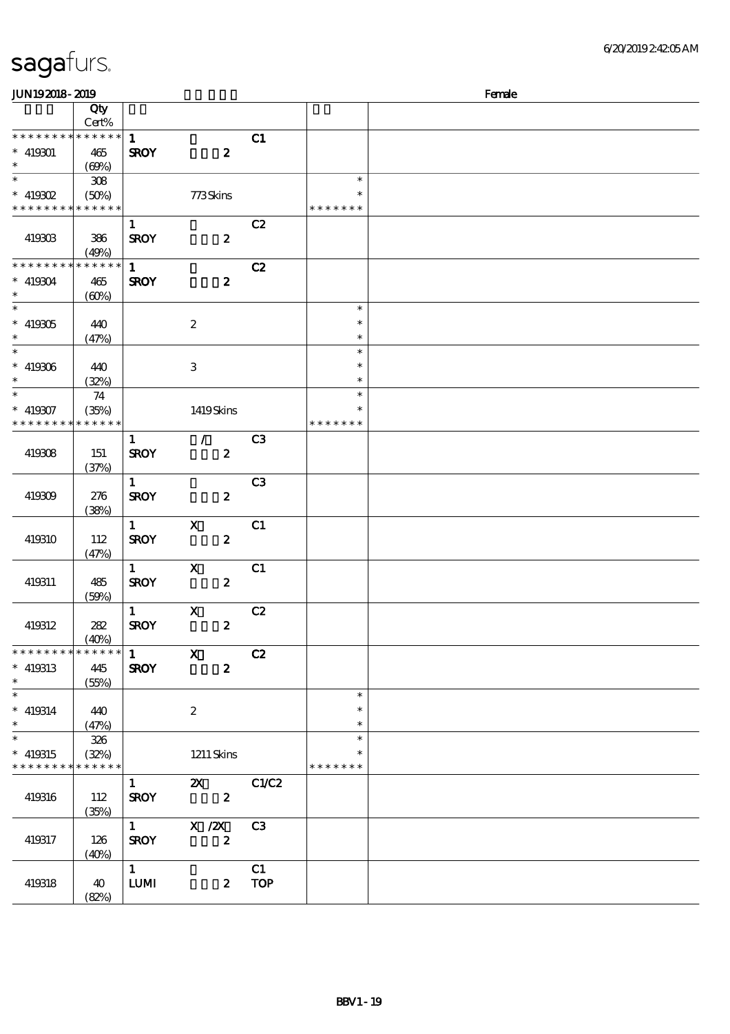# sagafurs.

JUN19 2018 - 2019 Female

| | Qty Cert% | | | | | |
|---|---|---|---|---|---|---|
| * * * * * * * * * * * * * * | | 1 | | C1 | | |
| * 419301 | 465 | SROY | 2 | | | |
| * | (69%) | | | | | |
| * | 308 | | | | * | |
| * 419302 | (50%) | | 773 Skins | | * | |
| * * * * * * * * * * * * * * | | | | | * * * * * * * | |
| | | 1 | | C2 | | |
| 419303 | 386 | SROY | 2 | | | |
| | (49%) | | | | | |
| * * * * * * * * * * * * * * | | 1 | | C2 | | |
| * 419304 | 465 | SROY | 2 | | | |
| * | (60%) | | | | | |
| * | | | | | * | |
| * 419305 | 440 | | 2 | | * | |
| * | (47%) | | | | * | |
| * | | | | | * | |
| * 419306 | 440 | | 3 | | * | |
| * | (32%) | | | | * | |
| * | 74 | | | | * | |
| * 419307 | (35%) | | 1419 Skins | | * | |
| * * * * * * * * * * * * * * | | | | | * * * * * * * | |
| | | 1 | / | C3 | | |
| 419308 | 151 | SROY | 2 | | | |
| | (37%) | | | | | |
| | | 1 | | C3 | | |
| 419309 | 276 | SROY | 2 | | | |
| | (38%) | | | | | |
| | | 1 | X | C1 | | |
| 419310 | 112 | SROY | 2 | | | |
| | (47%) | | | | | |
| | | 1 | X | C1 | | |
| 419311 | 485 | SROY | 2 | | | |
| | (59%) | | | | | |
| | | 1 | X | C2 | | |
| 419312 | 282 | SROY | 2 | | | |
| | (40%) | | | | | |
| * * * * * * * * * * * * * * | | 1 | X | C2 | | |
| * 419313 | 445 | SROY | 2 | | | |
| * | (55%) | | | | | |
| * | | | | | * | |
| * 419314 | 440 | | 2 | | * | |
| * | (47%) | | | | * | |
| * | 326 | | | | * | |
| * 419315 | (32%) | | 1211 Skins | | * | |
| * * * * * * * * * * * * * * | | | | | * * * * * * * | |
| | | 1 | 2X | C1/C2 | | |
| 419316 | 112 | SROY | 2 | | | |
| | (35%) | | | | | |
| | | 1 | X /2X | C3 | | |
| 419317 | 126 | SROY | 2 | | | |
| | (40%) | | | | | |
| | | 1 | | C1 | | |
| 419318 | 40 | LUMI | 2 | TOP | | |
| | (82%) | | | | | |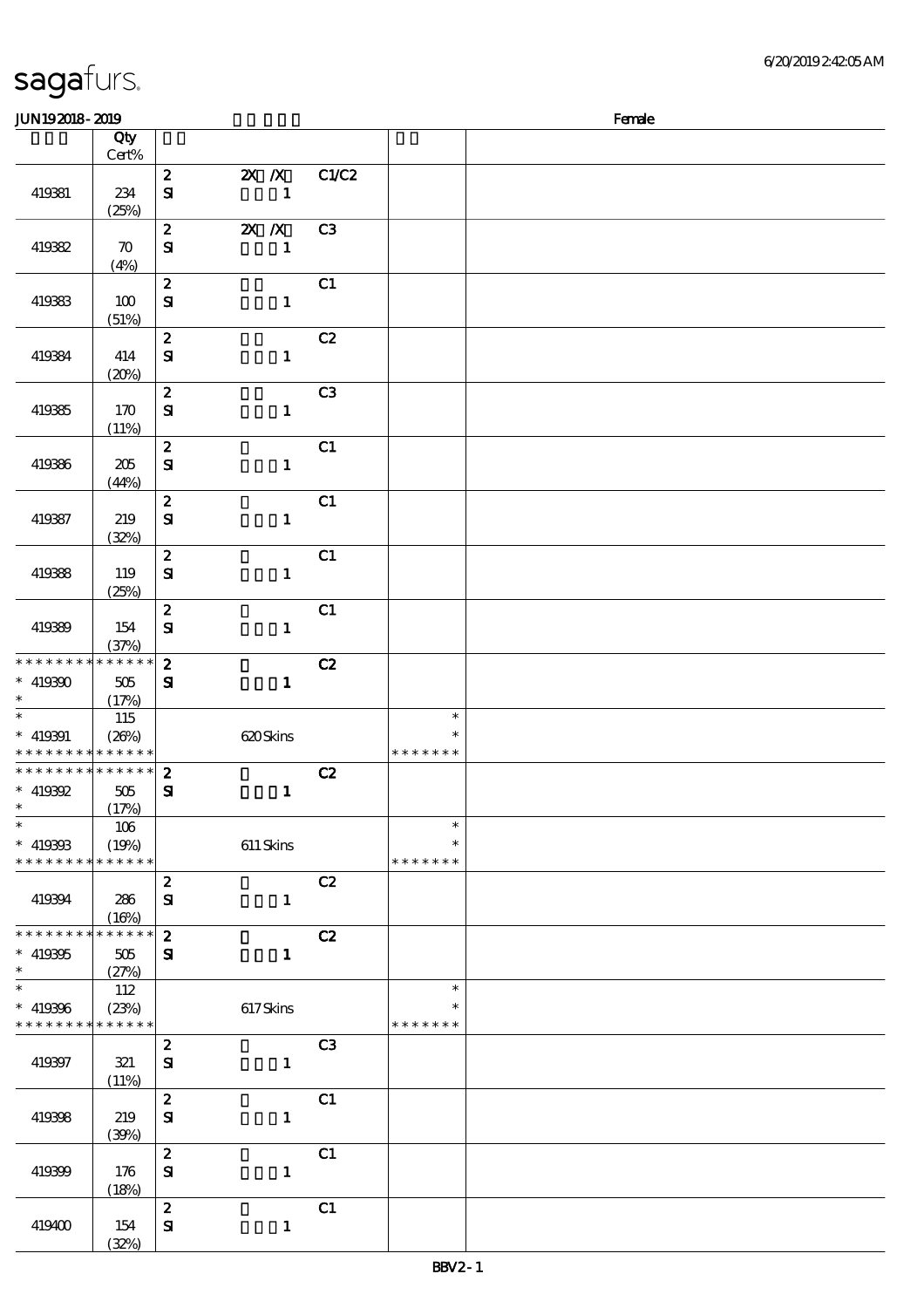# sagafurs.

6/20/2019 2:42:05 AM

JUN19 2018 - 2019 Female

| | Qty Cert% | | | | | |
|---|---|---|---|---|---|---|
| 419381 | 234 (25%) | 2 SI | 2X /X 1 | C1/C2 | | |
| 419382 | 70 (4%) | 2 SI | 2X /X 1 | C3 | | |
| 419383 | 100 (51%) | 2 SI | 1 | C1 | | |
| 419384 | 414 (20%) | 2 SI | 1 | C2 | | |
| 419385 | 170 (11%) | 2 SI | 1 | C3 | | |
| 419386 | 205 (44%) | 2 SI | 1 | C1 | | |
| 419387 | 219 (32%) | 2 SI | 1 | C1 | | |
| 419388 | 119 (25%) | 2 SI | 1 | C1 | | |
| 419389 | 154 (37%) | 2 SI | 1 | C1 | | |
| * * * * * * * * * * * * * * 419390 * | 505 (17%) | 2 SI | 1 | C2 | | |
| * * 419391 * * * * * * * * * * * * * | 115 (26%) | | 620 Skins | | * * * * * * * * * | |
| * * * * * * * * * * * * * * 419392 * | 505 (17%) | 2 SI | 1 | C2 | | |
| * * 419393 * * * * * * * * * * * * * | 106 (19%) | | 611 Skins | | * * * * * * * * * | |
| 419394 | 286 (16%) | 2 SI | 1 | C2 | | |
| * * * * * * * * * * * * * * 419395 * | 505 (27%) | 2 SI | 1 | C2 | | |
| * * 419396 * * * * * * * * * * * * * | 112 (23%) | | 617 Skins | | * * * * * * * * * | |
| 419397 | 321 (11%) | 2 SI | 1 | C3 | | |
| 419398 | 219 (39%) | 2 SI | 1 | C1 | | |
| 419399 | 176 (18%) | 2 SI | 1 | C1 | | |
| 419400 | 154 (32%) | 2 SI | 1 | C1 | | |

BBV2 - 1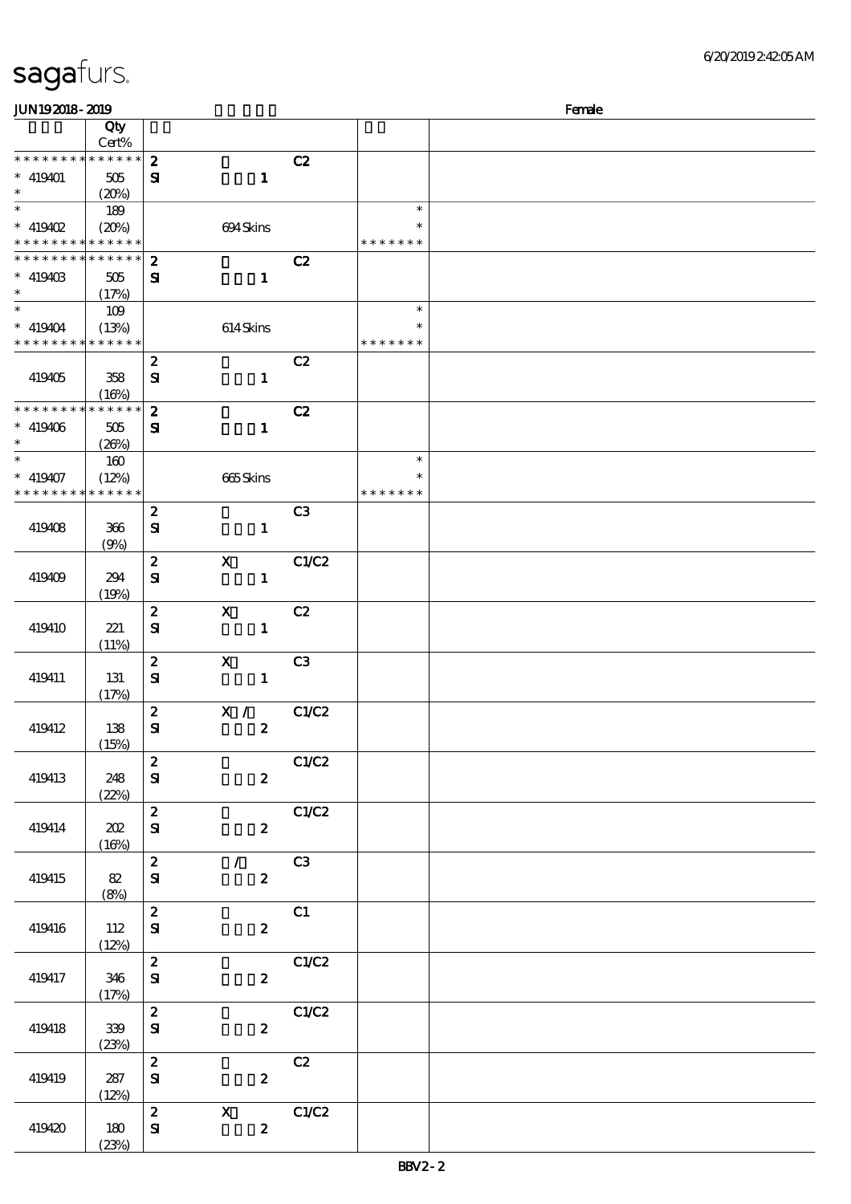# sagafurs.

JUN19 2018 - 2019 Female

| | Qty Cert% | | | | | |
|---|---|---|---|---|---|---|
| * * * * * * * * * * * * * * | 2 | | C2 | | | |
| * 419401 | 505 | SI | 1 | | | |
| * | (20%) | | | | | |
| * | 189 | | | | * | |
| * 419402 | (20%) | | 694 Skins | | * | |
| * * * * * * * * * * * * * * | | | | | * * * * * * * | |
| * * * * * * * * * * * * * * | 2 | | C2 | | | |
| * 419403 | 505 | SI | 1 | | | |
| * | (17%) | | | | | |
| * | 109 | | | | * | |
| * 419404 | (13%) | | 614 Skins | | * | |
| * * * * * * * * * * * * * * | | | | | * * * * * * * | |
| 419405 | 358 (16%) | 2 SI | 1 | C2 | | |
| * * * * * * * * * * * * * * | 2 | | C2 | | | |
| * 419406 | 505 | SI | 1 | | | |
| * | (26%) | | | | | |
| * | 160 | | | | * | |
| * 419407 | (12%) | | 665 Skins | | * | |
| * * * * * * * * * * * * * * | | | | | * * * * * * * | |
| 419408 | 366 (9%) | 2 SI | 1 | C3 | | |
| 419409 | 294 (19%) | 2 SI | X 1 | C1/C2 | | |
| 419410 | 221 (11%) | 2 SI | X 1 | C2 | | |
| 419411 | 131 (17%) | 2 SI | X 1 | C3 | | |
| 419412 | 138 (15%) | 2 SI | X / 2 | C1/C2 | | |
| 419413 | 248 (22%) | 2 SI | 2 | C1/C2 | | |
| 419414 | 202 (16%) | 2 SI | 2 | C1/C2 | | |
| 419415 | 82 (8%) | 2 SI | / 2 | C3 | | |
| 419416 | 112 (12%) | 2 SI | 2 | C1 | | |
| 419417 | 346 (17%) | 2 SI | 2 | C1/C2 | | |
| 419418 | 339 (23%) | 2 SI | 2 | C1/C2 | | |
| 419419 | 287 (12%) | 2 SI | 2 | C2 | | |
| 419420 | 180 (23%) | 2 SI | X 2 | C1/C2 | | |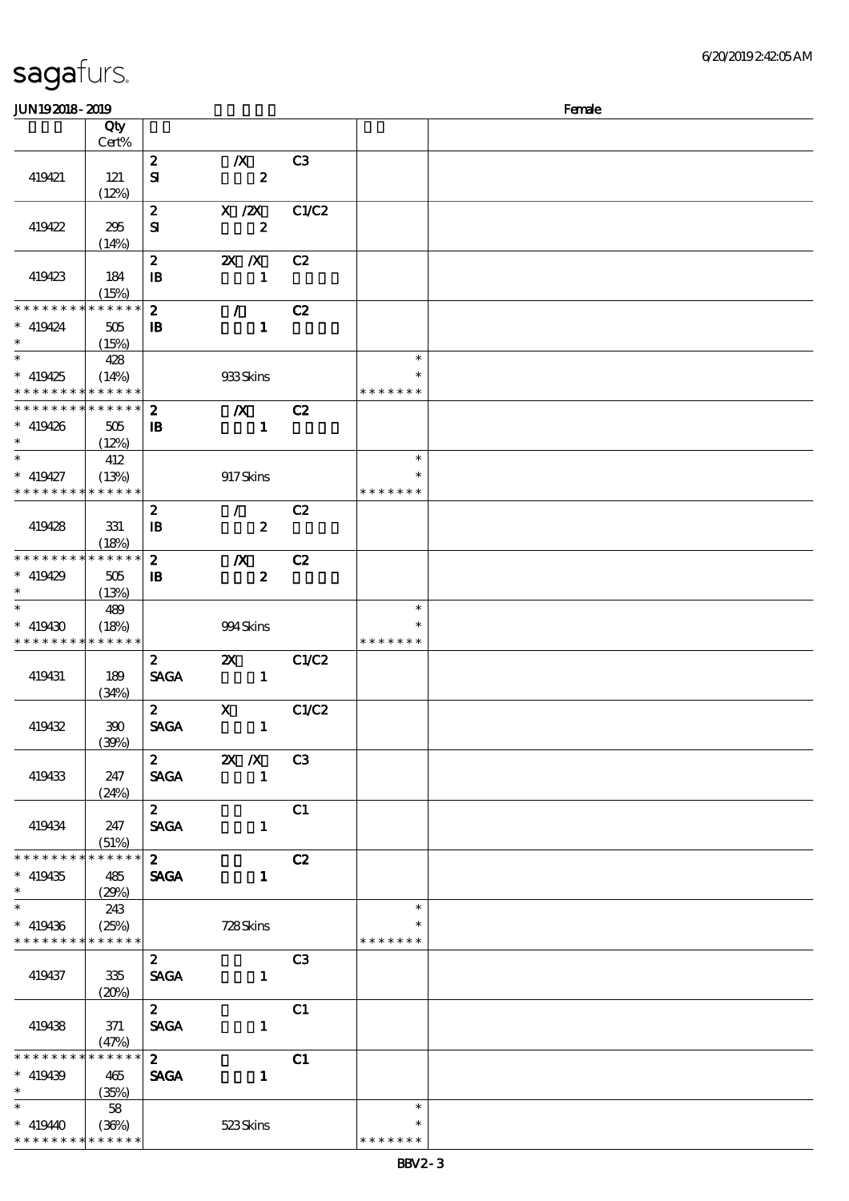# sagafurs.

JUN192018 - 2019 Female

| | Qty Cert% | | | | | |
|---|---|---|---|---|---|---|
| 419421 | 121 (12%) | 2 SI | /X 2 | C3 | | |
| 419422 | 295 (14%) | 2 SI | X /2X 2 | C1/C2 | | |
| 419423 | 184 (15%) | 2 IB | 2X /X 1 | C2 | | |
| * * * * * * * * * * * * * * 419424 * | 505 (15%) | 2 IB | / 1 | C2 | | |
| * * 419425 * * * * * * * * * * * * * | 428 (14%) | | 933 Skins | | * * * * * * * * * | |
| * * * * * * * * * * * * * * 419426 * | 505 (12%) | 2 IB | /X 1 | C2 | | |
| * * 419427 * * * * * * * * * * * * * | 412 (13%) | | 917 Skins | | * * * * * * * * * | |
| 419428 | 331 (18%) | 2 IB | / 2 | C2 | | |
| * * * * * * * * * * * * * * 419429 * | 505 (13%) | 2 IB | /X 2 | C2 | | |
| * * 419430 * * * * * * * * * * * * * | 489 (18%) | | 994 Skins | | * * * * * * * * * | |
| 419431 | 189 (34%) | 2 SAGA | 2X 1 | C1/C2 | | |
| 419432 | 390 (39%) | 2 SAGA | X 1 | C1/C2 | | |
| 419433 | 247 (24%) | 2 SAGA | 2X /X 1 | C3 | | |
| 419434 | 247 (51%) | 2 SAGA | 1 | C1 | | |
| * * * * * * * * * * * * * * 419435 * | 485 (29%) | 2 SAGA | 1 | C2 | | |
| * * 419436 * * * * * * * * * * * * * | 243 (25%) | | 728 Skins | | * * * * * * * * * | |
| 419437 | 335 (20%) | 2 SAGA | 1 | C3 | | |
| 419438 | 371 (47%) | 2 SAGA | 1 | C1 | | |
| * * * * * * * * * * * * * * 419439 * | 465 (35%) | 2 SAGA | 1 | C1 | | |
| * * 419440 * * * * * * * * * * * * * | 58 (36%) | | 523 Skins | | * * * * * * * * * | |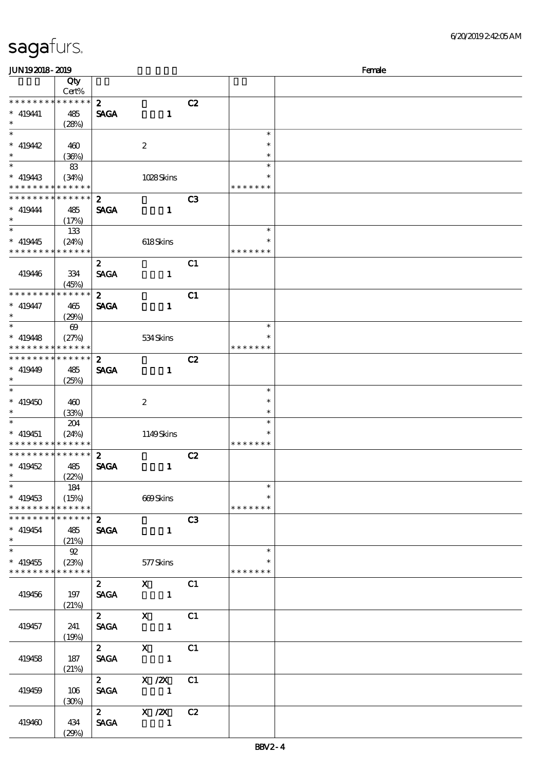# sagafurs.

JUN19 2018 - 2019 Female

| | Qty Cert% | | | |
|---|---|---|---|---|
| * * * * * * * * * * * * * * * * 419441 * | 485 (28%) | 2 SAGA 1 | C2 | |
| * * 419442 * | 460 (36%) | 2 | | * * * |
| * * 419443 * * * * * * * * * * * * * * | 83 (34%) | 1028 Skins | | * * * * * * * * * |
| * * * * * * * * * * * * * * * * 419444 * | 485 (17%) | 2 SAGA 1 | C3 | |
| * * 419445 * * * * * * * * * * * * * * | 133 (24%) | 618 Skins | | * * * * * * * * * |
| 419446 | 334 (45%) | 2 SAGA 1 | C1 | |
| * * * * * * * * * * * * * * * * 419447 * | 465 (29%) | 2 SAGA 1 | C1 | |
| * * 419448 * * * * * * * * * * * * * * | 69 (27%) | 534 Skins | | * * * * * * * * * |
| * * * * * * * * * * * * * * * * 419449 * | 485 (25%) | 2 SAGA 1 | C2 | |
| * * 419450 * | 460 (33%) | 2 | | * * * |
| * * 419451 * * * * * * * * * * * * * * | 204 (24%) | 1149 Skins | | * * * * * * * * * |
| * * * * * * * * * * * * * * * * 419452 * | 485 (22%) | 2 SAGA 1 | C2 | |
| * * 419453 * * * * * * * * * * * * * * | 184 (15%) | 669 Skins | | * * * * * * * * * |
| * * * * * * * * * * * * * * * * 419454 * | 485 (21%) | 2 SAGA 1 | C3 | |
| * * 419455 * * * * * * * * * * * * * * | 92 (23%) | 577 Skins | | * * * * * * * * * |
| 419456 | 197 (21%) | 2 X SAGA 1 | C1 | |
| 419457 | 241 (19%) | 2 X SAGA 1 | C1 | |
| 419458 | 187 (21%) | 2 X SAGA 1 | C1 | |
| 419459 | 106 (30%) | 2 X /2X SAGA 1 | C1 | |
| 419460 | 434 (29%) | 2 X /2X SAGA 1 | C2 | |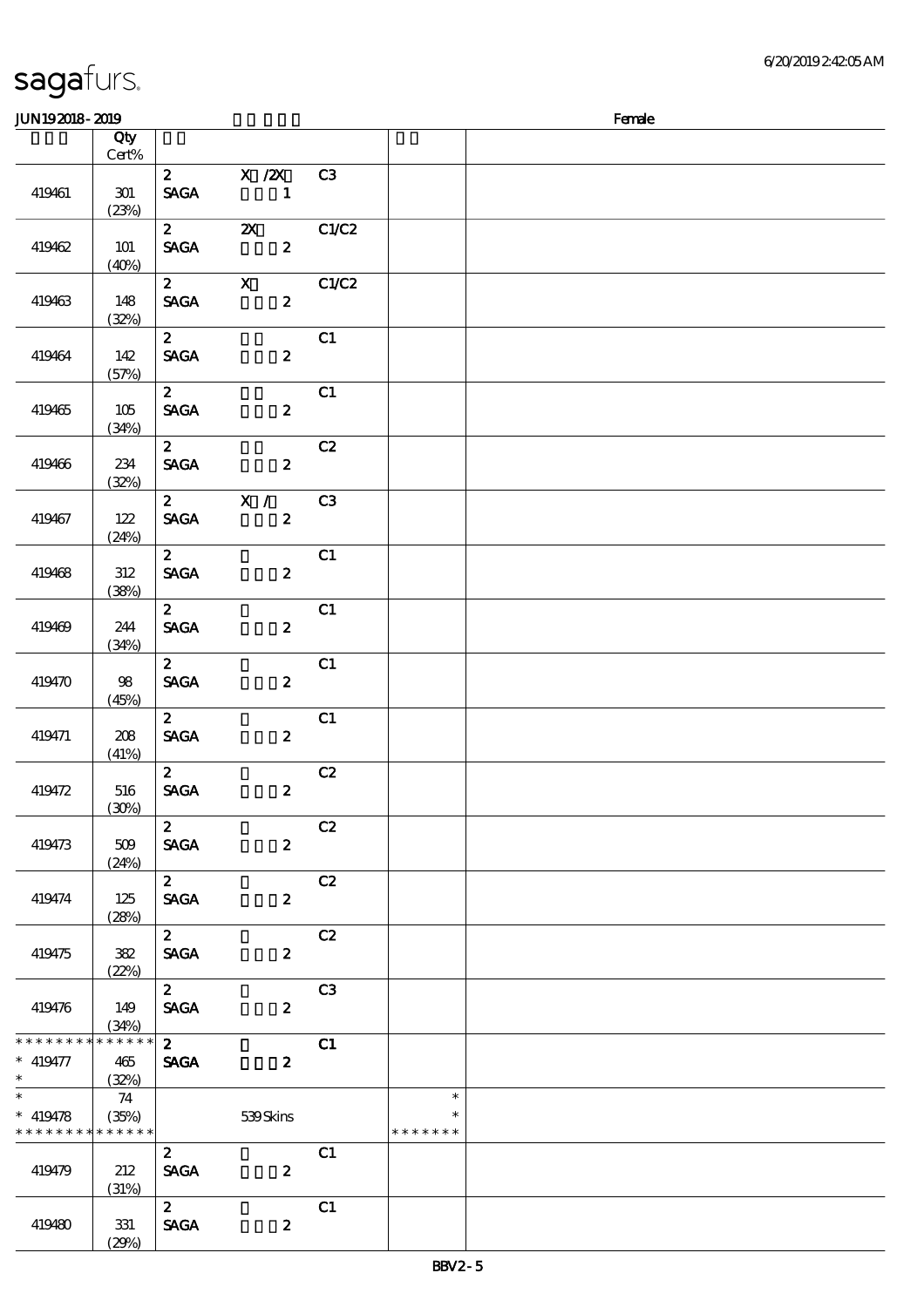sagafurs.

JUN19 2018 - 2019 Female

| | Qty Cert% | | | | | |
|---|---|---|---|---|---|---|
| 419461 | 301 (23%) | 2 SAGA | X /2X 1 | C3 | | |
| 419462 | 101 (40%) | 2 SAGA | 2X 2 | C1/C2 | | |
| 419463 | 148 (32%) | 2 SAGA | X 2 | C1/C2 | | |
| 419464 | 142 (57%) | 2 SAGA | 2 | C1 | | |
| 419465 | 105 (34%) | 2 SAGA | 2 | C1 | | |
| 419466 | 234 (32%) | 2 SAGA | 2 | C2 | | |
| 419467 | 122 (24%) | 2 SAGA | X / 2 | C3 | | |
| 419468 | 312 (38%) | 2 SAGA | 2 | C1 | | |
| 419469 | 244 (34%) | 2 SAGA | 2 | C1 | | |
| 419470 | 98 (45%) | 2 SAGA | 2 | C1 | | |
| 419471 | 208 (41%) | 2 SAGA | 2 | C1 | | |
| 419472 | 516 (30%) | 2 SAGA | 2 | C2 | | |
| 419473 | 509 (24%) | 2 SAGA | 2 | C2 | | |
| 419474 | 125 (28%) | 2 SAGA | 2 | C2 | | |
| 419475 | 382 (22%) | 2 SAGA | 2 | C2 | | |
| 419476 | 149 (34%) | 2 SAGA | 2 | C3 | | |
| * 419477 * | 465 (32%) | 2 SAGA | 2 | C1 | | |
| * 419478 * | 74 (35%) | | 539 Skins | | * * | |
| 419479 | 212 (31%) | 2 SAGA | 2 | C1 | | |
| 419480 | 331 (29%) | 2 SAGA | 2 | C1 | | |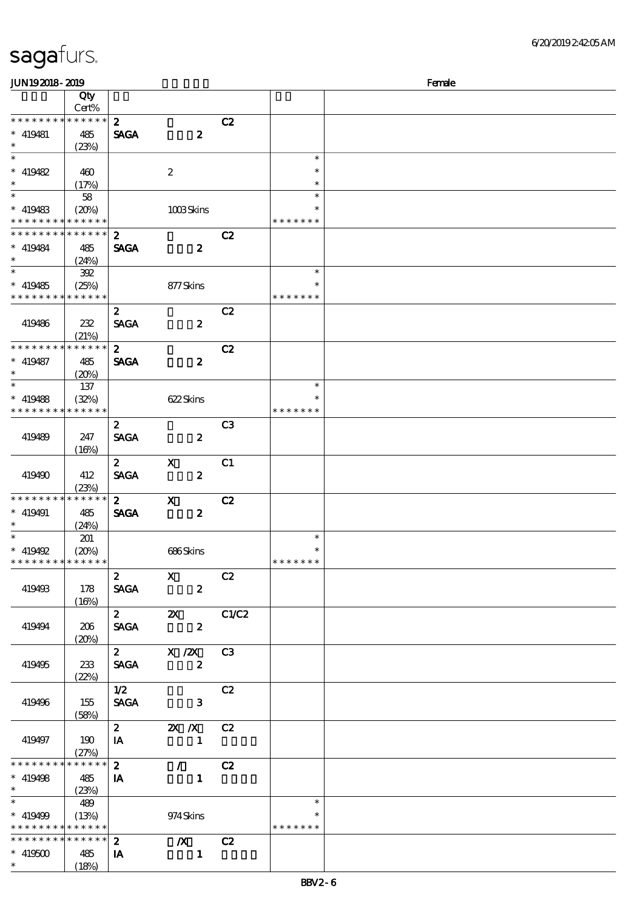| | Qty<br>Cert% | | | | | |
|---|---|---|---|---|---|---|
| * * * * * * * * * * * * * * | | 2 | | C2 | | |
| * 419481 | 485 | SAGA | 2 | | | |
| * | (23%) | | | | | |
| * | | | | | * | |
| * 419482 | 460 | | 2 | | * | |
| * | (17%) | | | | * | |
| * | 58 | | | | * | |
| * 419483 | (20%) | | 1003 Skins | | * | |
| * * * * * * * * * * * * * * | | | | | * * * * * * * | |
| * * * * * * * * * * * * * * | | 2 | | C2 | | |
| * 419484 | 485 | SAGA | 2 | | | |
| * | (24%) | | | | | |
| * | 392 | | | | * | |
| * 419485 | (25%) | | 877 Skins | | * | |
| * * * * * * * * * * * * * * | | | | | * * * * * * * | |
| | | 2 | | C2 | | |
| 419486 | 232 | SAGA | 2 | | | |
| | (21%) | | | | | |
| * * * * * * * * * * * * * * | | 2 | | C2 | | |
| * 419487 | 485 | SAGA | 2 | | | |
| * | (20%) | | | | | |
| * | 137 | | | | * | |
| * 419488 | (32%) | | 622 Skins | | * | |
| * * * * * * * * * * * * * * | | | | | * * * * * * * | |
| | | 2 | | C3 | | |
| 419489 | 247 | SAGA | 2 | | | |
| | (16%) | | | | | |
| | | 2 | X | C1 | | |
| 419490 | 412 | SAGA | 2 | | | |
| | (23%) | | | | | |
| * * * * * * * * * * * * * * | | 2 | X | C2 | | |
| * 419491 | 485 | SAGA | 2 | | | |
| * | (24%) | | | | | |
| * | 201 | | | | * | |
| * 419492 | (20%) | | 686 Skins | | * | |
| * * * * * * * * * * * * * * | | | | | * * * * * * * | |
| | | 2 | X | C2 | | |
| 419493 | 178 | SAGA | 2 | | | |
| | (16%) | | | | | |
| | | 2 | 2X | C1/C2 | | |
| 419494 | 206 | SAGA | 2 | | | |
| | (20%) | | | | | |
| | | 2 | X /2X | C3 | | |
| 419495 | 233 | SAGA | 2 | | | |
| | (22%) | | | | | |
| | | 1/2 | | C2 | | |
| 419496 | 155 | SAGA | 3 | | | |
| | (58%) | | | | | |
| | | 2 | 2X /X | C2 | | |
| 419497 | 190 | IA | 1 | | | |
| | (27%) | | | | | |
| * * * * * * * * * * * * * * | | 2 | / | C2 | | |
| * 419498 | 485 | IA | 1 | | | |
| * | (23%) | | | | | |
| * | 489 | | | | * | |
| * 419499 | (13%) | | 974 Skins | | * | |
| * * * * * * * * * * * * * * | | | | | * * * * * * * | |
| * * * * * * * * * * * * * * | | 2 | /X | C2 | | |
| * 419500 | 485 | IA | 1 | | | |
| * | (18%) | | | | | |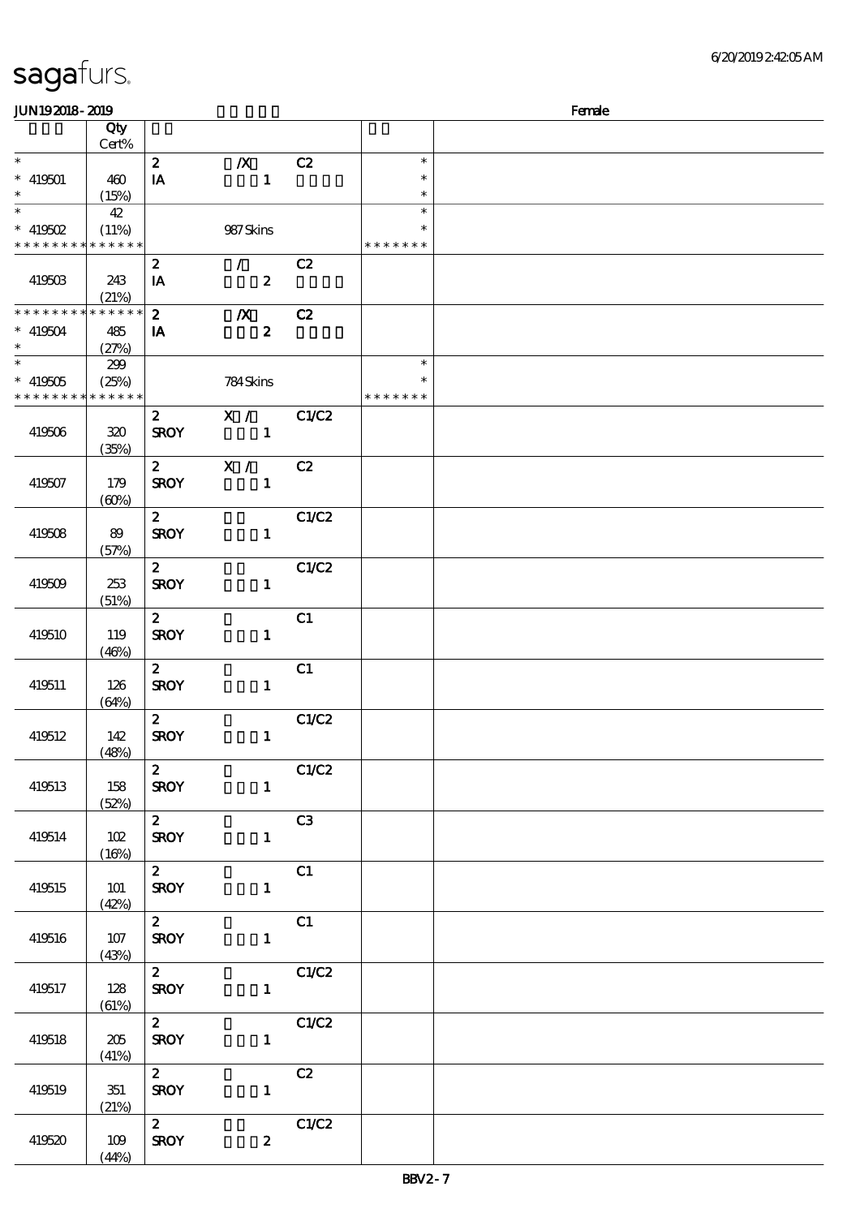# sagafurs.

JUN192018-2019 Female

| | Qty Cert% | | | | | |
|---|---|---|---|---|---|---|
| * | | 2 | /X | C2 | * | |
| * 419501 | 460 | IA | 1 | | * | |
| * | (15%) | | | | * | |
| * | 42 | | | | * | |
| * 419502 | (11%) | | 987 Skins | | * | |
| * * * * * * * * * * * * * * | | | | | * * * * * * * | |
| | | 2 | / | C2 | | |
| 419503 | 243 | IA | 2 | | | |
| | (21%) | | | | | |
| * * * * * * * * * * * * * * | | 2 | /X | C2 | | |
| * 419504 | 485 | IA | 2 | | | |
| * | (27%) | | | | | |
| * | 299 | | | | * | |
| * 419505 | (25%) | | 784 Skins | | * | |
| * * * * * * * * * * * * * * | | | | | * * * * * * * | |
| | | 2 | X / | C1/C2 | | |
| 419506 | 320 | SROY | 1 | | | |
| | (35%) | | | | | |
| | | 2 | X / | C2 | | |
| 419507 | 179 | SROY | 1 | | | |
| | (60%) | | | | | |
| | | 2 | | C1/C2 | | |
| 419508 | 89 | SROY | 1 | | | |
| | (57%) | | | | | |
| | | 2 | | C1/C2 | | |
| 419509 | 253 | SROY | 1 | | | |
| | (51%) | | | | | |
| | | 2 | | C1 | | |
| 419510 | 119 | SROY | 1 | | | |
| | (46%) | | | | | |
| | | 2 | | C1 | | |
| 419511 | 126 | SROY | 1 | | | |
| | (64%) | | | | | |
| | | 2 | | C1/C2 | | |
| 419512 | 142 | SROY | 1 | | | |
| | (48%) | | | | | |
| | | 2 | | C1/C2 | | |
| 419513 | 158 | SROY | 1 | | | |
| | (52%) | | | | | |
| | | 2 | | C3 | | |
| 419514 | 102 | SROY | 1 | | | |
| | (16%) | | | | | |
| | | 2 | | C1 | | |
| 419515 | 101 | SROY | 1 | | | |
| | (42%) | | | | | |
| | | 2 | | C1 | | |
| 419516 | 107 | SROY | 1 | | | |
| | (43%) | | | | | |
| | | 2 | | C1/C2 | | |
| 419517 | 128 | SROY | 1 | | | |
| | (61%) | | | | | |
| | | 2 | | C1/C2 | | |
| 419518 | 205 | SROY | 1 | | | |
| | (41%) | | | | | |
| | | 2 | | C2 | | |
| 419519 | 351 | SROY | 1 | | | |
| | (21%) | | | | | |
| | | 2 | | C1/C2 | | |
| 419520 | 109 | SROY | 2 | | | |
| | (44%) | | | | | |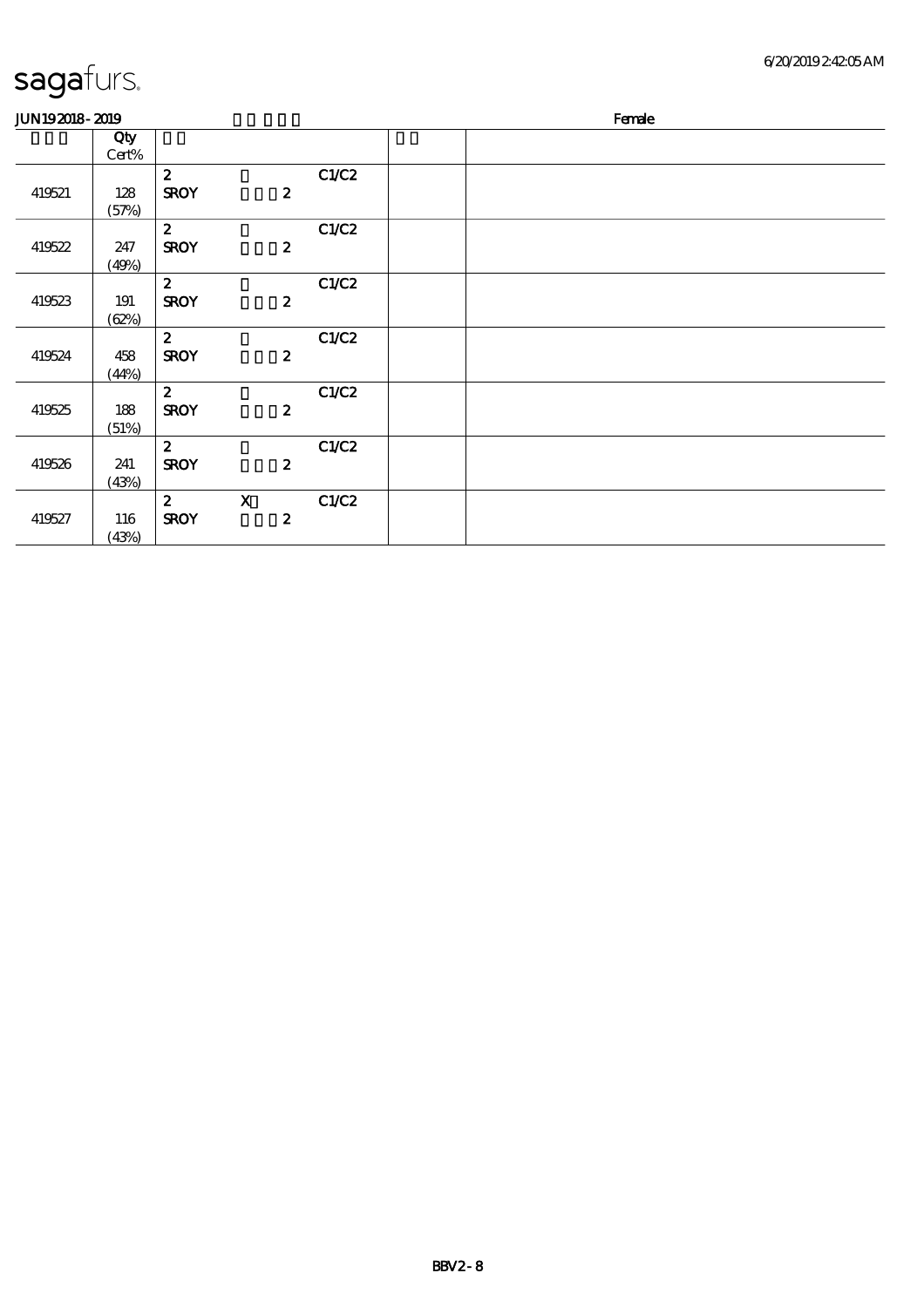| | Qty Cert% | | | | | |
|---|---|---|---|---|---|---|
| 419521 | 128 (57%) | 2 SROY | 2 | C1/C2 | | |
| 419522 | 247 (49%) | 2 SROY | 2 | C1/C2 | | |
| 419523 | 191 (62%) | 2 SROY | 2 | C1/C2 | | |
| 419524 | 458 (44%) | 2 SROY | 2 | C1/C2 | | |
| 419525 | 188 (51%) | 2 SROY | 2 | C1/C2 | | |
| 419526 | 241 (43%) | 2 SROY | 2 | C1/C2 | | |
| 419527 | 116 (43%) | 2 SROY | X 2 | C1/C2 | | |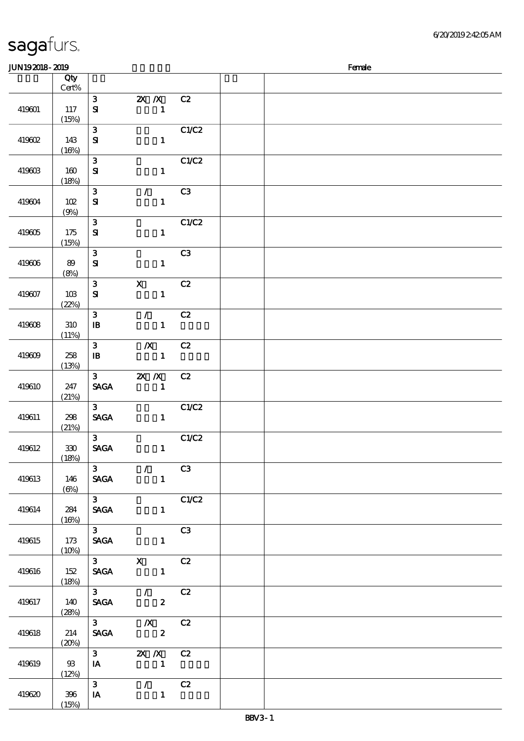sagafurs.

JUN19 2018 - 2019 Female

| | Qty Cert% | | | | | |
|---|---|---|---|---|---|---|
| 419601 | 117 (15%) | 3 SI | 2X /X 1 | C2 | | |
| 419602 | 143 (16%) | 3 SI | 1 | C1/C2 | | |
| 419603 | 160 (18%) | 3 SI | 1 | C1/C2 | | |
| 419604 | 102 (9%) | 3 SI | / 1 | C3 | | |
| 419605 | 175 (15%) | 3 SI | 1 | C1/C2 | | |
| 419606 | 89 (8%) | 3 SI | 1 | C3 | | |
| 419607 | 103 (22%) | 3 SI | X 1 | C2 | | |
| 419608 | 310 (11%) | 3 IB | / 1 | C2 | | |
| 419609 | 258 (13%) | 3 IB | /X 1 | C2 | | |
| 419610 | 247 (21%) | 3 SAGA | 2X /X 1 | C2 | | |
| 419611 | 298 (21%) | 3 SAGA | 1 | C1/C2 | | |
| 419612 | 330 (18%) | 3 SAGA | 1 | C1/C2 | | |
| 419613 | 146 (6%) | 3 SAGA | / 1 | C3 | | |
| 419614 | 284 (16%) | 3 SAGA | 1 | C1/C2 | | |
| 419615 | 173 (10%) | 3 SAGA | 1 | C3 | | |
| 419616 | 152 (18%) | 3 SAGA | X 1 | C2 | | |
| 419617 | 140 (28%) | 3 SAGA | / 2 | C2 | | |
| 419618 | 214 (20%) | 3 SAGA | /X 2 | C2 | | |
| 419619 | 93 (12%) | 3 IA | 2X /X 1 | C2 | | |
| 419620 | 396 (15%) | 3 IA | / 1 | C2 | | |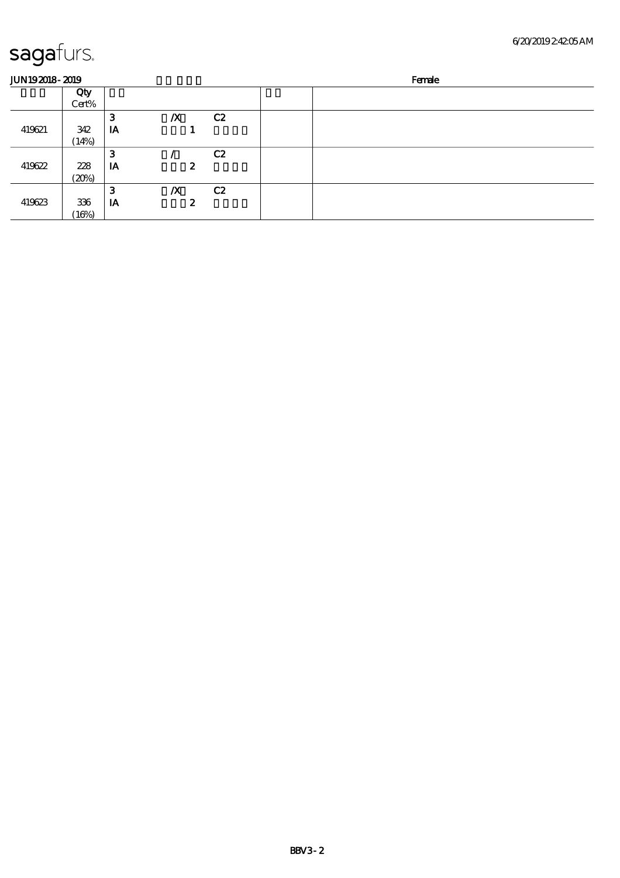sagafurs.

JUN19 2018 - 2019 Female

| | Qty Cert% | | | | | |
|---|---|---|---|---|---|---|
| 419621 | 342 (14%) | 3 IA | /X 1 | C2 | | |
| 419622 | 228 (20%) | 3 IA | / 2 | C2 | | |
| 419623 | 336 (16%) | 3 IA | /X 2 | C2 | | |

BBV3-2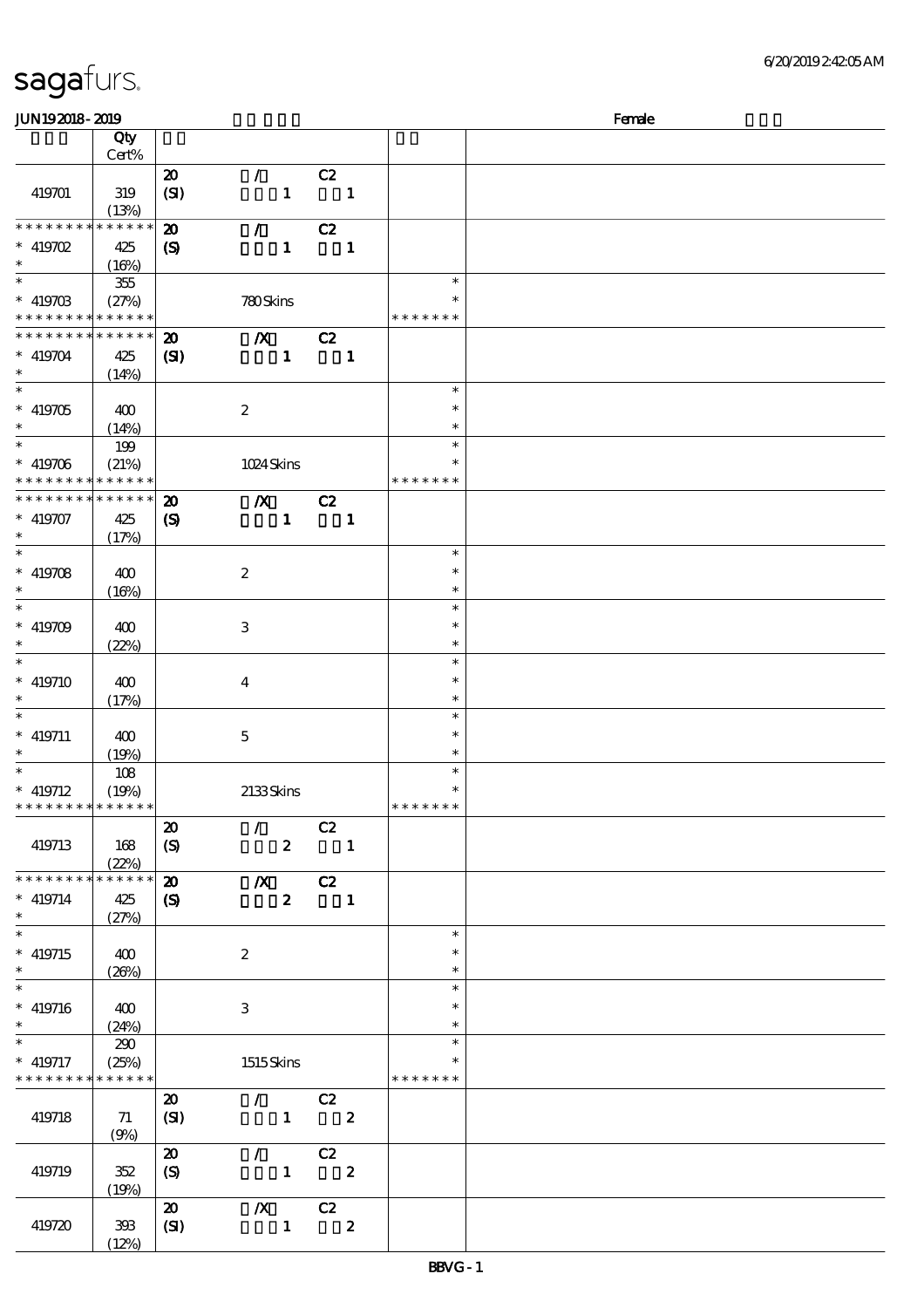# sagafurs.

JUN19 2018 - 2019 Female

| | Qty Cert% | | |
|---|---|---|---|
| 419701 | 319 (13%) | 20 / C2 (SI) 1 1 | |
| * * * * * * * * * * * * * * 419702 * | 425 (16%) | 20 / C2 (S) 1 1 | |
| * * 419703 * * * * * * * * * * * * * | 355 (27%) | 780 Skins | * * * * * * * * * |
| * * * * * * * * * * * * * * 419704 * | 425 (14%) | 20 /X C2 (SI) 1 1 | |
| * * 419705 * | 400 (14%) | 2 | * * * |
| * * 419706 * * * * * * * * * * * * * | 199 (21%) | 1024 Skins | * * * * * * * * * |
| * * * * * * * * * * * * * * 419707 * | 425 (17%) | 20 /X C2 (S) 1 1 | |
| * * 419708 * | 400 (16%) | 2 | * * * |
| * * 419709 * | 400 (22%) | 3 | * * * |
| * * 419710 * | 400 (17%) | 4 | * * * |
| * * 419711 * | 400 (19%) | 5 | * * * |
| * * 419712 * * * * * * * * * * * * * | 108 (19%) | 2133 Skins | * * * * * * * * * |
| 419713 | 168 (22%) | 20 / C2 (S) 2 1 | |
| * * * * * * * * * * * * * * 419714 * | 425 (27%) | 20 /X C2 (S) 2 1 | |
| * * 419715 * | 400 (26%) | 2 | * * * |
| * * 419716 * | 400 (24%) | 3 | * * * |
| * * 419717 * * * * * * * * * * * * * | 290 (25%) | 1515 Skins | * * * * * * * * * |
| 419718 | 71 (9%) | 20 / C2 (SI) 1 2 | |
| 419719 | 352 (19%) | 20 / C2 (S) 1 2 | |
| 419720 | 393 (12%) | 20 /X C2 (SI) 1 2 | |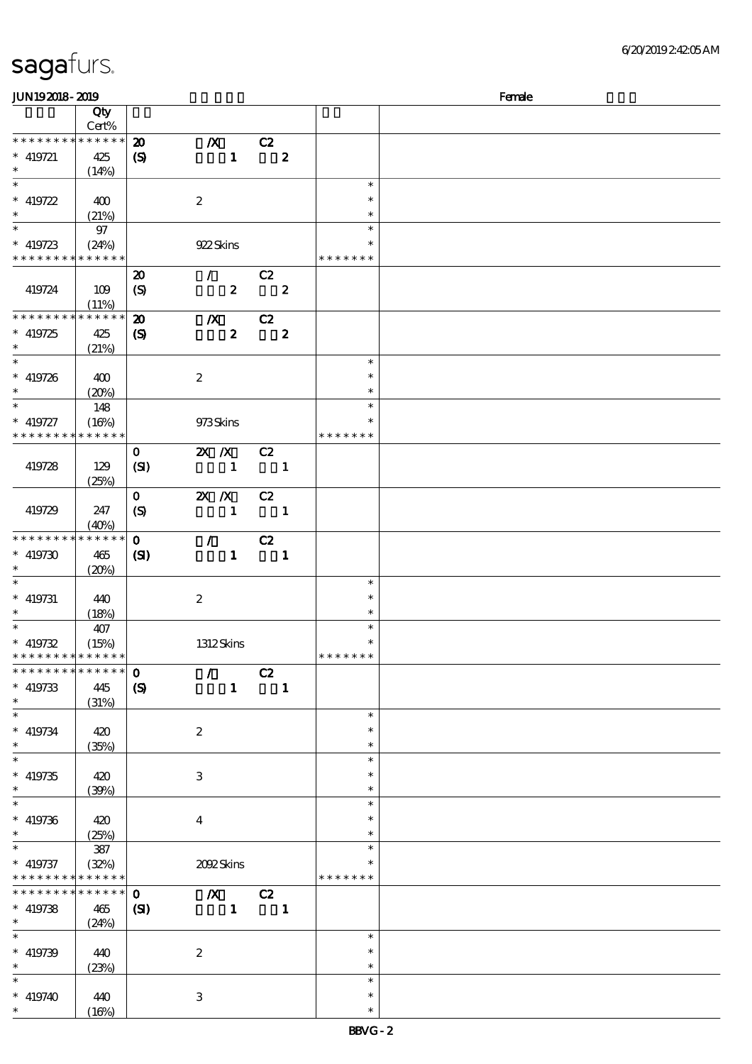# sagafurs.

JUN19 2018 - 2019 Female

| | Qty Cert% | | | |
|---|---|---|---|---|
| * * * * * * * * * * * * * * | 20 | /X C2 | | |
| * 419721 | 425 | (S) 1 2 | | |
| * | (14%) | | | |
| * | | | * | |
| * 419722 | 400 | 2 | * | |
| * | (21%) | | * | |
| * | 97 | | * | |
| * 419723 | (24%) | 922 Skins | * | |
| * * * * * * * * * * * * * * | | | * * * * * * * | |
| | | 20 / C2 | | |
| 419724 | 109 | (S) 2 2 | | |
| | (11%) | | | |
| * * * * * * * * * * * * * * | | 20 /X C2 | | |
| * 419725 | 425 | (S) 2 2 | | |
| * | (21%) | | | |
| * | | | * | |
| * 419726 | 400 | 2 | * | |
| * | (20%) | | * | |
| * | 148 | | * | |
| * 419727 | (16%) | 973 Skins | * | |
| * * * * * * * * * * * * * * | | | * * * * * * * | |
| | | 0 2X /X C2 | | |
| 419728 | 129 | (SI) 1 1 | | |
| | (25%) | | | |
| | | 0 2X /X C2 | | |
| 419729 | 247 | (S) 1 1 | | |
| | (40%) | | | |
| * * * * * * * * * * * * * * | | 0 / C2 | | |
| * 419730 | 465 | (SI) 1 1 | | |
| * | (20%) | | | |
| * | | | * | |
| * 419731 | 440 | 2 | * | |
| * | (18%) | | * | |
| * | 407 | | * | |
| * 419732 | (15%) | 1312 Skins | * | |
| * * * * * * * * * * * * * * | | | * * * * * * * | |
| * * * * * * * * * * * * * * | | 0 / C2 | | |
| * 419733 | 445 | (S) 1 1 | | |
| * | (31%) | | | |
| * | | | * | |
| * 419734 | 420 | 2 | * | |
| * | (35%) | | * | |
| * | | | * | |
| * 419735 | 420 | 3 | * | |
| * | (39%) | | * | |
| * | | | * | |
| * 419736 | 420 | 4 | * | |
| * | (25%) | | * | |
| * | 387 | | * | |
| * 419737 | (32%) | 2092 Skins | * | |
| * * * * * * * * * * * * * * | | | * * * * * * * | |
| * * * * * * * * * * * * * * | | 0 /X C2 | | |
| * 419738 | 465 | (SI) 1 1 | | |
| * | (24%) | | | |
| * | | | * | |
| * 419739 | 440 | 2 | * | |
| * | (23%) | | * | |
| * | | | * | |
| * 419740 | 440 | 3 | * | |
| * | (16%) | | * | |

BBVG - 2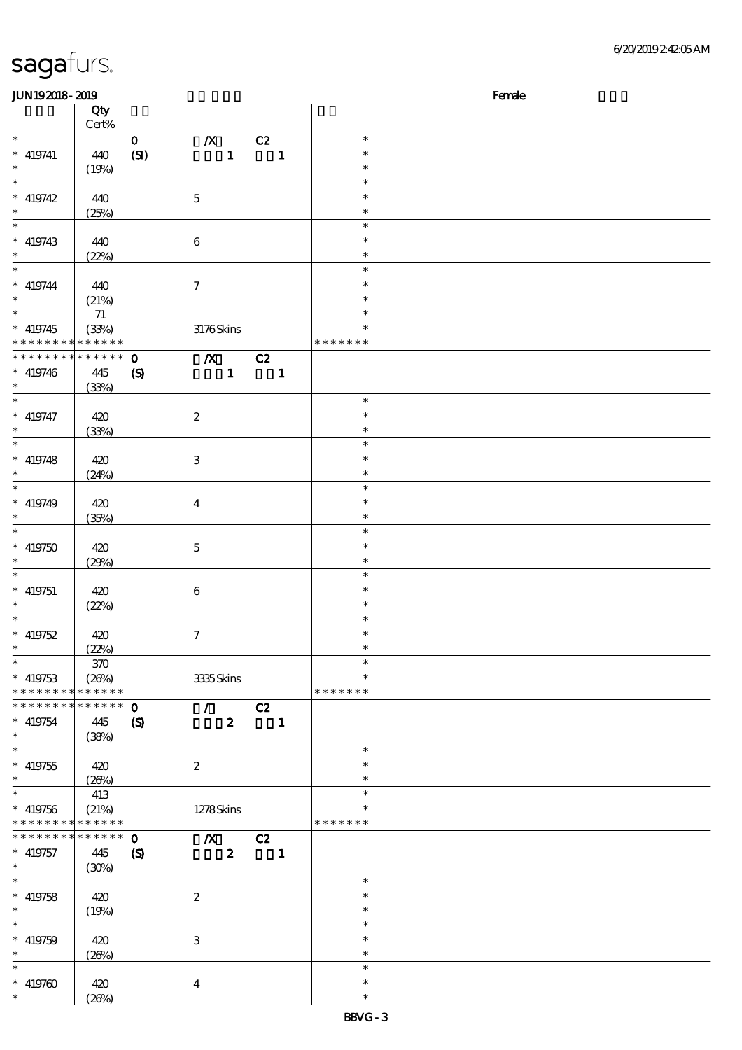sagafurs.

JUN19 2018 - 2019 Female

| | Qty Cert% | | |
|---|---|---|---|
| * | | 0 /X C2 | * |
| * 419741 | 440 | (SI) 1 1 | * |
| * | (19%) | | * |
| * | | | * |
| * 419742 | 440 | 5 | * |
| * | (25%) | | * |
| * | | | * |
| * 419743 | 440 | 6 | * |
| * | (22%) | | * |
| * | | | * |
| * 419744 | 440 | 7 | * |
| * | (21%) | | * |
| * | 71 | | * |
| * 419745 | (33%) | 3176 Skins | * |
| * * * * * * * * * * * * * * | | | * * * * * * * |
| * * * * * * * * * * * * * * | | 0 /X C2 | |
| * 419746 | 445 | (S) 1 1 | |
| * | (33%) | | |
| * | | | * |
| * 419747 | 420 | 2 | * |
| * | (33%) | | * |
| * | | | * |
| * 419748 | 420 | 3 | * |
| * | (24%) | | * |
| * | | | * |
| * 419749 | 420 | 4 | * |
| * | (35%) | | * |
| * | | | * |
| * 419750 | 420 | 5 | * |
| * | (29%) | | * |
| * | | | * |
| * 419751 | 420 | 6 | * |
| * | (22%) | | * |
| * | | | * |
| * 419752 | 420 | 7 | * |
| * | (22%) | | * |
| * | 370 | | * |
| * 419753 | (26%) | 3335 Skins | * |
| * * * * * * * * * * * * * * | | | * * * * * * * |
| * * * * * * * * * * * * * * | | 0 / C2 | |
| * 419754 | 445 | (S) 2 1 | |
| * | (38%) | | |
| * | | | * |
| * 419755 | 420 | 2 | * |
| * | (26%) | | * |
| * | 413 | | * |
| * 419756 | (21%) | 1278 Skins | * |
| * * * * * * * * * * * * * * | | | * * * * * * * |
| * * * * * * * * * * * * * * | | 0 /X C2 | |
| * 419757 | 445 | (S) 2 1 | |
| * | (30%) | | |
| * | | | * |
| * 419758 | 420 | 2 | * |
| * | (19%) | | * |
| * | | | * |
| * 419759 | 420 | 3 | * |
| * | (26%) | | * |
| * | | | * |
| * 419760 | 420 | 4 | * |
| * | (26%) | | * |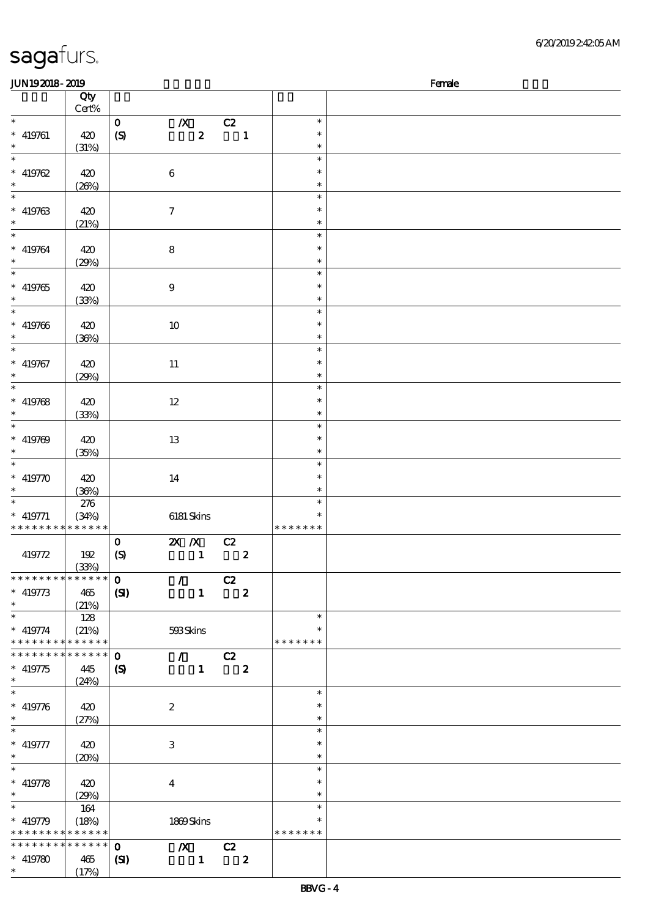| | Qty Cert% | | | | | |
|---|---|---|---|---|---|---|
| * | | 0 | /X | C2 | * | |
| * 419761 | 420 | (S) | 2 | 1 | * | |
| * | (31%) | | | | * | |
| * | | | | | * | |
| * 419762 | 420 | | 6 | | * | |
| * | (26%) | | | | * | |
| * | | | | | * | |
| * 419763 | 420 | | 7 | | * | |
| * | (21%) | | | | * | |
| * | | | | | * | |
| * 419764 | 420 | | 8 | | * | |
| * | (29%) | | | | * | |
| * | | | | | * | |
| * 419765 | 420 | | 9 | | * | |
| * | (33%) | | | | * | |
| * | | | | | * | |
| * 419766 | 420 | | 10 | | * | |
| * | (36%) | | | | * | |
| * | | | | | * | |
| * 419767 | 420 | | 11 | | * | |
| * | (29%) | | | | * | |
| * | | | | | * | |
| * 419768 | 420 | | 12 | | * | |
| * | (33%) | | | | * | |
| * | | | | | * | |
| * 419769 | 420 | | 13 | | * | |
| * | (35%) | | | | * | |
| * | | | | | * | |
| * 419770 | 420 | | 14 | | * | |
| * | (36%) | | | | * | |
| * | 276 | | | | * | |
| * 419771 | (34%) | | 6181 Skins | | * | |
| * * * * * * * * * * * * * * | | | | | * * * * * * * | |
| | | 0 | 2X /X | C2 | | |
| 419772 | 192 | (S) | 1 | 2 | | |
| | (33%) | | | | | |
| * * * * * * * * * * * * * * | | 0 | / | C2 | | |
| * 419773 | 465 | (SI) | 1 | 2 | | |
| * | (21%) | | | | | |
| * | 128 | | | | * | |
| * 419774 | (21%) | | 593 Skins | | * | |
| * * * * * * * * * * * * * * | | | | | * * * * * * * | |
| * * * * * * * * * * * * * * | | 0 | / | C2 | | |
| * 419775 | 445 | (S) | 1 | 2 | | |
| * | (24%) | | | | | |
| * | | | | | * | |
| * 419776 | 420 | | 2 | | * | |
| * | (27%) | | | | * | |
| * | | | | | * | |
| * 419777 | 420 | | 3 | | * | |
| * | (20%) | | | | * | |
| * | | | | | * | |
| * 419778 | 420 | | 4 | | * | |
| * | (29%) | | | | * | |
| * | 164 | | | | * | |
| * 419779 | (18%) | | 1869 Skins | | * | |
| * * * * * * * * * * * * * * | | | | | * * * * * * * | |
| * * * * * * * * * * * * * * | | 0 | /X | C2 | | |
| * 419780 | 465 | (SI) | 1 | 2 | | |
| * | (17%) | | | | | |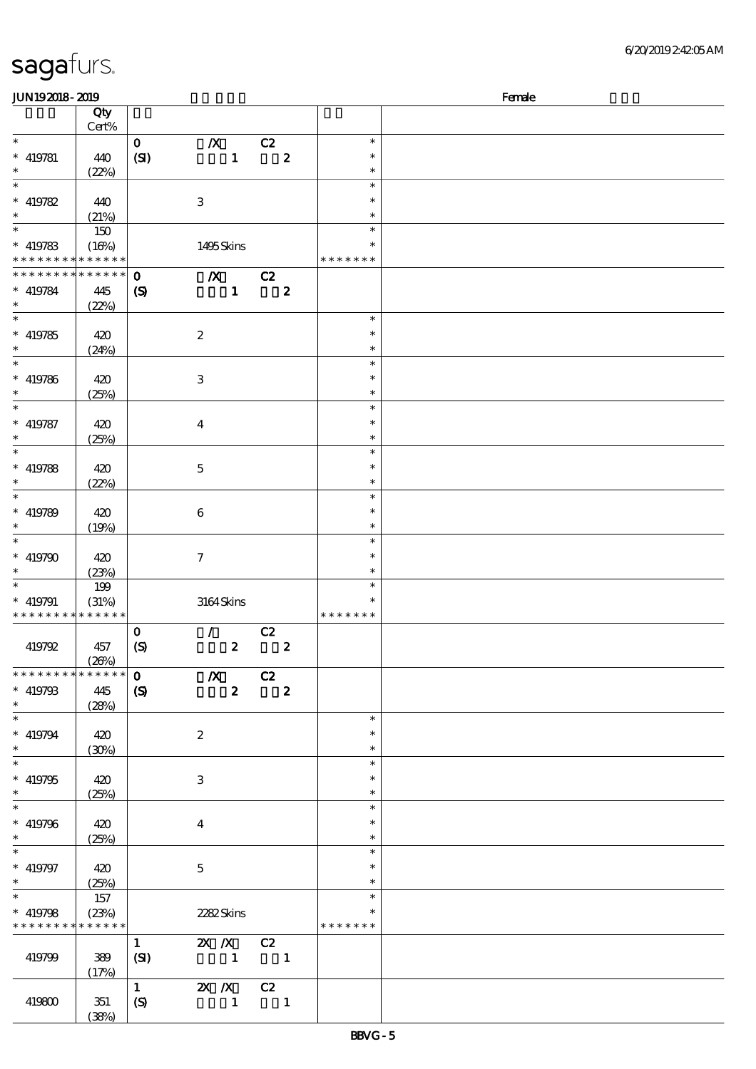| | Qty<br>Cert% | | | | | |
|---|---|---|---|---|---|---|
| * | | 0 | /X | C2 | * | |
| * 419781 | 440 | (SI) | 1 | 2 | * | |
| * | (22%) | | | | * | |
| * | | | | | * | |
| * 419782 | 440 | | 3 | | * | |
| * | (21%) | | | | * | |
| * | 150 | | | | * | |
| * 419783 | (16%) | | 1495 Skins | | * | |
| * * * * * * * * * * * * * * | | | | | * * * * * * * | |
| * * * * * * * * * * * * * * | | 0 | /X | C2 | | |
| * 419784 | 445 | (S) | 1 | 2 | | |
| * | (22%) | | | | | |
| * | | | | | * | |
| * 419785 | 420 | | 2 | | * | |
| * | (24%) | | | | * | |
| * | | | | | * | |
| * 419786 | 420 | | 3 | | * | |
| * | (25%) | | | | * | |
| * | | | | | * | |
| * 419787 | 420 | | 4 | | * | |
| * | (25%) | | | | * | |
| * | | | | | * | |
| * 419788 | 420 | | 5 | | * | |
| * | (22%) | | | | * | |
| * | | | | | * | |
| * 419789 | 420 | | 6 | | * | |
| * | (19%) | | | | * | |
| * | | | | | * | |
| * 419790 | 420 | | 7 | | * | |
| * | (23%) | | | | * | |
| * | 199 | | | | * | |
| * 419791 | (31%) | | 3164 Skins | | * | |
| * * * * * * * * * * * * * * | | | | | * * * * * * * | |
| | | 0 | / | C2 | | |
| 419792 | 457 | (S) | 2 | 2 | | |
| | (26%) | | | | | |
| * * * * * * * * * * * * * * | | 0 | /X | C2 | | |
| * 419793 | 445 | (S) | 2 | 2 | | |
| * | (28%) | | | | | |
| * | | | | | * | |
| * 419794 | 420 | | 2 | | * | |
| * | (30%) | | | | * | |
| * | | | | | * | |
| * 419795 | 420 | | 3 | | * | |
| * | (25%) | | | | * | |
| * | | | | | * | |
| * 419796 | 420 | | 4 | | * | |
| * | (25%) | | | | * | |
| * | | | | | * | |
| * 419797 | 420 | | 5 | | * | |
| * | (25%) | | | | * | |
| * | 157 | | | | * | |
| * 419798 | (23%) | | 2282 Skins | | * | |
| * * * * * * * * * * * * * * | | | | | * * * * * * * | |
| | | 1 | 2X /X | C2 | | |
| 419799 | 389 | (SI) | 1 | 1 | | |
| | (17%) | | | | | |
| | | 1 | 2X /X | C2 | | |
| 419800 | 351 | (S) | 1 | 1 | | |
| | (38%) | | | | | |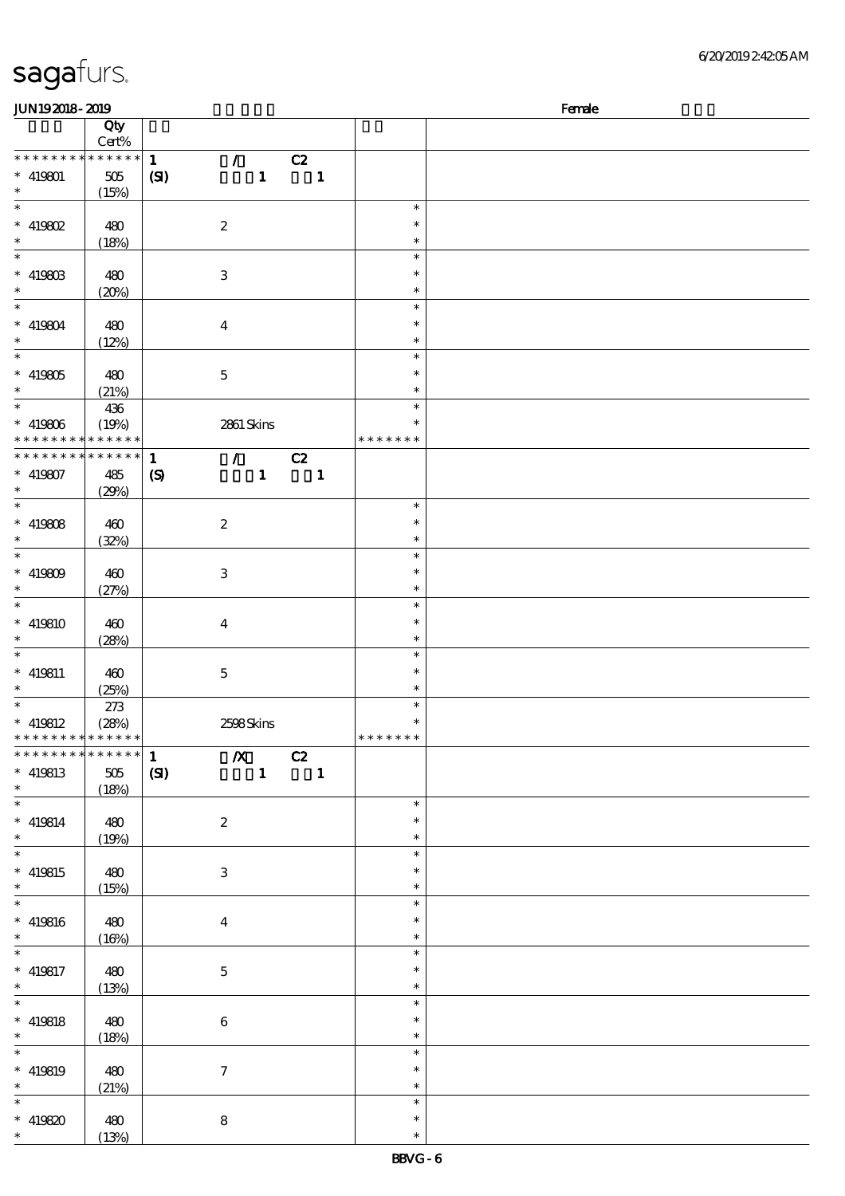| | Qty Cert% | | |
|---|---|---|---|
| * * * * * * * * * * * * * * | 1 / C2 | | |
| * 419801 | 505 | (SI) 1 1 | |
| * | (15%) | | |
| * | | | * |
| * 419802 | 480 | 2 | * |
| * | (18%) | | * |
| * | | | * |
| * 419803 | 480 | 3 | * |
| * | (20%) | | * |
| * | | | * |
| * 419804 | 480 | 4 | * |
| * | (12%) | | * |
| * | | | * |
| * 419805 | 480 | 5 | * |
| * | (21%) | | * |
| * | 436 | | * |
| * 419806 | (19%) | 2861 Skins | * |
| * * * * * * * * * * * * * * | | | * * * * * * * |
| * * * * * * * * * * * * * * | 1 / C2 | | |
| * 419807 | 485 | (S) 1 1 | |
| * | (29%) | | |
| * | | | * |
| * 419808 | 460 | 2 | * |
| * | (32%) | | * |
| * | | | * |
| * 419809 | 460 | 3 | * |
| * | (27%) | | * |
| * | | | * |
| * 419810 | 460 | 4 | * |
| * | (28%) | | * |
| * | | | * |
| * 419811 | 460 | 5 | * |
| * | (25%) | | * |
| * | 273 | | * |
| * 419812 | (28%) | 2598 Skins | * |
| * * * * * * * * * * * * * * | | | * * * * * * * |
| * * * * * * * * * * * * * * | 1 /X C2 | | |
| * 419813 | 505 | (SI) 1 1 | |
| * | (18%) | | |
| * | | | * |
| * 419814 | 480 | 2 | * |
| * | (19%) | | * |
| * | | | * |
| * 419815 | 480 | 3 | * |
| * | (15%) | | * |
| * | | | * |
| * 419816 | 480 | 4 | * |
| * | (16%) | | * |
| * | | | * |
| * 419817 | 480 | 5 | * |
| * | (13%) | | * |
| * | | | * |
| * 419818 | 480 | 6 | * |
| * | (18%) | | * |
| * | | | * |
| * 419819 | 480 | 7 | * |
| * | (21%) | | * |
| * | | | * |
| * 419820 | 480 | 8 | * |
| * | (13%) | | * |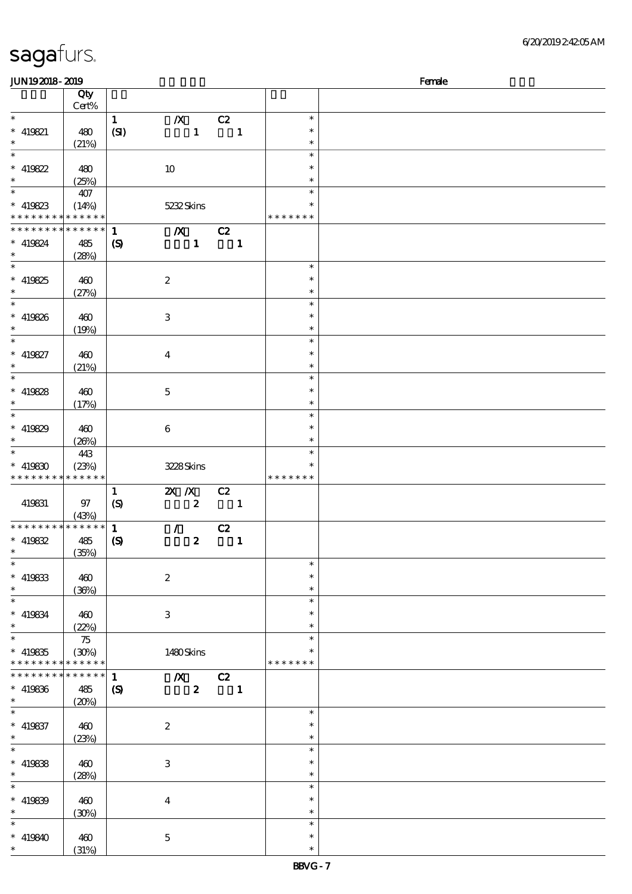| | Qty Cert% | | | |
|---|---|---|---|---|
| * | | 1 /X C2 | * | |
| * 419821 | 480 | (SI) 1 1 | * | |
| * | (21%) | | * | |
| * | | | * | |
| * 419822 | 480 | 10 | * | |
| * | (25%) | | * | |
| * | 407 | | * | |
| * 419823 | (14%) | 5232 Skins | * | |
| * * * * * * * * * * * * * * | | | * * * * * * * | |
| * * * * * * * * * * * * * * | | 1 /X C2 | | |
| * 419824 | 485 | (S) 1 1 | | |
| * | (28%) | | | |
| * | | | * | |
| * 419825 | 460 | 2 | * | |
| * | (27%) | | * | |
| * | | | * | |
| * 419826 | 460 | 3 | * | |
| * | (19%) | | * | |
| * | | | * | |
| * 419827 | 460 | 4 | * | |
| * | (21%) | | * | |
| * | | | * | |
| * 419828 | 460 | 5 | * | |
| * | (17%) | | * | |
| * | | | * | |
| * 419829 | 460 | 6 | * | |
| * | (26%) | | * | |
| * | 443 | | * | |
| * 419830 | (23%) | 3228 Skins | * | |
| * * * * * * * * * * * * * * | | | * * * * * * * | |
| | | 1 2X /X C2 | | |
| 419831 | 97 | (S) 2 1 | | |
| | (43%) | | | |
| * * * * * * * * * * * * * * | | 1 / C2 | | |
| * 419832 | 485 | (S) 2 1 | | |
| * | (35%) | | | |
| * | | | * | |
| * 419833 | 460 | 2 | * | |
| * | (36%) | | * | |
| * | | | * | |
| * 419834 | 460 | 3 | * | |
| * | (22%) | | * | |
| * | 75 | | * | |
| * 419835 | (30%) | 1480 Skins | * | |
| * * * * * * * * * * * * * * | | | * * * * * * * | |
| * * * * * * * * * * * * * * | | 1 /X C2 | | |
| * 419836 | 485 | (S) 2 1 | | |
| * | (20%) | | | |
| * | | | * | |
| * 419837 | 460 | 2 | * | |
| * | (23%) | | * | |
| * | | | * | |
| * 419838 | 460 | 3 | * | |
| * | (28%) | | * | |
| * | | | * | |
| * 419839 | 460 | 4 | * | |
| * | (30%) | | * | |
| * | | | * | |
| * 419840 | 460 | 5 | * | |
| * | (31%) | | * | |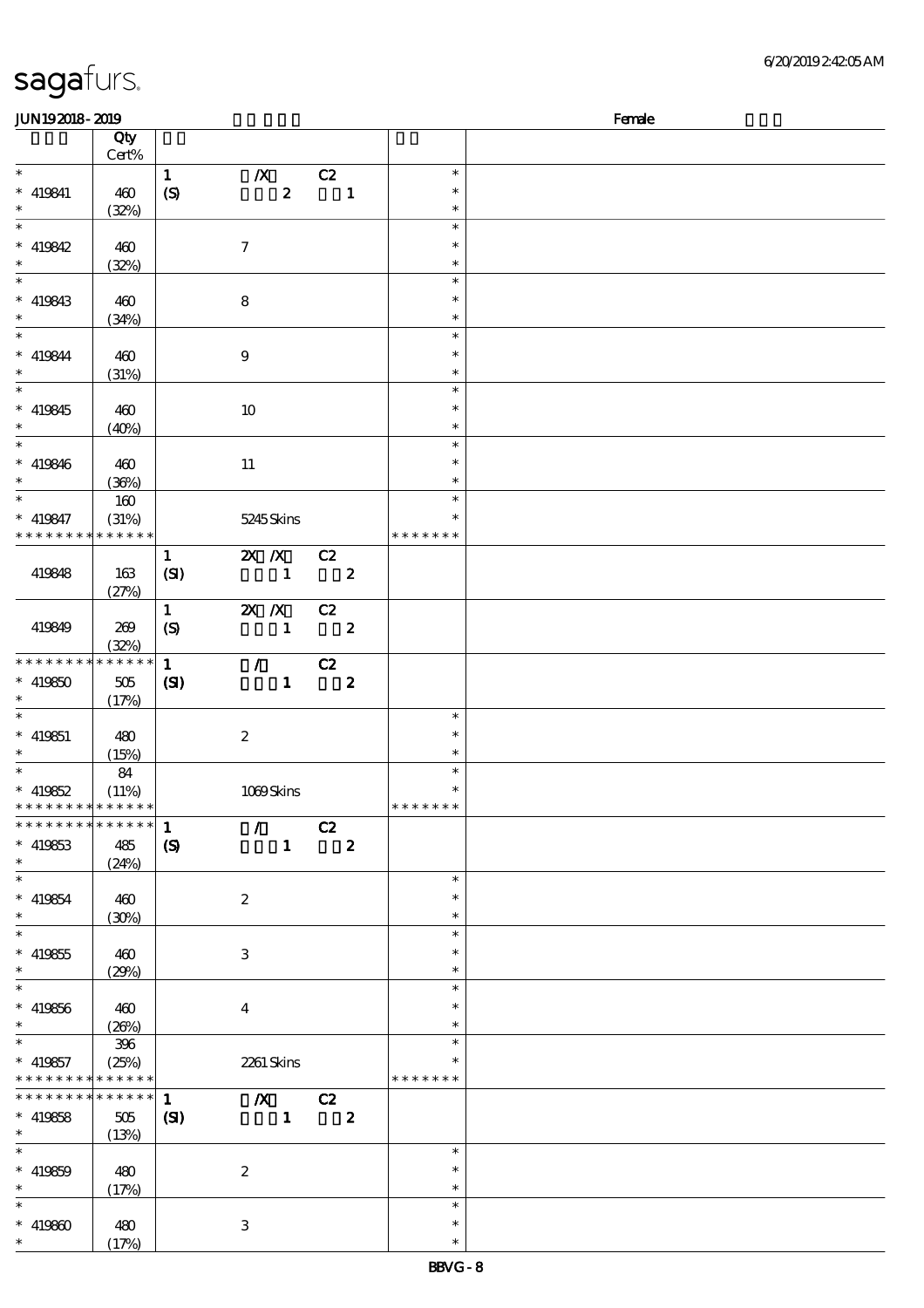| | Qty Cert% | | | |
|---|---|---|---|---|
| * | | 1 /X C2 | * | |
| * 419841 | 460 | (S) 2 1 | * | |
| * | (32%) | | * | |
| * | | | * | |
| * 419842 | 460 | 7 | * | |
| * | (32%) | | * | |
| * | | | * | |
| * 419843 | 460 | 8 | * | |
| * | (34%) | | * | |
| * | | | * | |
| * 419844 | 460 | 9 | * | |
| * | (31%) | | * | |
| * | | | * | |
| * 419845 | 460 | 10 | * | |
| * | (40%) | | * | |
| * | | | * | |
| * 419846 | 460 | 11 | * | |
| * | (36%) | | * | |
| * | 160 | | * | |
| * 419847 | (31%) | 5245 Skins | * | |
| * * * * * * * * * * * * * * | | | * * * * * * * | |
| | | 1 2X /X C2 | | |
| 419848 | 163 (27%) | (SI) 1 2 | | |
| | | 1 2X /X C2 | | |
| 419849 | 269 (32%) | (S) 1 2 | | |
| * * * * * * * * * * * * * * | | 1 / C2 | | |
| * 419850 | 505 | (SI) 1 2 | | |
| * | (17%) | | | |
| * | | | * | |
| * 419851 | 480 | 2 | * | |
| * | (15%) | | * | |
| * | 84 | | * | |
| * 419852 | (11%) | 1069 Skins | * | |
| * * * * * * * * * * * * * * | | | * * * * * * * | |
| * * * * * * * * * * * * * * | | 1 / C2 | | |
| * 419853 | 485 | (S) 1 2 | | |
| * | (24%) | | | |
| * | | | * | |
| * 419854 | 460 | 2 | * | |
| * | (30%) | | * | |
| * | | | * | |
| * 419855 | 460 | 3 | * | |
| * | (29%) | | * | |
| * | | | * | |
| * 419856 | 460 | 4 | * | |
| * | (26%) | | * | |
| * | 396 | | * | |
| * 419857 | (25%) | 2261 Skins | * | |
| * * * * * * * * * * * * * * | | | * * * * * * * | |
| * * * * * * * * * * * * * * | | 1 /X C2 | | |
| * 419858 | 505 | (SI) 1 2 | | |
| * | (13%) | | | |
| * | | | * | |
| * 419859 | 480 | 2 | * | |
| * | (17%) | | * | |
| * | | | * | |
| * 419860 | 480 | 3 | * | |
| * | (17%) | | * | |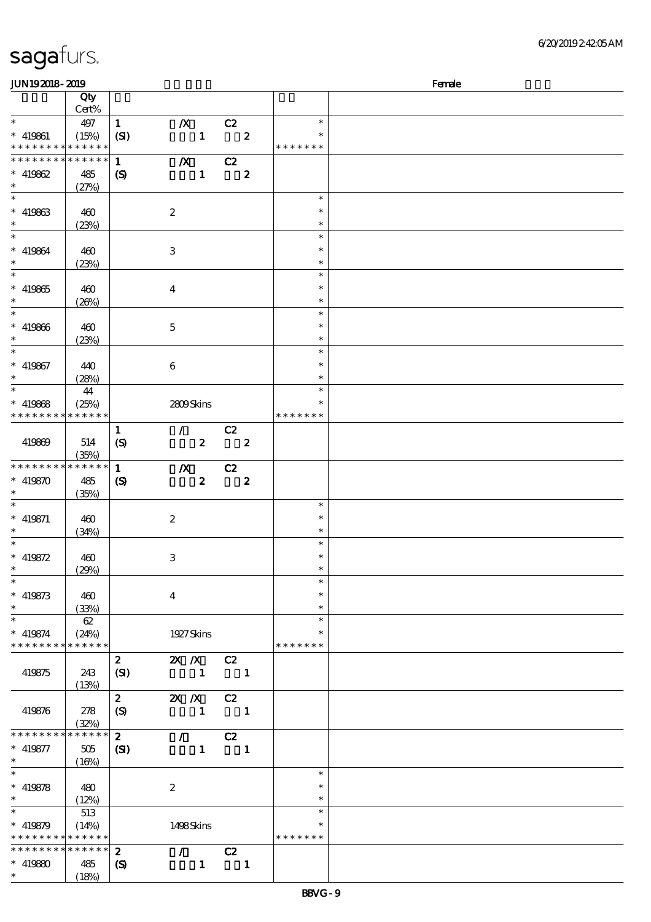JUN19 2018 - 2019 Female

| | Qty Cert% | | | | |
|---|---|---|---|---|---|
| * <br> * 419861 <br> * * * * * * * * * * * * * | 497 <br> (15%) | 1 <br> (SI) | /X <br> 1 | C2 <br> 2 | * <br> * <br> * * * * * * * |
| * * * * * * * * * * * * * <br> * 419862 <br> * | 485 <br> (27%) | 1 <br> (S) | /X <br> 1 | C2 <br> 2 | |
| * <br> * 419863 <br> * | 460 <br> (23%) | | 2 | | * <br> * <br> * |
| * <br> * 419864 <br> * | 460 <br> (23%) | | 3 | | * <br> * <br> * |
| * <br> * 419865 <br> * | 460 <br> (26%) | | 4 | | * <br> * <br> * |
| * <br> * 419866 <br> * | 460 <br> (23%) | | 5 | | * <br> * <br> * |
| * <br> * 419867 <br> * | 440 <br> (28%) | | 6 | | * <br> * <br> * |
| * <br> * 419868 <br> * * * * * * * * * * * * * | 44 <br> (25%) | | 2809 Skins | | * <br> * <br> * * * * * * * |
| 419869 | 514 <br> (35%) | 1 <br> (S) | / <br> 2 | C2 <br> 2 | |
| * * * * * * * * * * * * * <br> * 419870 <br> * | 485 <br> (35%) | 1 <br> (S) | /X <br> 2 | C2 <br> 2 | |
| * <br> * 419871 <br> * | 460 <br> (34%) | | 2 | | * <br> * <br> * |
| * <br> * 419872 <br> * | 460 <br> (29%) | | 3 | | * <br> * <br> * |
| * <br> * 419873 <br> * | 460 <br> (33%) | | 4 | | * <br> * <br> * |
| * <br> * 419874 <br> * * * * * * * * * * * * * | 62 <br> (24%) | | 1927 Skins | | * <br> * <br> * * * * * * * |
| 419875 | 243 <br> (13%) | 2 <br> (SI) | 2X /X <br> 1 | C2 <br> 1 | |
| 419876 | 278 <br> (32%) | 2 <br> (S) | 2X /X <br> 1 | C2 <br> 1 | |
| * * * * * * * * * * * * * <br> * 419877 <br> * | 505 <br> (16%) | 2 <br> (SI) | / <br> 1 | C2 <br> 1 | |
| * <br> * 419878 <br> * | 480 <br> (12%) | | 2 | | * <br> * <br> * |
| * <br> * 419879 <br> * * * * * * * * * * * * * | 513 <br> (14%) | | 1498 Skins | | * <br> * <br> * * * * * * * |
| * * * * * * * * * * * * * <br> * 419880 <br> * | 485 <br> (18%) | 2 <br> (S) | / <br> 1 | C2 <br> 1 | |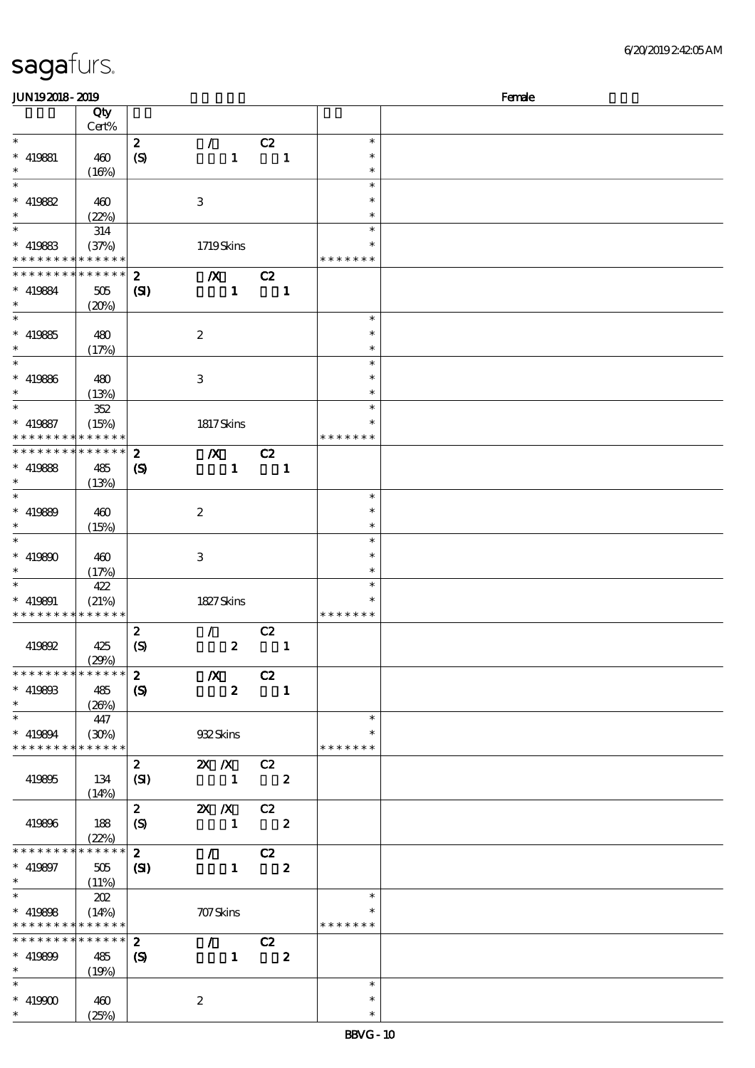| | Qty Cert% | | | |
|---|---|---|---|---|
| * | | 2 / C2 | * | |
| * 419881 | 460 | (S) 1 1 | * | |
| * | (16%) | | * | |
| * | | | * | |
| * 419882 | 460 | 3 | * | |
| * | (22%) | | * | |
| * | 314 | | * | |
| * 419883 | (37%) | 1719 Skins | * | |
| * * * * * * * * * * * * * * | | | * * * * * * * | |
| * * * * * * * * * * * * * * | | 2 /X C2 | | |
| * 419884 | 505 | (SI) 1 1 | | |
| * | (20%) | | | |
| * | | | * | |
| * 419885 | 480 | 2 | * | |
| * | (17%) | | * | |
| * | | | * | |
| * 419886 | 480 | 3 | * | |
| * | (13%) | | * | |
| * | 352 | | * | |
| * 419887 | (15%) | 1817 Skins | * | |
| * * * * * * * * * * * * * * | | | * * * * * * * | |
| * * * * * * * * * * * * * * | | 2 /X C2 | | |
| * 419888 | 485 | (S) 1 1 | | |
| * | (13%) | | | |
| * | | | * | |
| * 419889 | 460 | 2 | * | |
| * | (15%) | | * | |
| * | | | * | |
| * 419890 | 460 | 3 | * | |
| * | (17%) | | * | |
| * | 422 | | * | |
| * 419891 | (21%) | 1827 Skins | * | |
| * * * * * * * * * * * * * * | | | * * * * * * * | |
| | | 2 / C2 | | |
| 419892 | 425 | (S) 2 1 | | |
| | (29%) | | | |
| * * * * * * * * * * * * * * | | 2 /X C2 | | |
| * 419893 | 485 | (S) 2 1 | | |
| * | (26%) | | | |
| * | 447 | | * | |
| * 419894 | (30%) | 932 Skins | * | |
| * * * * * * * * * * * * * * | | | * * * * * * * | |
| | | 2 2X /X C2 | | |
| 419895 | 134 | (SI) 1 2 | | |
| | (14%) | | | |
| | | 2 2X /X C2 | | |
| 419896 | 188 | (S) 1 2 | | |
| | (22%) | | | |
| * * * * * * * * * * * * * * | | 2 / C2 | | |
| * 419897 | 505 | (SI) 1 2 | | |
| * | (11%) | | | |
| * | 202 | | * | |
| * 419898 | (14%) | 707 Skins | * | |
| * * * * * * * * * * * * * * | | | * * * * * * * | |
| * * * * * * * * * * * * * * | | 2 / C2 | | |
| * 419899 | 485 | (S) 1 2 | | |
| * | (19%) | | | |
| * | | | * | |
| * 419900 | 460 | 2 | * | |
| * | (25%) | | * | |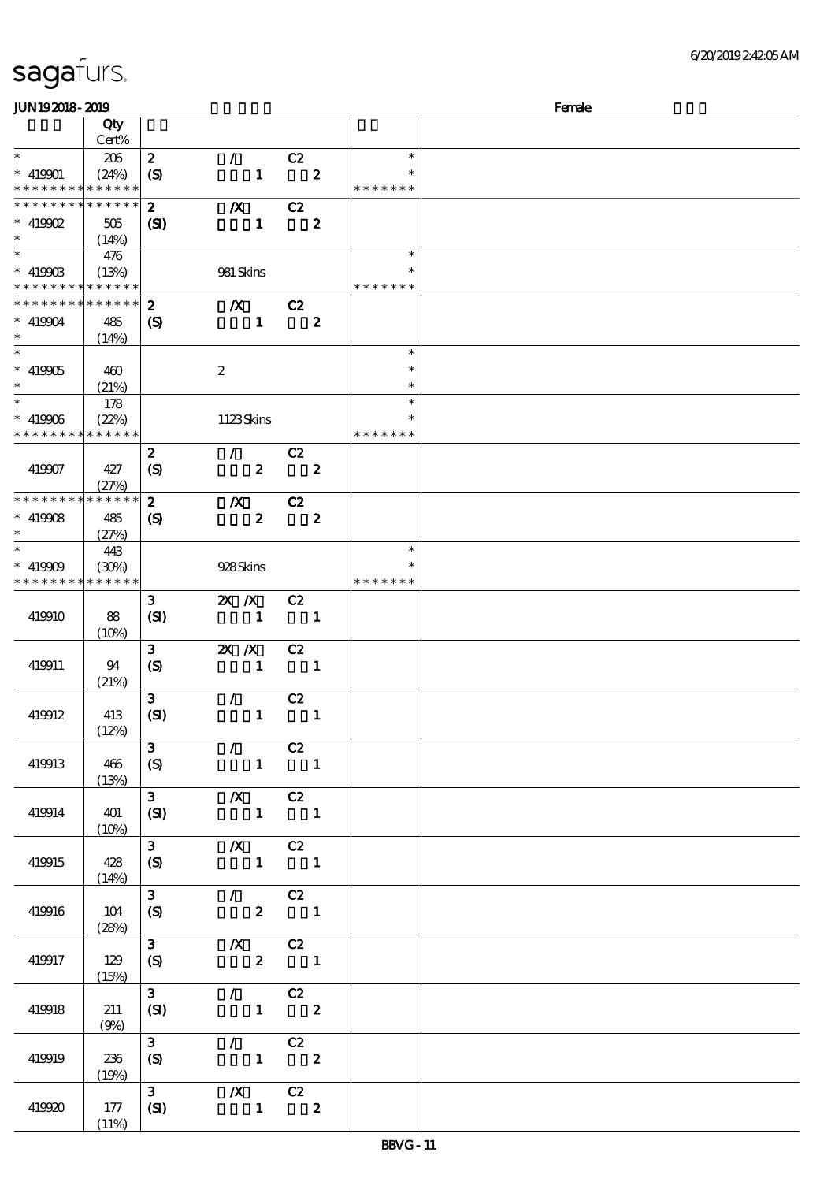sagafurs.

6/20/2019 2:42:05 AM

JUN19 2018 - 2019 Female

| | Qty Cert% | | | |
|---|---|---|---|---|
| * * 419901 * * * * * * * * * * * * * * | 206 (24%) | 2 (S) / 1 C2 2 | * * * * * * * * * |
| * * * * * * * * * * * * * * * 419902 * | 505 (14%) | 2 (SI) /X 1 C2 2 | |
| * * 419903 * * * * * * * * * * * * * * | 476 (13%) | 981 Skins | * * * * * * * * * |
| * * * * * * * * * * * * * * * 419904 * | 485 (14%) | 2 (S) /X 1 C2 2 | |
| * * 419905 * | 460 (21%) | 2 | * * * |
| * * 419906 * * * * * * * * * * * * * * | 178 (22%) | 1123 Skins | * * * * * * * * * |
| 419907 | 427 (27%) | 2 (S) / 2 C2 2 | |
| * * * * * * * * * * * * * * * 419908 * | 485 (27%) | 2 (S) /X 2 C2 2 | |
| * * 419909 * * * * * * * * * * * * * * | 443 (30%) | 928 Skins | * * * * * * * * * |
| 419910 | 88 (10%) | 3 (SI) 2X /X 1 C2 1 | |
| 419911 | 94 (21%) | 3 (S) 2X /X 1 C2 1 | |
| 419912 | 413 (12%) | 3 (SI) / 1 C2 1 | |
| 419913 | 466 (13%) | 3 (S) / 1 C2 1 | |
| 419914 | 401 (10%) | 3 (SI) /X 1 C2 1 | |
| 419915 | 428 (14%) | 3 (S) /X 1 C2 1 | |
| 419916 | 104 (28%) | 3 (S) / 2 C2 1 | |
| 419917 | 129 (15%) | 3 (S) /X 2 C2 1 | |
| 419918 | 211 (9%) | 3 (SI) / 1 C2 2 | |
| 419919 | 236 (19%) | 3 (S) / 1 C2 2 | |
| 419920 | 177 (11%) | 3 (SI) /X 1 C2 2 | |

BBVG - 11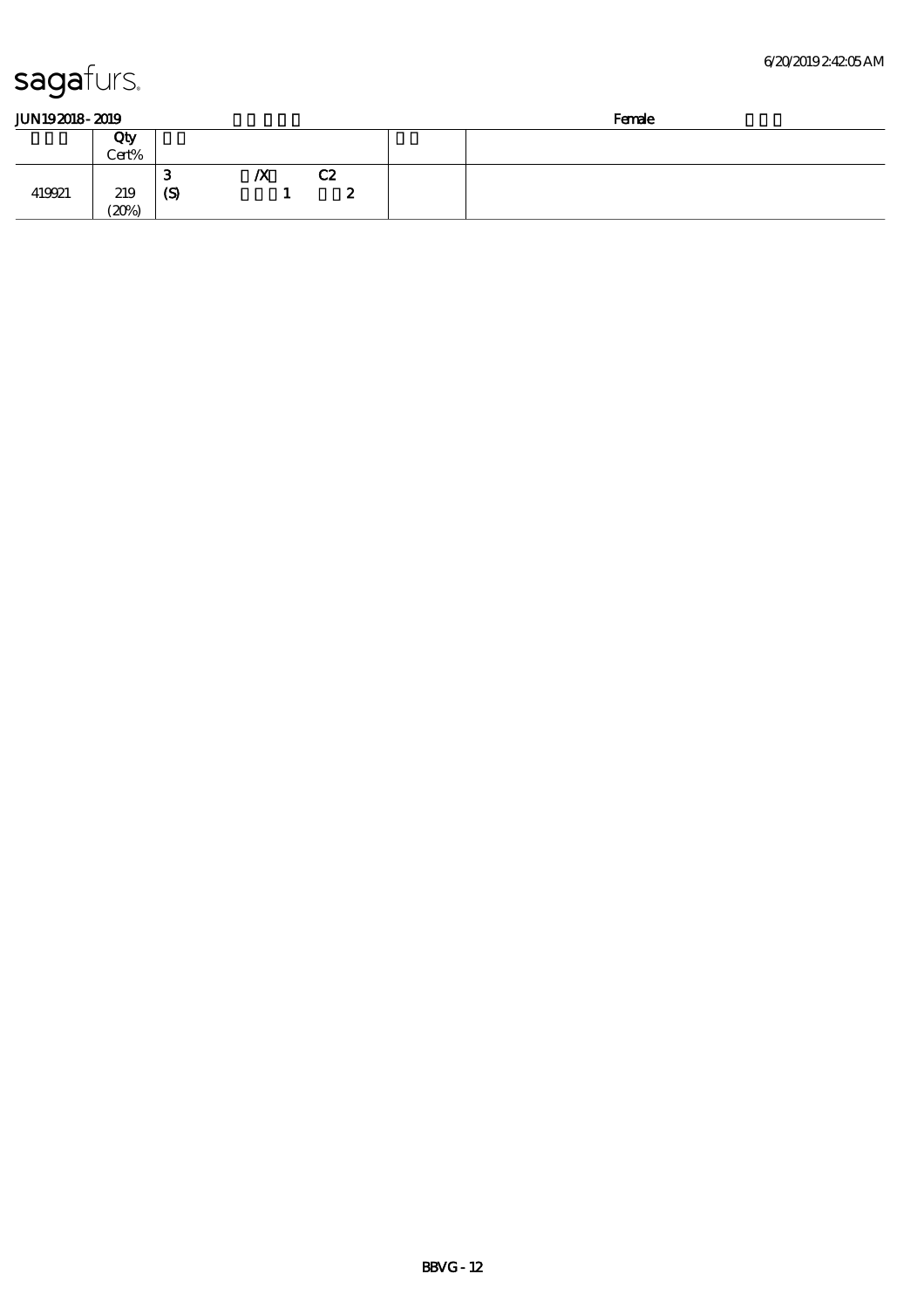# sagafurs.

**JUN19 2018 - 2019** Female

| | Qty Cert% | | |
|---|---|---|---|
| 419921 | 219 (20%) | 3 /X C2 (S) 1 2 | |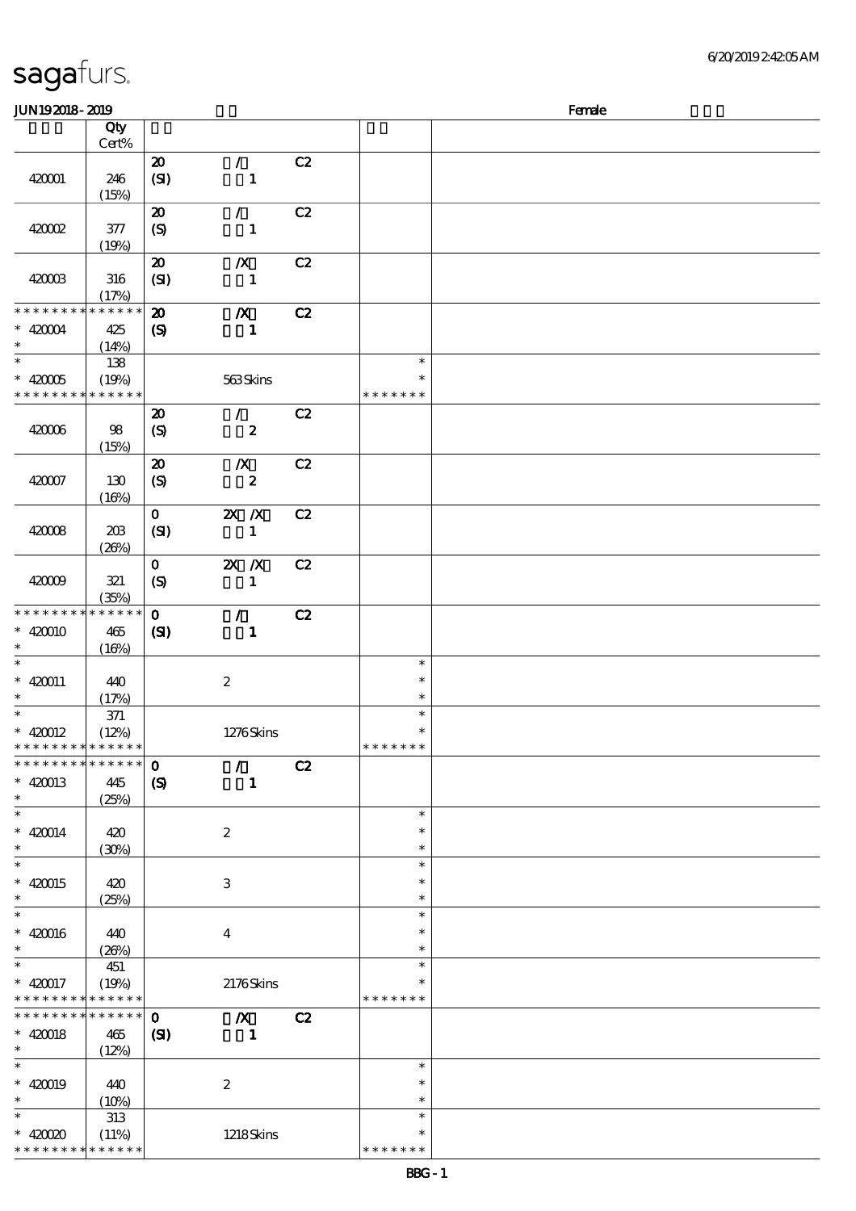# sagafurs.

JUN19 2018 - 2019　　　　　　　　　　　　　　　　Female

| | Qty Cert% | | | | | |
|---|---|---|---|---|---|---|
| 420001 | 246 (15%) | 20 (SI) | / 1 | C2 | | |
| 420002 | 377 (19%) | 20 (S) | / 1 | C2 | | |
| 420003 | 316 (17%) | 20 (SI) | /X 1 | C2 | | |
| * * * * * * * * * * * * * * 420004 * | 425 (14%) | 20 (S) | /X 1 | C2 | | |
| * 420005 * * * * * * * * * * * * * * | 138 (19%) | | 563 Skins | | * * * * * * * * | |
| 420006 | 98 (15%) | 20 (S) | / 2 | C2 | | |
| 420007 | 130 (16%) | 20 (S) | /X 2 | C2 | | |
| 420008 | 203 (26%) | 0 (SI) | 2X /X 1 | C2 | | |
| 420009 | 321 (35%) | 0 (S) | 2X /X 1 | C2 | | |
| * * * * * * * * * * * * * * 420010 * | 465 (16%) | 0 (SI) | / 1 | C2 | | |
| * 420011 * | 440 (17%) | | 2 | | * * * | |
| * 420012 * * * * * * * * * * * * * * | 371 (12%) | | 1276 Skins | | * * * * * * * * | |
| * * * * * * * * * * * * * * 420013 * | 445 (25%) | 0 (S) | / 1 | C2 | | |
| * 420014 * | 420 (30%) | | 2 | | * * * | |
| * 420015 * | 420 (25%) | | 3 | | * * * | |
| * 420016 * | 440 (26%) | | 4 | | * * * | |
| * 420017 * * * * * * * * * * * * * * | 451 (19%) | | 2176 Skins | | * * * * * * * * | |
| * * * * * * * * * * * * * * 420018 * | 465 (12%) | 0 (SI) | /X 1 | C2 | | |
| * 420019 * | 440 (10%) | | 2 | | * * * | |
| * 420020 * * * * * * * * * * * * * * | 313 (11%) | | 1218 Skins | | * * * * * * * * | |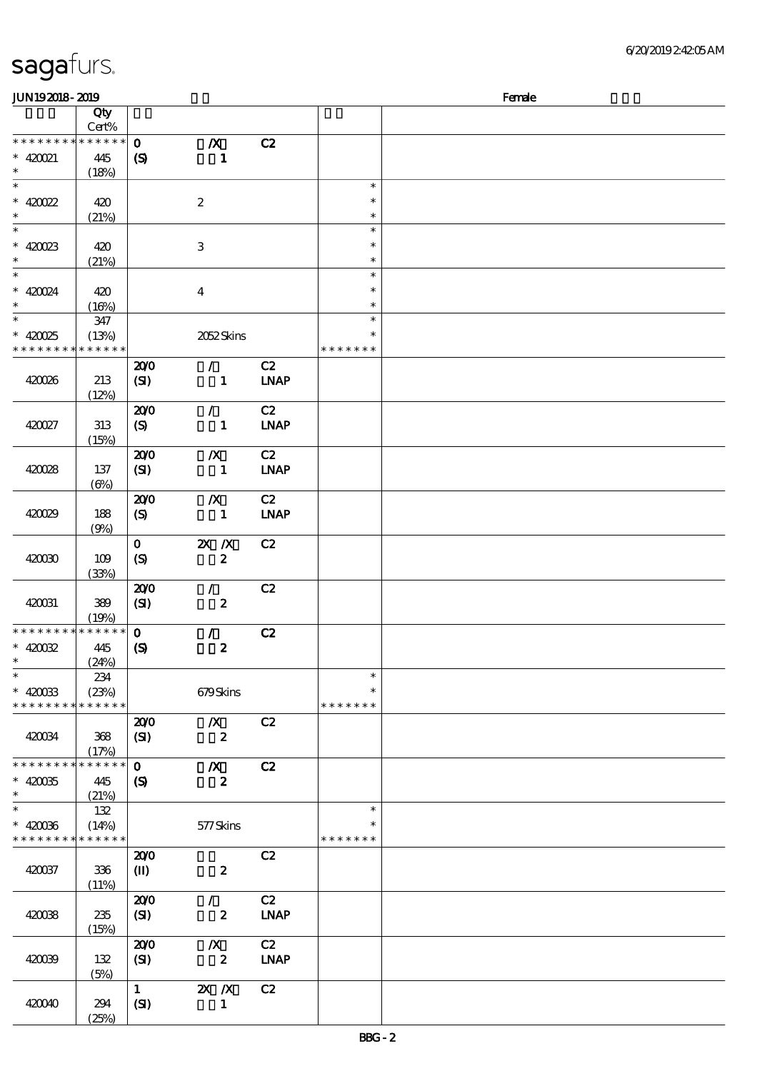| | Qty Cert% | | | | | |
|---|---|---|---|---|---|---|
| * * * * * * * * * * * * * * | | 0 | /X | C2 | | |
| * 420021 | 445 | (S) | 1 | | | |
| * | (18%) | | | | | |
| * | | | | | * | |
| * 420022 | 420 | | 2 | | * | |
| * | (21%) | | | | * | |
| * | | | | | * | |
| * 420023 | 420 | | 3 | | * | |
| * | (21%) | | | | * | |
| * | | | | | * | |
| * 420024 | 420 | | 4 | | * | |
| * | (16%) | | | | * | |
| * | 347 | | | | * | |
| * 420025 | (13%) | | 2052 Skins | | * | |
| * * * * * * * * * * * * * * | | | | | * * * * * * * | |
| 420026 | 213 (12%) | 20/0 (SI) | / 1 | C2 LNAP | | |
| 420027 | 313 (15%) | 20/0 (S) | / 1 | C2 LNAP | | |
| 420028 | 137 (6%) | 20/0 (SI) | /X 1 | C2 LNAP | | |
| 420029 | 188 (9%) | 20/0 (S) | /X 1 | C2 LNAP | | |
| 420030 | 109 (33%) | 0 (S) | 2X /X 2 | C2 | | |
| 420031 | 389 (19%) | 20/0 (SI) | / 2 | C2 | | |
| * * * * * * * * * * * * * * | | 0 | / | C2 | | |
| * 420032 | 445 | (S) | 2 | | | |
| * | (24%) | | | | | |
| * | 234 | | | | * | |
| * 420033 | (23%) | | 679 Skins | | * | |
| * * * * * * * * * * * * * * | | | | | * * * * * * * | |
| 420034 | 368 (17%) | 20/0 (SI) | /X 2 | C2 | | |
| * * * * * * * * * * * * * * | | 0 | /X | C2 | | |
| * 420035 | 445 | (S) | 2 | | | |
| * | (21%) | | | | | |
| * | 132 | | | | * | |
| * 420036 | (14%) | | 577 Skins | | * | |
| * * * * * * * * * * * * * * | | | | | * * * * * * * | |
| 420037 | 336 (11%) | 20/0 (II) | 2 | C2 | | |
| 420038 | 235 (15%) | 20/0 (SI) | / 2 | C2 LNAP | | |
| 420039 | 132 (5%) | 20/0 (SI) | /X 2 | C2 LNAP | | |
| 420040 | 294 (25%) | 1 (SI) | 2X /X 1 | C2 | | |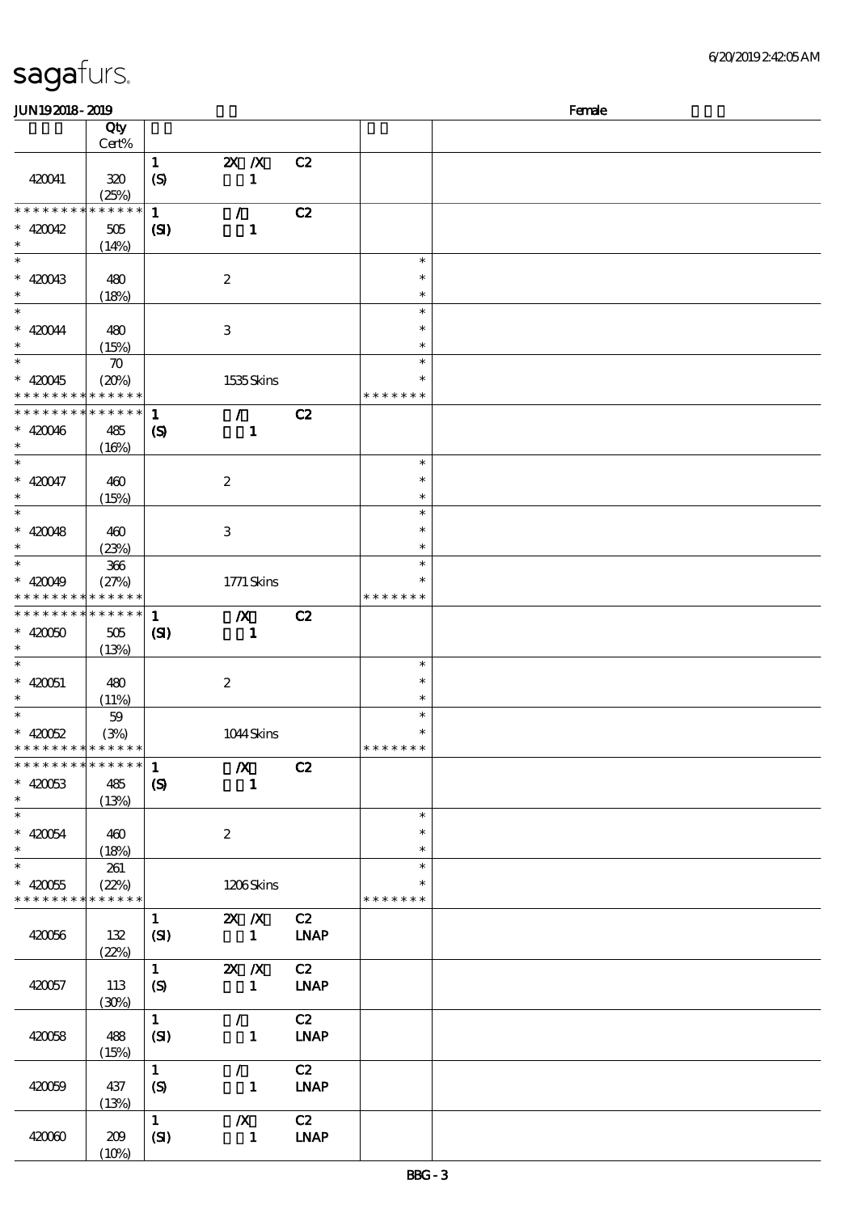| | Qty Cert% | | | | | |
|---|---|---|---|---|---|---|
| 420041 | 320 (25%) | 1 (S) | 2X /X 1 | C2 | | |
| * * * * * * * * * * * * * * 420042 * | 505 (14%) | 1 (SI) | / 1 | C2 | | |
| * 420043 * | 480 (18%) | | 2 | | * * * | |
| * 420044 * | 480 (15%) | | 3 | | * * * | |
| * 420045 * * * * * * * * * * * * * * | 70 (20%) | | 1535 Skins | | * * * * * * * * * | |
| * * * * * * * * * * * * * * 420046 * | 485 (16%) | 1 (S) | / 1 | C2 | | |
| * 420047 * | 460 (15%) | | 2 | | * * * | |
| * 420048 * | 460 (23%) | | 3 | | * * * | |
| * 420049 * * * * * * * * * * * * * * | 366 (27%) | | 1771 Skins | | * * * * * * * * * | |
| * * * * * * * * * * * * * * 420050 * | 505 (13%) | 1 (SI) | /X 1 | C2 | | |
| * 420051 * | 480 (11%) | | 2 | | * * * | |
| * 420052 * * * * * * * * * * * * * * | 59 (3%) | | 1044 Skins | | * * * * * * * * * | |
| * * * * * * * * * * * * * * 420053 * | 485 (13%) | 1 (S) | /X 1 | C2 | | |
| * 420054 * | 460 (18%) | | 2 | | * * * | |
| * 420055 * * * * * * * * * * * * * * | 261 (22%) | | 1206 Skins | | * * * * * * * * * | |
| 420056 | 132 (22%) | 1 (SI) | 2X /X 1 | C2 LNAP | | |
| 420057 | 113 (30%) | 1 (S) | 2X /X 1 | C2 LNAP | | |
| 420058 | 488 (15%) | 1 (SI) | / 1 | C2 LNAP | | |
| 420059 | 437 (13%) | 1 (S) | / 1 | C2 LNAP | | |
| 420060 | 209 (10%) | 1 (SI) | /X 1 | C2 LNAP | | |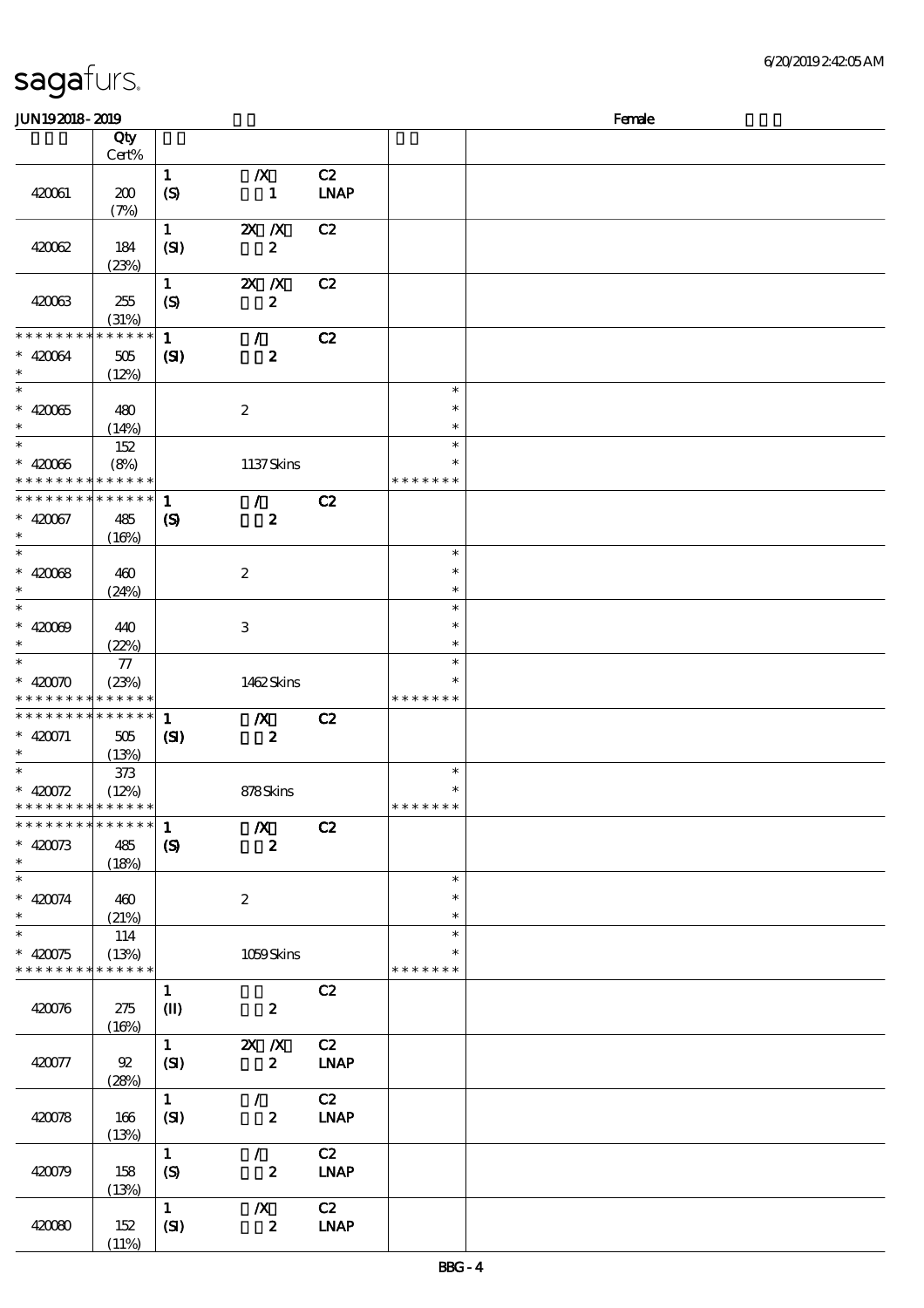sagafurs.

6/20/2019 2:42:05 AM

JUN19 2018 - 2019 Female

| | Qty Cert% | | | | | |
|---|---|---|---|---|---|---|
| 420061 | 200 (7%) | 1 (S) | /X 1 | C2 LNAP | | |
| 420062 | 184 (23%) | 1 (SI) | 2X /X 2 | C2 | | |
| 420063 | 255 (31%) | 1 (S) | 2X /X 2 | C2 | | |
| * * * * * * * * * * * * * * * 420064 * | 505 (12%) | 1 (SI) | / 2 | C2 | | |
| * * 420065 * | 480 (14%) | | 2 | | * * * | |
| * * 420066 * * * * * * * * * * * * * * | 152 (8%) | | 1137 Skins | | * * * * * * * * * | |
| * * * * * * * * * * * * * * * 420067 * | 485 (16%) | 1 (S) | / 2 | C2 | | |
| * * 420068 * | 460 (24%) | | 2 | | * * * | |
| * * 420069 * | 440 (22%) | | 3 | | * * * | |
| * * 420070 * * * * * * * * * * * * * * | 77 (23%) | | 1462 Skins | | * * * * * * * * * | |
| * * * * * * * * * * * * * * * 420071 * | 505 (13%) | 1 (SI) | /X 2 | C2 | | |
| * * 420072 * * * * * * * * * * * * * * | 373 (12%) | | 878 Skins | | * * * * * * * * * | |
| * * * * * * * * * * * * * * * 420073 * | 485 (18%) | 1 (S) | /X 2 | C2 | | |
| * * 420074 * | 460 (21%) | | 2 | | * * * | |
| * * 420075 * * * * * * * * * * * * * * | 114 (13%) | | 1059 Skins | | * * * * * * * * * | |
| 420076 | 275 (16%) | 1 (II) | 2 | C2 | | |
| 420077 | 92 (28%) | 1 (SI) | 2X /X 2 | C2 LNAP | | |
| 420078 | 166 (13%) | 1 (SI) | / 2 | C2 LNAP | | |
| 420079 | 158 (13%) | 1 (S) | / 2 | C2 LNAP | | |
| 420080 | 152 (11%) | 1 (SI) | /X 2 | C2 LNAP | | |

BBG - 4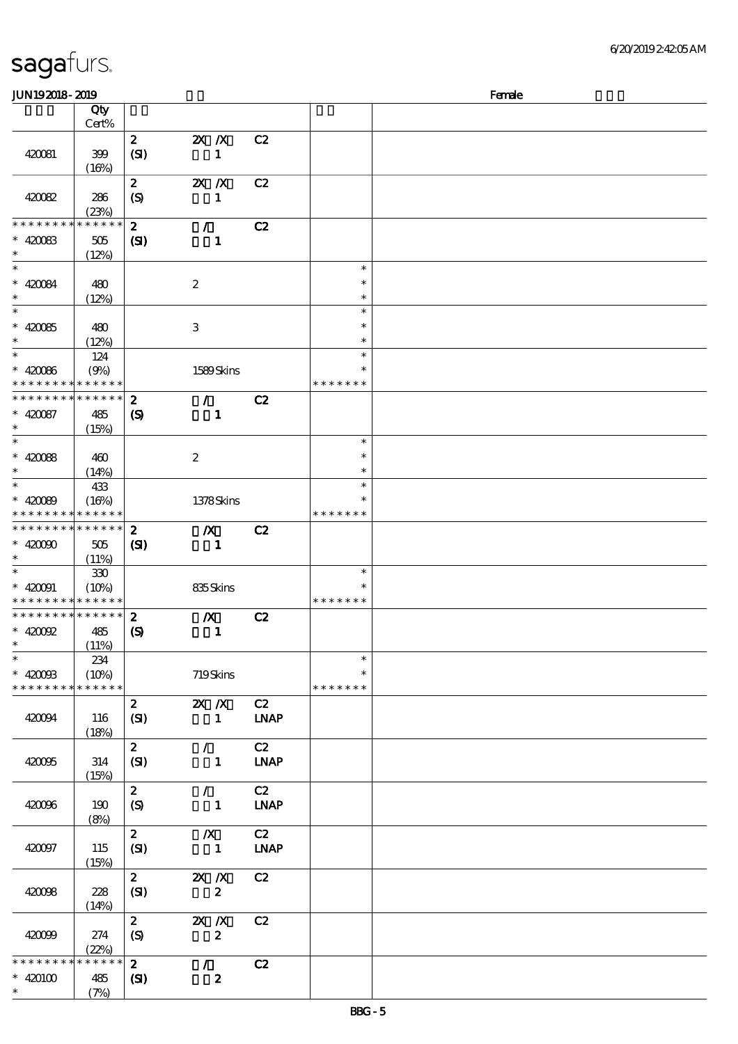**JUN19 2018 - 2019** | **Female**

| | Qty Cert% | | | | | |
|---|---|---|---|---|---|---|
| 420081 | 399 (16%) | **2** **(SI)** | **2X /X** **1** | **C2** | | |
| 420082 | 286 (23%) | **2** **(S)** | **2X /X** **1** | **C2** | | |
| * * * * * * * * * * * * * * 420083 * | 505 (12%) | **2** **(SI)** | **/** **1** | **C2** | | |
| * 420084 * | 480 (12%) | | 2 | | * * * | |
| * 420085 * | 480 (12%) | | 3 | | * * * | |
| * 420086 * * * * * * * * * * * * * * | 124 (9%) | | 1589 Skins | | * * * * * * * * * | |
| * * * * * * * * * * * * * * 420087 * | 485 (15%) | **2** **(S)** | **/** **1** | **C2** | | |
| * 420088 * | 460 (14%) | | 2 | | * * * | |
| * 420089 * * * * * * * * * * * * * * | 433 (16%) | | 1378 Skins | | * * * * * * * * * | |
| * * * * * * * * * * * * * * 420090 * | 505 (11%) | **2** **(SI)** | **/X** **1** | **C2** | | |
| * 420091 * * * * * * * * * * * * * * | 330 (10%) | | 835 Skins | | * * * * * * * * * | |
| * * * * * * * * * * * * * * 420092 * | 485 (11%) | **2** **(S)** | **/X** **1** | **C2** | | |
| * 420093 * * * * * * * * * * * * * * | 234 (10%) | | 719 Skins | | * * * * * * * * * | |
| 420094 | 116 (18%) | **2** **(SI)** | **2X /X** **1** | **C2** **LNAP** | | |
| 420095 | 314 (15%) | **2** **(SI)** | **/** **1** | **C2** **LNAP** | | |
| 420096 | 190 (8%) | **2** **(S)** | **/** **1** | **C2** **LNAP** | | |
| 420097 | 115 (15%) | **2** **(SI)** | **/X** **1** | **C2** **LNAP** | | |
| 420098 | 228 (14%) | **2** **(SI)** | **2X /X** **2** | **C2** | | |
| 420099 | 274 (22%) | **2** **(S)** | **2X /X** **2** | **C2** | | |
| * * * * * * * * * * * * * * 420100 * | 485 (7%) | **2** **(SI)** | **/** **2** | **C2** | | |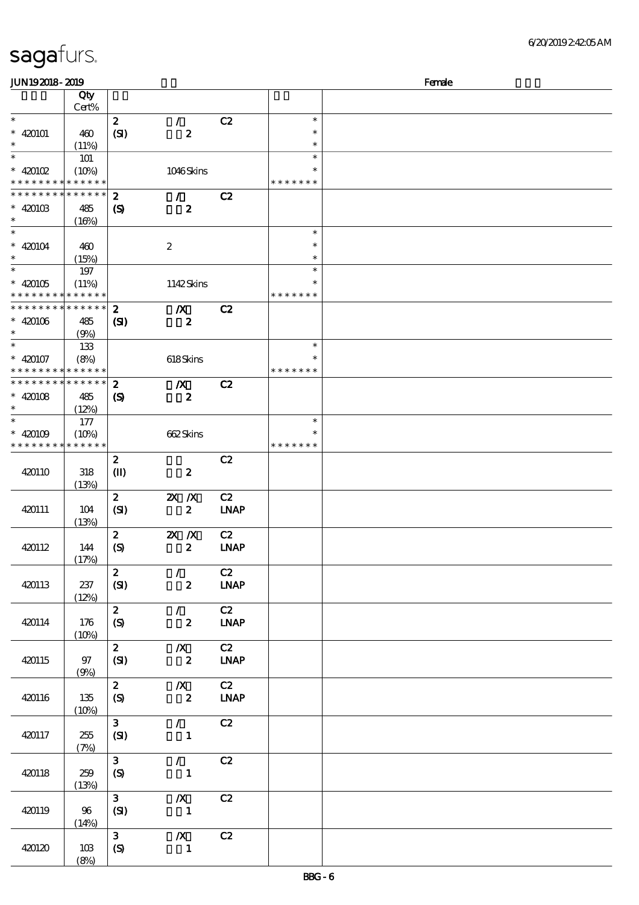# sagafurs.

JUN19 2018 - 2019 &nbsp;&nbsp;&nbsp;&nbsp;&nbsp;&nbsp;&nbsp;&nbsp; Female

|  | Qty Cert% |  |  |  |  |  |
|---|---|---|---|---|---|---|
| * 420101 * | 460 (11%) | 2 (SI) | / 2 | C2 | * * * |  |
| * 420102 * * * * * * * * * * * * * * | 101 (10%) |  | 1046 Skins |  | * * * * * * * * * * |  |
| * * * * * * * * * * * * * * 420103 * | 485 (16%) | 2 (S) | / 2 | C2 |  |  |
| * 420104 * | 460 (15%) |  | 2 |  | * * * |  |
| * 420105 * * * * * * * * * * * * * * | 197 (11%) |  | 1142 Skins |  | * * * * * * * * * * |  |
| * * * * * * * * * * * * * * 420106 * | 485 (9%) | 2 (SI) | /X 2 | C2 |  |  |
| * 420107 * * * * * * * * * * * * * * | 133 (8%) |  | 618 Skins |  | * * * * * * * * * |  |
| * * * * * * * * * * * * * * 420108 * | 485 (12%) | 2 (S) | /X 2 | C2 |  |  |
| * 420109 * * * * * * * * * * * * * * | 177 (10%) |  | 662 Skins |  | * * * * * * * * * |  |
| 420110 | 318 (13%) | 2 (II) | 2 | C2 |  |  |
| 420111 | 104 (13%) | 2 (SI) | 2X /X 2 | C2 LNAP |  |  |
| 420112 | 144 (17%) | 2 (S) | 2X /X 2 | C2 LNAP |  |  |
| 420113 | 237 (12%) | 2 (SI) | / 2 | C2 LNAP |  |  |
| 420114 | 176 (10%) | 2 (S) | / 2 | C2 LNAP |  |  |
| 420115 | 97 (9%) | 2 (SI) | /X 2 | C2 LNAP |  |  |
| 420116 | 135 (10%) | 2 (S) | /X 2 | C2 LNAP |  |  |
| 420117 | 255 (7%) | 3 (SI) | / 1 | C2 |  |  |
| 420118 | 259 (13%) | 3 (S) | / 1 | C2 |  |  |
| 420119 | 96 (14%) | 3 (SI) | /X 1 | C2 |  |  |
| 420120 | 103 (8%) | 3 (S) | /X 1 | C2 |  |  |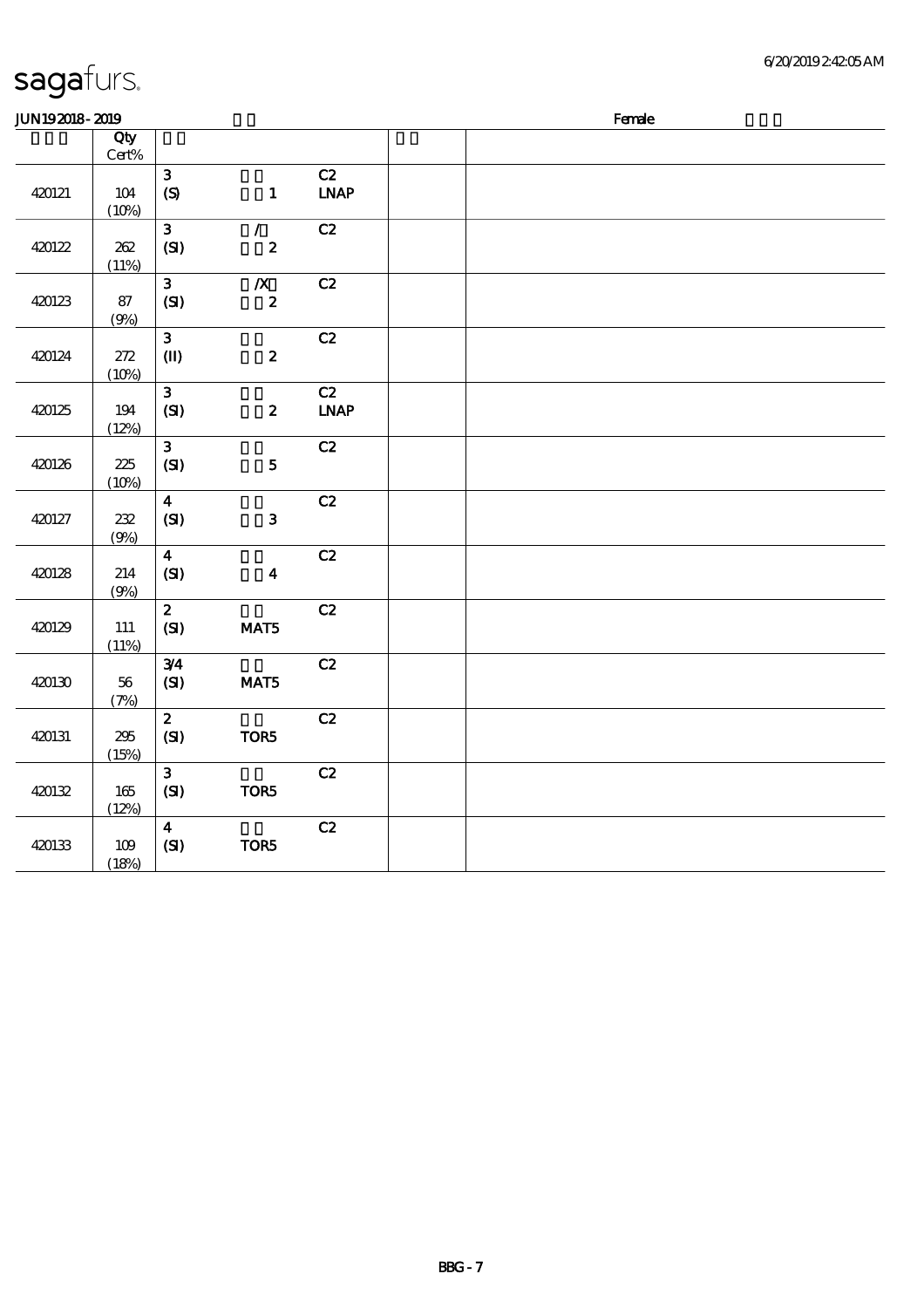sagafurs.

JUN19 2018 - 2019 Female

| | Qty Cert% | | | | | |
|---|---|---|---|---|---|---|
| 420121 | 104 (10%) | 3 (S) | 1 | C2 LNAP | | |
| 420122 | 262 (11%) | 3 (SI) | / 2 | C2 | | |
| 420123 | 87 (9%) | 3 (SI) | /X 2 | C2 | | |
| 420124 | 272 (10%) | 3 (II) | 2 | C2 | | |
| 420125 | 194 (12%) | 3 (SI) | 2 | C2 LNAP | | |
| 420126 | 225 (10%) | 3 (SI) | 5 | C2 | | |
| 420127 | 232 (9%) | 4 (SI) | 3 | C2 | | |
| 420128 | 214 (9%) | 4 (SI) | 4 | C2 | | |
| 420129 | 111 (11%) | 2 (SI) | MAT5 | C2 | | |
| 420130 | 56 (7%) | 3/4 (SI) | MAT5 | C2 | | |
| 420131 | 295 (15%) | 2 (SI) | TOR5 | C2 | | |
| 420132 | 165 (12%) | 3 (SI) | TOR5 | C2 | | |
| 420133 | 109 (18%) | 4 (SI) | TOR5 | C2 | | |

BBG - 7